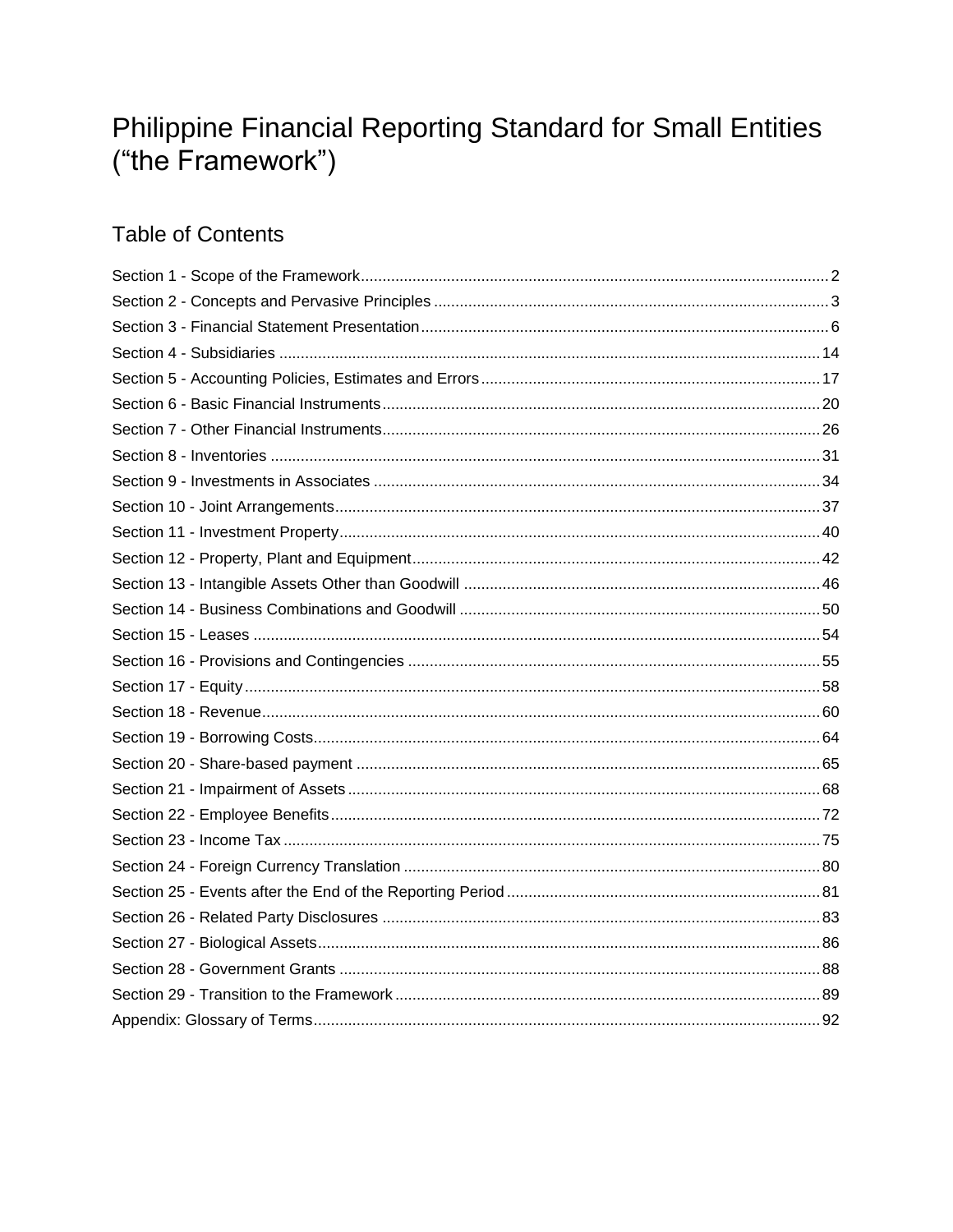# Philippine Financial Reporting Standard for Small Entities ("the Framework")

## Table of Contents

Section 1 - Scope of the Framework ... 2
Section 2 - Concepts and Pervasive Principles ... 3
Section 3 - Financial Statement Presentation ... 6
Section 4 - Subsidiaries ... 14
Section 5 - Accounting Policies, Estimates and Errors ... 17
Section 6 - Basic Financial Instruments ... 20
Section 7 - Other Financial Instruments ... 26
Section 8 - Inventories ... 31
Section 9 - Investments in Associates ... 34
Section 10 - Joint Arrangements ... 37
Section 11 - Investment Property ... 40
Section 12 - Property, Plant and Equipment ... 42
Section 13 - Intangible Assets Other than Goodwill ... 46
Section 14 - Business Combinations and Goodwill ... 50
Section 15 - Leases ... 54
Section 16 - Provisions and Contingencies ... 55
Section 17 - Equity ... 58
Section 18 - Revenue ... 60
Section 19 - Borrowing Costs ... 64
Section 20 - Share-based payment ... 65
Section 21 - Impairment of Assets ... 68
Section 22 - Employee Benefits ... 72
Section 23 - Income Tax ... 75
Section 24 - Foreign Currency Translation ... 80
Section 25 - Events after the End of the Reporting Period ... 81
Section 26 - Related Party Disclosures ... 83
Section 27 - Biological Assets ... 86
Section 28 - Government Grants ... 88
Section 29 - Transition to the Framework ... 89
Appendix: Glossary of Terms ... 92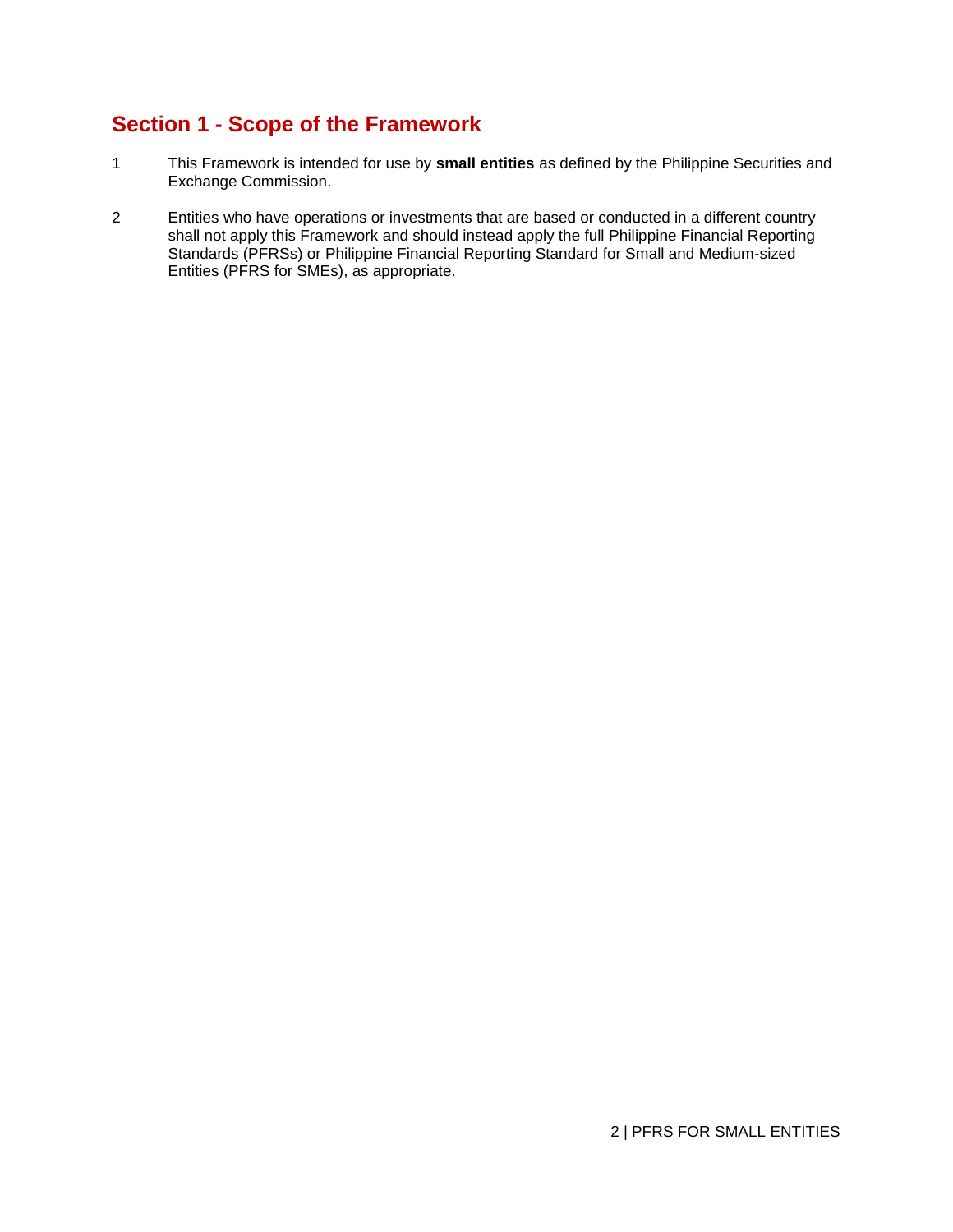## Section 1 - Scope of the Framework

1. This Framework is intended for use by **small entities** as defined by the Philippine Securities and Exchange Commission.

2. Entities who have operations or investments that are based or conducted in a different country shall not apply this Framework and should instead apply the full Philippine Financial Reporting Standards (PFRSs) or Philippine Financial Reporting Standard for Small and Medium-sized Entities (PFRS for SMEs), as appropriate.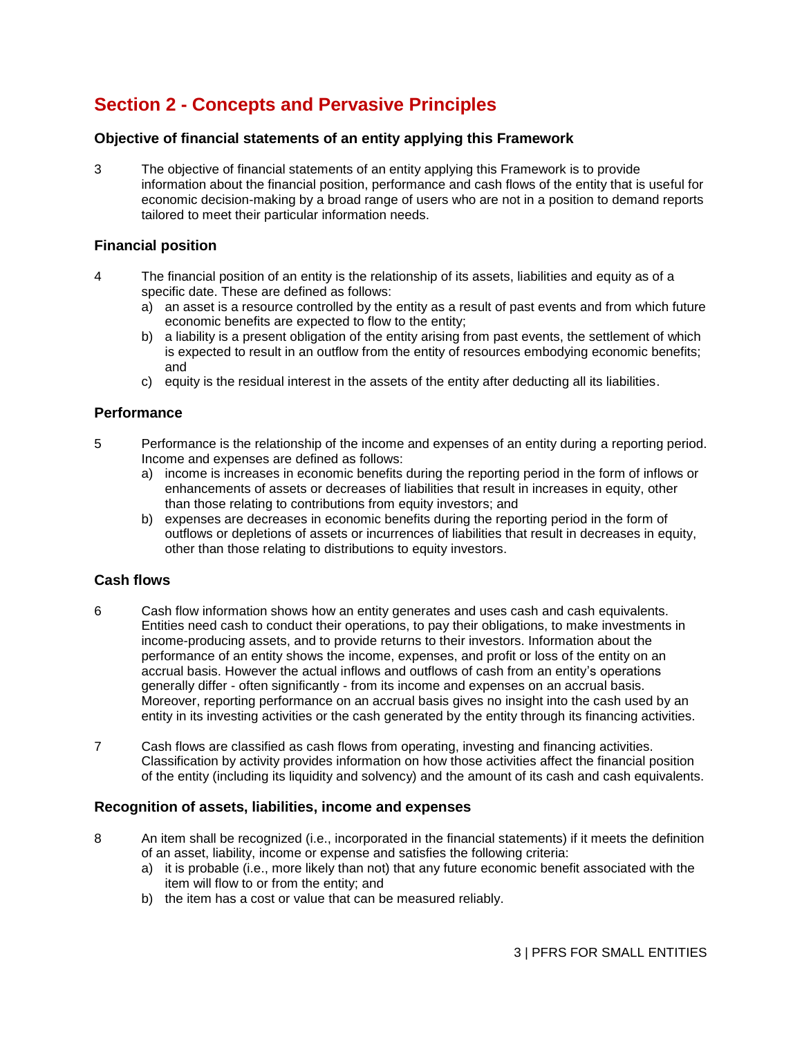# Section 2 - Concepts and Pervasive Principles

### Objective of financial statements of an entity applying this Framework

3 The objective of financial statements of an entity applying this Framework is to provide information about the financial position, performance and cash flows of the entity that is useful for economic decision-making by a broad range of users who are not in a position to demand reports tailored to meet their particular information needs.

### Financial position

4 The financial position of an entity is the relationship of its assets, liabilities and equity as of a specific date. These are defined as follows:

a) an asset is a resource controlled by the entity as a result of past events and from which future economic benefits are expected to flow to the entity;
b) a liability is a present obligation of the entity arising from past events, the settlement of which is expected to result in an outflow from the entity of resources embodying economic benefits; and
c) equity is the residual interest in the assets of the entity after deducting all its liabilities.

### Performance

5 Performance is the relationship of the income and expenses of an entity during a reporting period. Income and expenses are defined as follows:

a) income is increases in economic benefits during the reporting period in the form of inflows or enhancements of assets or decreases of liabilities that result in increases in equity, other than those relating to contributions from equity investors; and
b) expenses are decreases in economic benefits during the reporting period in the form of outflows or depletions of assets or incurrences of liabilities that result in decreases in equity, other than those relating to distributions to equity investors.

### Cash flows

6 Cash flow information shows how an entity generates and uses cash and cash equivalents. Entities need cash to conduct their operations, to pay their obligations, to make investments in income-producing assets, and to provide returns to their investors. Information about the performance of an entity shows the income, expenses, and profit or loss of the entity on an accrual basis. However the actual inflows and outflows of cash from an entity's operations generally differ - often significantly - from its income and expenses on an accrual basis. Moreover, reporting performance on an accrual basis gives no insight into the cash used by an entity in its investing activities or the cash generated by the entity through its financing activities.

7 Cash flows are classified as cash flows from operating, investing and financing activities. Classification by activity provides information on how those activities affect the financial position of the entity (including its liquidity and solvency) and the amount of its cash and cash equivalents.

### Recognition of assets, liabilities, income and expenses

8 An item shall be recognized (i.e., incorporated in the financial statements) if it meets the definition of an asset, liability, income or expense and satisfies the following criteria:

a) it is probable (i.e., more likely than not) that any future economic benefit associated with the item will flow to or from the entity; and
b) the item has a cost or value that can be measured reliably.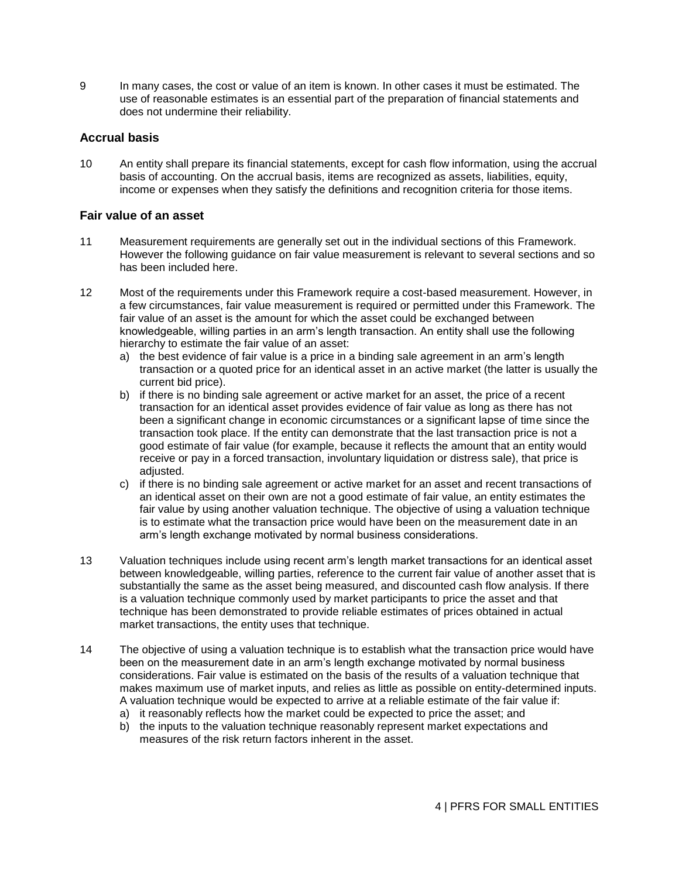9 In many cases, the cost or value of an item is known. In other cases it must be estimated. The use of reasonable estimates is an essential part of the preparation of financial statements and does not undermine their reliability.

### Accrual basis

10 An entity shall prepare its financial statements, except for cash flow information, using the accrual basis of accounting. On the accrual basis, items are recognized as assets, liabilities, equity, income or expenses when they satisfy the definitions and recognition criteria for those items.

### Fair value of an asset

11 Measurement requirements are generally set out in the individual sections of this Framework. However the following guidance on fair value measurement is relevant to several sections and so has been included here.

12 Most of the requirements under this Framework require a cost-based measurement. However, in a few circumstances, fair value measurement is required or permitted under this Framework. The fair value of an asset is the amount for which the asset could be exchanged between knowledgeable, willing parties in an arm's length transaction. An entity shall use the following hierarchy to estimate the fair value of an asset:

a) the best evidence of fair value is a price in a binding sale agreement in an arm's length transaction or a quoted price for an identical asset in an active market (the latter is usually the current bid price).
b) if there is no binding sale agreement or active market for an asset, the price of a recent transaction for an identical asset provides evidence of fair value as long as there has not been a significant change in economic circumstances or a significant lapse of time since the transaction took place. If the entity can demonstrate that the last transaction price is not a good estimate of fair value (for example, because it reflects the amount that an entity would receive or pay in a forced transaction, involuntary liquidation or distress sale), that price is adjusted.
c) if there is no binding sale agreement or active market for an asset and recent transactions of an identical asset on their own are not a good estimate of fair value, an entity estimates the fair value by using another valuation technique. The objective of using a valuation technique is to estimate what the transaction price would have been on the measurement date in an arm's length exchange motivated by normal business considerations.

13 Valuation techniques include using recent arm's length market transactions for an identical asset between knowledgeable, willing parties, reference to the current fair value of another asset that is substantially the same as the asset being measured, and discounted cash flow analysis. If there is a valuation technique commonly used by market participants to price the asset and that technique has been demonstrated to provide reliable estimates of prices obtained in actual market transactions, the entity uses that technique.

14 The objective of using a valuation technique is to establish what the transaction price would have been on the measurement date in an arm's length exchange motivated by normal business considerations. Fair value is estimated on the basis of the results of a valuation technique that makes maximum use of market inputs, and relies as little as possible on entity-determined inputs. A valuation technique would be expected to arrive at a reliable estimate of the fair value if:

a) it reasonably reflects how the market could be expected to price the asset; and
b) the inputs to the valuation technique reasonably represent market expectations and measures of the risk return factors inherent in the asset.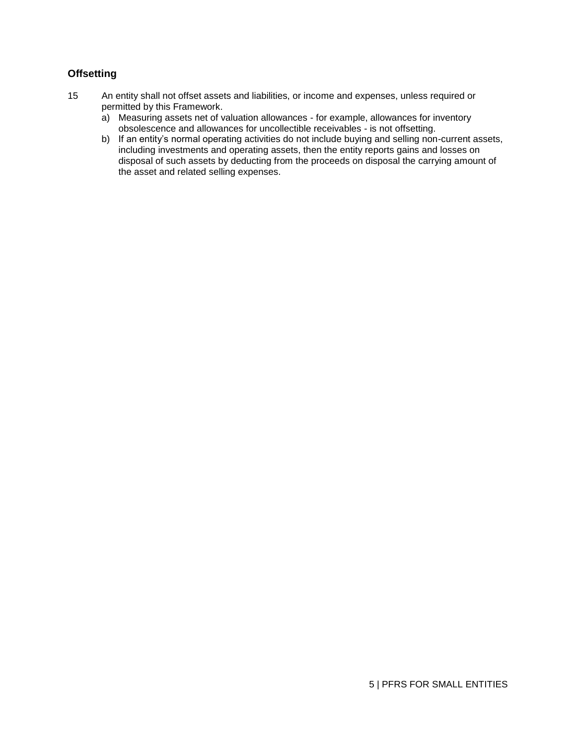## Offsetting

15 An entity shall not offset assets and liabilities, or income and expenses, unless required or permitted by this Framework.

a) Measuring assets net of valuation allowances - for example, allowances for inventory obsolescence and allowances for uncollectible receivables - is not offsetting.

b) If an entity's normal operating activities do not include buying and selling non-current assets, including investments and operating assets, then the entity reports gains and losses on disposal of such assets by deducting from the proceeds on disposal the carrying amount of the asset and related selling expenses.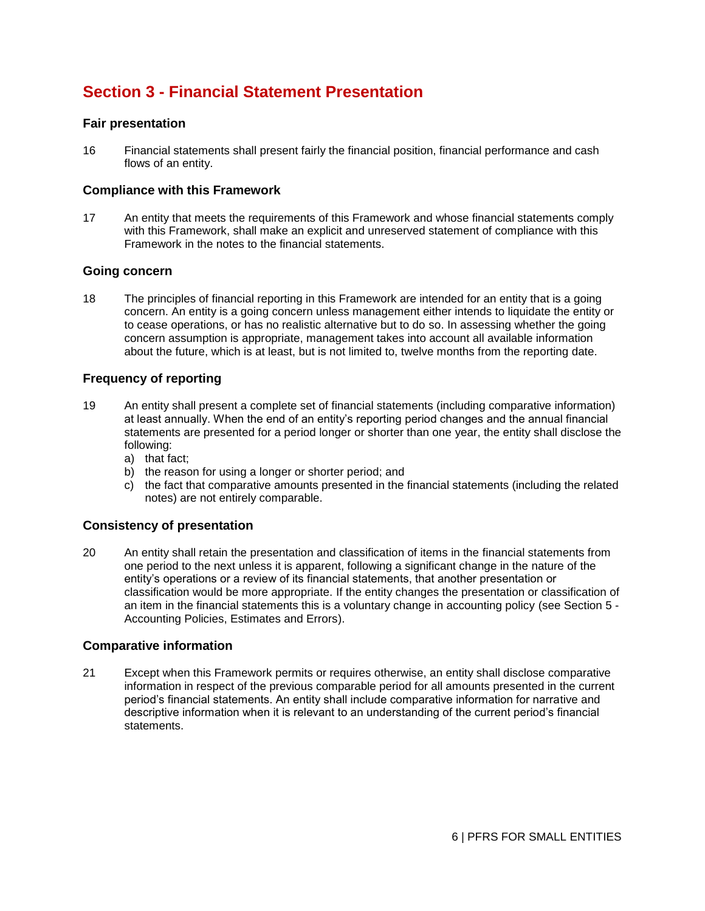# Section 3 - Financial Statement Presentation

### Fair presentation

16 Financial statements shall present fairly the financial position, financial performance and cash flows of an entity.

### Compliance with this Framework

17 An entity that meets the requirements of this Framework and whose financial statements comply with this Framework, shall make an explicit and unreserved statement of compliance with this Framework in the notes to the financial statements.

### Going concern

18 The principles of financial reporting in this Framework are intended for an entity that is a going concern. An entity is a going concern unless management either intends to liquidate the entity or to cease operations, or has no realistic alternative but to do so. In assessing whether the going concern assumption is appropriate, management takes into account all available information about the future, which is at least, but is not limited to, twelve months from the reporting date.

### Frequency of reporting

19 An entity shall present a complete set of financial statements (including comparative information) at least annually. When the end of an entity's reporting period changes and the annual financial statements are presented for a period longer or shorter than one year, the entity shall disclose the following:

a) that fact;
b) the reason for using a longer or shorter period; and
c) the fact that comparative amounts presented in the financial statements (including the related notes) are not entirely comparable.

### Consistency of presentation

20 An entity shall retain the presentation and classification of items in the financial statements from one period to the next unless it is apparent, following a significant change in the nature of the entity's operations or a review of its financial statements, that another presentation or classification would be more appropriate. If the entity changes the presentation or classification of an item in the financial statements this is a voluntary change in accounting policy (see Section 5 - Accounting Policies, Estimates and Errors).

### Comparative information

21 Except when this Framework permits or requires otherwise, an entity shall disclose comparative information in respect of the previous comparable period for all amounts presented in the current period's financial statements. An entity shall include comparative information for narrative and descriptive information when it is relevant to an understanding of the current period's financial statements.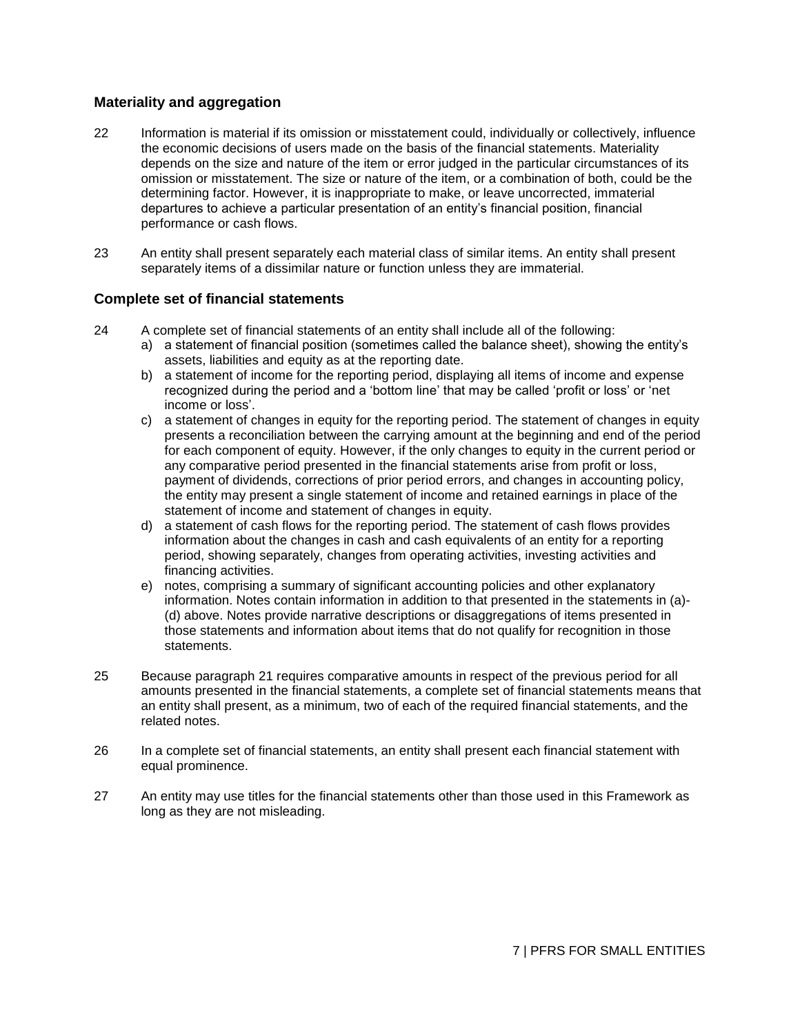## Materiality and aggregation

22 Information is material if its omission or misstatement could, individually or collectively, influence the economic decisions of users made on the basis of the financial statements. Materiality depends on the size and nature of the item or error judged in the particular circumstances of its omission or misstatement. The size or nature of the item, or a combination of both, could be the determining factor. However, it is inappropriate to make, or leave uncorrected, immaterial departures to achieve a particular presentation of an entity's financial position, financial performance or cash flows.

23 An entity shall present separately each material class of similar items. An entity shall present separately items of a dissimilar nature or function unless they are immaterial.

## Complete set of financial statements

24 A complete set of financial statements of an entity shall include all of the following:

a) a statement of financial position (sometimes called the balance sheet), showing the entity's assets, liabilities and equity as at the reporting date.
b) a statement of income for the reporting period, displaying all items of income and expense recognized during the period and a 'bottom line' that may be called 'profit or loss' or 'net income or loss'.
c) a statement of changes in equity for the reporting period. The statement of changes in equity presents a reconciliation between the carrying amount at the beginning and end of the period for each component of equity. However, if the only changes to equity in the current period or any comparative period presented in the financial statements arise from profit or loss, payment of dividends, corrections of prior period errors, and changes in accounting policy, the entity may present a single statement of income and retained earnings in place of the statement of income and statement of changes in equity.
d) a statement of cash flows for the reporting period. The statement of cash flows provides information about the changes in cash and cash equivalents of an entity for a reporting period, showing separately, changes from operating activities, investing activities and financing activities.
e) notes, comprising a summary of significant accounting policies and other explanatory information. Notes contain information in addition to that presented in the statements in (a)-(d) above. Notes provide narrative descriptions or disaggregations of items presented in those statements and information about items that do not qualify for recognition in those statements.

25 Because paragraph 21 requires comparative amounts in respect of the previous period for all amounts presented in the financial statements, a complete set of financial statements means that an entity shall present, as a minimum, two of each of the required financial statements, and the related notes.

26 In a complete set of financial statements, an entity shall present each financial statement with equal prominence.

27 An entity may use titles for the financial statements other than those used in this Framework as long as they are not misleading.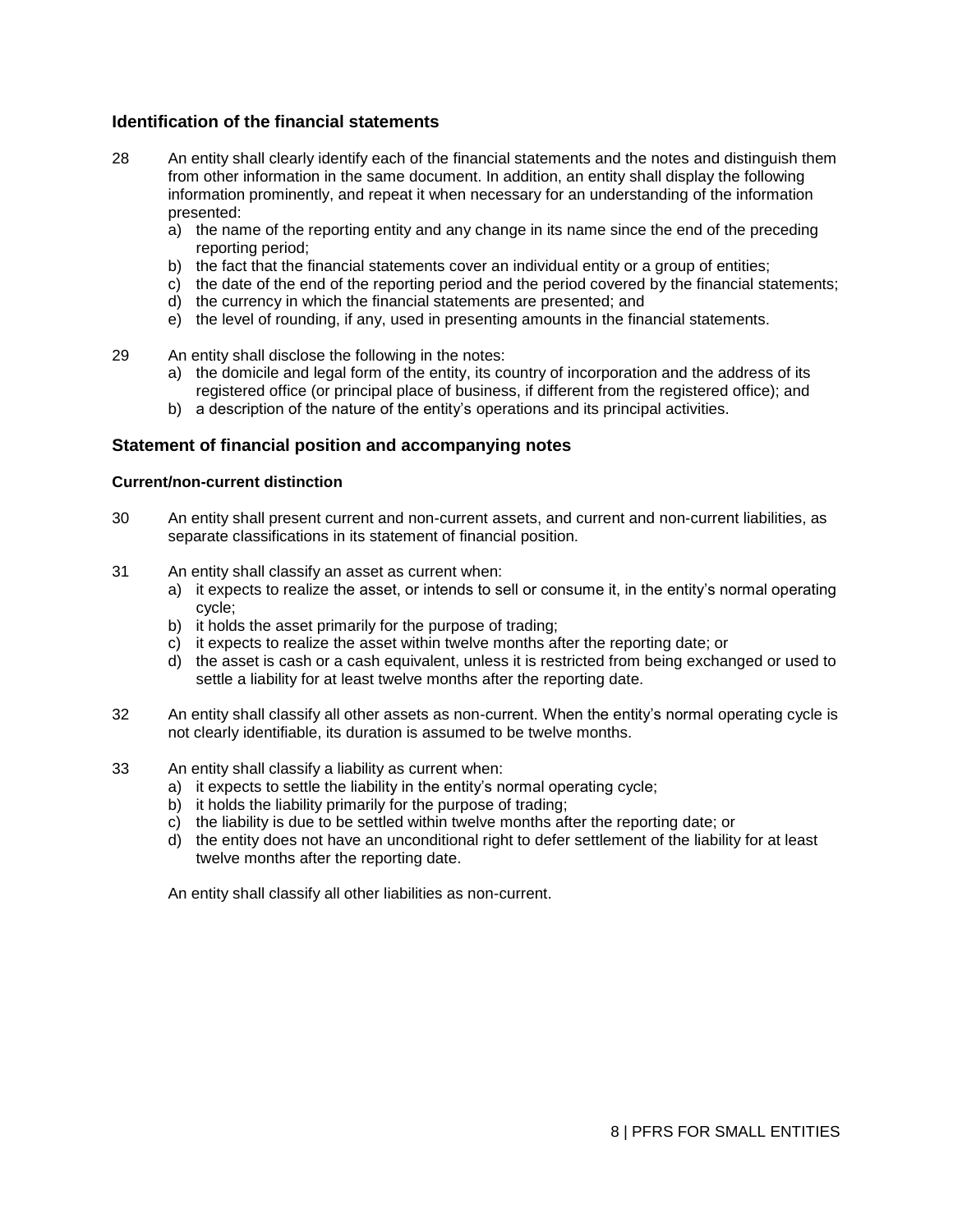## Identification of the financial statements

28 An entity shall clearly identify each of the financial statements and the notes and distinguish them from other information in the same document. In addition, an entity shall display the following information prominently, and repeat it when necessary for an understanding of the information presented:

a) the name of the reporting entity and any change in its name since the end of the preceding reporting period;
b) the fact that the financial statements cover an individual entity or a group of entities;
c) the date of the end of the reporting period and the period covered by the financial statements;
d) the currency in which the financial statements are presented; and
e) the level of rounding, if any, used in presenting amounts in the financial statements.

29 An entity shall disclose the following in the notes:

a) the domicile and legal form of the entity, its country of incorporation and the address of its registered office (or principal place of business, if different from the registered office); and
b) a description of the nature of the entity's operations and its principal activities.

## Statement of financial position and accompanying notes

### Current/non-current distinction

30 An entity shall present current and non-current assets, and current and non-current liabilities, as separate classifications in its statement of financial position.

31 An entity shall classify an asset as current when:

a) it expects to realize the asset, or intends to sell or consume it, in the entity's normal operating cycle;
b) it holds the asset primarily for the purpose of trading;
c) it expects to realize the asset within twelve months after the reporting date; or
d) the asset is cash or a cash equivalent, unless it is restricted from being exchanged or used to settle a liability for at least twelve months after the reporting date.

32 An entity shall classify all other assets as non-current. When the entity's normal operating cycle is not clearly identifiable, its duration is assumed to be twelve months.

33 An entity shall classify a liability as current when:

a) it expects to settle the liability in the entity's normal operating cycle;
b) it holds the liability primarily for the purpose of trading;
c) the liability is due to be settled within twelve months after the reporting date; or
d) the entity does not have an unconditional right to defer settlement of the liability for at least twelve months after the reporting date.

An entity shall classify all other liabilities as non-current.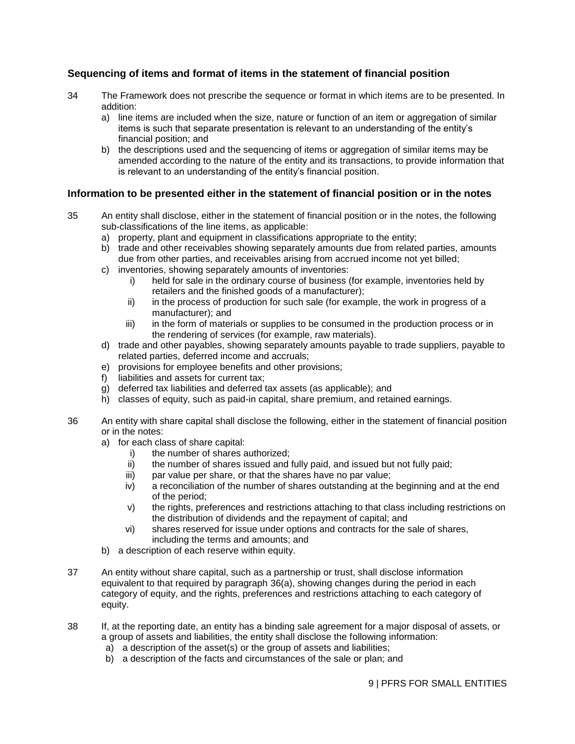### Sequencing of items and format of items in the statement of financial position

34 The Framework does not prescribe the sequence or format in which items are to be presented. In addition:

a) line items are included when the size, nature or function of an item or aggregation of similar items is such that separate presentation is relevant to an understanding of the entity's financial position; and
b) the descriptions used and the sequencing of items or aggregation of similar items may be amended according to the nature of the entity and its transactions, to provide information that is relevant to an understanding of the entity's financial position.

### Information to be presented either in the statement of financial position or in the notes

35 An entity shall disclose, either in the statement of financial position or in the notes, the following sub-classifications of the line items, as applicable:

a) property, plant and equipment in classifications appropriate to the entity;
b) trade and other receivables showing separately amounts due from related parties, amounts due from other parties, and receivables arising from accrued income not yet billed;
c) inventories, showing separately amounts of inventories:
    i) held for sale in the ordinary course of business (for example, inventories held by retailers and the finished goods of a manufacturer);
    ii) in the process of production for such sale (for example, the work in progress of a manufacturer); and
    iii) in the form of materials or supplies to be consumed in the production process or in the rendering of services (for example, raw materials).
d) trade and other payables, showing separately amounts payable to trade suppliers, payable to related parties, deferred income and accruals;
e) provisions for employee benefits and other provisions;
f) liabilities and assets for current tax;
g) deferred tax liabilities and deferred tax assets (as applicable); and
h) classes of equity, such as paid-in capital, share premium, and retained earnings.

36 An entity with share capital shall disclose the following, either in the statement of financial position or in the notes:

a) for each class of share capital:
    i) the number of shares authorized;
    ii) the number of shares issued and fully paid, and issued but not fully paid;
    iii) par value per share, or that the shares have no par value;
    iv) a reconciliation of the number of shares outstanding at the beginning and at the end of the period;
    v) the rights, preferences and restrictions attaching to that class including restrictions on the distribution of dividends and the repayment of capital; and
    vi) shares reserved for issue under options and contracts for the sale of shares, including the terms and amounts; and
b) a description of each reserve within equity.

37 An entity without share capital, such as a partnership or trust, shall disclose information equivalent to that required by paragraph 36(a), showing changes during the period in each category of equity, and the rights, preferences and restrictions attaching to each category of equity.

38 If, at the reporting date, an entity has a binding sale agreement for a major disposal of assets, or a group of assets and liabilities, the entity shall disclose the following information:

a) a description of the asset(s) or the group of assets and liabilities;
b) a description of the facts and circumstances of the sale or plan; and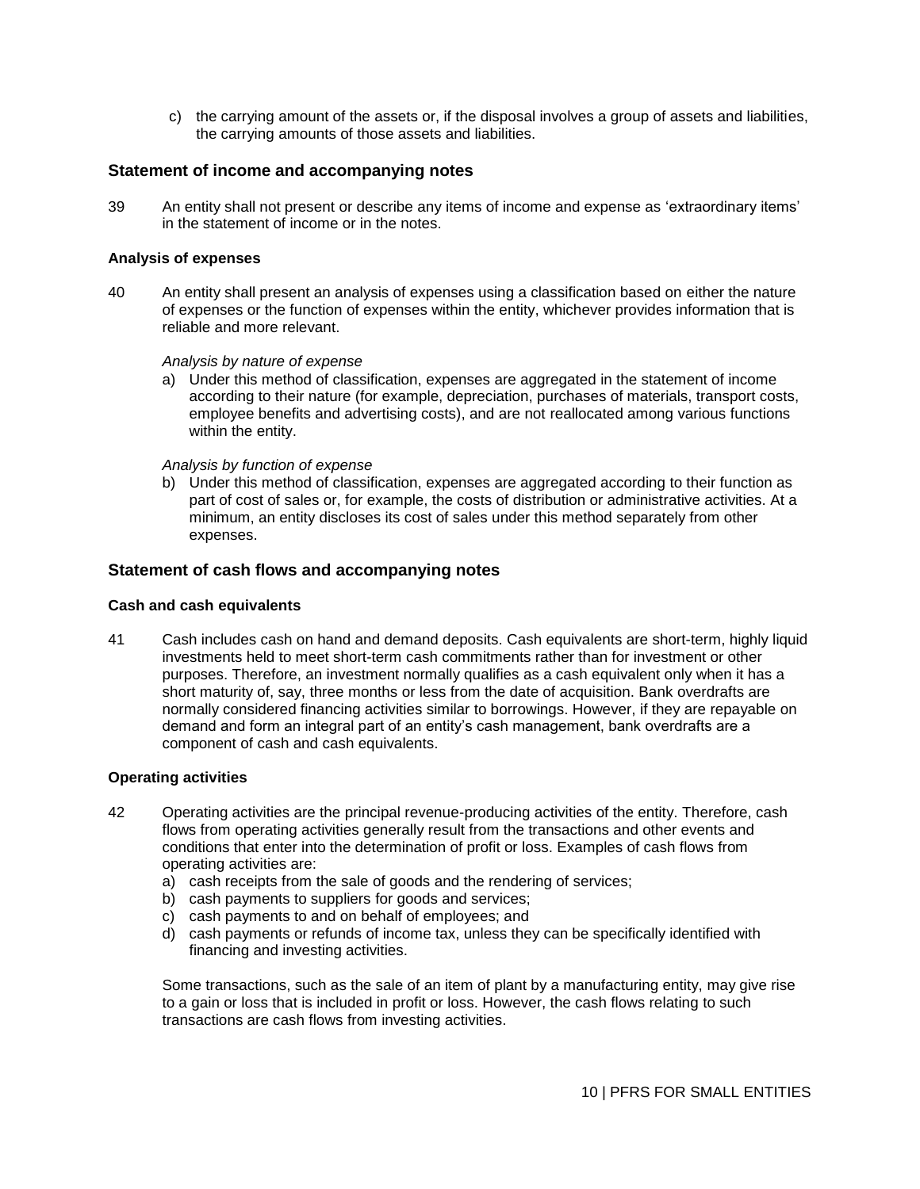c) the carrying amount of the assets or, if the disposal involves a group of assets and liabilities, the carrying amounts of those assets and liabilities.

## Statement of income and accompanying notes

39 An entity shall not present or describe any items of income and expense as 'extraordinary items' in the statement of income or in the notes.

### Analysis of expenses

40 An entity shall present an analysis of expenses using a classification based on either the nature of expenses or the function of expenses within the entity, whichever provides information that is reliable and more relevant.

*Analysis by nature of expense*

a) Under this method of classification, expenses are aggregated in the statement of income according to their nature (for example, depreciation, purchases of materials, transport costs, employee benefits and advertising costs), and are not reallocated among various functions within the entity.

*Analysis by function of expense*

b) Under this method of classification, expenses are aggregated according to their function as part of cost of sales or, for example, the costs of distribution or administrative activities. At a minimum, an entity discloses its cost of sales under this method separately from other expenses.

## Statement of cash flows and accompanying notes

### Cash and cash equivalents

41 Cash includes cash on hand and demand deposits. Cash equivalents are short-term, highly liquid investments held to meet short-term cash commitments rather than for investment or other purposes. Therefore, an investment normally qualifies as a cash equivalent only when it has a short maturity of, say, three months or less from the date of acquisition. Bank overdrafts are normally considered financing activities similar to borrowings. However, if they are repayable on demand and form an integral part of an entity's cash management, bank overdrafts are a component of cash and cash equivalents.

### Operating activities

42 Operating activities are the principal revenue-producing activities of the entity. Therefore, cash flows from operating activities generally result from the transactions and other events and conditions that enter into the determination of profit or loss. Examples of cash flows from operating activities are:

a) cash receipts from the sale of goods and the rendering of services;
b) cash payments to suppliers for goods and services;
c) cash payments to and on behalf of employees; and
d) cash payments or refunds of income tax, unless they can be specifically identified with financing and investing activities.

Some transactions, such as the sale of an item of plant by a manufacturing entity, may give rise to a gain or loss that is included in profit or loss. However, the cash flows relating to such transactions are cash flows from investing activities.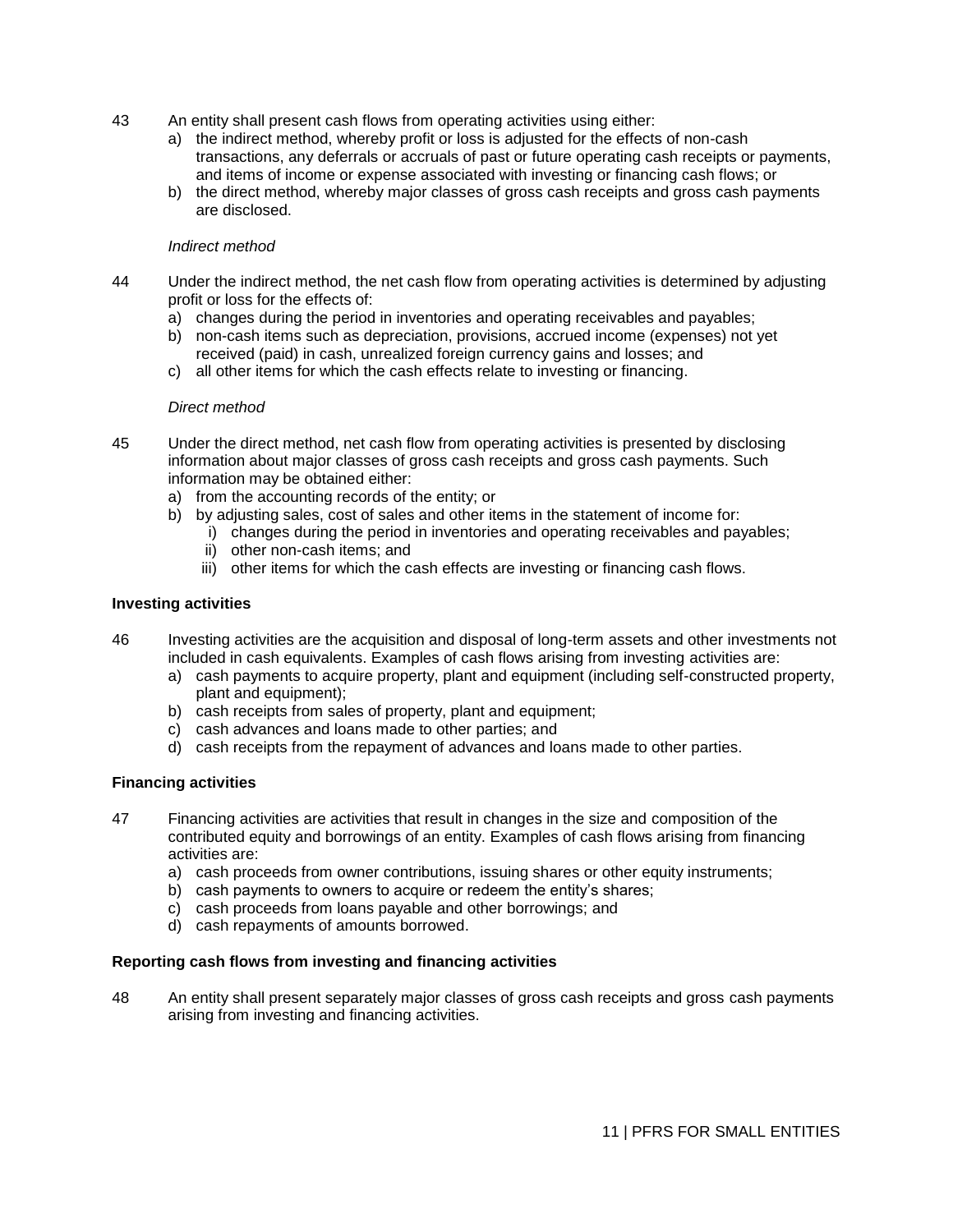43 An entity shall present cash flows from operating activities using either:

a) the indirect method, whereby profit or loss is adjusted for the effects of non-cash transactions, any deferrals or accruals of past or future operating cash receipts or payments, and items of income or expense associated with investing or financing cash flows; or
b) the direct method, whereby major classes of gross cash receipts and gross cash payments are disclosed.

*Indirect method*

44 Under the indirect method, the net cash flow from operating activities is determined by adjusting profit or loss for the effects of:

a) changes during the period in inventories and operating receivables and payables;
b) non-cash items such as depreciation, provisions, accrued income (expenses) not yet received (paid) in cash, unrealized foreign currency gains and losses; and
c) all other items for which the cash effects relate to investing or financing.

*Direct method*

45 Under the direct method, net cash flow from operating activities is presented by disclosing information about major classes of gross cash receipts and gross cash payments. Such information may be obtained either:

a) from the accounting records of the entity; or
b) by adjusting sales, cost of sales and other items in the statement of income for:
   i) changes during the period in inventories and operating receivables and payables;
   ii) other non-cash items; and
   iii) other items for which the cash effects are investing or financing cash flows.

**Investing activities**

46 Investing activities are the acquisition and disposal of long-term assets and other investments not included in cash equivalents. Examples of cash flows arising from investing activities are:

a) cash payments to acquire property, plant and equipment (including self-constructed property, plant and equipment);
b) cash receipts from sales of property, plant and equipment;
c) cash advances and loans made to other parties; and
d) cash receipts from the repayment of advances and loans made to other parties.

**Financing activities**

47 Financing activities are activities that result in changes in the size and composition of the contributed equity and borrowings of an entity. Examples of cash flows arising from financing activities are:

a) cash proceeds from owner contributions, issuing shares or other equity instruments;
b) cash payments to owners to acquire or redeem the entity's shares;
c) cash proceeds from loans payable and other borrowings; and
d) cash repayments of amounts borrowed.

**Reporting cash flows from investing and financing activities**

48 An entity shall present separately major classes of gross cash receipts and gross cash payments arising from investing and financing activities.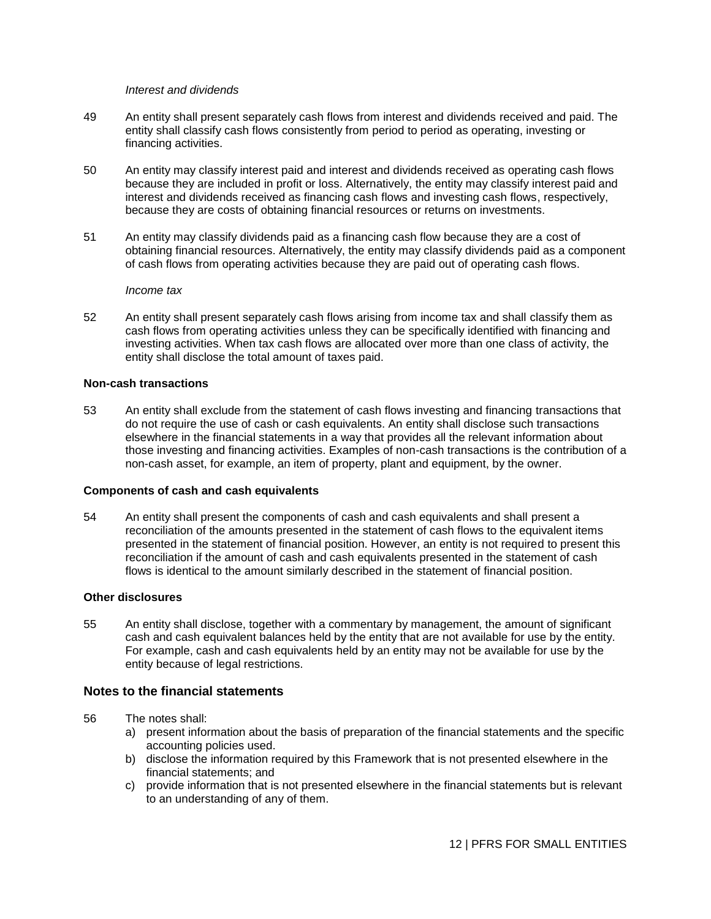*Interest and dividends*

49 An entity shall present separately cash flows from interest and dividends received and paid. The entity shall classify cash flows consistently from period to period as operating, investing or financing activities.

50 An entity may classify interest paid and interest and dividends received as operating cash flows because they are included in profit or loss. Alternatively, the entity may classify interest paid and interest and dividends received as financing cash flows and investing cash flows, respectively, because they are costs of obtaining financial resources or returns on investments.

51 An entity may classify dividends paid as a financing cash flow because they are a cost of obtaining financial resources. Alternatively, the entity may classify dividends paid as a component of cash flows from operating activities because they are paid out of operating cash flows.

*Income tax*

52 An entity shall present separately cash flows arising from income tax and shall classify them as cash flows from operating activities unless they can be specifically identified with financing and investing activities. When tax cash flows are allocated over more than one class of activity, the entity shall disclose the total amount of taxes paid.

**Non-cash transactions**

53 An entity shall exclude from the statement of cash flows investing and financing transactions that do not require the use of cash or cash equivalents. An entity shall disclose such transactions elsewhere in the financial statements in a way that provides all the relevant information about those investing and financing activities. Examples of non-cash transactions is the contribution of a non-cash asset, for example, an item of property, plant and equipment, by the owner.

**Components of cash and cash equivalents**

54 An entity shall present the components of cash and cash equivalents and shall present a reconciliation of the amounts presented in the statement of cash flows to the equivalent items presented in the statement of financial position. However, an entity is not required to present this reconciliation if the amount of cash and cash equivalents presented in the statement of cash flows is identical to the amount similarly described in the statement of financial position.

**Other disclosures**

55 An entity shall disclose, together with a commentary by management, the amount of significant cash and cash equivalent balances held by the entity that are not available for use by the entity. For example, cash and cash equivalents held by an entity may not be available for use by the entity because of legal restrictions.

## Notes to the financial statements

56 The notes shall:

a) present information about the basis of preparation of the financial statements and the specific accounting policies used.
b) disclose the information required by this Framework that is not presented elsewhere in the financial statements; and
c) provide information that is not presented elsewhere in the financial statements but is relevant to an understanding of any of them.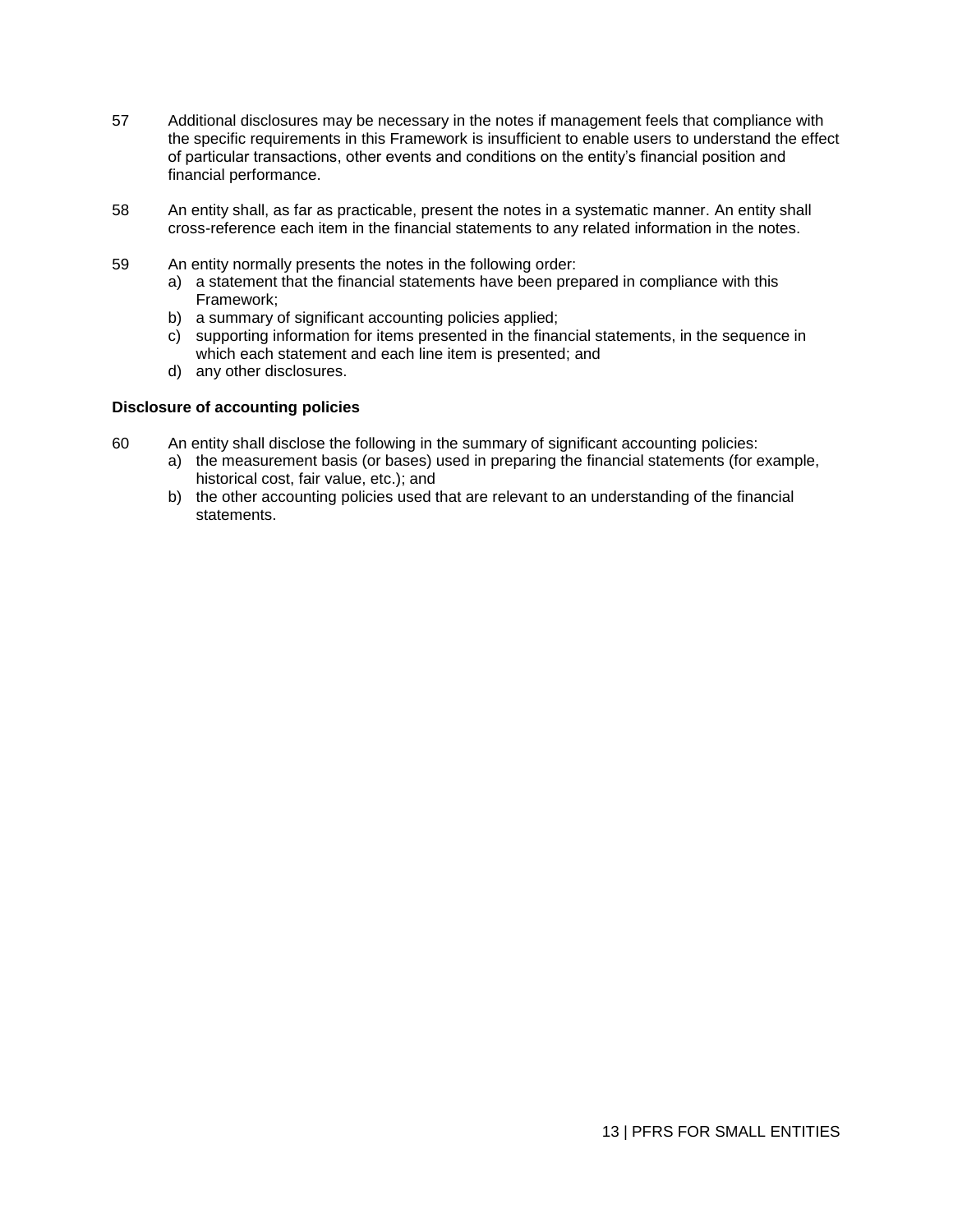57 Additional disclosures may be necessary in the notes if management feels that compliance with the specific requirements in this Framework is insufficient to enable users to understand the effect of particular transactions, other events and conditions on the entity's financial position and financial performance.

58 An entity shall, as far as practicable, present the notes in a systematic manner. An entity shall cross-reference each item in the financial statements to any related information in the notes.

59 An entity normally presents the notes in the following order:

a) a statement that the financial statements have been prepared in compliance with this Framework;
b) a summary of significant accounting policies applied;
c) supporting information for items presented in the financial statements, in the sequence in which each statement and each line item is presented; and
d) any other disclosures.

**Disclosure of accounting policies**

60 An entity shall disclose the following in the summary of significant accounting policies:

a) the measurement basis (or bases) used in preparing the financial statements (for example, historical cost, fair value, etc.); and
b) the other accounting policies used that are relevant to an understanding of the financial statements.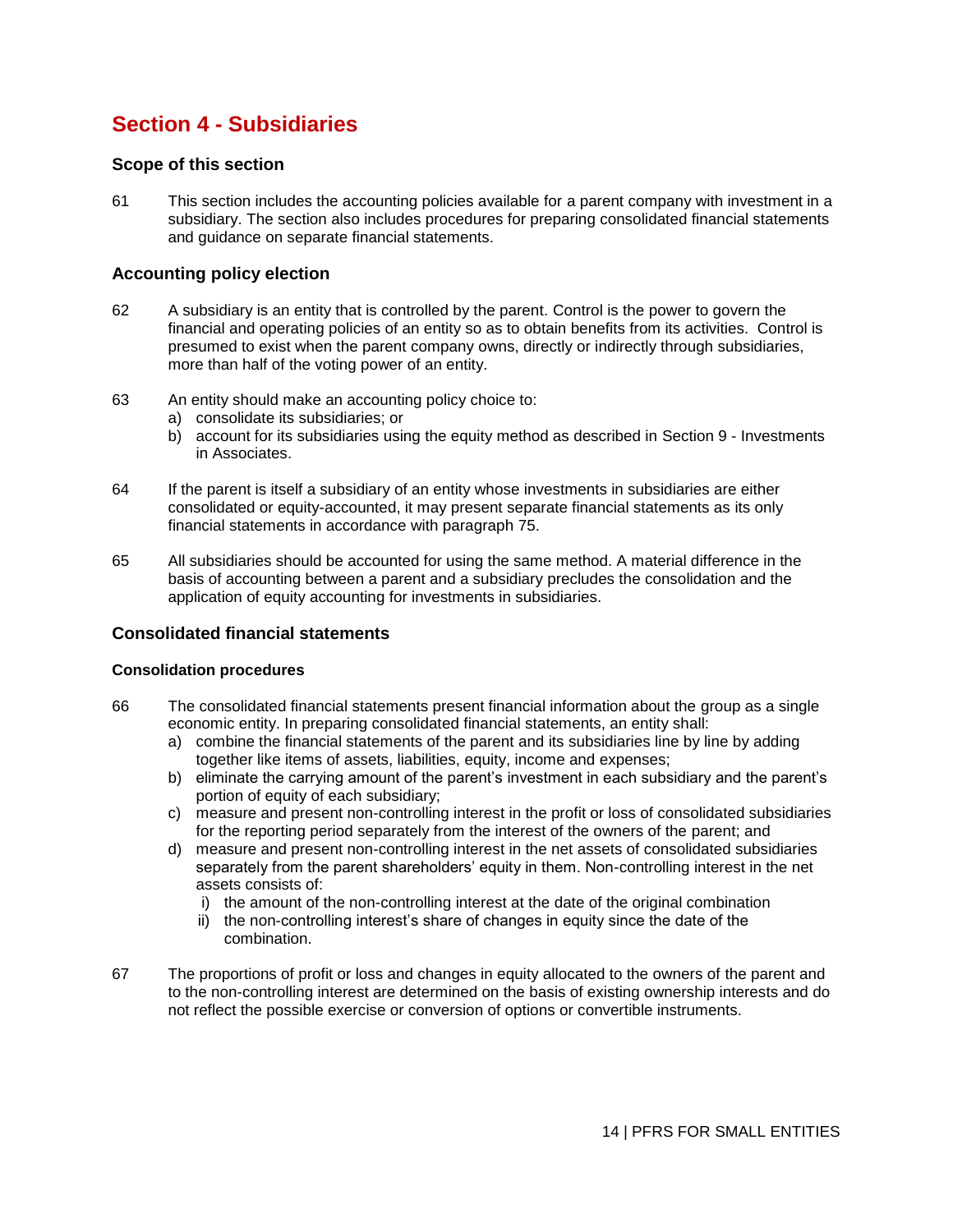# Section 4 - Subsidiaries

## Scope of this section

61 This section includes the accounting policies available for a parent company with investment in a subsidiary. The section also includes procedures for preparing consolidated financial statements and guidance on separate financial statements.

## Accounting policy election

62 A subsidiary is an entity that is controlled by the parent. Control is the power to govern the financial and operating policies of an entity so as to obtain benefits from its activities. Control is presumed to exist when the parent company owns, directly or indirectly through subsidiaries, more than half of the voting power of an entity.

63 An entity should make an accounting policy choice to:
   a) consolidate its subsidiaries; or
   b) account for its subsidiaries using the equity method as described in Section 9 - Investments in Associates.

64 If the parent is itself a subsidiary of an entity whose investments in subsidiaries are either consolidated or equity-accounted, it may present separate financial statements as its only financial statements in accordance with paragraph 75.

65 All subsidiaries should be accounted for using the same method. A material difference in the basis of accounting between a parent and a subsidiary precludes the consolidation and the application of equity accounting for investments in subsidiaries.

## Consolidated financial statements

### Consolidation procedures

66 The consolidated financial statements present financial information about the group as a single economic entity. In preparing consolidated financial statements, an entity shall:
   a) combine the financial statements of the parent and its subsidiaries line by line by adding together like items of assets, liabilities, equity, income and expenses;
   b) eliminate the carrying amount of the parent's investment in each subsidiary and the parent's portion of equity of each subsidiary;
   c) measure and present non-controlling interest in the profit or loss of consolidated subsidiaries for the reporting period separately from the interest of the owners of the parent; and
   d) measure and present non-controlling interest in the net assets of consolidated subsidiaries separately from the parent shareholders' equity in them. Non-controlling interest in the net assets consists of:
      i) the amount of the non-controlling interest at the date of the original combination
      ii) the non-controlling interest's share of changes in equity since the date of the combination.

67 The proportions of profit or loss and changes in equity allocated to the owners of the parent and to the non-controlling interest are determined on the basis of existing ownership interests and do not reflect the possible exercise or conversion of options or convertible instruments.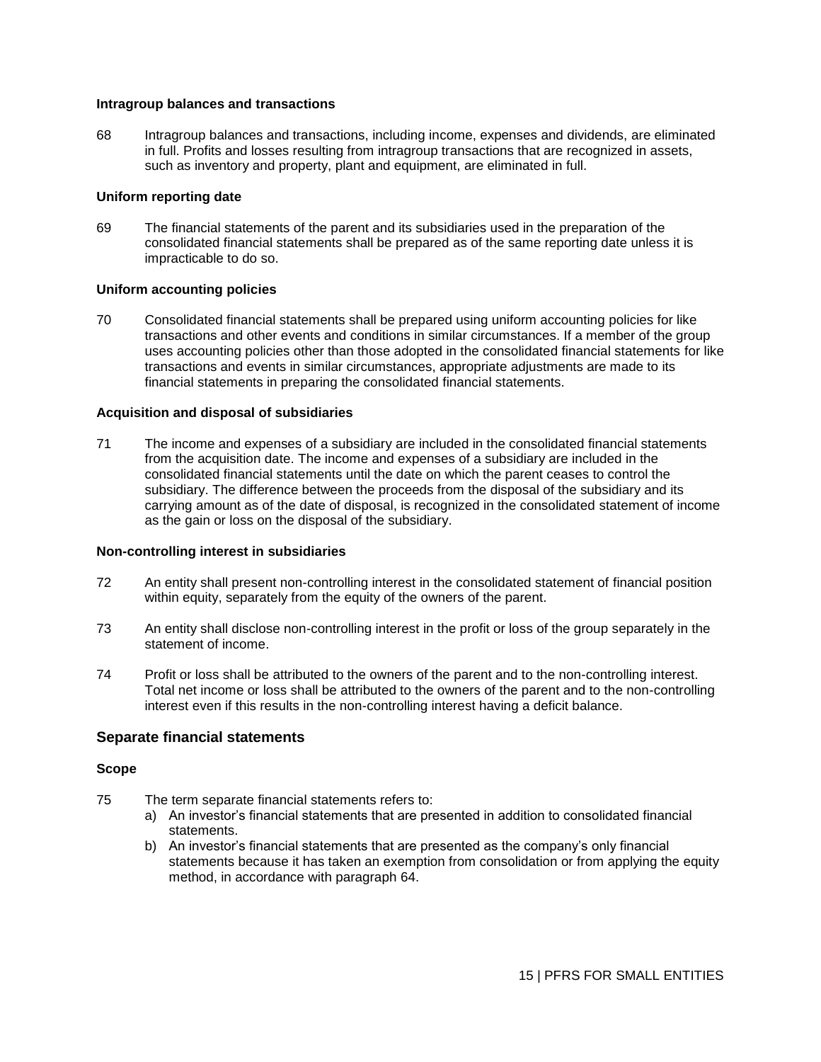### Intragroup balances and transactions

68 Intragroup balances and transactions, including income, expenses and dividends, are eliminated in full. Profits and losses resulting from intragroup transactions that are recognized in assets, such as inventory and property, plant and equipment, are eliminated in full.

### Uniform reporting date

69 The financial statements of the parent and its subsidiaries used in the preparation of the consolidated financial statements shall be prepared as of the same reporting date unless it is impracticable to do so.

### Uniform accounting policies

70 Consolidated financial statements shall be prepared using uniform accounting policies for like transactions and other events and conditions in similar circumstances. If a member of the group uses accounting policies other than those adopted in the consolidated financial statements for like transactions and events in similar circumstances, appropriate adjustments are made to its financial statements in preparing the consolidated financial statements.

### Acquisition and disposal of subsidiaries

71 The income and expenses of a subsidiary are included in the consolidated financial statements from the acquisition date. The income and expenses of a subsidiary are included in the consolidated financial statements until the date on which the parent ceases to control the subsidiary. The difference between the proceeds from the disposal of the subsidiary and its carrying amount as of the date of disposal, is recognized in the consolidated statement of income as the gain or loss on the disposal of the subsidiary.

### Non-controlling interest in subsidiaries

72 An entity shall present non-controlling interest in the consolidated statement of financial position within equity, separately from the equity of the owners of the parent.

73 An entity shall disclose non-controlling interest in the profit or loss of the group separately in the statement of income.

74 Profit or loss shall be attributed to the owners of the parent and to the non-controlling interest. Total net income or loss shall be attributed to the owners of the parent and to the non-controlling interest even if this results in the non-controlling interest having a deficit balance.

## Separate financial statements

### Scope

75 The term separate financial statements refers to:

a) An investor's financial statements that are presented in addition to consolidated financial statements.
b) An investor's financial statements that are presented as the company's only financial statements because it has taken an exemption from consolidation or from applying the equity method, in accordance with paragraph 64.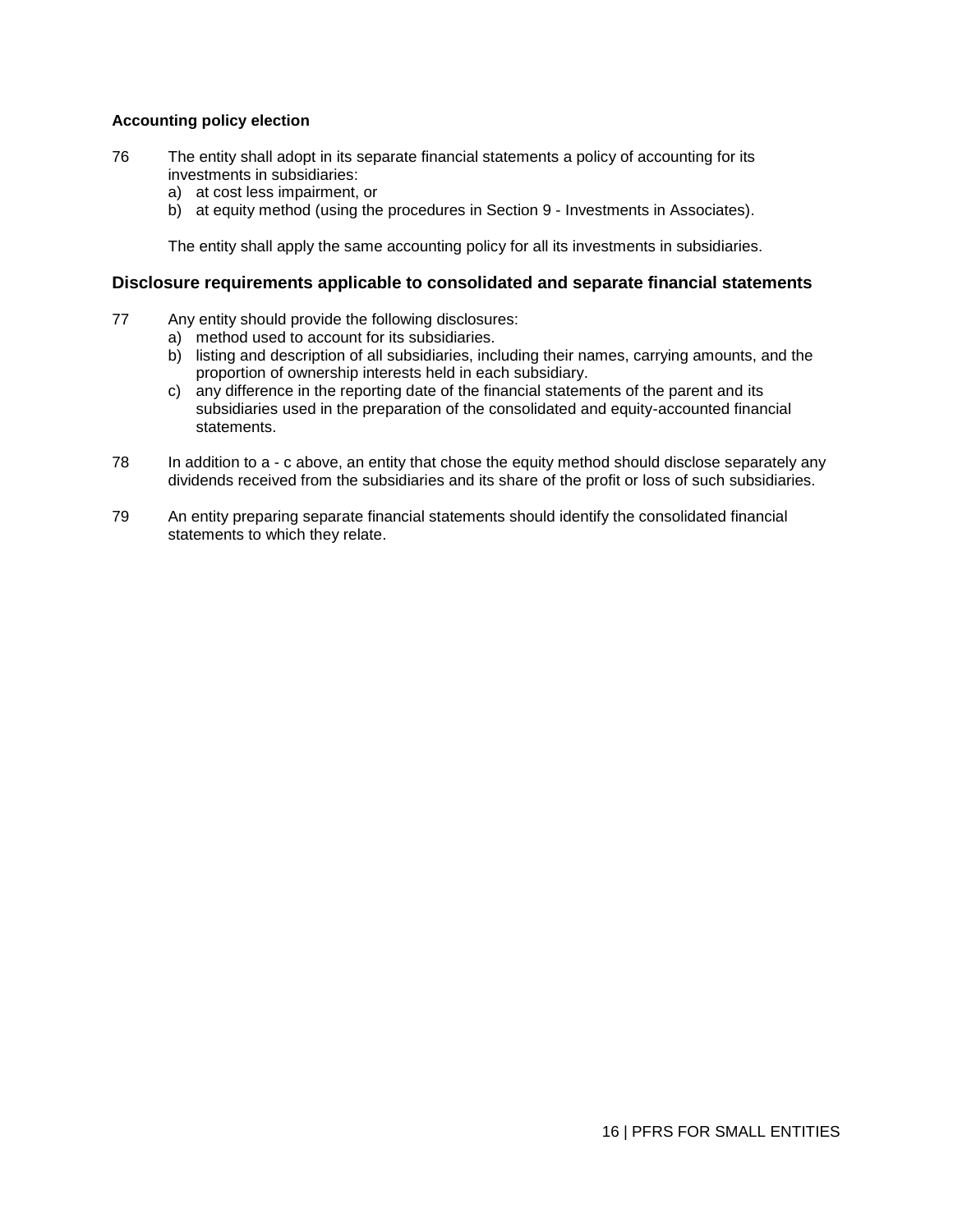**Accounting policy election**

76 The entity shall adopt in its separate financial statements a policy of accounting for its investments in subsidiaries:

a) at cost less impairment, or
b) at equity method (using the procedures in Section 9 - Investments in Associates).

The entity shall apply the same accounting policy for all its investments in subsidiaries.

## Disclosure requirements applicable to consolidated and separate financial statements

77 Any entity should provide the following disclosures:

a) method used to account for its subsidiaries.
b) listing and description of all subsidiaries, including their names, carrying amounts, and the proportion of ownership interests held in each subsidiary.
c) any difference in the reporting date of the financial statements of the parent and its subsidiaries used in the preparation of the consolidated and equity-accounted financial statements.

78 In addition to a - c above, an entity that chose the equity method should disclose separately any dividends received from the subsidiaries and its share of the profit or loss of such subsidiaries.

79 An entity preparing separate financial statements should identify the consolidated financial statements to which they relate.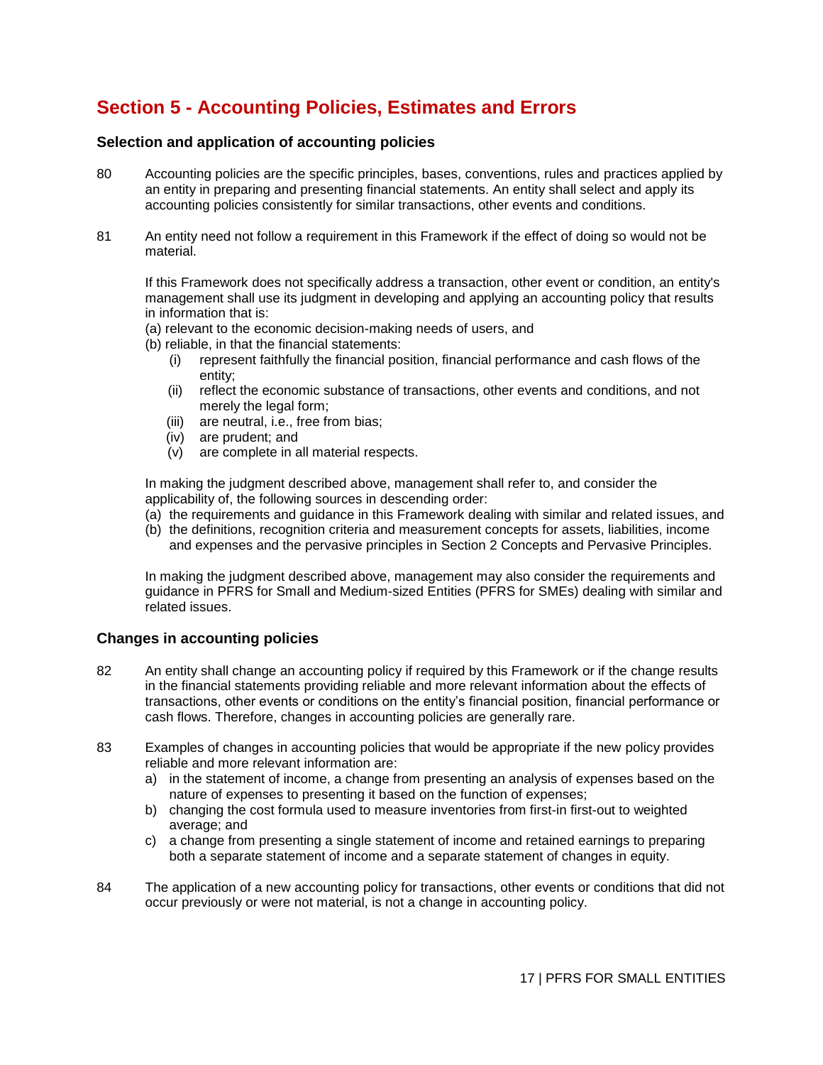# Section 5 - Accounting Policies, Estimates and Errors

## Selection and application of accounting policies

80 Accounting policies are the specific principles, bases, conventions, rules and practices applied by an entity in preparing and presenting financial statements. An entity shall select and apply its accounting policies consistently for similar transactions, other events and conditions.

81 An entity need not follow a requirement in this Framework if the effect of doing so would not be material.

If this Framework does not specifically address a transaction, other event or condition, an entity's management shall use its judgment in developing and applying an accounting policy that results in information that is:

(a) relevant to the economic decision-making needs of users, and

(b) reliable, in that the financial statements:

- (i) represent faithfully the financial position, financial performance and cash flows of the entity;
- (ii) reflect the economic substance of transactions, other events and conditions, and not merely the legal form;
- (iii) are neutral, i.e., free from bias;
- (iv) are prudent; and
- (v) are complete in all material respects.

In making the judgment described above, management shall refer to, and consider the applicability of, the following sources in descending order:

(a) the requirements and guidance in this Framework dealing with similar and related issues, and

(b) the definitions, recognition criteria and measurement concepts for assets, liabilities, income and expenses and the pervasive principles in Section 2 Concepts and Pervasive Principles.

In making the judgment described above, management may also consider the requirements and guidance in PFRS for Small and Medium-sized Entities (PFRS for SMEs) dealing with similar and related issues.

## Changes in accounting policies

82 An entity shall change an accounting policy if required by this Framework or if the change results in the financial statements providing reliable and more relevant information about the effects of transactions, other events or conditions on the entity's financial position, financial performance or cash flows. Therefore, changes in accounting policies are generally rare.

83 Examples of changes in accounting policies that would be appropriate if the new policy provides reliable and more relevant information are:

a) in the statement of income, a change from presenting an analysis of expenses based on the nature of expenses to presenting it based on the function of expenses;

b) changing the cost formula used to measure inventories from first-in first-out to weighted average; and

c) a change from presenting a single statement of income and retained earnings to preparing both a separate statement of income and a separate statement of changes in equity.

84 The application of a new accounting policy for transactions, other events or conditions that did not occur previously or were not material, is not a change in accounting policy.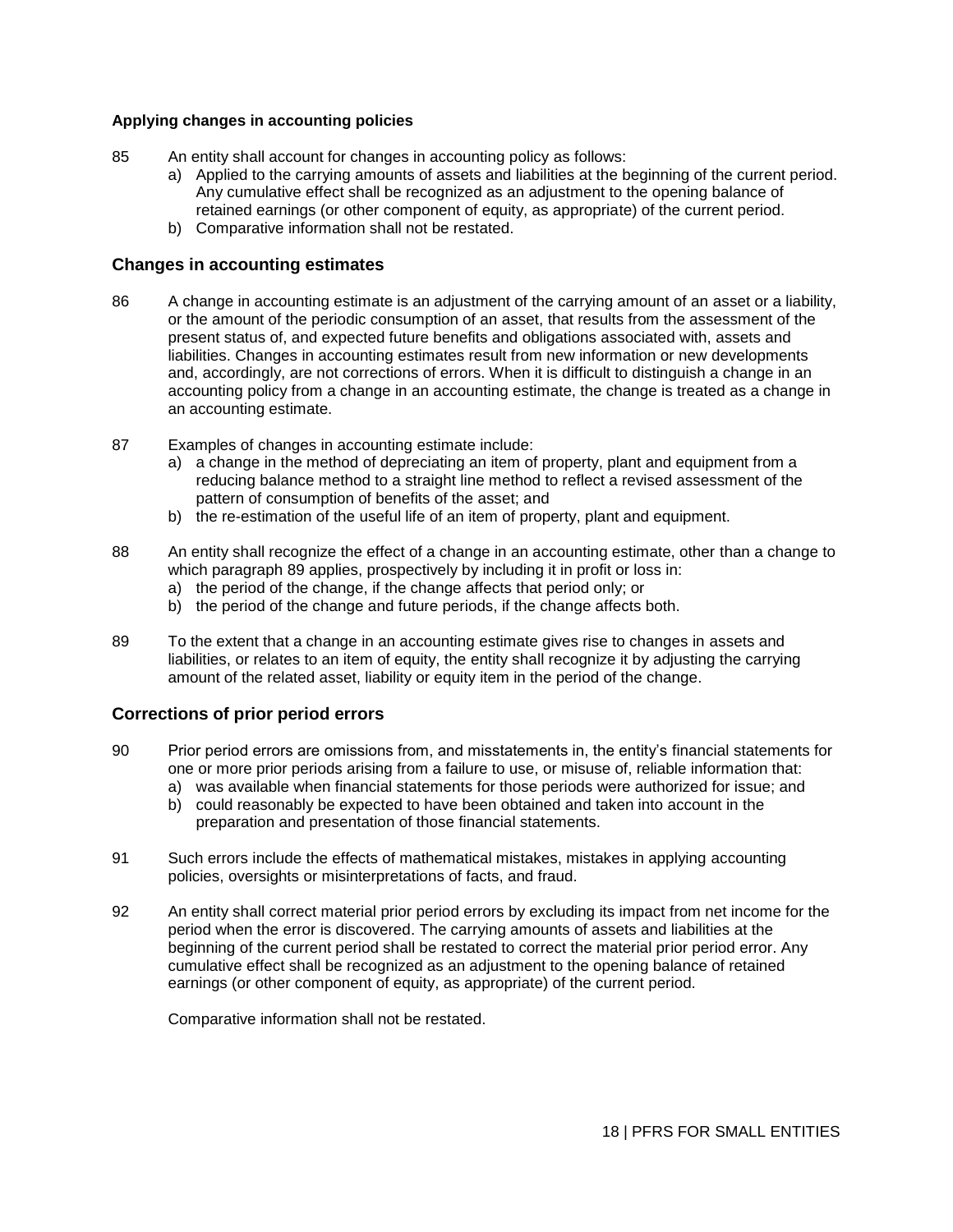**Applying changes in accounting policies**

85 An entity shall account for changes in accounting policy as follows:

a) Applied to the carrying amounts of assets and liabilities at the beginning of the current period. Any cumulative effect shall be recognized as an adjustment to the opening balance of retained earnings (or other component of equity, as appropriate) of the current period.

b) Comparative information shall not be restated.

## Changes in accounting estimates

86 A change in accounting estimate is an adjustment of the carrying amount of an asset or a liability, or the amount of the periodic consumption of an asset, that results from the assessment of the present status of, and expected future benefits and obligations associated with, assets and liabilities. Changes in accounting estimates result from new information or new developments and, accordingly, are not corrections of errors. When it is difficult to distinguish a change in an accounting policy from a change in an accounting estimate, the change is treated as a change in an accounting estimate.

87 Examples of changes in accounting estimate include:

a) a change in the method of depreciating an item of property, plant and equipment from a reducing balance method to a straight line method to reflect a revised assessment of the pattern of consumption of benefits of the asset; and

b) the re-estimation of the useful life of an item of property, plant and equipment.

88 An entity shall recognize the effect of a change in an accounting estimate, other than a change to which paragraph 89 applies, prospectively by including it in profit or loss in:

a) the period of the change, if the change affects that period only; or

b) the period of the change and future periods, if the change affects both.

89 To the extent that a change in an accounting estimate gives rise to changes in assets and liabilities, or relates to an item of equity, the entity shall recognize it by adjusting the carrying amount of the related asset, liability or equity item in the period of the change.

## Corrections of prior period errors

90 Prior period errors are omissions from, and misstatements in, the entity's financial statements for one or more prior periods arising from a failure to use, or misuse of, reliable information that:

a) was available when financial statements for those periods were authorized for issue; and

b) could reasonably be expected to have been obtained and taken into account in the preparation and presentation of those financial statements.

91 Such errors include the effects of mathematical mistakes, mistakes in applying accounting policies, oversights or misinterpretations of facts, and fraud.

92 An entity shall correct material prior period errors by excluding its impact from net income for the period when the error is discovered. The carrying amounts of assets and liabilities at the beginning of the current period shall be restated to correct the material prior period error. Any cumulative effect shall be recognized as an adjustment to the opening balance of retained earnings (or other component of equity, as appropriate) of the current period.

Comparative information shall not be restated.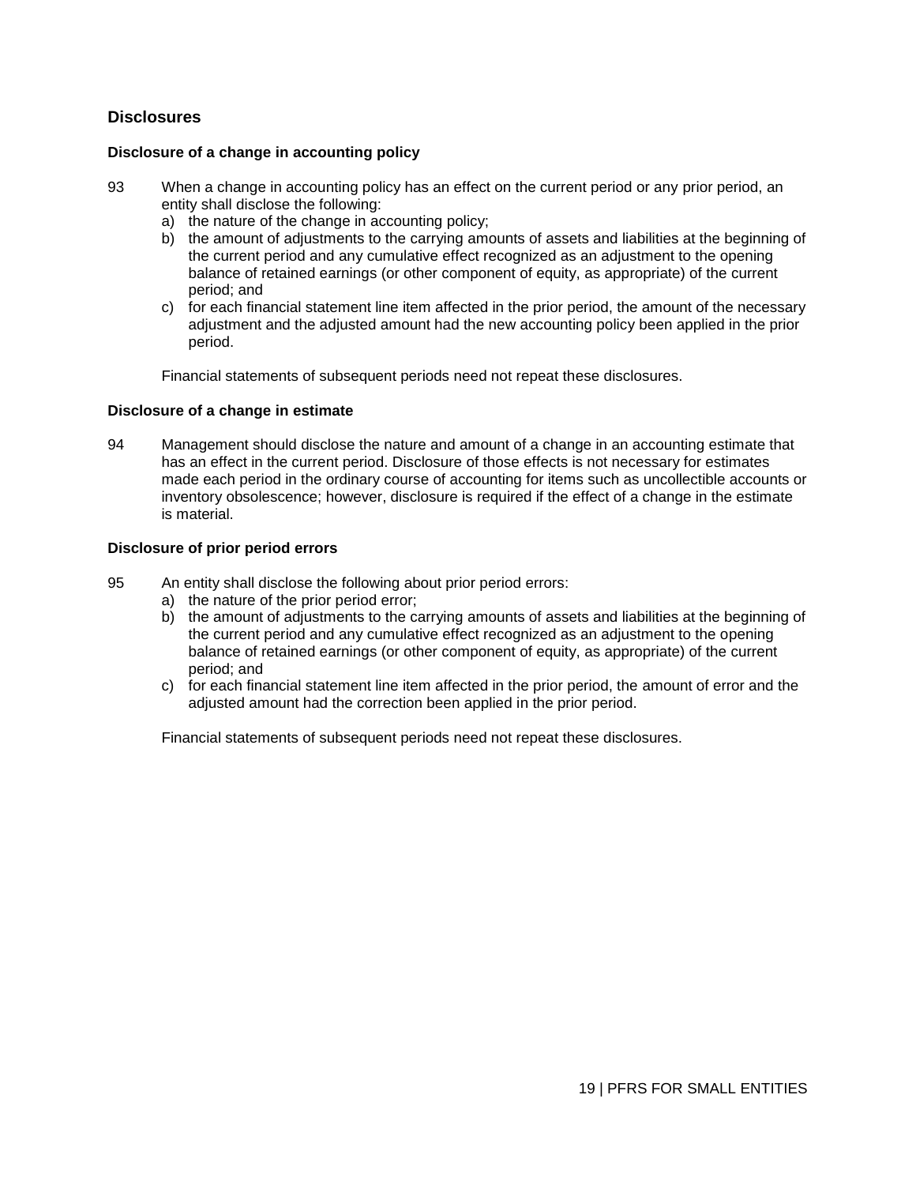## Disclosures

### Disclosure of a change in accounting policy

93 When a change in accounting policy has an effect on the current period or any prior period, an entity shall disclose the following:

a) the nature of the change in accounting policy;
b) the amount of adjustments to the carrying amounts of assets and liabilities at the beginning of the current period and any cumulative effect recognized as an adjustment to the opening balance of retained earnings (or other component of equity, as appropriate) of the current period; and
c) for each financial statement line item affected in the prior period, the amount of the necessary adjustment and the adjusted amount had the new accounting policy been applied in the prior period.

Financial statements of subsequent periods need not repeat these disclosures.

### Disclosure of a change in estimate

94 Management should disclose the nature and amount of a change in an accounting estimate that has an effect in the current period. Disclosure of those effects is not necessary for estimates made each period in the ordinary course of accounting for items such as uncollectible accounts or inventory obsolescence; however, disclosure is required if the effect of a change in the estimate is material.

### Disclosure of prior period errors

95 An entity shall disclose the following about prior period errors:

a) the nature of the prior period error;
b) the amount of adjustments to the carrying amounts of assets and liabilities at the beginning of the current period and any cumulative effect recognized as an adjustment to the opening balance of retained earnings (or other component of equity, as appropriate) of the current period; and
c) for each financial statement line item affected in the prior period, the amount of error and the adjusted amount had the correction been applied in the prior period.

Financial statements of subsequent periods need not repeat these disclosures.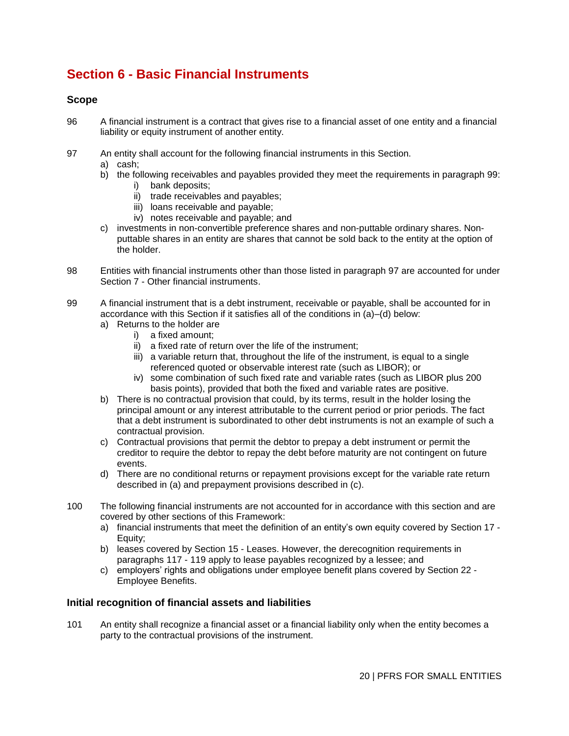# Section 6 - Basic Financial Instruments

### Scope

96 A financial instrument is a contract that gives rise to a financial asset of one entity and a financial liability or equity instrument of another entity.

97 An entity shall account for the following financial instruments in this Section.
   a) cash;
   b) the following receivables and payables provided they meet the requirements in paragraph 99:
      i) bank deposits;
      ii) trade receivables and payables;
      iii) loans receivable and payable;
      iv) notes receivable and payable; and
   c) investments in non-convertible preference shares and non-puttable ordinary shares. Non-puttable shares in an entity are shares that cannot be sold back to the entity at the option of the holder.

98 Entities with financial instruments other than those listed in paragraph 97 are accounted for under Section 7 - Other financial instruments.

99 A financial instrument that is a debt instrument, receivable or payable, shall be accounted for in accordance with this Section if it satisfies all of the conditions in (a)–(d) below:
   a) Returns to the holder are
      i) a fixed amount;
      ii) a fixed rate of return over the life of the instrument;
      iii) a variable return that, throughout the life of the instrument, is equal to a single referenced quoted or observable interest rate (such as LIBOR); or
      iv) some combination of such fixed rate and variable rates (such as LIBOR plus 200 basis points), provided that both the fixed and variable rates are positive.
   b) There is no contractual provision that could, by its terms, result in the holder losing the principal amount or any interest attributable to the current period or prior periods. The fact that a debt instrument is subordinated to other debt instruments is not an example of such a contractual provision.
   c) Contractual provisions that permit the debtor to prepay a debt instrument or permit the creditor to require the debtor to repay the debt before maturity are not contingent on future events.
   d) There are no conditional returns or repayment provisions except for the variable rate return described in (a) and prepayment provisions described in (c).

100 The following financial instruments are not accounted for in accordance with this section and are covered by other sections of this Framework:
   a) financial instruments that meet the definition of an entity's own equity covered by Section 17 - Equity;
   b) leases covered by Section 15 - Leases. However, the derecognition requirements in paragraphs 117 - 119 apply to lease payables recognized by a lessee; and
   c) employers' rights and obligations under employee benefit plans covered by Section 22 - Employee Benefits.

### Initial recognition of financial assets and liabilities

101 An entity shall recognize a financial asset or a financial liability only when the entity becomes a party to the contractual provisions of the instrument.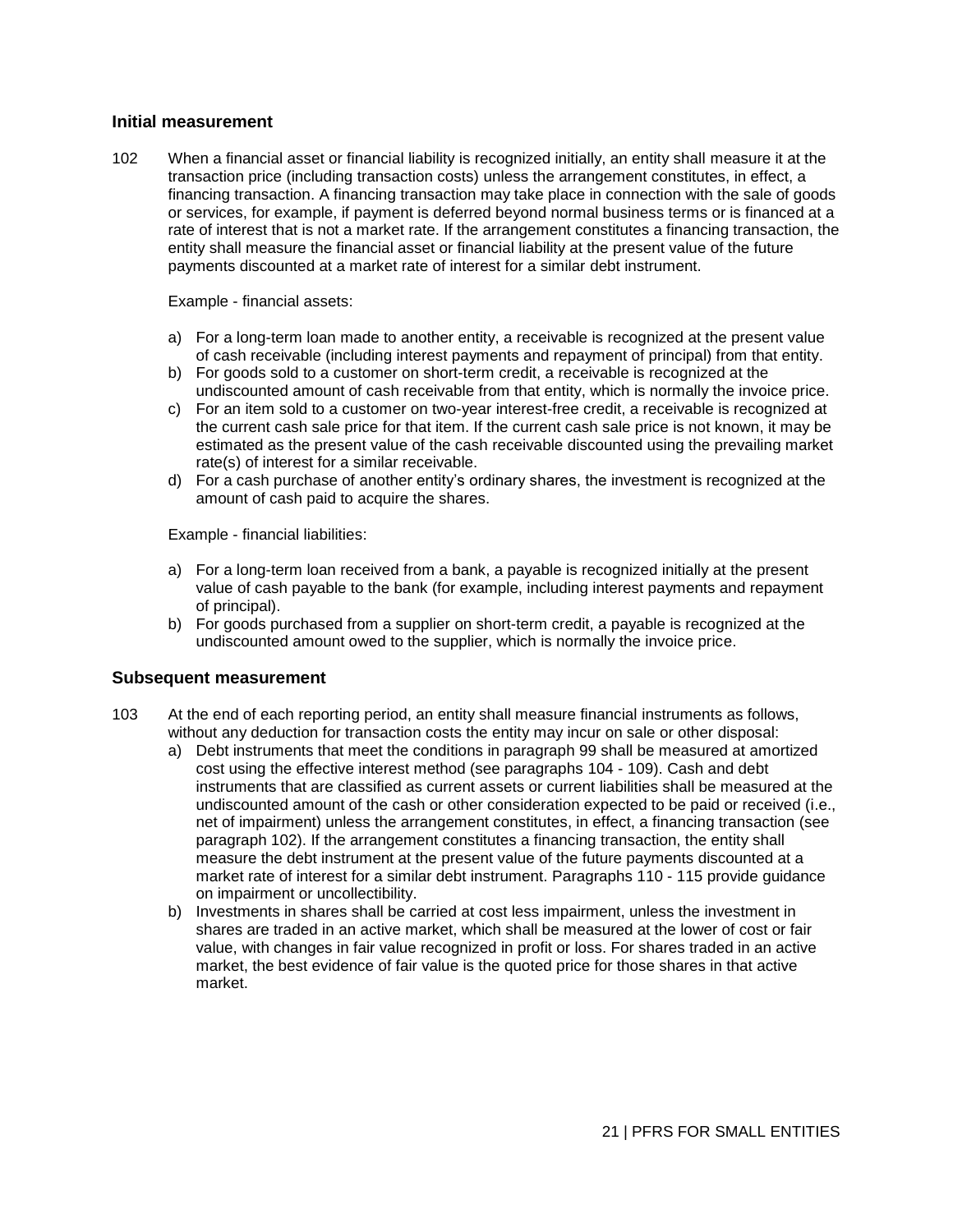## Initial measurement

102 When a financial asset or financial liability is recognized initially, an entity shall measure it at the transaction price (including transaction costs) unless the arrangement constitutes, in effect, a financing transaction. A financing transaction may take place in connection with the sale of goods or services, for example, if payment is deferred beyond normal business terms or is financed at a rate of interest that is not a market rate. If the arrangement constitutes a financing transaction, the entity shall measure the financial asset or financial liability at the present value of the future payments discounted at a market rate of interest for a similar debt instrument.

Example - financial assets:

a) For a long-term loan made to another entity, a receivable is recognized at the present value of cash receivable (including interest payments and repayment of principal) from that entity.
b) For goods sold to a customer on short-term credit, a receivable is recognized at the undiscounted amount of cash receivable from that entity, which is normally the invoice price.
c) For an item sold to a customer on two-year interest-free credit, a receivable is recognized at the current cash sale price for that item. If the current cash sale price is not known, it may be estimated as the present value of the cash receivable discounted using the prevailing market rate(s) of interest for a similar receivable.
d) For a cash purchase of another entity's ordinary shares, the investment is recognized at the amount of cash paid to acquire the shares.

Example - financial liabilities:

a) For a long-term loan received from a bank, a payable is recognized initially at the present value of cash payable to the bank (for example, including interest payments and repayment of principal).
b) For goods purchased from a supplier on short-term credit, a payable is recognized at the undiscounted amount owed to the supplier, which is normally the invoice price.

## Subsequent measurement

103 At the end of each reporting period, an entity shall measure financial instruments as follows, without any deduction for transaction costs the entity may incur on sale or other disposal:

a) Debt instruments that meet the conditions in paragraph 99 shall be measured at amortized cost using the effective interest method (see paragraphs 104 - 109). Cash and debt instruments that are classified as current assets or current liabilities shall be measured at the undiscounted amount of the cash or other consideration expected to be paid or received (i.e., net of impairment) unless the arrangement constitutes, in effect, a financing transaction (see paragraph 102). If the arrangement constitutes a financing transaction, the entity shall measure the debt instrument at the present value of the future payments discounted at a market rate of interest for a similar debt instrument. Paragraphs 110 - 115 provide guidance on impairment or uncollectibility.
b) Investments in shares shall be carried at cost less impairment, unless the investment in shares are traded in an active market, which shall be measured at the lower of cost or fair value, with changes in fair value recognized in profit or loss. For shares traded in an active market, the best evidence of fair value is the quoted price for those shares in that active market.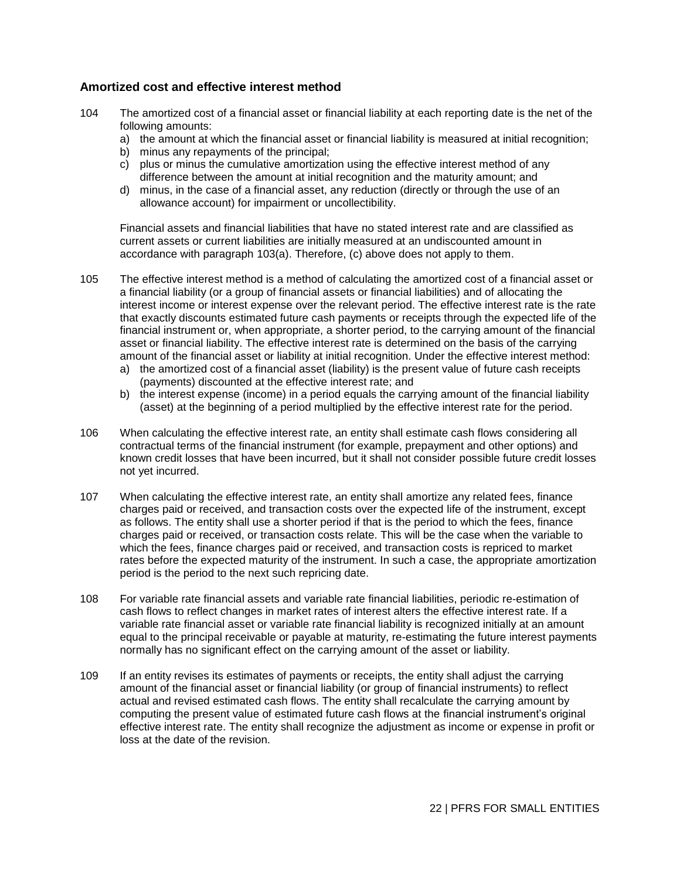### Amortized cost and effective interest method

104 The amortized cost of a financial asset or financial liability at each reporting date is the net of the following amounts:

a) the amount at which the financial asset or financial liability is measured at initial recognition;
b) minus any repayments of the principal;
c) plus or minus the cumulative amortization using the effective interest method of any difference between the amount at initial recognition and the maturity amount; and
d) minus, in the case of a financial asset, any reduction (directly or through the use of an allowance account) for impairment or uncollectibility.

Financial assets and financial liabilities that have no stated interest rate and are classified as current assets or current liabilities are initially measured at an undiscounted amount in accordance with paragraph 103(a). Therefore, (c) above does not apply to them.

105 The effective interest method is a method of calculating the amortized cost of a financial asset or a financial liability (or a group of financial assets or financial liabilities) and of allocating the interest income or interest expense over the relevant period. The effective interest rate is the rate that exactly discounts estimated future cash payments or receipts through the expected life of the financial instrument or, when appropriate, a shorter period, to the carrying amount of the financial asset or financial liability. The effective interest rate is determined on the basis of the carrying amount of the financial asset or liability at initial recognition. Under the effective interest method:

a) the amortized cost of a financial asset (liability) is the present value of future cash receipts (payments) discounted at the effective interest rate; and
b) the interest expense (income) in a period equals the carrying amount of the financial liability (asset) at the beginning of a period multiplied by the effective interest rate for the period.

106 When calculating the effective interest rate, an entity shall estimate cash flows considering all contractual terms of the financial instrument (for example, prepayment and other options) and known credit losses that have been incurred, but it shall not consider possible future credit losses not yet incurred.

107 When calculating the effective interest rate, an entity shall amortize any related fees, finance charges paid or received, and transaction costs over the expected life of the instrument, except as follows. The entity shall use a shorter period if that is the period to which the fees, finance charges paid or received, or transaction costs relate. This will be the case when the variable to which the fees, finance charges paid or received, and transaction costs is repriced to market rates before the expected maturity of the instrument. In such a case, the appropriate amortization period is the period to the next such repricing date.

108 For variable rate financial assets and variable rate financial liabilities, periodic re-estimation of cash flows to reflect changes in market rates of interest alters the effective interest rate. If a variable rate financial asset or variable rate financial liability is recognized initially at an amount equal to the principal receivable or payable at maturity, re-estimating the future interest payments normally has no significant effect on the carrying amount of the asset or liability.

109 If an entity revises its estimates of payments or receipts, the entity shall adjust the carrying amount of the financial asset or financial liability (or group of financial instruments) to reflect actual and revised estimated cash flows. The entity shall recalculate the carrying amount by computing the present value of estimated future cash flows at the financial instrument's original effective interest rate. The entity shall recognize the adjustment as income or expense in profit or loss at the date of the revision.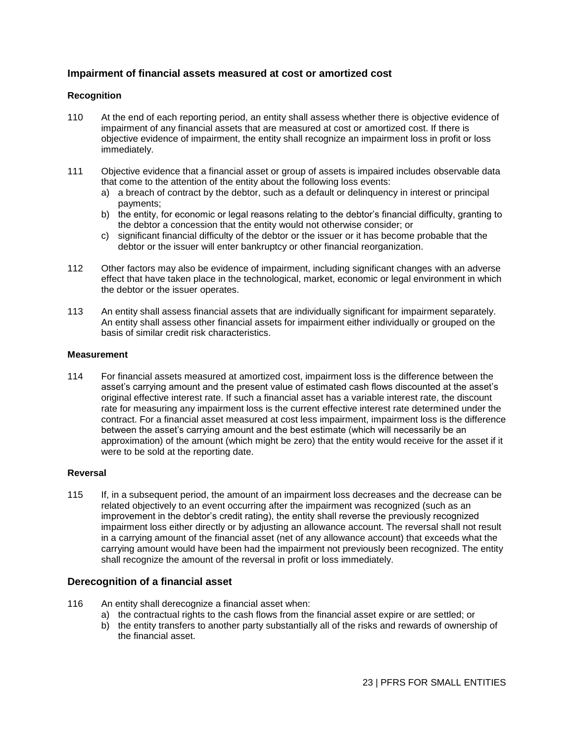## Impairment of financial assets measured at cost or amortized cost

### Recognition

110 At the end of each reporting period, an entity shall assess whether there is objective evidence of impairment of any financial assets that are measured at cost or amortized cost. If there is objective evidence of impairment, the entity shall recognize an impairment loss in profit or loss immediately.

111 Objective evidence that a financial asset or group of assets is impaired includes observable data that come to the attention of the entity about the following loss events:

a) a breach of contract by the debtor, such as a default or delinquency in interest or principal payments;
b) the entity, for economic or legal reasons relating to the debtor's financial difficulty, granting to the debtor a concession that the entity would not otherwise consider; or
c) significant financial difficulty of the debtor or the issuer or it has become probable that the debtor or the issuer will enter bankruptcy or other financial reorganization.

112 Other factors may also be evidence of impairment, including significant changes with an adverse effect that have taken place in the technological, market, economic or legal environment in which the debtor or the issuer operates.

113 An entity shall assess financial assets that are individually significant for impairment separately. An entity shall assess other financial assets for impairment either individually or grouped on the basis of similar credit risk characteristics.

### Measurement

114 For financial assets measured at amortized cost, impairment loss is the difference between the asset's carrying amount and the present value of estimated cash flows discounted at the asset's original effective interest rate. If such a financial asset has a variable interest rate, the discount rate for measuring any impairment loss is the current effective interest rate determined under the contract. For a financial asset measured at cost less impairment, impairment loss is the difference between the asset's carrying amount and the best estimate (which will necessarily be an approximation) of the amount (which might be zero) that the entity would receive for the asset if it were to be sold at the reporting date.

### Reversal

115 If, in a subsequent period, the amount of an impairment loss decreases and the decrease can be related objectively to an event occurring after the impairment was recognized (such as an improvement in the debtor's credit rating), the entity shall reverse the previously recognized impairment loss either directly or by adjusting an allowance account. The reversal shall not result in a carrying amount of the financial asset (net of any allowance account) that exceeds what the carrying amount would have been had the impairment not previously been recognized. The entity shall recognize the amount of the reversal in profit or loss immediately.

## Derecognition of a financial asset

116 An entity shall derecognize a financial asset when:

a) the contractual rights to the cash flows from the financial asset expire or are settled; or
b) the entity transfers to another party substantially all of the risks and rewards of ownership of the financial asset.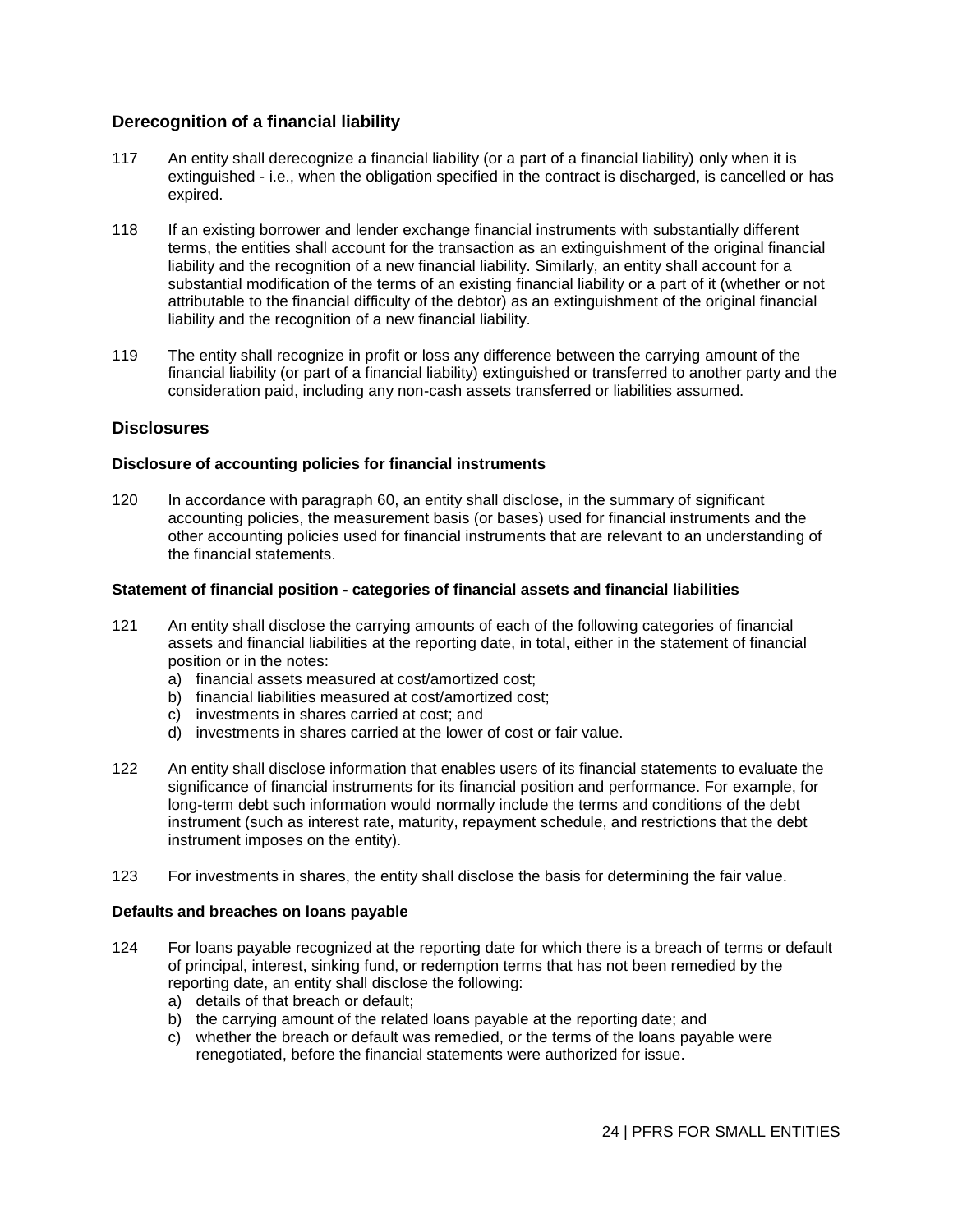## Derecognition of a financial liability

117 An entity shall derecognize a financial liability (or a part of a financial liability) only when it is extinguished - i.e., when the obligation specified in the contract is discharged, is cancelled or has expired.

118 If an existing borrower and lender exchange financial instruments with substantially different terms, the entities shall account for the transaction as an extinguishment of the original financial liability and the recognition of a new financial liability. Similarly, an entity shall account for a substantial modification of the terms of an existing financial liability or a part of it (whether or not attributable to the financial difficulty of the debtor) as an extinguishment of the original financial liability and the recognition of a new financial liability.

119 The entity shall recognize in profit or loss any difference between the carrying amount of the financial liability (or part of a financial liability) extinguished or transferred to another party and the consideration paid, including any non-cash assets transferred or liabilities assumed.

## Disclosures

### Disclosure of accounting policies for financial instruments

120 In accordance with paragraph 60, an entity shall disclose, in the summary of significant accounting policies, the measurement basis (or bases) used for financial instruments and the other accounting policies used for financial instruments that are relevant to an understanding of the financial statements.

### Statement of financial position - categories of financial assets and financial liabilities

121 An entity shall disclose the carrying amounts of each of the following categories of financial assets and financial liabilities at the reporting date, in total, either in the statement of financial position or in the notes:

a) financial assets measured at cost/amortized cost;
b) financial liabilities measured at cost/amortized cost;
c) investments in shares carried at cost; and
d) investments in shares carried at the lower of cost or fair value.

122 An entity shall disclose information that enables users of its financial statements to evaluate the significance of financial instruments for its financial position and performance. For example, for long-term debt such information would normally include the terms and conditions of the debt instrument (such as interest rate, maturity, repayment schedule, and restrictions that the debt instrument imposes on the entity).

123 For investments in shares, the entity shall disclose the basis for determining the fair value.

### Defaults and breaches on loans payable

124 For loans payable recognized at the reporting date for which there is a breach of terms or default of principal, interest, sinking fund, or redemption terms that has not been remedied by the reporting date, an entity shall disclose the following:

a) details of that breach or default;
b) the carrying amount of the related loans payable at the reporting date; and
c) whether the breach or default was remedied, or the terms of the loans payable were renegotiated, before the financial statements were authorized for issue.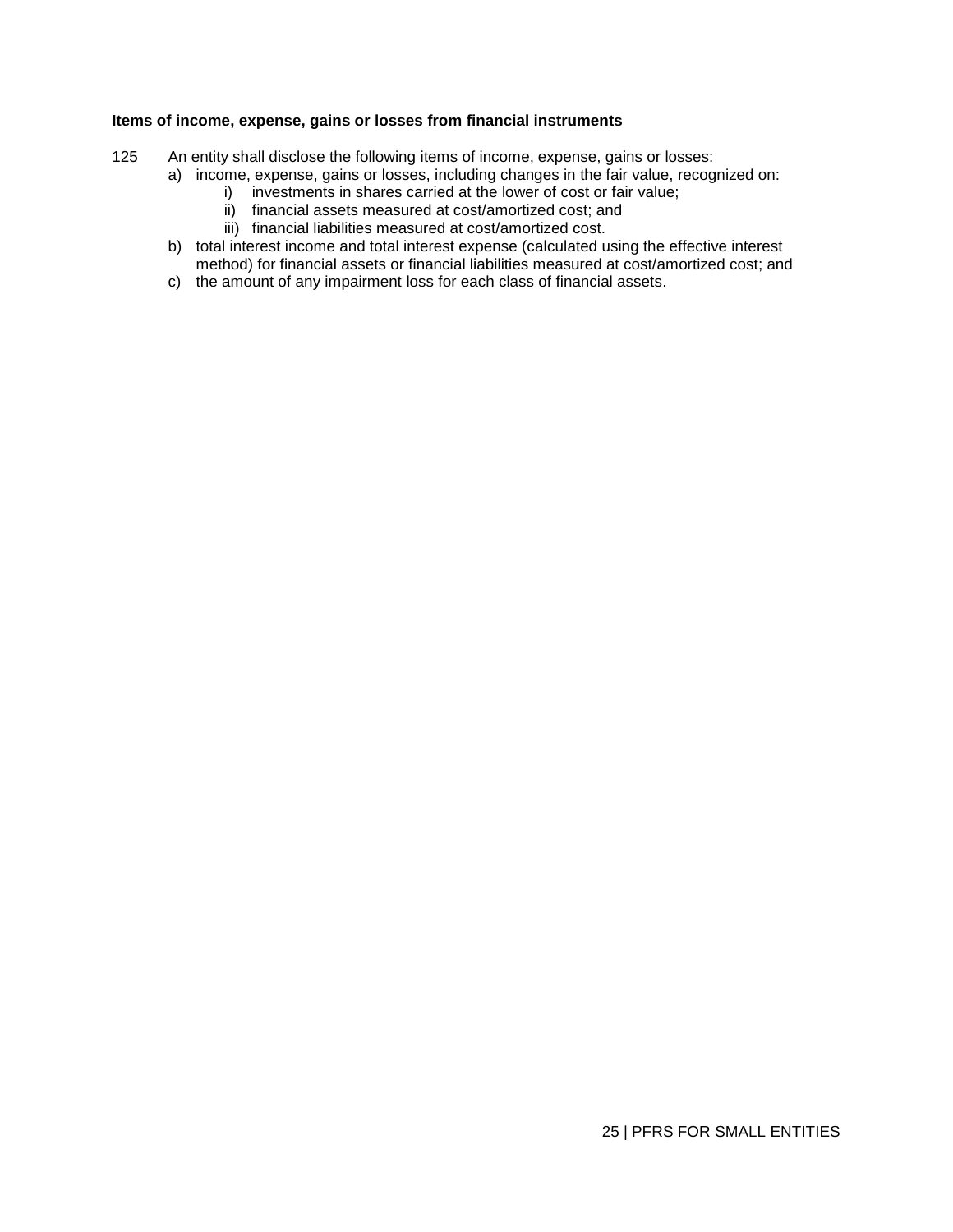**Items of income, expense, gains or losses from financial instruments**

125 An entity shall disclose the following items of income, expense, gains or losses:

a) income, expense, gains or losses, including changes in the fair value, recognized on:
   i) investments in shares carried at the lower of cost or fair value;
   ii) financial assets measured at cost/amortized cost; and
   iii) financial liabilities measured at cost/amortized cost.

b) total interest income and total interest expense (calculated using the effective interest method) for financial assets or financial liabilities measured at cost/amortized cost; and

c) the amount of any impairment loss for each class of financial assets.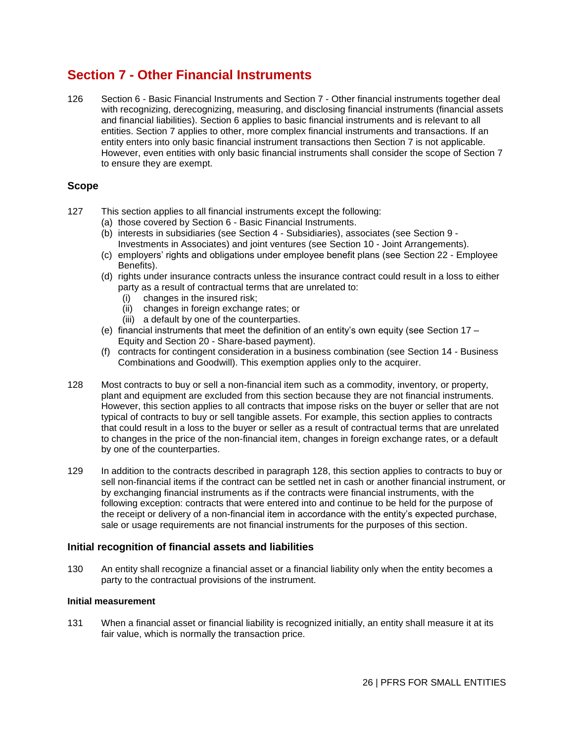# Section 7 - Other Financial Instruments

126 Section 6 - Basic Financial Instruments and Section 7 - Other financial instruments together deal with recognizing, derecognizing, measuring, and disclosing financial instruments (financial assets and financial liabilities). Section 6 applies to basic financial instruments and is relevant to all entities. Section 7 applies to other, more complex financial instruments and transactions. If an entity enters into only basic financial instrument transactions then Section 7 is not applicable. However, even entities with only basic financial instruments shall consider the scope of Section 7 to ensure they are exempt.

## Scope

127 This section applies to all financial instruments except the following:

- (a) those covered by Section 6 - Basic Financial Instruments.
- (b) interests in subsidiaries (see Section 4 - Subsidiaries), associates (see Section 9 - Investments in Associates) and joint ventures (see Section 10 - Joint Arrangements).
- (c) employers' rights and obligations under employee benefit plans (see Section 22 - Employee Benefits).
- (d) rights under insurance contracts unless the insurance contract could result in a loss to either party as a result of contractual terms that are unrelated to:
  - (i) changes in the insured risk;
  - (ii) changes in foreign exchange rates; or
  - (iii) a default by one of the counterparties.
- (e) financial instruments that meet the definition of an entity's own equity (see Section 17 – Equity and Section 20 - Share-based payment).
- (f) contracts for contingent consideration in a business combination (see Section 14 - Business Combinations and Goodwill). This exemption applies only to the acquirer.

128 Most contracts to buy or sell a non-financial item such as a commodity, inventory, or property, plant and equipment are excluded from this section because they are not financial instruments. However, this section applies to all contracts that impose risks on the buyer or seller that are not typical of contracts to buy or sell tangible assets. For example, this section applies to contracts that could result in a loss to the buyer or seller as a result of contractual terms that are unrelated to changes in the price of the non-financial item, changes in foreign exchange rates, or a default by one of the counterparties.

129 In addition to the contracts described in paragraph 128, this section applies to contracts to buy or sell non-financial items if the contract can be settled net in cash or another financial instrument, or by exchanging financial instruments as if the contracts were financial instruments, with the following exception: contracts that were entered into and continue to be held for the purpose of the receipt or delivery of a non-financial item in accordance with the entity's expected purchase, sale or usage requirements are not financial instruments for the purposes of this section.

## Initial recognition of financial assets and liabilities

130 An entity shall recognize a financial asset or a financial liability only when the entity becomes a party to the contractual provisions of the instrument.

### Initial measurement

131 When a financial asset or financial liability is recognized initially, an entity shall measure it at its fair value, which is normally the transaction price.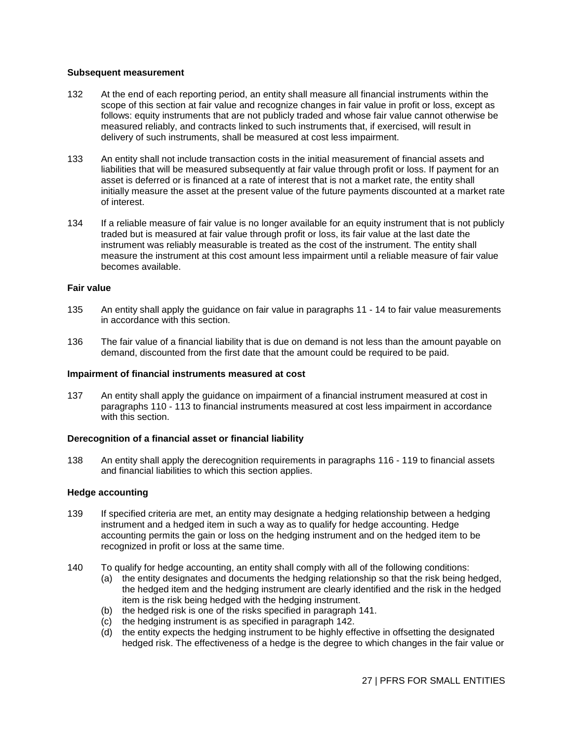### Subsequent measurement

132 At the end of each reporting period, an entity shall measure all financial instruments within the scope of this section at fair value and recognize changes in fair value in profit or loss, except as follows: equity instruments that are not publicly traded and whose fair value cannot otherwise be measured reliably, and contracts linked to such instruments that, if exercised, will result in delivery of such instruments, shall be measured at cost less impairment.

133 An entity shall not include transaction costs in the initial measurement of financial assets and liabilities that will be measured subsequently at fair value through profit or loss. If payment for an asset is deferred or is financed at a rate of interest that is not a market rate, the entity shall initially measure the asset at the present value of the future payments discounted at a market rate of interest.

134 If a reliable measure of fair value is no longer available for an equity instrument that is not publicly traded but is measured at fair value through profit or loss, its fair value at the last date the instrument was reliably measurable is treated as the cost of the instrument. The entity shall measure the instrument at this cost amount less impairment until a reliable measure of fair value becomes available.

### Fair value

135 An entity shall apply the guidance on fair value in paragraphs 11 - 14 to fair value measurements in accordance with this section.

136 The fair value of a financial liability that is due on demand is not less than the amount payable on demand, discounted from the first date that the amount could be required to be paid.

### Impairment of financial instruments measured at cost

137 An entity shall apply the guidance on impairment of a financial instrument measured at cost in paragraphs 110 - 113 to financial instruments measured at cost less impairment in accordance with this section.

### Derecognition of a financial asset or financial liability

138 An entity shall apply the derecognition requirements in paragraphs 116 - 119 to financial assets and financial liabilities to which this section applies.

### Hedge accounting

139 If specified criteria are met, an entity may designate a hedging relationship between a hedging instrument and a hedged item in such a way as to qualify for hedge accounting. Hedge accounting permits the gain or loss on the hedging instrument and on the hedged item to be recognized in profit or loss at the same time.

140 To qualify for hedge accounting, an entity shall comply with all of the following conditions:

(a) the entity designates and documents the hedging relationship so that the risk being hedged, the hedged item and the hedging instrument are clearly identified and the risk in the hedged item is the risk being hedged with the hedging instrument.

(b) the hedged risk is one of the risks specified in paragraph 141.

(c) the hedging instrument is as specified in paragraph 142.

(d) the entity expects the hedging instrument to be highly effective in offsetting the designated hedged risk. The effectiveness of a hedge is the degree to which changes in the fair value or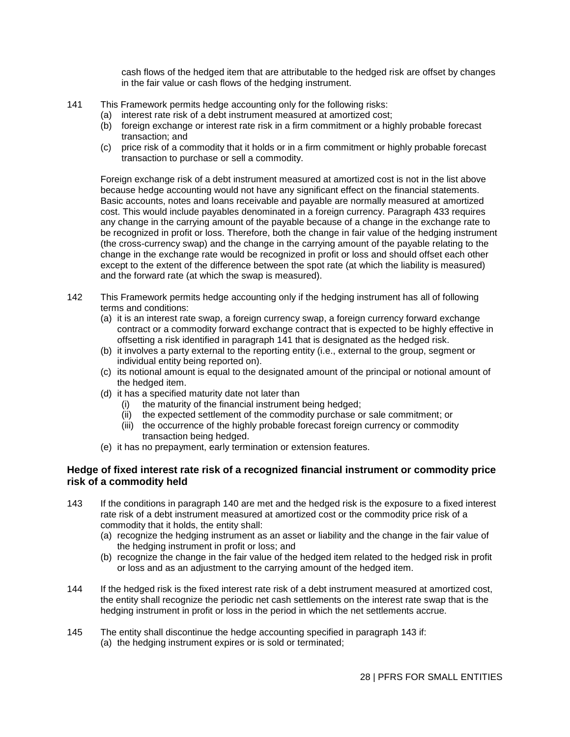cash flows of the hedged item that are attributable to the hedged risk are offset by changes in the fair value or cash flows of the hedging instrument.

141 This Framework permits hedge accounting only for the following risks:

(a) interest rate risk of a debt instrument measured at amortized cost;
(b) foreign exchange or interest rate risk in a firm commitment or a highly probable forecast transaction; and
(c) price risk of a commodity that it holds or in a firm commitment or highly probable forecast transaction to purchase or sell a commodity.

Foreign exchange risk of a debt instrument measured at amortized cost is not in the list above because hedge accounting would not have any significant effect on the financial statements. Basic accounts, notes and loans receivable and payable are normally measured at amortized cost. This would include payables denominated in a foreign currency. Paragraph 433 requires any change in the carrying amount of the payable because of a change in the exchange rate to be recognized in profit or loss. Therefore, both the change in fair value of the hedging instrument (the cross-currency swap) and the change in the carrying amount of the payable relating to the change in the exchange rate would be recognized in profit or loss and should offset each other except to the extent of the difference between the spot rate (at which the liability is measured) and the forward rate (at which the swap is measured).

142 This Framework permits hedge accounting only if the hedging instrument has all of following terms and conditions:

(a) it is an interest rate swap, a foreign currency swap, a foreign currency forward exchange contract or a commodity forward exchange contract that is expected to be highly effective in offsetting a risk identified in paragraph 141 that is designated as the hedged risk.
(b) it involves a party external to the reporting entity (i.e., external to the group, segment or individual entity being reported on).
(c) its notional amount is equal to the designated amount of the principal or notional amount of the hedged item.
(d) it has a specified maturity date not later than
   (i) the maturity of the financial instrument being hedged;
   (ii) the expected settlement of the commodity purchase or sale commitment; or
   (iii) the occurrence of the highly probable forecast foreign currency or commodity transaction being hedged.
(e) it has no prepayment, early termination or extension features.

### Hedge of fixed interest rate risk of a recognized financial instrument or commodity price risk of a commodity held

143 If the conditions in paragraph 140 are met and the hedged risk is the exposure to a fixed interest rate risk of a debt instrument measured at amortized cost or the commodity price risk of a commodity that it holds, the entity shall:

(a) recognize the hedging instrument as an asset or liability and the change in the fair value of the hedging instrument in profit or loss; and
(b) recognize the change in the fair value of the hedged item related to the hedged risk in profit or loss and as an adjustment to the carrying amount of the hedged item.

144 If the hedged risk is the fixed interest rate risk of a debt instrument measured at amortized cost, the entity shall recognize the periodic net cash settlements on the interest rate swap that is the hedging instrument in profit or loss in the period in which the net settlements accrue.

145 The entity shall discontinue the hedge accounting specified in paragraph 143 if:

(a) the hedging instrument expires or is sold or terminated;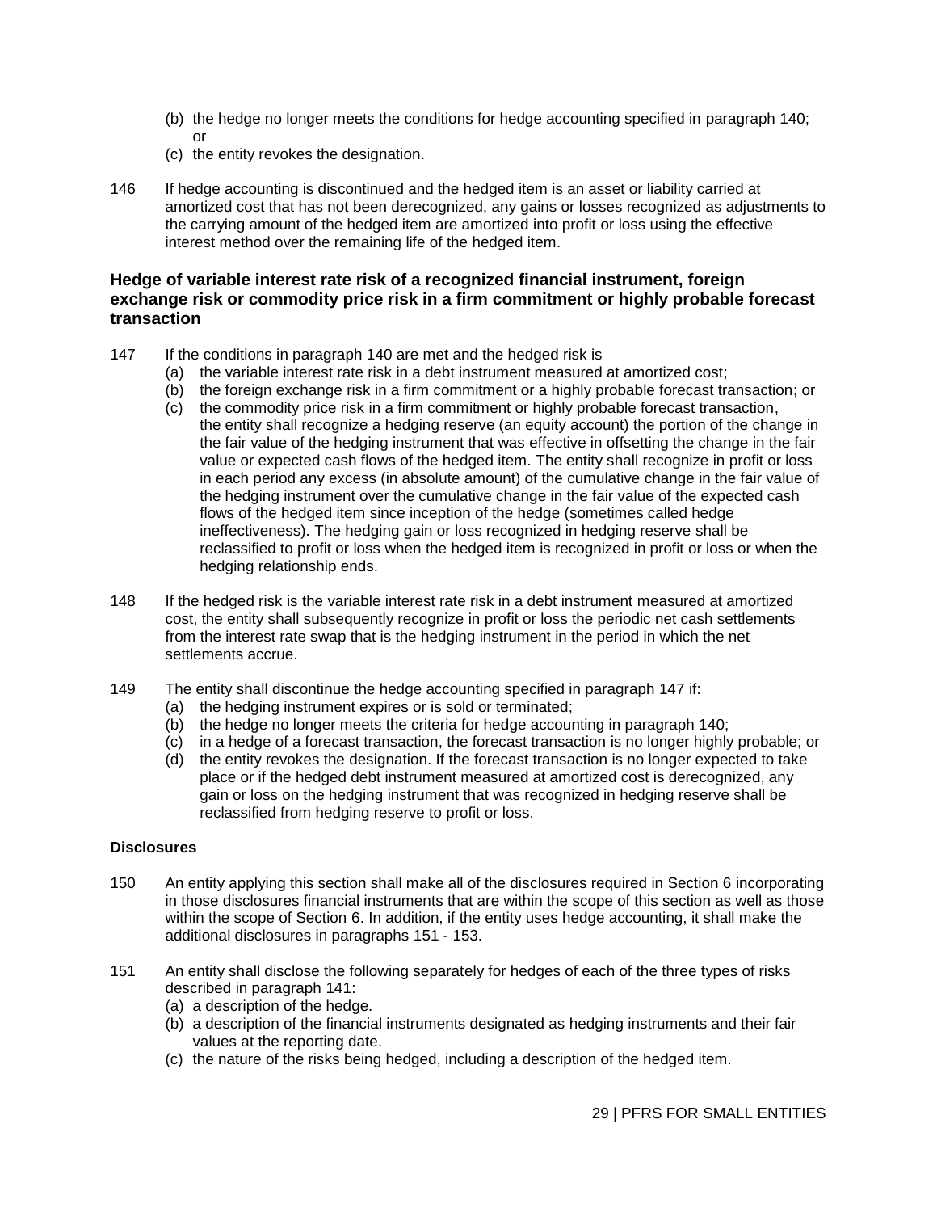(b) the hedge no longer meets the conditions for hedge accounting specified in paragraph 140; or
(c) the entity revokes the designation.

146 If hedge accounting is discontinued and the hedged item is an asset or liability carried at amortized cost that has not been derecognized, any gains or losses recognized as adjustments to the carrying amount of the hedged item are amortized into profit or loss using the effective interest method over the remaining life of the hedged item.

### Hedge of variable interest rate risk of a recognized financial instrument, foreign exchange risk or commodity price risk in a firm commitment or highly probable forecast transaction

147 If the conditions in paragraph 140 are met and the hedged risk is
(a) the variable interest rate risk in a debt instrument measured at amortized cost;
(b) the foreign exchange risk in a firm commitment or a highly probable forecast transaction; or
(c) the commodity price risk in a firm commitment or highly probable forecast transaction,
the entity shall recognize a hedging reserve (an equity account) the portion of the change in the fair value of the hedging instrument that was effective in offsetting the change in the fair value or expected cash flows of the hedged item. The entity shall recognize in profit or loss in each period any excess (in absolute amount) of the cumulative change in the fair value of the hedging instrument over the cumulative change in the fair value of the expected cash flows of the hedged item since inception of the hedge (sometimes called hedge ineffectiveness). The hedging gain or loss recognized in hedging reserve shall be reclassified to profit or loss when the hedged item is recognized in profit or loss or when the hedging relationship ends.

148 If the hedged risk is the variable interest rate risk in a debt instrument measured at amortized cost, the entity shall subsequently recognize in profit or loss the periodic net cash settlements from the interest rate swap that is the hedging instrument in the period in which the net settlements accrue.

149 The entity shall discontinue the hedge accounting specified in paragraph 147 if:
(a) the hedging instrument expires or is sold or terminated;
(b) the hedge no longer meets the criteria for hedge accounting in paragraph 140;
(c) in a hedge of a forecast transaction, the forecast transaction is no longer highly probable; or
(d) the entity revokes the designation. If the forecast transaction is no longer expected to take place or if the hedged debt instrument measured at amortized cost is derecognized, any gain or loss on the hedging instrument that was recognized in hedging reserve shall be reclassified from hedging reserve to profit or loss.

#### Disclosures

150 An entity applying this section shall make all of the disclosures required in Section 6 incorporating in those disclosures financial instruments that are within the scope of this section as well as those within the scope of Section 6. In addition, if the entity uses hedge accounting, it shall make the additional disclosures in paragraphs 151 - 153.

151 An entity shall disclose the following separately for hedges of each of the three types of risks described in paragraph 141:
(a) a description of the hedge.
(b) a description of the financial instruments designated as hedging instruments and their fair values at the reporting date.
(c) the nature of the risks being hedged, including a description of the hedged item.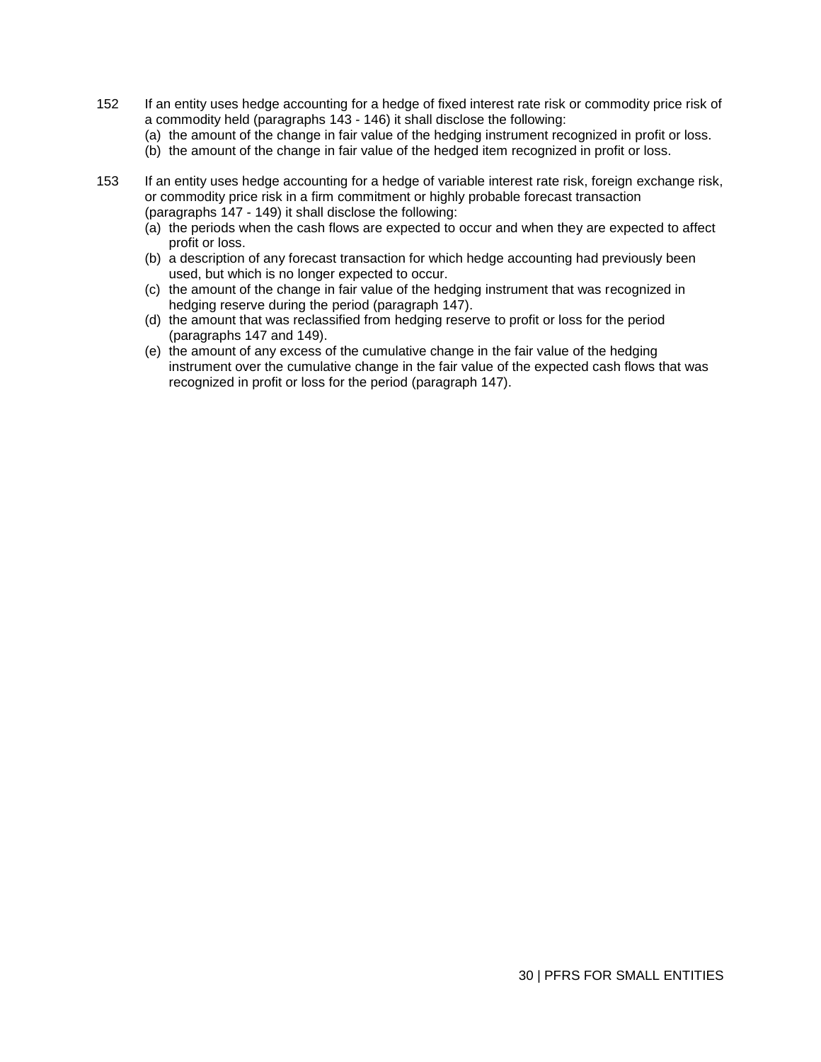152 If an entity uses hedge accounting for a hedge of fixed interest rate risk or commodity price risk of a commodity held (paragraphs 143 - 146) it shall disclose the following:

(a) the amount of the change in fair value of the hedging instrument recognized in profit or loss.

(b) the amount of the change in fair value of the hedged item recognized in profit or loss.

153 If an entity uses hedge accounting for a hedge of variable interest rate risk, foreign exchange risk, or commodity price risk in a firm commitment or highly probable forecast transaction (paragraphs 147 - 149) it shall disclose the following:

(a) the periods when the cash flows are expected to occur and when they are expected to affect profit or loss.

(b) a description of any forecast transaction for which hedge accounting had previously been used, but which is no longer expected to occur.

(c) the amount of the change in fair value of the hedging instrument that was recognized in hedging reserve during the period (paragraph 147).

(d) the amount that was reclassified from hedging reserve to profit or loss for the period (paragraphs 147 and 149).

(e) the amount of any excess of the cumulative change in the fair value of the hedging instrument over the cumulative change in the fair value of the expected cash flows that was recognized in profit or loss for the period (paragraph 147).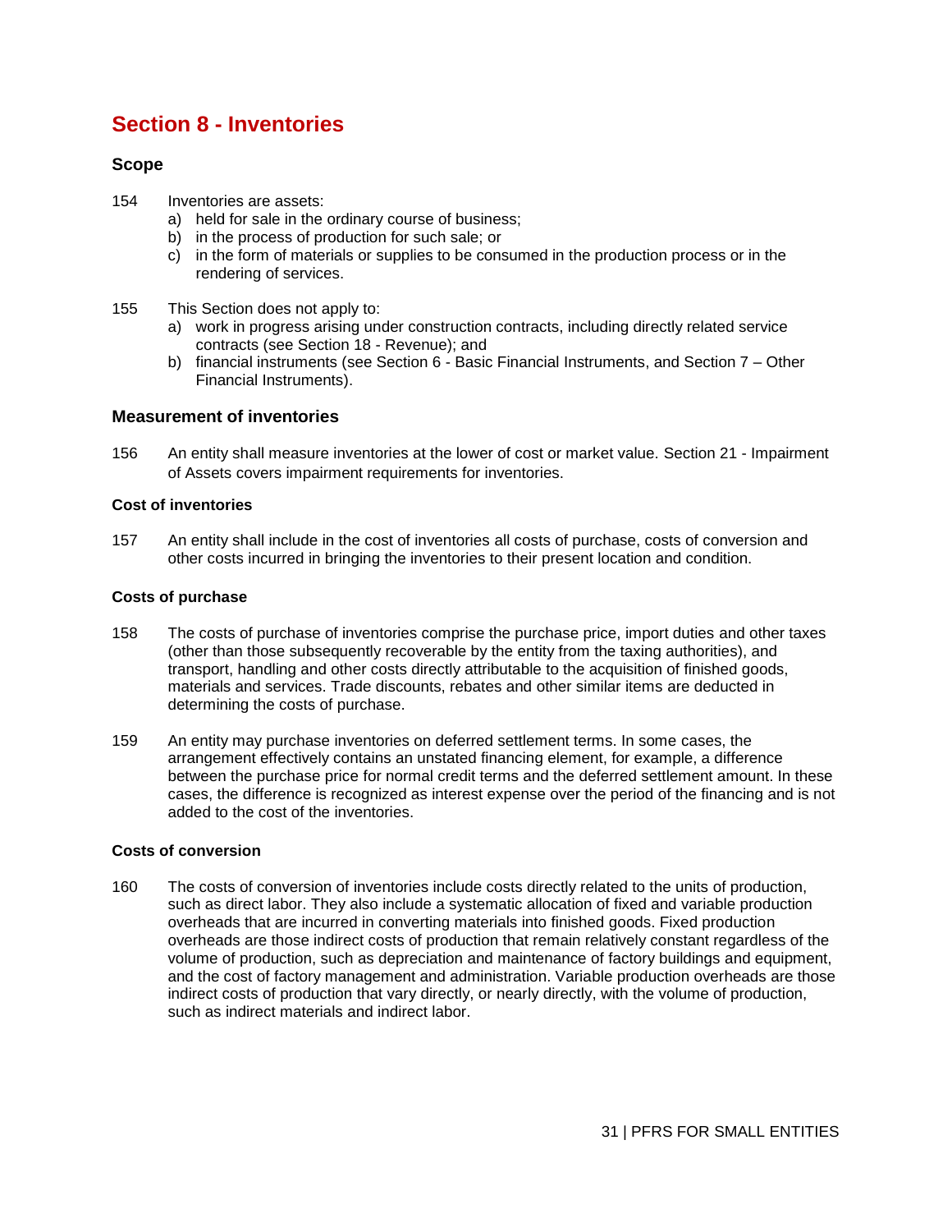# Section 8 - Inventories

## Scope

154 Inventories are assets:

a) held for sale in the ordinary course of business;
b) in the process of production for such sale; or
c) in the form of materials or supplies to be consumed in the production process or in the rendering of services.

155 This Section does not apply to:

a) work in progress arising under construction contracts, including directly related service contracts (see Section 18 - Revenue); and
b) financial instruments (see Section 6 - Basic Financial Instruments, and Section 7 – Other Financial Instruments).

## Measurement of inventories

156 An entity shall measure inventories at the lower of cost or market value. Section 21 - Impairment of Assets covers impairment requirements for inventories.

### Cost of inventories

157 An entity shall include in the cost of inventories all costs of purchase, costs of conversion and other costs incurred in bringing the inventories to their present location and condition.

### Costs of purchase

158 The costs of purchase of inventories comprise the purchase price, import duties and other taxes (other than those subsequently recoverable by the entity from the taxing authorities), and transport, handling and other costs directly attributable to the acquisition of finished goods, materials and services. Trade discounts, rebates and other similar items are deducted in determining the costs of purchase.

159 An entity may purchase inventories on deferred settlement terms. In some cases, the arrangement effectively contains an unstated financing element, for example, a difference between the purchase price for normal credit terms and the deferred settlement amount. In these cases, the difference is recognized as interest expense over the period of the financing and is not added to the cost of the inventories.

### Costs of conversion

160 The costs of conversion of inventories include costs directly related to the units of production, such as direct labor. They also include a systematic allocation of fixed and variable production overheads that are incurred in converting materials into finished goods. Fixed production overheads are those indirect costs of production that remain relatively constant regardless of the volume of production, such as depreciation and maintenance of factory buildings and equipment, and the cost of factory management and administration. Variable production overheads are those indirect costs of production that vary directly, or nearly directly, with the volume of production, such as indirect materials and indirect labor.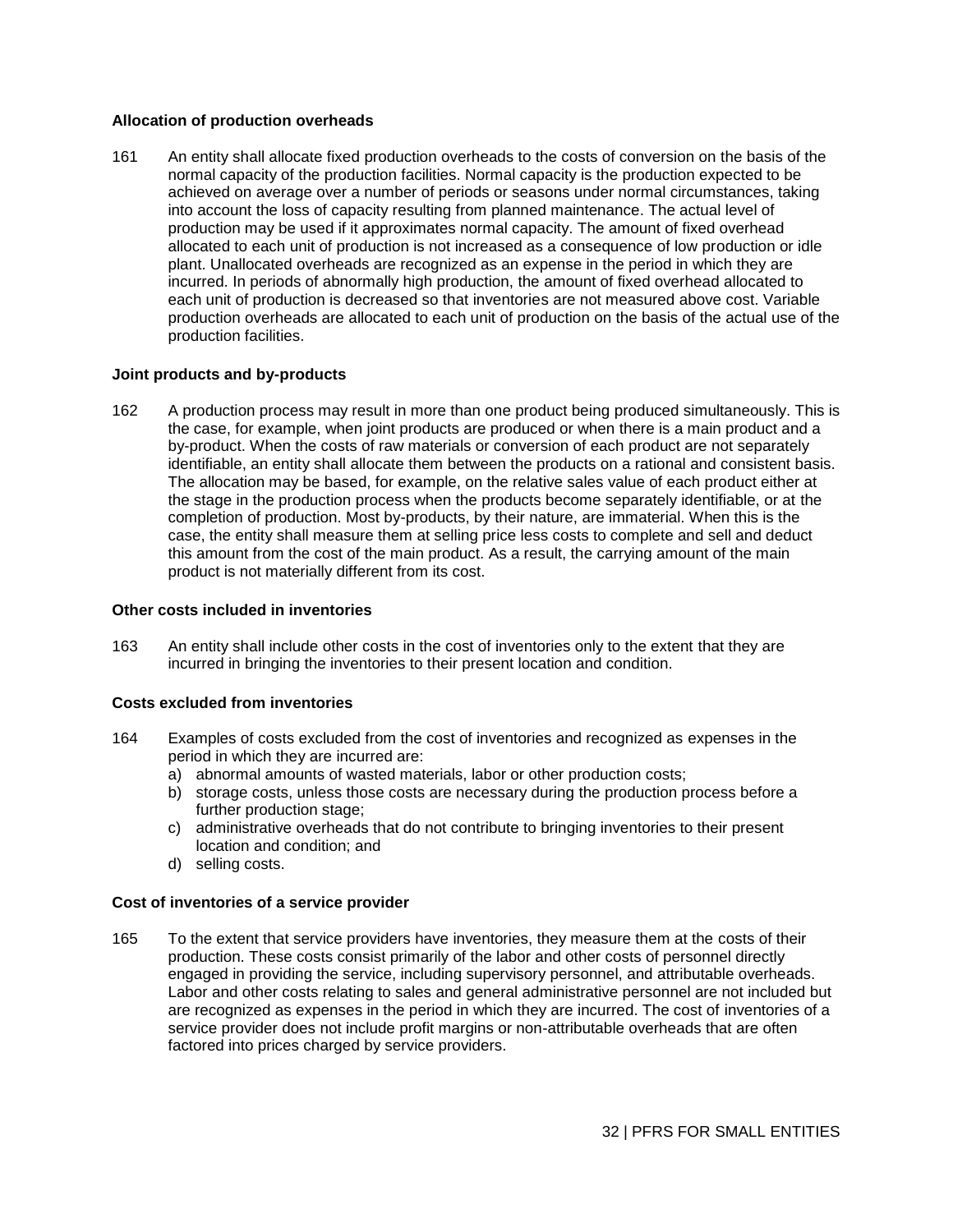**Allocation of production overheads**

161 An entity shall allocate fixed production overheads to the costs of conversion on the basis of the normal capacity of the production facilities. Normal capacity is the production expected to be achieved on average over a number of periods or seasons under normal circumstances, taking into account the loss of capacity resulting from planned maintenance. The actual level of production may be used if it approximates normal capacity. The amount of fixed overhead allocated to each unit of production is not increased as a consequence of low production or idle plant. Unallocated overheads are recognized as an expense in the period in which they are incurred. In periods of abnormally high production, the amount of fixed overhead allocated to each unit of production is decreased so that inventories are not measured above cost. Variable production overheads are allocated to each unit of production on the basis of the actual use of the production facilities.

**Joint products and by-products**

162 A production process may result in more than one product being produced simultaneously. This is the case, for example, when joint products are produced or when there is a main product and a by-product. When the costs of raw materials or conversion of each product are not separately identifiable, an entity shall allocate them between the products on a rational and consistent basis. The allocation may be based, for example, on the relative sales value of each product either at the stage in the production process when the products become separately identifiable, or at the completion of production. Most by-products, by their nature, are immaterial. When this is the case, the entity shall measure them at selling price less costs to complete and sell and deduct this amount from the cost of the main product. As a result, the carrying amount of the main product is not materially different from its cost.

**Other costs included in inventories**

163 An entity shall include other costs in the cost of inventories only to the extent that they are incurred in bringing the inventories to their present location and condition.

**Costs excluded from inventories**

164 Examples of costs excluded from the cost of inventories and recognized as expenses in the period in which they are incurred are:

a) abnormal amounts of wasted materials, labor or other production costs;
b) storage costs, unless those costs are necessary during the production process before a further production stage;
c) administrative overheads that do not contribute to bringing inventories to their present location and condition; and
d) selling costs.

**Cost of inventories of a service provider**

165 To the extent that service providers have inventories, they measure them at the costs of their production. These costs consist primarily of the labor and other costs of personnel directly engaged in providing the service, including supervisory personnel, and attributable overheads. Labor and other costs relating to sales and general administrative personnel are not included but are recognized as expenses in the period in which they are incurred. The cost of inventories of a service provider does not include profit margins or non-attributable overheads that are often factored into prices charged by service providers.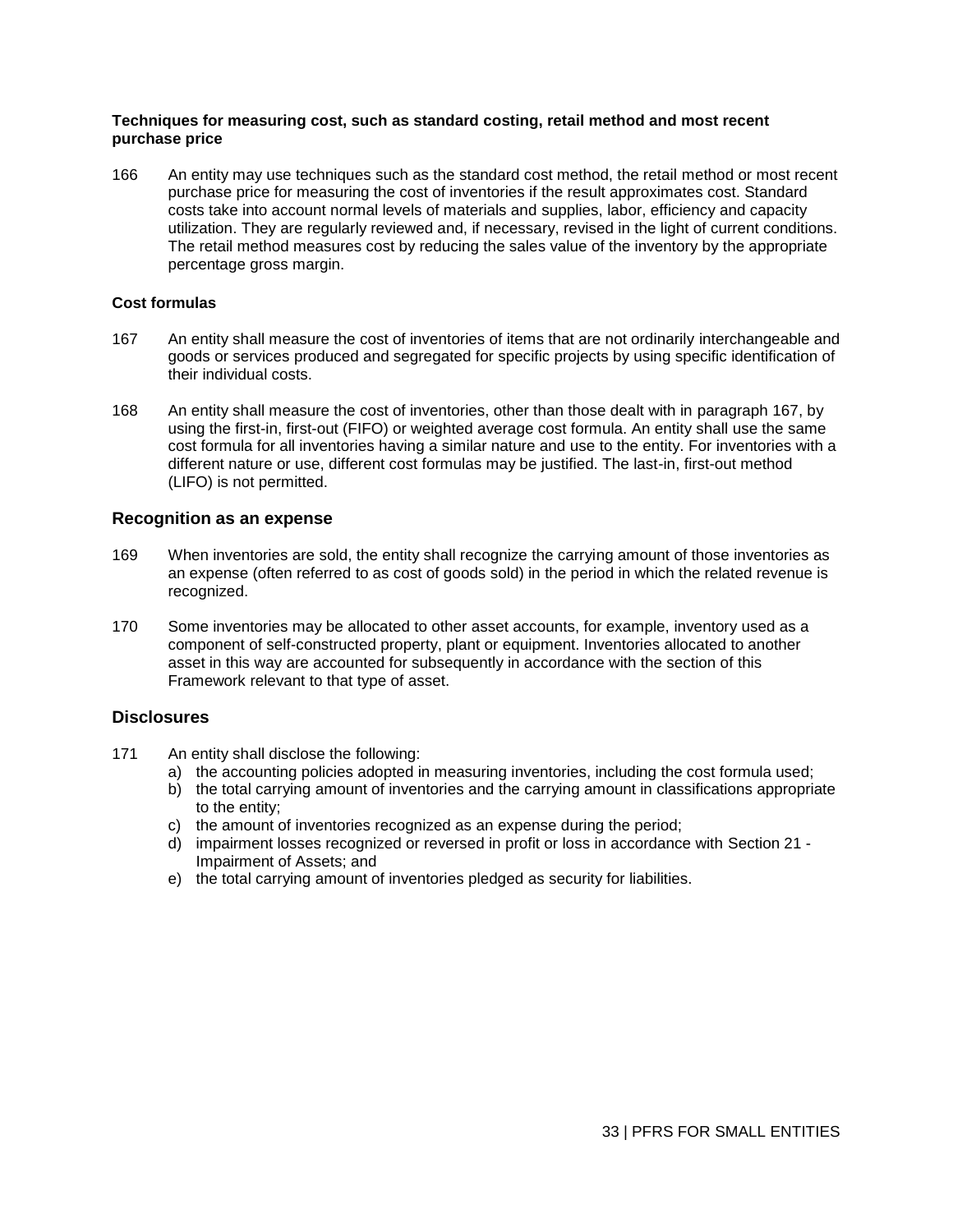**Techniques for measuring cost, such as standard costing, retail method and most recent purchase price**

166 An entity may use techniques such as the standard cost method, the retail method or most recent purchase price for measuring the cost of inventories if the result approximates cost. Standard costs take into account normal levels of materials and supplies, labor, efficiency and capacity utilization. They are regularly reviewed and, if necessary, revised in the light of current conditions. The retail method measures cost by reducing the sales value of the inventory by the appropriate percentage gross margin.

**Cost formulas**

167 An entity shall measure the cost of inventories of items that are not ordinarily interchangeable and goods or services produced and segregated for specific projects by using specific identification of their individual costs.

168 An entity shall measure the cost of inventories, other than those dealt with in paragraph 167, by using the first-in, first-out (FIFO) or weighted average cost formula. An entity shall use the same cost formula for all inventories having a similar nature and use to the entity. For inventories with a different nature or use, different cost formulas may be justified. The last-in, first-out method (LIFO) is not permitted.

## Recognition as an expense

169 When inventories are sold, the entity shall recognize the carrying amount of those inventories as an expense (often referred to as cost of goods sold) in the period in which the related revenue is recognized.

170 Some inventories may be allocated to other asset accounts, for example, inventory used as a component of self-constructed property, plant or equipment. Inventories allocated to another asset in this way are accounted for subsequently in accordance with the section of this Framework relevant to that type of asset.

## Disclosures

171 An entity shall disclose the following:

a) the accounting policies adopted in measuring inventories, including the cost formula used;
b) the total carrying amount of inventories and the carrying amount in classifications appropriate to the entity;
c) the amount of inventories recognized as an expense during the period;
d) impairment losses recognized or reversed in profit or loss in accordance with Section 21 - Impairment of Assets; and
e) the total carrying amount of inventories pledged as security for liabilities.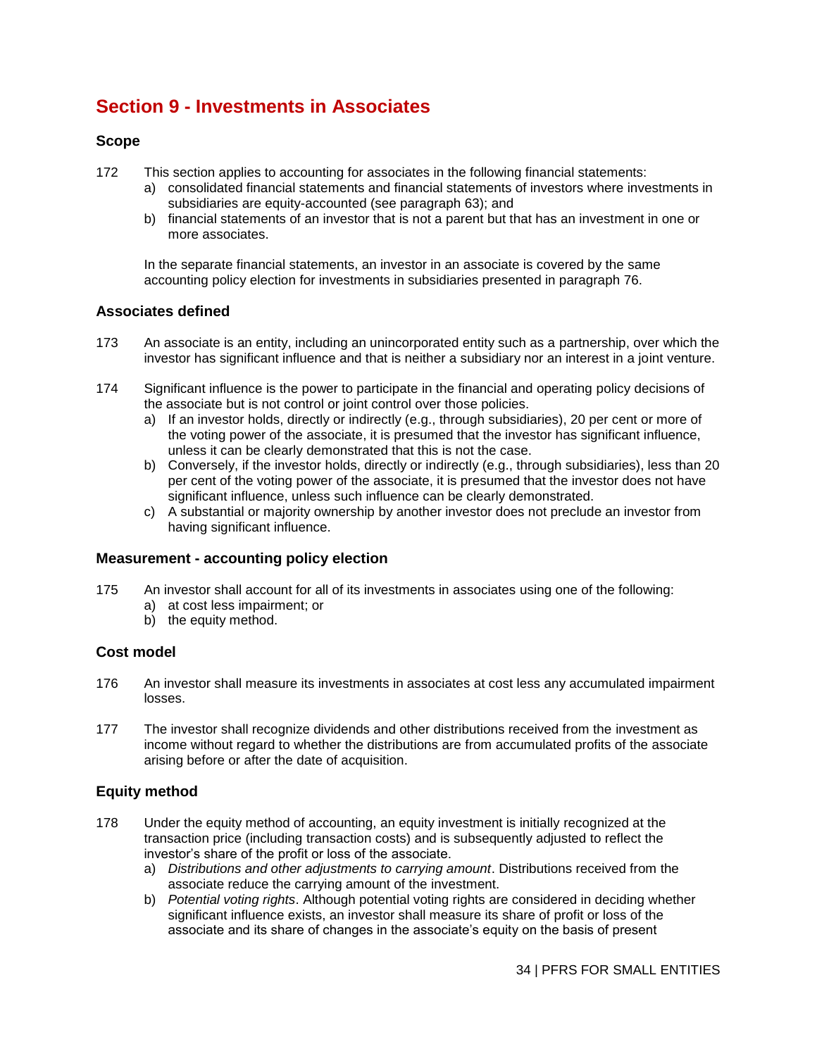## Section 9 - Investments in Associates

### Scope

172 This section applies to accounting for associates in the following financial statements:

a) consolidated financial statements and financial statements of investors where investments in subsidiaries are equity-accounted (see paragraph 63); and
b) financial statements of an investor that is not a parent but that has an investment in one or more associates.

In the separate financial statements, an investor in an associate is covered by the same accounting policy election for investments in subsidiaries presented in paragraph 76.

### Associates defined

173 An associate is an entity, including an unincorporated entity such as a partnership, over which the investor has significant influence and that is neither a subsidiary nor an interest in a joint venture.

174 Significant influence is the power to participate in the financial and operating policy decisions of the associate but is not control or joint control over those policies.

a) If an investor holds, directly or indirectly (e.g., through subsidiaries), 20 per cent or more of the voting power of the associate, it is presumed that the investor has significant influence, unless it can be clearly demonstrated that this is not the case.
b) Conversely, if the investor holds, directly or indirectly (e.g., through subsidiaries), less than 20 per cent of the voting power of the associate, it is presumed that the investor does not have significant influence, unless such influence can be clearly demonstrated.
c) A substantial or majority ownership by another investor does not preclude an investor from having significant influence.

### Measurement - accounting policy election

175 An investor shall account for all of its investments in associates using one of the following:

a) at cost less impairment; or
b) the equity method.

### Cost model

176 An investor shall measure its investments in associates at cost less any accumulated impairment losses.

177 The investor shall recognize dividends and other distributions received from the investment as income without regard to whether the distributions are from accumulated profits of the associate arising before or after the date of acquisition.

### Equity method

178 Under the equity method of accounting, an equity investment is initially recognized at the transaction price (including transaction costs) and is subsequently adjusted to reflect the investor's share of the profit or loss of the associate.

a) *Distributions and other adjustments to carrying amount*. Distributions received from the associate reduce the carrying amount of the investment.
b) *Potential voting rights*. Although potential voting rights are considered in deciding whether significant influence exists, an investor shall measure its share of profit or loss of the associate and its share of changes in the associate's equity on the basis of present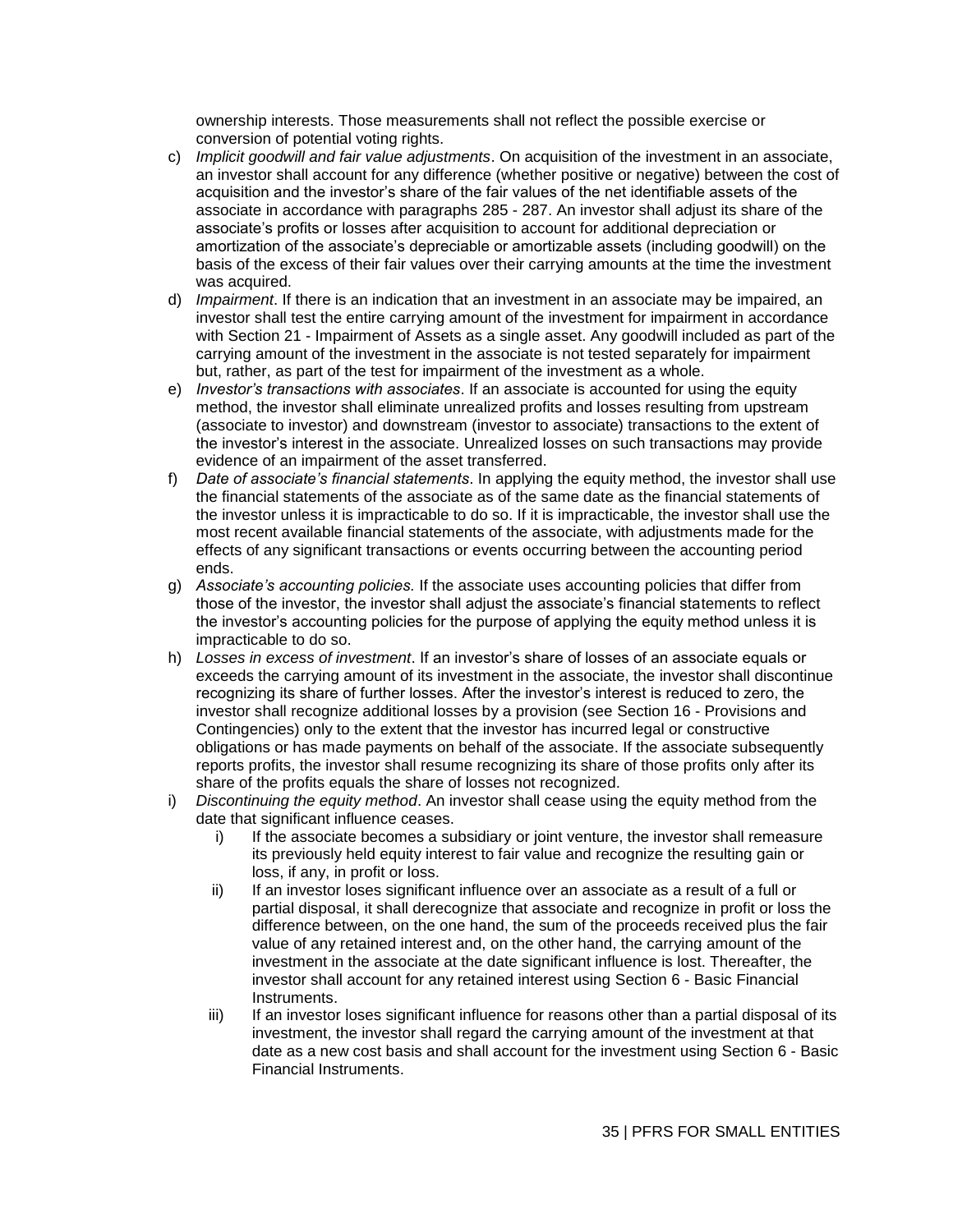ownership interests. Those measurements shall not reflect the possible exercise or conversion of potential voting rights.

c) *Implicit goodwill and fair value adjustments*. On acquisition of the investment in an associate, an investor shall account for any difference (whether positive or negative) between the cost of acquisition and the investor's share of the fair values of the net identifiable assets of the associate in accordance with paragraphs 285 - 287. An investor shall adjust its share of the associate's profits or losses after acquisition to account for additional depreciation or amortization of the associate's depreciable or amortizable assets (including goodwill) on the basis of the excess of their fair values over their carrying amounts at the time the investment was acquired.

d) *Impairment*. If there is an indication that an investment in an associate may be impaired, an investor shall test the entire carrying amount of the investment for impairment in accordance with Section 21 - Impairment of Assets as a single asset. Any goodwill included as part of the carrying amount of the investment in the associate is not tested separately for impairment but, rather, as part of the test for impairment of the investment as a whole.

e) *Investor's transactions with associates*. If an associate is accounted for using the equity method, the investor shall eliminate unrealized profits and losses resulting from upstream (associate to investor) and downstream (investor to associate) transactions to the extent of the investor's interest in the associate. Unrealized losses on such transactions may provide evidence of an impairment of the asset transferred.

f) *Date of associate's financial statements*. In applying the equity method, the investor shall use the financial statements of the associate as of the same date as the financial statements of the investor unless it is impracticable to do so. If it is impracticable, the investor shall use the most recent available financial statements of the associate, with adjustments made for the effects of any significant transactions or events occurring between the accounting period ends.

g) *Associate's accounting policies.* If the associate uses accounting policies that differ from those of the investor, the investor shall adjust the associate's financial statements to reflect the investor's accounting policies for the purpose of applying the equity method unless it is impracticable to do so.

h) *Losses in excess of investment*. If an investor's share of losses of an associate equals or exceeds the carrying amount of its investment in the associate, the investor shall discontinue recognizing its share of further losses. After the investor's interest is reduced to zero, the investor shall recognize additional losses by a provision (see Section 16 - Provisions and Contingencies) only to the extent that the investor has incurred legal or constructive obligations or has made payments on behalf of the associate. If the associate subsequently reports profits, the investor shall resume recognizing its share of those profits only after its share of the profits equals the share of losses not recognized.

i) *Discontinuing the equity method*. An investor shall cease using the equity method from the date that significant influence ceases.

   i) If the associate becomes a subsidiary or joint venture, the investor shall remeasure its previously held equity interest to fair value and recognize the resulting gain or loss, if any, in profit or loss.

   ii) If an investor loses significant influence over an associate as a result of a full or partial disposal, it shall derecognize that associate and recognize in profit or loss the difference between, on the one hand, the sum of the proceeds received plus the fair value of any retained interest and, on the other hand, the carrying amount of the investment in the associate at the date significant influence is lost. Thereafter, the investor shall account for any retained interest using Section 6 - Basic Financial Instruments.

   iii) If an investor loses significant influence for reasons other than a partial disposal of its investment, the investor shall regard the carrying amount of the investment at that date as a new cost basis and shall account for the investment using Section 6 - Basic Financial Instruments.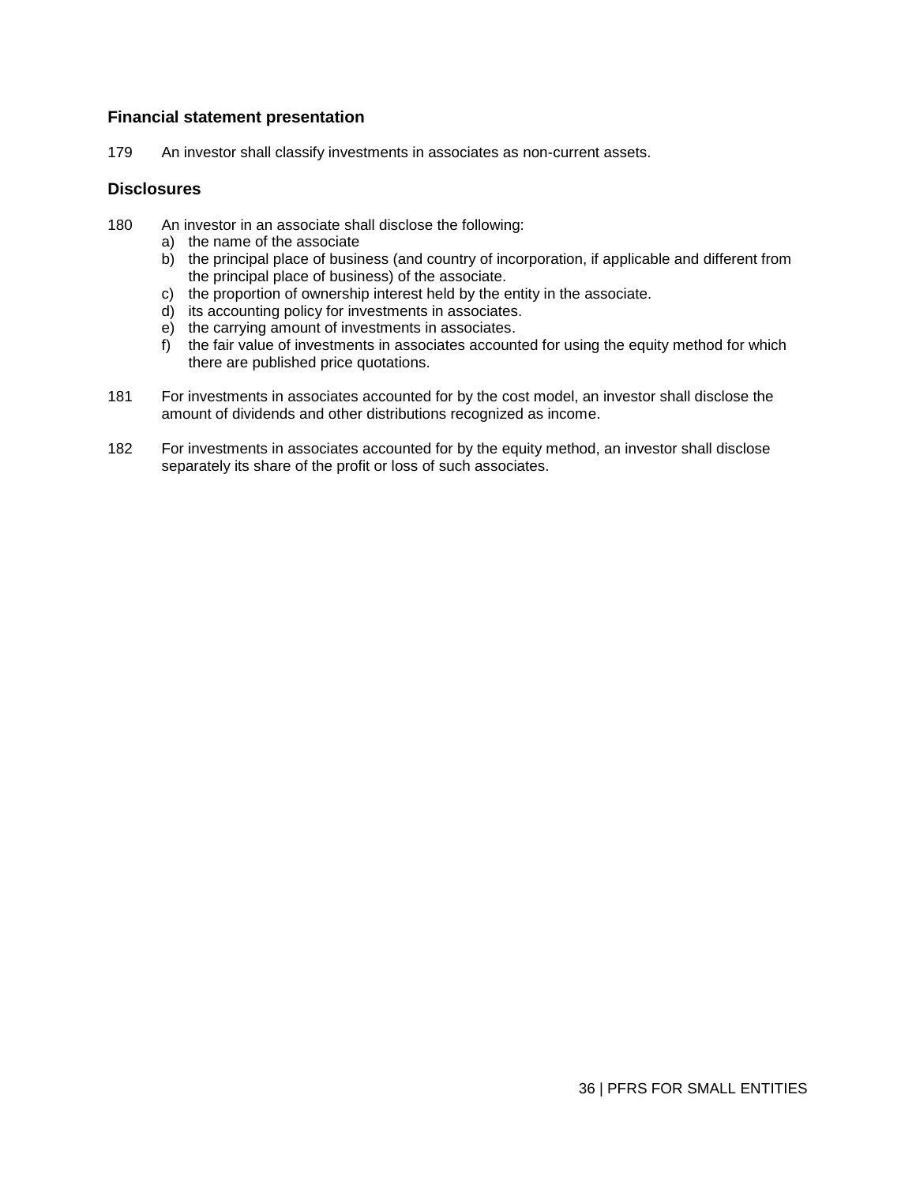### Financial statement presentation

179 An investor shall classify investments in associates as non-current assets.

### Disclosures

180 An investor in an associate shall disclose the following:

a) the name of the associate
b) the principal place of business (and country of incorporation, if applicable and different from the principal place of business) of the associate.
c) the proportion of ownership interest held by the entity in the associate.
d) its accounting policy for investments in associates.
e) the carrying amount of investments in associates.
f) the fair value of investments in associates accounted for using the equity method for which there are published price quotations.

181 For investments in associates accounted for by the cost model, an investor shall disclose the amount of dividends and other distributions recognized as income.

182 For investments in associates accounted for by the equity method, an investor shall disclose separately its share of the profit or loss of such associates.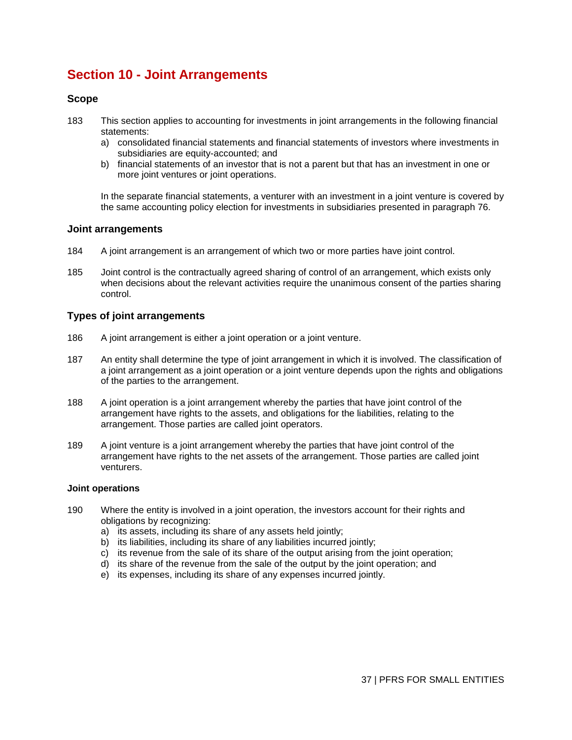# Section 10 - Joint Arrangements

### Scope

183 This section applies to accounting for investments in joint arrangements in the following financial statements:

a) consolidated financial statements and financial statements of investors where investments in subsidiaries are equity-accounted; and
b) financial statements of an investor that is not a parent but that has an investment in one or more joint ventures or joint operations.

In the separate financial statements, a venturer with an investment in a joint venture is covered by the same accounting policy election for investments in subsidiaries presented in paragraph 76.

### Joint arrangements

184 A joint arrangement is an arrangement of which two or more parties have joint control.

185 Joint control is the contractually agreed sharing of control of an arrangement, which exists only when decisions about the relevant activities require the unanimous consent of the parties sharing control.

### Types of joint arrangements

186 A joint arrangement is either a joint operation or a joint venture.

187 An entity shall determine the type of joint arrangement in which it is involved. The classification of a joint arrangement as a joint operation or a joint venture depends upon the rights and obligations of the parties to the arrangement.

188 A joint operation is a joint arrangement whereby the parties that have joint control of the arrangement have rights to the assets, and obligations for the liabilities, relating to the arrangement. Those parties are called joint operators.

189 A joint venture is a joint arrangement whereby the parties that have joint control of the arrangement have rights to the net assets of the arrangement. Those parties are called joint venturers.

#### Joint operations

190 Where the entity is involved in a joint operation, the investors account for their rights and obligations by recognizing:

a) its assets, including its share of any assets held jointly;
b) its liabilities, including its share of any liabilities incurred jointly;
c) its revenue from the sale of its share of the output arising from the joint operation;
d) its share of the revenue from the sale of the output by the joint operation; and
e) its expenses, including its share of any expenses incurred jointly.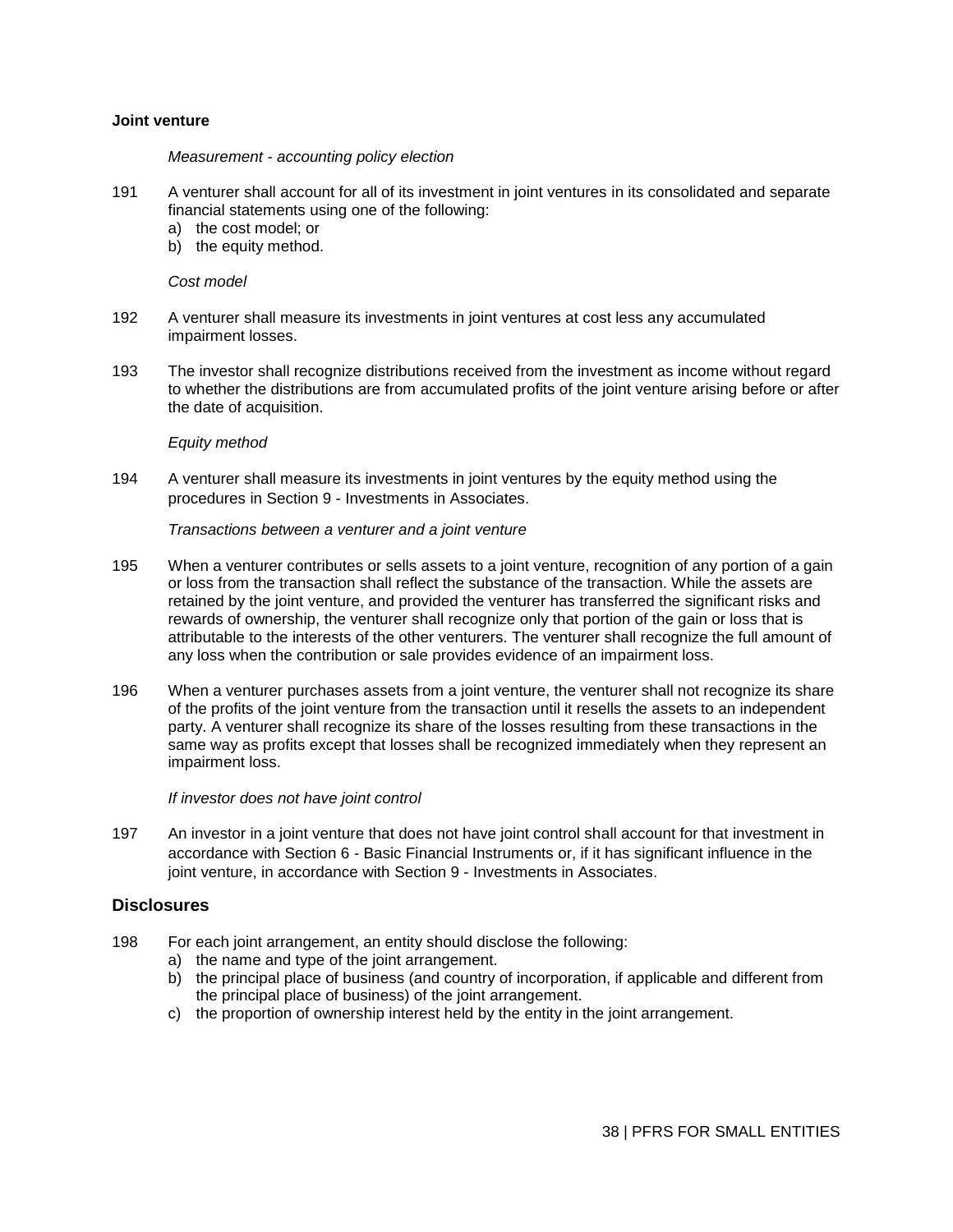### Joint venture

*Measurement - accounting policy election*

191 A venturer shall account for all of its investment in joint ventures in its consolidated and separate financial statements using one of the following:
  a) the cost model; or
  b) the equity method.

*Cost model*

192 A venturer shall measure its investments in joint ventures at cost less any accumulated impairment losses.

193 The investor shall recognize distributions received from the investment as income without regard to whether the distributions are from accumulated profits of the joint venture arising before or after the date of acquisition.

*Equity method*

194 A venturer shall measure its investments in joint ventures by the equity method using the procedures in Section 9 - Investments in Associates.

*Transactions between a venturer and a joint venture*

195 When a venturer contributes or sells assets to a joint venture, recognition of any portion of a gain or loss from the transaction shall reflect the substance of the transaction. While the assets are retained by the joint venture, and provided the venturer has transferred the significant risks and rewards of ownership, the venturer shall recognize only that portion of the gain or loss that is attributable to the interests of the other venturers. The venturer shall recognize the full amount of any loss when the contribution or sale provides evidence of an impairment loss.

196 When a venturer purchases assets from a joint venture, the venturer shall not recognize its share of the profits of the joint venture from the transaction until it resells the assets to an independent party. A venturer shall recognize its share of the losses resulting from these transactions in the same way as profits except that losses shall be recognized immediately when they represent an impairment loss.

*If investor does not have joint control*

197 An investor in a joint venture that does not have joint control shall account for that investment in accordance with Section 6 - Basic Financial Instruments or, if it has significant influence in the joint venture, in accordance with Section 9 - Investments in Associates.

## Disclosures

198 For each joint arrangement, an entity should disclose the following:
  a) the name and type of the joint arrangement.
  b) the principal place of business (and country of incorporation, if applicable and different from the principal place of business) of the joint arrangement.
  c) the proportion of ownership interest held by the entity in the joint arrangement.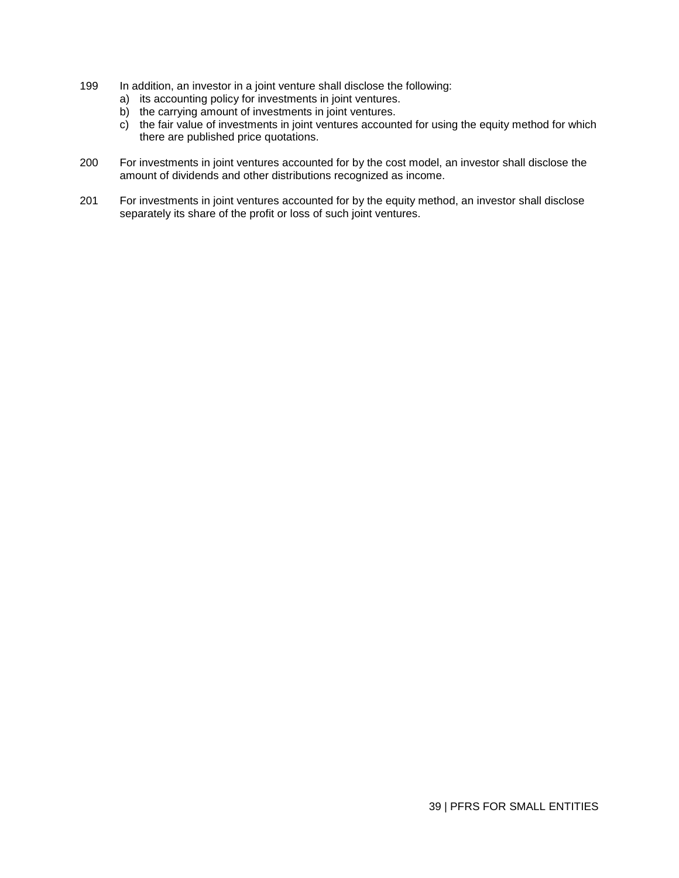199 In addition, an investor in a joint venture shall disclose the following:

a) its accounting policy for investments in joint ventures.
b) the carrying amount of investments in joint ventures.
c) the fair value of investments in joint ventures accounted for using the equity method for which there are published price quotations.

200 For investments in joint ventures accounted for by the cost model, an investor shall disclose the amount of dividends and other distributions recognized as income.

201 For investments in joint ventures accounted for by the equity method, an investor shall disclose separately its share of the profit or loss of such joint ventures.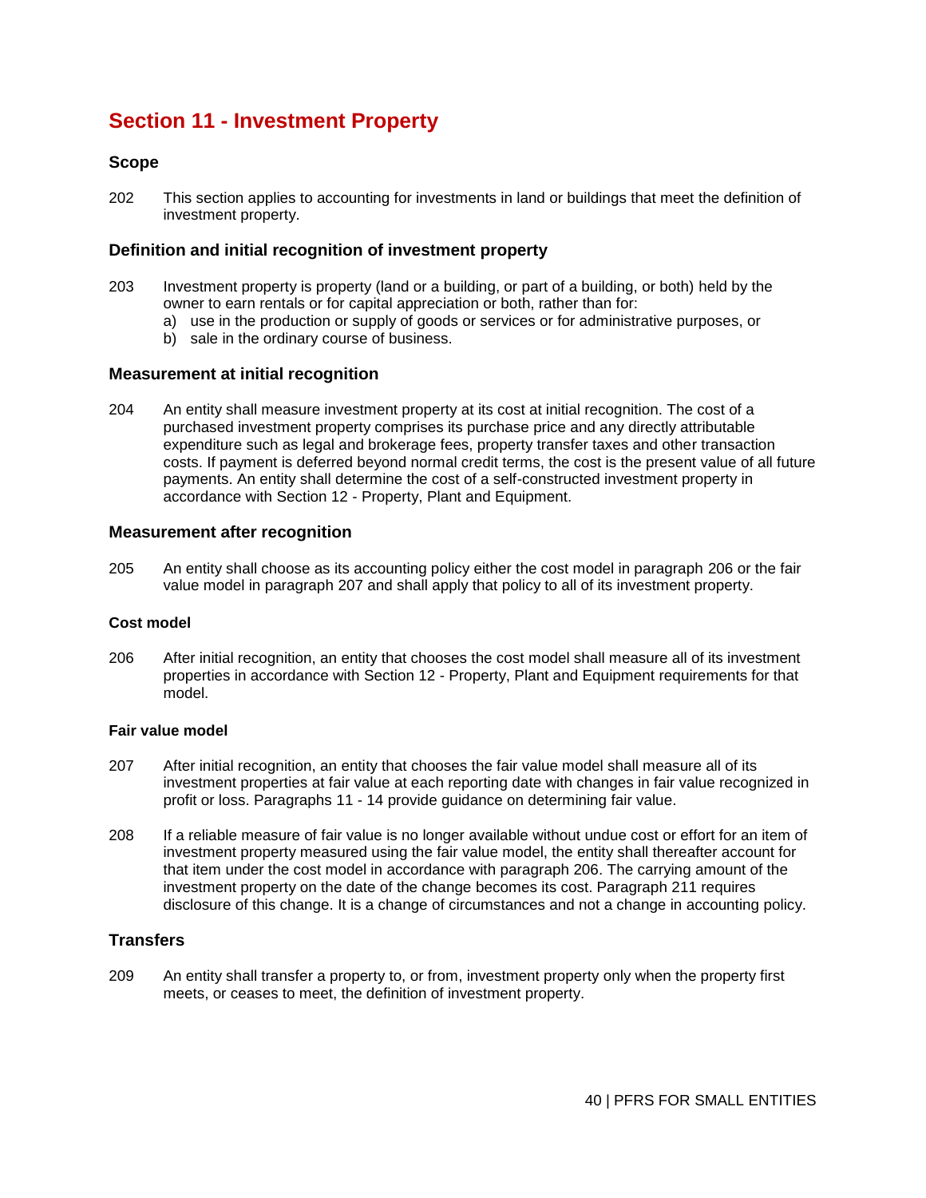# Section 11 - Investment Property

## Scope

202 This section applies to accounting for investments in land or buildings that meet the definition of investment property.

## Definition and initial recognition of investment property

203 Investment property is property (land or a building, or part of a building, or both) held by the owner to earn rentals or for capital appreciation or both, rather than for:

a) use in the production or supply of goods or services or for administrative purposes, or
b) sale in the ordinary course of business.

## Measurement at initial recognition

204 An entity shall measure investment property at its cost at initial recognition. The cost of a purchased investment property comprises its purchase price and any directly attributable expenditure such as legal and brokerage fees, property transfer taxes and other transaction costs. If payment is deferred beyond normal credit terms, the cost is the present value of all future payments. An entity shall determine the cost of a self-constructed investment property in accordance with Section 12 - Property, Plant and Equipment.

## Measurement after recognition

205 An entity shall choose as its accounting policy either the cost model in paragraph 206 or the fair value model in paragraph 207 and shall apply that policy to all of its investment property.

### Cost model

206 After initial recognition, an entity that chooses the cost model shall measure all of its investment properties in accordance with Section 12 - Property, Plant and Equipment requirements for that model.

### Fair value model

207 After initial recognition, an entity that chooses the fair value model shall measure all of its investment properties at fair value at each reporting date with changes in fair value recognized in profit or loss. Paragraphs 11 - 14 provide guidance on determining fair value.

208 If a reliable measure of fair value is no longer available without undue cost or effort for an item of investment property measured using the fair value model, the entity shall thereafter account for that item under the cost model in accordance with paragraph 206. The carrying amount of the investment property on the date of the change becomes its cost. Paragraph 211 requires disclosure of this change. It is a change of circumstances and not a change in accounting policy.

## Transfers

209 An entity shall transfer a property to, or from, investment property only when the property first meets, or ceases to meet, the definition of investment property.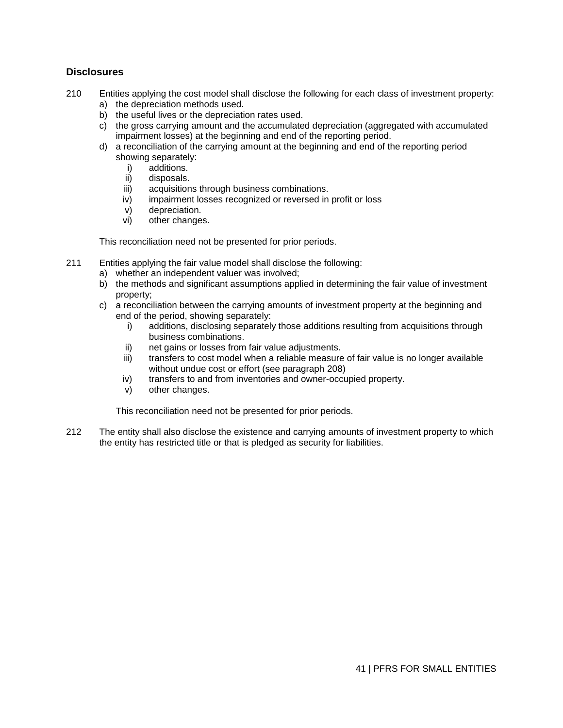## Disclosures

210 Entities applying the cost model shall disclose the following for each class of investment property:

a) the depreciation methods used.
b) the useful lives or the depreciation rates used.
c) the gross carrying amount and the accumulated depreciation (aggregated with accumulated impairment losses) at the beginning and end of the reporting period.
d) a reconciliation of the carrying amount at the beginning and end of the reporting period showing separately:
    i) additions.
    ii) disposals.
    iii) acquisitions through business combinations.
    iv) impairment losses recognized or reversed in profit or loss
    v) depreciation.
    vi) other changes.

This reconciliation need not be presented for prior periods.

211 Entities applying the fair value model shall disclose the following:

a) whether an independent valuer was involved;
b) the methods and significant assumptions applied in determining the fair value of investment property;
c) a reconciliation between the carrying amounts of investment property at the beginning and end of the period, showing separately:
    i) additions, disclosing separately those additions resulting from acquisitions through business combinations.
    ii) net gains or losses from fair value adjustments.
    iii) transfers to cost model when a reliable measure of fair value is no longer available without undue cost or effort (see paragraph 208)
    iv) transfers to and from inventories and owner-occupied property.
    v) other changes.

This reconciliation need not be presented for prior periods.

212 The entity shall also disclose the existence and carrying amounts of investment property to which the entity has restricted title or that is pledged as security for liabilities.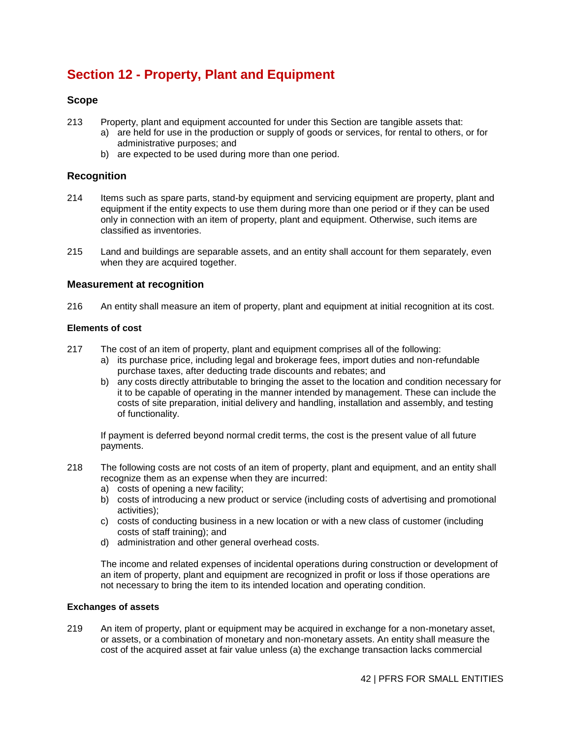# Section 12 - Property, Plant and Equipment

## Scope

213 Property, plant and equipment accounted for under this Section are tangible assets that:

a) are held for use in the production or supply of goods or services, for rental to others, or for administrative purposes; and
b) are expected to be used during more than one period.

## Recognition

214 Items such as spare parts, stand-by equipment and servicing equipment are property, plant and equipment if the entity expects to use them during more than one period or if they can be used only in connection with an item of property, plant and equipment. Otherwise, such items are classified as inventories.

215 Land and buildings are separable assets, and an entity shall account for them separately, even when they are acquired together.

## Measurement at recognition

216 An entity shall measure an item of property, plant and equipment at initial recognition at its cost.

### Elements of cost

217 The cost of an item of property, plant and equipment comprises all of the following:

a) its purchase price, including legal and brokerage fees, import duties and non-refundable purchase taxes, after deducting trade discounts and rebates; and
b) any costs directly attributable to bringing the asset to the location and condition necessary for it to be capable of operating in the manner intended by management. These can include the costs of site preparation, initial delivery and handling, installation and assembly, and testing of functionality.

If payment is deferred beyond normal credit terms, the cost is the present value of all future payments.

218 The following costs are not costs of an item of property, plant and equipment, and an entity shall recognize them as an expense when they are incurred:

a) costs of opening a new facility;
b) costs of introducing a new product or service (including costs of advertising and promotional activities);
c) costs of conducting business in a new location or with a new class of customer (including costs of staff training); and
d) administration and other general overhead costs.

The income and related expenses of incidental operations during construction or development of an item of property, plant and equipment are recognized in profit or loss if those operations are not necessary to bring the item to its intended location and operating condition.

### Exchanges of assets

219 An item of property, plant or equipment may be acquired in exchange for a non-monetary asset, or assets, or a combination of monetary and non-monetary assets. An entity shall measure the cost of the acquired asset at fair value unless (a) the exchange transaction lacks commercial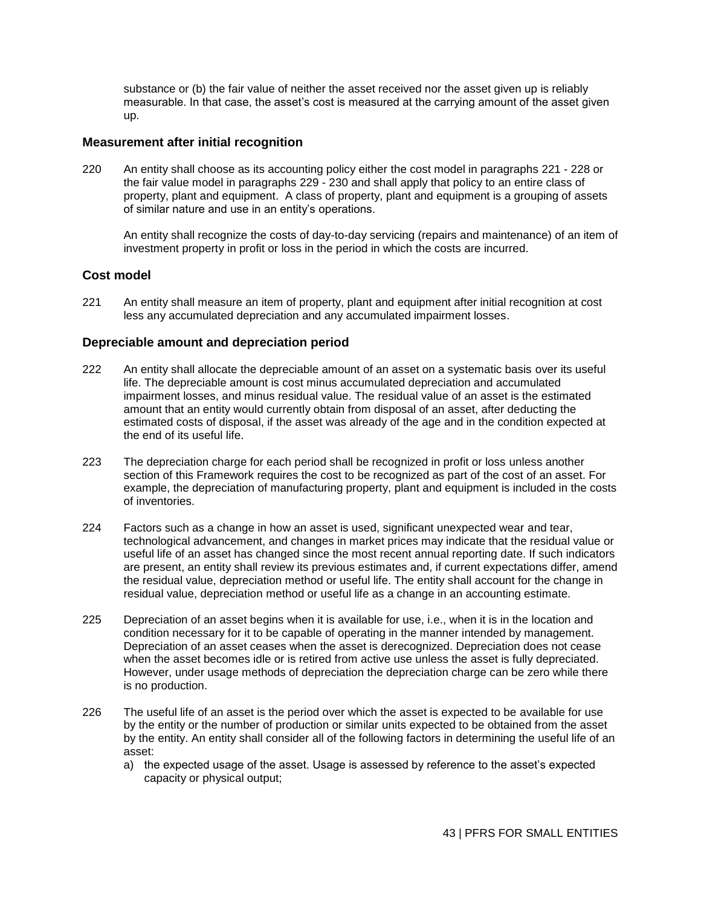substance or (b) the fair value of neither the asset received nor the asset given up is reliably measurable. In that case, the asset's cost is measured at the carrying amount of the asset given up.

### Measurement after initial recognition

220 An entity shall choose as its accounting policy either the cost model in paragraphs 221 - 228 or the fair value model in paragraphs 229 - 230 and shall apply that policy to an entire class of property, plant and equipment. A class of property, plant and equipment is a grouping of assets of similar nature and use in an entity's operations.

An entity shall recognize the costs of day-to-day servicing (repairs and maintenance) of an item of investment property in profit or loss in the period in which the costs are incurred.

### Cost model

221 An entity shall measure an item of property, plant and equipment after initial recognition at cost less any accumulated depreciation and any accumulated impairment losses.

### Depreciable amount and depreciation period

222 An entity shall allocate the depreciable amount of an asset on a systematic basis over its useful life. The depreciable amount is cost minus accumulated depreciation and accumulated impairment losses, and minus residual value. The residual value of an asset is the estimated amount that an entity would currently obtain from disposal of an asset, after deducting the estimated costs of disposal, if the asset was already of the age and in the condition expected at the end of its useful life.

223 The depreciation charge for each period shall be recognized in profit or loss unless another section of this Framework requires the cost to be recognized as part of the cost of an asset. For example, the depreciation of manufacturing property, plant and equipment is included in the costs of inventories.

224 Factors such as a change in how an asset is used, significant unexpected wear and tear, technological advancement, and changes in market prices may indicate that the residual value or useful life of an asset has changed since the most recent annual reporting date. If such indicators are present, an entity shall review its previous estimates and, if current expectations differ, amend the residual value, depreciation method or useful life. The entity shall account for the change in residual value, depreciation method or useful life as a change in an accounting estimate.

225 Depreciation of an asset begins when it is available for use, i.e., when it is in the location and condition necessary for it to be capable of operating in the manner intended by management. Depreciation of an asset ceases when the asset is derecognized. Depreciation does not cease when the asset becomes idle or is retired from active use unless the asset is fully depreciated. However, under usage methods of depreciation the depreciation charge can be zero while there is no production.

226 The useful life of an asset is the period over which the asset is expected to be available for use by the entity or the number of production or similar units expected to be obtained from the asset by the entity. An entity shall consider all of the following factors in determining the useful life of an asset:

a) the expected usage of the asset. Usage is assessed by reference to the asset's expected capacity or physical output;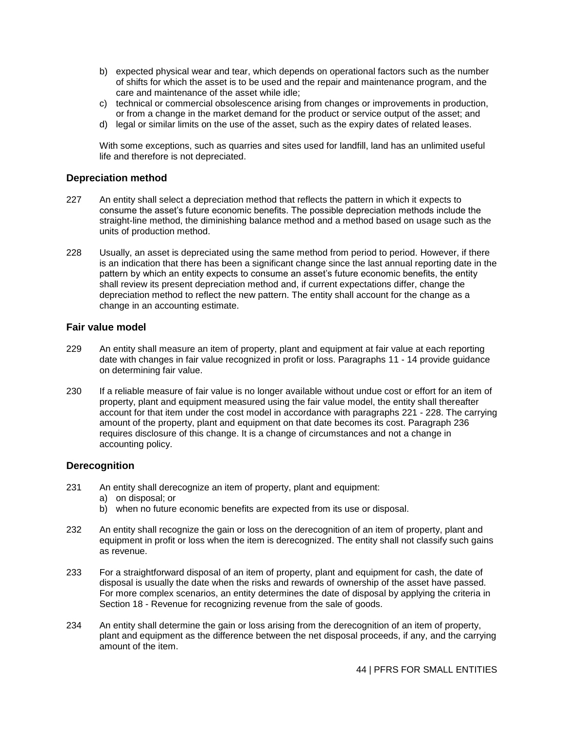b) expected physical wear and tear, which depends on operational factors such as the number of shifts for which the asset is to be used and the repair and maintenance program, and the care and maintenance of the asset while idle;
c) technical or commercial obsolescence arising from changes or improvements in production, or from a change in the market demand for the product or service output of the asset; and
d) legal or similar limits on the use of the asset, such as the expiry dates of related leases.

With some exceptions, such as quarries and sites used for landfill, land has an unlimited useful life and therefore is not depreciated.

### Depreciation method

227 An entity shall select a depreciation method that reflects the pattern in which it expects to consume the asset's future economic benefits. The possible depreciation methods include the straight-line method, the diminishing balance method and a method based on usage such as the units of production method.

228 Usually, an asset is depreciated using the same method from period to period. However, if there is an indication that there has been a significant change since the last annual reporting date in the pattern by which an entity expects to consume an asset's future economic benefits, the entity shall review its present depreciation method and, if current expectations differ, change the depreciation method to reflect the new pattern. The entity shall account for the change as a change in an accounting estimate.

### Fair value model

229 An entity shall measure an item of property, plant and equipment at fair value at each reporting date with changes in fair value recognized in profit or loss. Paragraphs 11 - 14 provide guidance on determining fair value.

230 If a reliable measure of fair value is no longer available without undue cost or effort for an item of property, plant and equipment measured using the fair value model, the entity shall thereafter account for that item under the cost model in accordance with paragraphs 221 - 228. The carrying amount of the property, plant and equipment on that date becomes its cost. Paragraph 236 requires disclosure of this change. It is a change of circumstances and not a change in accounting policy.

### Derecognition

231 An entity shall derecognize an item of property, plant and equipment:
a) on disposal; or
b) when no future economic benefits are expected from its use or disposal.

232 An entity shall recognize the gain or loss on the derecognition of an item of property, plant and equipment in profit or loss when the item is derecognized. The entity shall not classify such gains as revenue.

233 For a straightforward disposal of an item of property, plant and equipment for cash, the date of disposal is usually the date when the risks and rewards of ownership of the asset have passed. For more complex scenarios, an entity determines the date of disposal by applying the criteria in Section 18 - Revenue for recognizing revenue from the sale of goods.

234 An entity shall determine the gain or loss arising from the derecognition of an item of property, plant and equipment as the difference between the net disposal proceeds, if any, and the carrying amount of the item.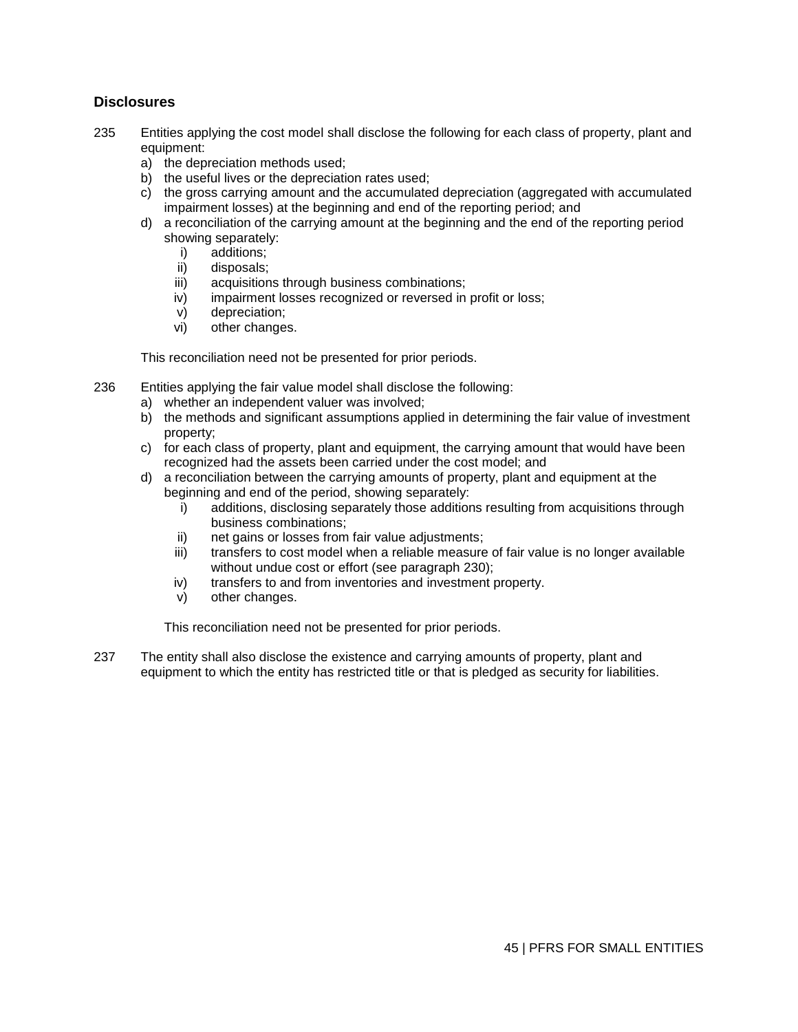## Disclosures

235 Entities applying the cost model shall disclose the following for each class of property, plant and equipment:

a) the depreciation methods used;
b) the useful lives or the depreciation rates used;
c) the gross carrying amount and the accumulated depreciation (aggregated with accumulated impairment losses) at the beginning and end of the reporting period; and
d) a reconciliation of the carrying amount at the beginning and the end of the reporting period showing separately:
   i) additions;
   ii) disposals;
   iii) acquisitions through business combinations;
   iv) impairment losses recognized or reversed in profit or loss;
   v) depreciation;
   vi) other changes.

This reconciliation need not be presented for prior periods.

236 Entities applying the fair value model shall disclose the following:

a) whether an independent valuer was involved;
b) the methods and significant assumptions applied in determining the fair value of investment property;
c) for each class of property, plant and equipment, the carrying amount that would have been recognized had the assets been carried under the cost model; and
d) a reconciliation between the carrying amounts of property, plant and equipment at the beginning and end of the period, showing separately:
   i) additions, disclosing separately those additions resulting from acquisitions through business combinations;
   ii) net gains or losses from fair value adjustments;
   iii) transfers to cost model when a reliable measure of fair value is no longer available without undue cost or effort (see paragraph 230);
   iv) transfers to and from inventories and investment property.
   v) other changes.

   This reconciliation need not be presented for prior periods.

237 The entity shall also disclose the existence and carrying amounts of property, plant and equipment to which the entity has restricted title or that is pledged as security for liabilities.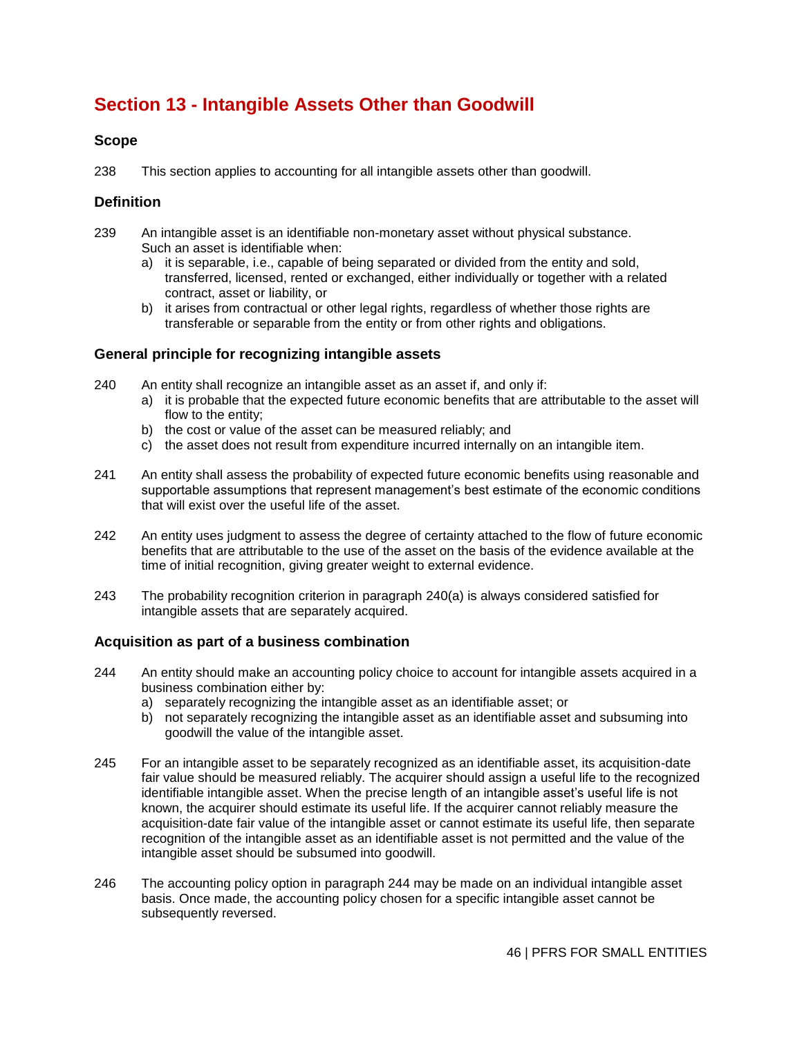# Section 13 - Intangible Assets Other than Goodwill

### Scope

238 This section applies to accounting for all intangible assets other than goodwill.

### Definition

239 An intangible asset is an identifiable non-monetary asset without physical substance. Such an asset is identifiable when:

a) it is separable, i.e., capable of being separated or divided from the entity and sold, transferred, licensed, rented or exchanged, either individually or together with a related contract, asset or liability, or
b) it arises from contractual or other legal rights, regardless of whether those rights are transferable or separable from the entity or from other rights and obligations.

### General principle for recognizing intangible assets

240 An entity shall recognize an intangible asset as an asset if, and only if:

a) it is probable that the expected future economic benefits that are attributable to the asset will flow to the entity;
b) the cost or value of the asset can be measured reliably; and
c) the asset does not result from expenditure incurred internally on an intangible item.

241 An entity shall assess the probability of expected future economic benefits using reasonable and supportable assumptions that represent management's best estimate of the economic conditions that will exist over the useful life of the asset.

242 An entity uses judgment to assess the degree of certainty attached to the flow of future economic benefits that are attributable to the use of the asset on the basis of the evidence available at the time of initial recognition, giving greater weight to external evidence.

243 The probability recognition criterion in paragraph 240(a) is always considered satisfied for intangible assets that are separately acquired.

### Acquisition as part of a business combination

244 An entity should make an accounting policy choice to account for intangible assets acquired in a business combination either by:

a) separately recognizing the intangible asset as an identifiable asset; or
b) not separately recognizing the intangible asset as an identifiable asset and subsuming into goodwill the value of the intangible asset.

245 For an intangible asset to be separately recognized as an identifiable asset, its acquisition-date fair value should be measured reliably. The acquirer should assign a useful life to the recognized identifiable intangible asset. When the precise length of an intangible asset's useful life is not known, the acquirer should estimate its useful life. If the acquirer cannot reliably measure the acquisition-date fair value of the intangible asset or cannot estimate its useful life, then separate recognition of the intangible asset as an identifiable asset is not permitted and the value of the intangible asset should be subsumed into goodwill.

246 The accounting policy option in paragraph 244 may be made on an individual intangible asset basis. Once made, the accounting policy chosen for a specific intangible asset cannot be subsequently reversed.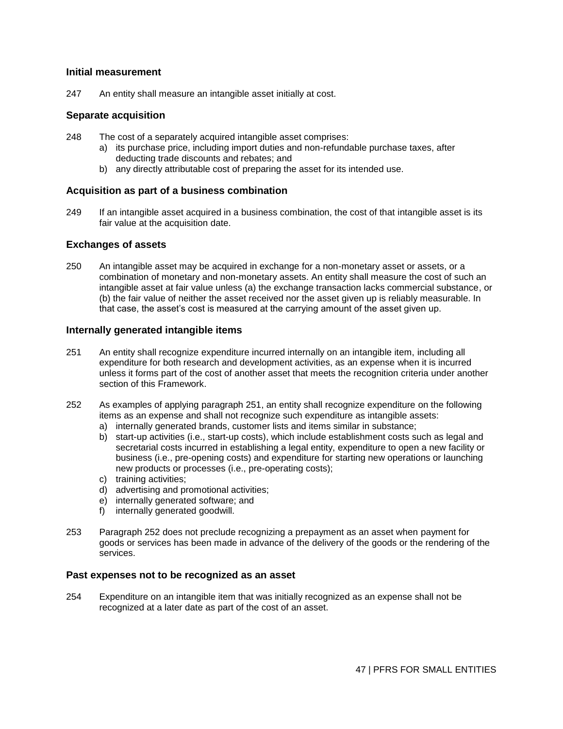### Initial measurement

247 An entity shall measure an intangible asset initially at cost.

### Separate acquisition

248 The cost of a separately acquired intangible asset comprises:

a) its purchase price, including import duties and non-refundable purchase taxes, after deducting trade discounts and rebates; and
b) any directly attributable cost of preparing the asset for its intended use.

### Acquisition as part of a business combination

249 If an intangible asset acquired in a business combination, the cost of that intangible asset is its fair value at the acquisition date.

### Exchanges of assets

250 An intangible asset may be acquired in exchange for a non-monetary asset or assets, or a combination of monetary and non-monetary assets. An entity shall measure the cost of such an intangible asset at fair value unless (a) the exchange transaction lacks commercial substance, or (b) the fair value of neither the asset received nor the asset given up is reliably measurable. In that case, the asset's cost is measured at the carrying amount of the asset given up.

### Internally generated intangible items

251 An entity shall recognize expenditure incurred internally on an intangible item, including all expenditure for both research and development activities, as an expense when it is incurred unless it forms part of the cost of another asset that meets the recognition criteria under another section of this Framework.

252 As examples of applying paragraph 251, an entity shall recognize expenditure on the following items as an expense and shall not recognize such expenditure as intangible assets:

a) internally generated brands, customer lists and items similar in substance;
b) start-up activities (i.e., start-up costs), which include establishment costs such as legal and secretarial costs incurred in establishing a legal entity, expenditure to open a new facility or business (i.e., pre-opening costs) and expenditure for starting new operations or launching new products or processes (i.e., pre-operating costs);
c) training activities;
d) advertising and promotional activities;
e) internally generated software; and
f) internally generated goodwill.

253 Paragraph 252 does not preclude recognizing a prepayment as an asset when payment for goods or services has been made in advance of the delivery of the goods or the rendering of the services.

### Past expenses not to be recognized as an asset

254 Expenditure on an intangible item that was initially recognized as an expense shall not be recognized at a later date as part of the cost of an asset.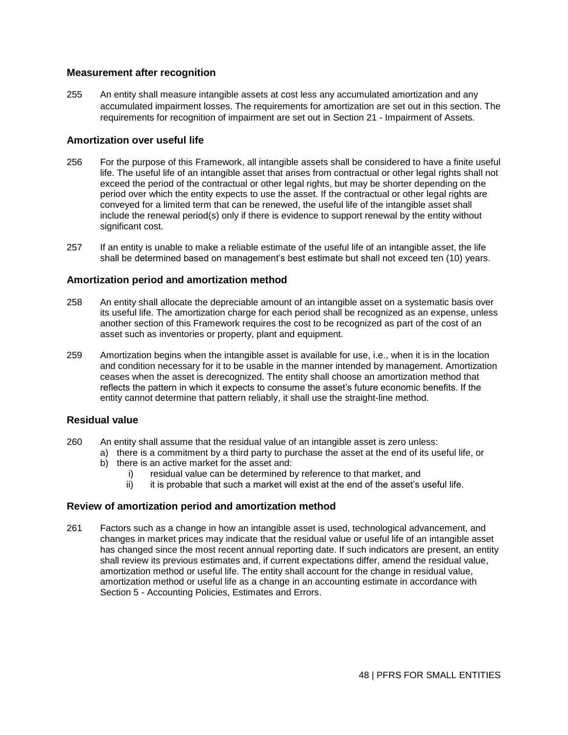### Measurement after recognition

255 An entity shall measure intangible assets at cost less any accumulated amortization and any accumulated impairment losses. The requirements for amortization are set out in this section. The requirements for recognition of impairment are set out in Section 21 - Impairment of Assets.

### Amortization over useful life

256 For the purpose of this Framework, all intangible assets shall be considered to have a finite useful life. The useful life of an intangible asset that arises from contractual or other legal rights shall not exceed the period of the contractual or other legal rights, but may be shorter depending on the period over which the entity expects to use the asset. If the contractual or other legal rights are conveyed for a limited term that can be renewed, the useful life of the intangible asset shall include the renewal period(s) only if there is evidence to support renewal by the entity without significant cost.

257 If an entity is unable to make a reliable estimate of the useful life of an intangible asset, the life shall be determined based on management's best estimate but shall not exceed ten (10) years.

### Amortization period and amortization method

258 An entity shall allocate the depreciable amount of an intangible asset on a systematic basis over its useful life. The amortization charge for each period shall be recognized as an expense, unless another section of this Framework requires the cost to be recognized as part of the cost of an asset such as inventories or property, plant and equipment.

259 Amortization begins when the intangible asset is available for use, i.e., when it is in the location and condition necessary for it to be usable in the manner intended by management. Amortization ceases when the asset is derecognized. The entity shall choose an amortization method that reflects the pattern in which it expects to consume the asset's future economic benefits. If the entity cannot determine that pattern reliably, it shall use the straight-line method.

### Residual value

260 An entity shall assume that the residual value of an intangible asset is zero unless:

a) there is a commitment by a third party to purchase the asset at the end of its useful life, or
b) there is an active market for the asset and:
    i) residual value can be determined by reference to that market, and
    ii) it is probable that such a market will exist at the end of the asset's useful life.

### Review of amortization period and amortization method

261 Factors such as a change in how an intangible asset is used, technological advancement, and changes in market prices may indicate that the residual value or useful life of an intangible asset has changed since the most recent annual reporting date. If such indicators are present, an entity shall review its previous estimates and, if current expectations differ, amend the residual value, amortization method or useful life. The entity shall account for the change in residual value, amortization method or useful life as a change in an accounting estimate in accordance with Section 5 - Accounting Policies, Estimates and Errors.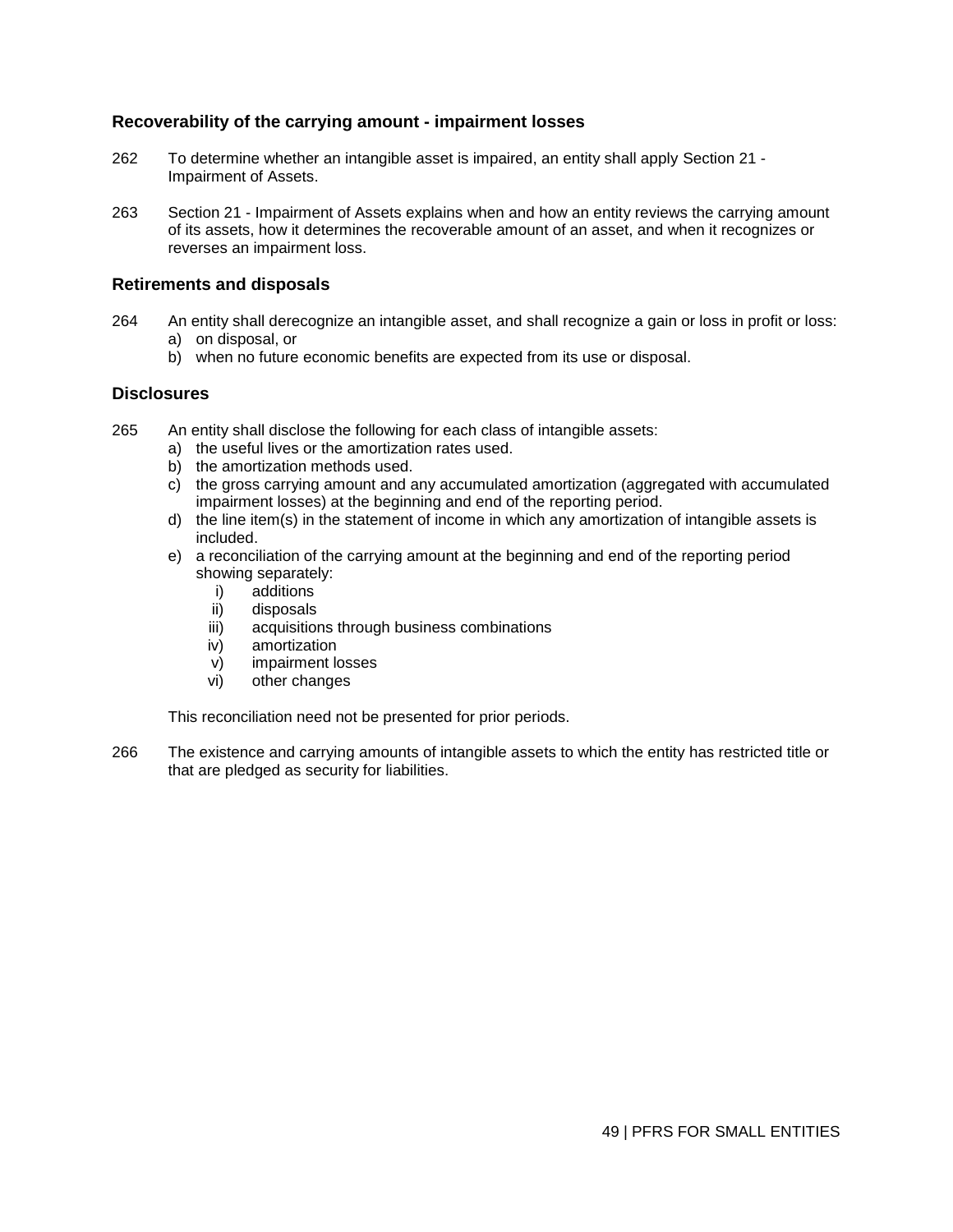### Recoverability of the carrying amount - impairment losses

262 To determine whether an intangible asset is impaired, an entity shall apply Section 21 - Impairment of Assets.

263 Section 21 - Impairment of Assets explains when and how an entity reviews the carrying amount of its assets, how it determines the recoverable amount of an asset, and when it recognizes or reverses an impairment loss.

### Retirements and disposals

264 An entity shall derecognize an intangible asset, and shall recognize a gain or loss in profit or loss:

a) on disposal, or
b) when no future economic benefits are expected from its use or disposal.

### Disclosures

265 An entity shall disclose the following for each class of intangible assets:

a) the useful lives or the amortization rates used.
b) the amortization methods used.
c) the gross carrying amount and any accumulated amortization (aggregated with accumulated impairment losses) at the beginning and end of the reporting period.
d) the line item(s) in the statement of income in which any amortization of intangible assets is included.
e) a reconciliation of the carrying amount at the beginning and end of the reporting period showing separately:
   i) additions
   ii) disposals
   iii) acquisitions through business combinations
   iv) amortization
   v) impairment losses
   vi) other changes

This reconciliation need not be presented for prior periods.

266 The existence and carrying amounts of intangible assets to which the entity has restricted title or that are pledged as security for liabilities.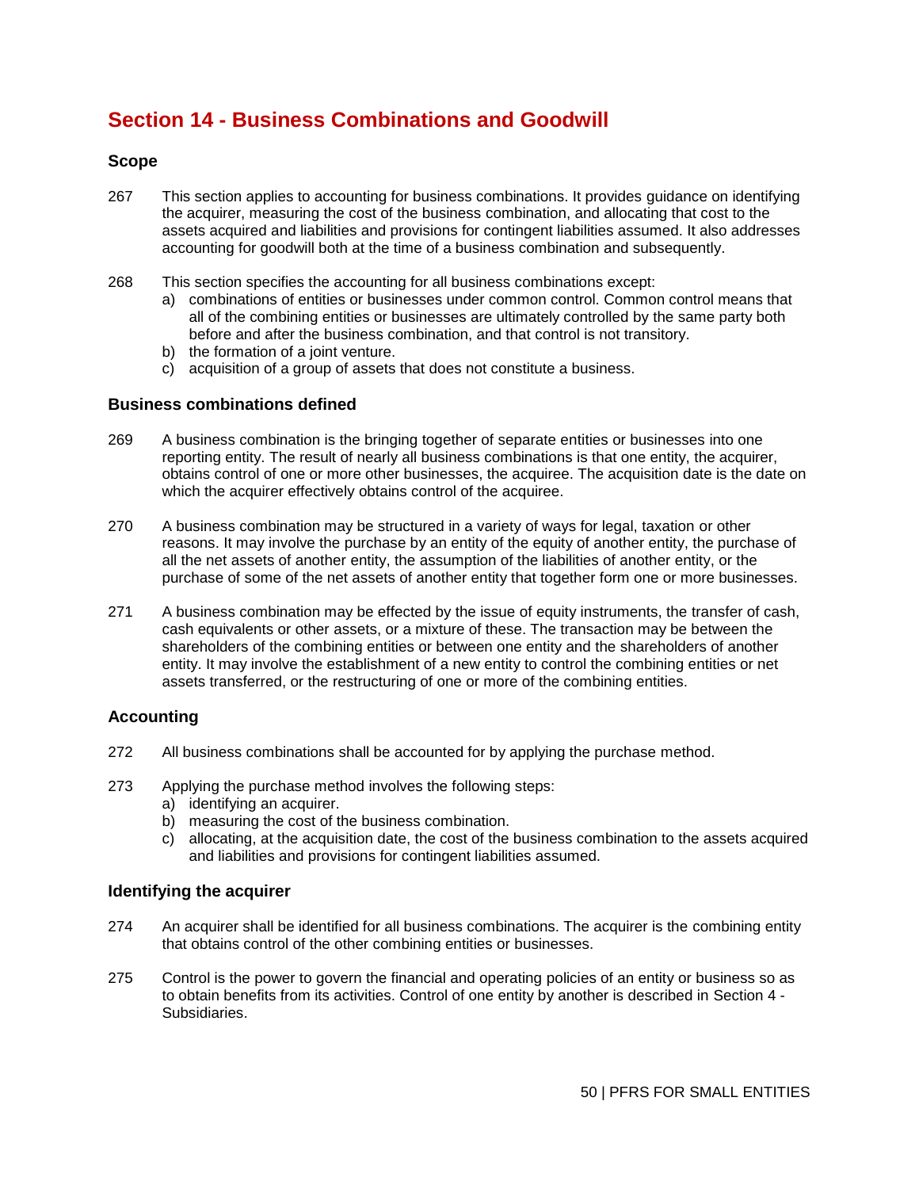# Section 14 - Business Combinations and Goodwill

### Scope

267 This section applies to accounting for business combinations. It provides guidance on identifying the acquirer, measuring the cost of the business combination, and allocating that cost to the assets acquired and liabilities and provisions for contingent liabilities assumed. It also addresses accounting for goodwill both at the time of a business combination and subsequently.

268 This section specifies the accounting for all business combinations except:

a) combinations of entities or businesses under common control. Common control means that all of the combining entities or businesses are ultimately controlled by the same party both before and after the business combination, and that control is not transitory.
b) the formation of a joint venture.
c) acquisition of a group of assets that does not constitute a business.

### Business combinations defined

269 A business combination is the bringing together of separate entities or businesses into one reporting entity. The result of nearly all business combinations is that one entity, the acquirer, obtains control of one or more other businesses, the acquiree. The acquisition date is the date on which the acquirer effectively obtains control of the acquiree.

270 A business combination may be structured in a variety of ways for legal, taxation or other reasons. It may involve the purchase by an entity of the equity of another entity, the purchase of all the net assets of another entity, the assumption of the liabilities of another entity, or the purchase of some of the net assets of another entity that together form one or more businesses.

271 A business combination may be effected by the issue of equity instruments, the transfer of cash, cash equivalents or other assets, or a mixture of these. The transaction may be between the shareholders of the combining entities or between one entity and the shareholders of another entity. It may involve the establishment of a new entity to control the combining entities or net assets transferred, or the restructuring of one or more of the combining entities.

### Accounting

272 All business combinations shall be accounted for by applying the purchase method.

273 Applying the purchase method involves the following steps:

a) identifying an acquirer.
b) measuring the cost of the business combination.
c) allocating, at the acquisition date, the cost of the business combination to the assets acquired and liabilities and provisions for contingent liabilities assumed.

### Identifying the acquirer

274 An acquirer shall be identified for all business combinations. The acquirer is the combining entity that obtains control of the other combining entities or businesses.

275 Control is the power to govern the financial and operating policies of an entity or business so as to obtain benefits from its activities. Control of one entity by another is described in Section 4 - Subsidiaries.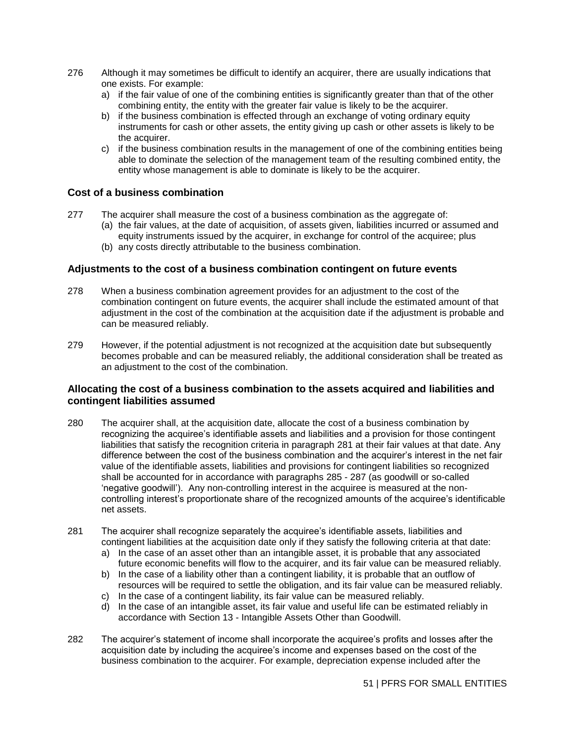276 Although it may sometimes be difficult to identify an acquirer, there are usually indications that one exists. For example:

a) if the fair value of one of the combining entities is significantly greater than that of the other combining entity, the entity with the greater fair value is likely to be the acquirer.
b) if the business combination is effected through an exchange of voting ordinary equity instruments for cash or other assets, the entity giving up cash or other assets is likely to be the acquirer.
c) if the business combination results in the management of one of the combining entities being able to dominate the selection of the management team of the resulting combined entity, the entity whose management is able to dominate is likely to be the acquirer.

### Cost of a business combination

277 The acquirer shall measure the cost of a business combination as the aggregate of:

(a) the fair values, at the date of acquisition, of assets given, liabilities incurred or assumed and equity instruments issued by the acquirer, in exchange for control of the acquiree; plus
(b) any costs directly attributable to the business combination.

### Adjustments to the cost of a business combination contingent on future events

278 When a business combination agreement provides for an adjustment to the cost of the combination contingent on future events, the acquirer shall include the estimated amount of that adjustment in the cost of the combination at the acquisition date if the adjustment is probable and can be measured reliably.

279 However, if the potential adjustment is not recognized at the acquisition date but subsequently becomes probable and can be measured reliably, the additional consideration shall be treated as an adjustment to the cost of the combination.

### Allocating the cost of a business combination to the assets acquired and liabilities and contingent liabilities assumed

280 The acquirer shall, at the acquisition date, allocate the cost of a business combination by recognizing the acquiree's identifiable assets and liabilities and a provision for those contingent liabilities that satisfy the recognition criteria in paragraph 281 at their fair values at that date. Any difference between the cost of the business combination and the acquirer's interest in the net fair value of the identifiable assets, liabilities and provisions for contingent liabilities so recognized shall be accounted for in accordance with paragraphs 285 - 287 (as goodwill or so-called 'negative goodwill'). Any non-controlling interest in the acquiree is measured at the non-controlling interest's proportionate share of the recognized amounts of the acquiree's identificable net assets.

281 The acquirer shall recognize separately the acquiree's identifiable assets, liabilities and contingent liabilities at the acquisition date only if they satisfy the following criteria at that date:

a) In the case of an asset other than an intangible asset, it is probable that any associated future economic benefits will flow to the acquirer, and its fair value can be measured reliably.
b) In the case of a liability other than a contingent liability, it is probable that an outflow of resources will be required to settle the obligation, and its fair value can be measured reliably.
c) In the case of a contingent liability, its fair value can be measured reliably.
d) In the case of an intangible asset, its fair value and useful life can be estimated reliably in accordance with Section 13 - Intangible Assets Other than Goodwill.

282 The acquirer's statement of income shall incorporate the acquiree's profits and losses after the acquisition date by including the acquiree's income and expenses based on the cost of the business combination to the acquirer. For example, depreciation expense included after the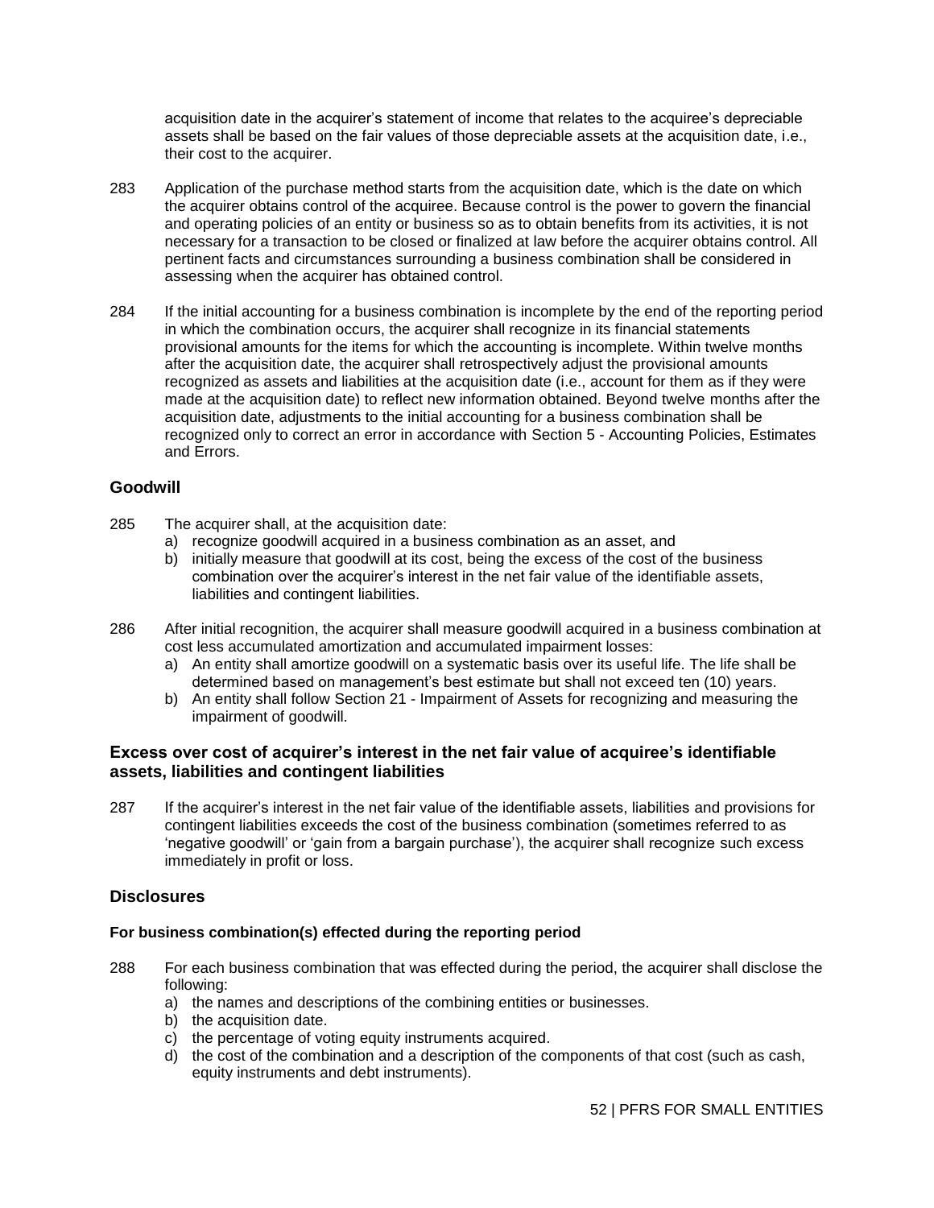acquisition date in the acquirer's statement of income that relates to the acquiree's depreciable assets shall be based on the fair values of those depreciable assets at the acquisition date, i.e., their cost to the acquirer.

283 Application of the purchase method starts from the acquisition date, which is the date on which the acquirer obtains control of the acquiree. Because control is the power to govern the financial and operating policies of an entity or business so as to obtain benefits from its activities, it is not necessary for a transaction to be closed or finalized at law before the acquirer obtains control. All pertinent facts and circumstances surrounding a business combination shall be considered in assessing when the acquirer has obtained control.

284 If the initial accounting for a business combination is incomplete by the end of the reporting period in which the combination occurs, the acquirer shall recognize in its financial statements provisional amounts for the items for which the accounting is incomplete. Within twelve months after the acquisition date, the acquirer shall retrospectively adjust the provisional amounts recognized as assets and liabilities at the acquisition date (i.e., account for them as if they were made at the acquisition date) to reflect new information obtained. Beyond twelve months after the acquisition date, adjustments to the initial accounting for a business combination shall be recognized only to correct an error in accordance with Section 5 - Accounting Policies, Estimates and Errors.

## Goodwill

285 The acquirer shall, at the acquisition date:

a) recognize goodwill acquired in a business combination as an asset, and
b) initially measure that goodwill at its cost, being the excess of the cost of the business combination over the acquirer's interest in the net fair value of the identifiable assets, liabilities and contingent liabilities.

286 After initial recognition, the acquirer shall measure goodwill acquired in a business combination at cost less accumulated amortization and accumulated impairment losses:

a) An entity shall amortize goodwill on a systematic basis over its useful life. The life shall be determined based on management's best estimate but shall not exceed ten (10) years.
b) An entity shall follow Section 21 - Impairment of Assets for recognizing and measuring the impairment of goodwill.

## Excess over cost of acquirer's interest in the net fair value of acquiree's identifiable assets, liabilities and contingent liabilities

287 If the acquirer's interest in the net fair value of the identifiable assets, liabilities and provisions for contingent liabilities exceeds the cost of the business combination (sometimes referred to as 'negative goodwill' or 'gain from a bargain purchase'), the acquirer shall recognize such excess immediately in profit or loss.

## Disclosures

### For business combination(s) effected during the reporting period

288 For each business combination that was effected during the period, the acquirer shall disclose the following:

a) the names and descriptions of the combining entities or businesses.
b) the acquisition date.
c) the percentage of voting equity instruments acquired.
d) the cost of the combination and a description of the components of that cost (such as cash, equity instruments and debt instruments).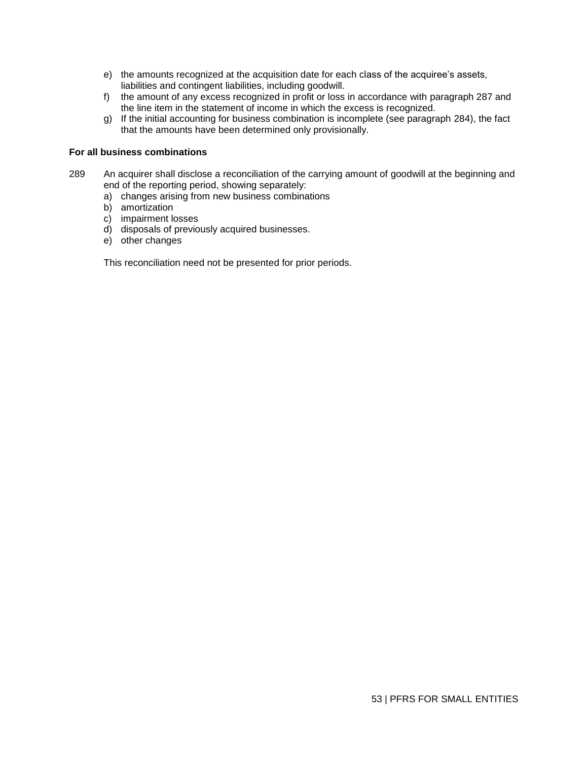e) the amounts recognized at the acquisition date for each class of the acquiree's assets, liabilities and contingent liabilities, including goodwill.
f) the amount of any excess recognized in profit or loss in accordance with paragraph 287 and the line item in the statement of income in which the excess is recognized.
g) If the initial accounting for business combination is incomplete (see paragraph 284), the fact that the amounts have been determined only provisionally.

**For all business combinations**

289 An acquirer shall disclose a reconciliation of the carrying amount of goodwill at the beginning and end of the reporting period, showing separately:

a) changes arising from new business combinations
b) amortization
c) impairment losses
d) disposals of previously acquired businesses.
e) other changes

This reconciliation need not be presented for prior periods.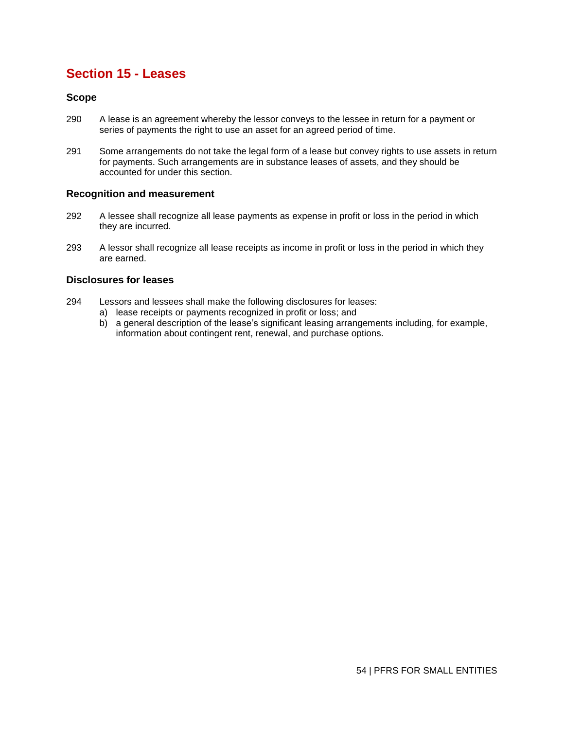## Section 15 - Leases

### Scope

290 A lease is an agreement whereby the lessor conveys to the lessee in return for a payment or series of payments the right to use an asset for an agreed period of time.

291 Some arrangements do not take the legal form of a lease but convey rights to use assets in return for payments. Such arrangements are in substance leases of assets, and they should be accounted for under this section.

### Recognition and measurement

292 A lessee shall recognize all lease payments as expense in profit or loss in the period in which they are incurred.

293 A lessor shall recognize all lease receipts as income in profit or loss in the period in which they are earned.

### Disclosures for leases

294 Lessors and lessees shall make the following disclosures for leases:

a) lease receipts or payments recognized in profit or loss; and
b) a general description of the lease's significant leasing arrangements including, for example, information about contingent rent, renewal, and purchase options.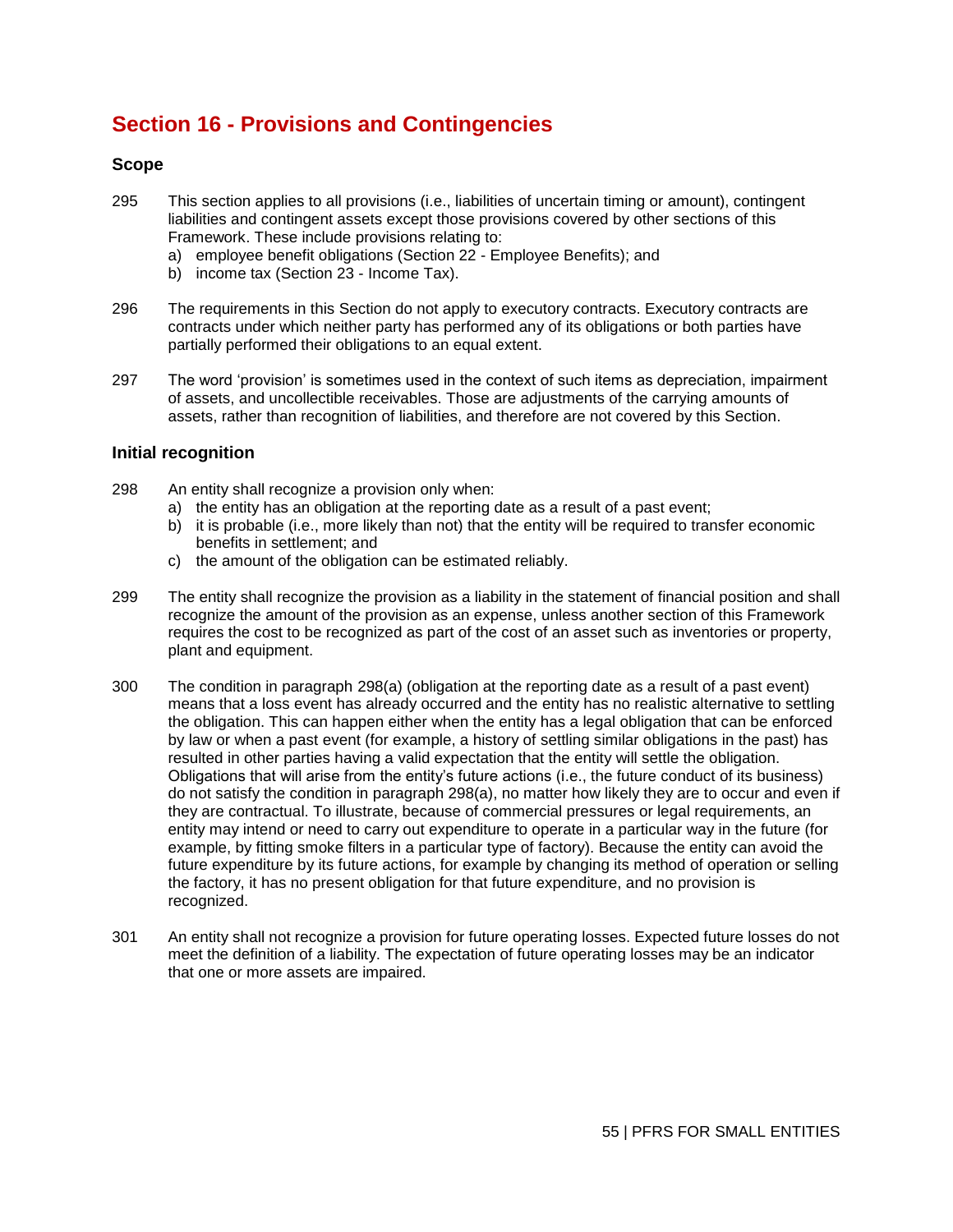## Section 16 - Provisions and Contingencies

### Scope

295 This section applies to all provisions (i.e., liabilities of uncertain timing or amount), contingent liabilities and contingent assets except those provisions covered by other sections of this Framework. These include provisions relating to:

a) employee benefit obligations (Section 22 - Employee Benefits); and
b) income tax (Section 23 - Income Tax).

296 The requirements in this Section do not apply to executory contracts. Executory contracts are contracts under which neither party has performed any of its obligations or both parties have partially performed their obligations to an equal extent.

297 The word 'provision' is sometimes used in the context of such items as depreciation, impairment of assets, and uncollectible receivables. Those are adjustments of the carrying amounts of assets, rather than recognition of liabilities, and therefore are not covered by this Section.

### Initial recognition

298 An entity shall recognize a provision only when:

a) the entity has an obligation at the reporting date as a result of a past event;
b) it is probable (i.e., more likely than not) that the entity will be required to transfer economic benefits in settlement; and
c) the amount of the obligation can be estimated reliably.

299 The entity shall recognize the provision as a liability in the statement of financial position and shall recognize the amount of the provision as an expense, unless another section of this Framework requires the cost to be recognized as part of the cost of an asset such as inventories or property, plant and equipment.

300 The condition in paragraph 298(a) (obligation at the reporting date as a result of a past event) means that a loss event has already occurred and the entity has no realistic alternative to settling the obligation. This can happen either when the entity has a legal obligation that can be enforced by law or when a past event (for example, a history of settling similar obligations in the past) has resulted in other parties having a valid expectation that the entity will settle the obligation. Obligations that will arise from the entity's future actions (i.e., the future conduct of its business) do not satisfy the condition in paragraph 298(a), no matter how likely they are to occur and even if they are contractual. To illustrate, because of commercial pressures or legal requirements, an entity may intend or need to carry out expenditure to operate in a particular way in the future (for example, by fitting smoke filters in a particular type of factory). Because the entity can avoid the future expenditure by its future actions, for example by changing its method of operation or selling the factory, it has no present obligation for that future expenditure, and no provision is recognized.

301 An entity shall not recognize a provision for future operating losses. Expected future losses do not meet the definition of a liability. The expectation of future operating losses may be an indicator that one or more assets are impaired.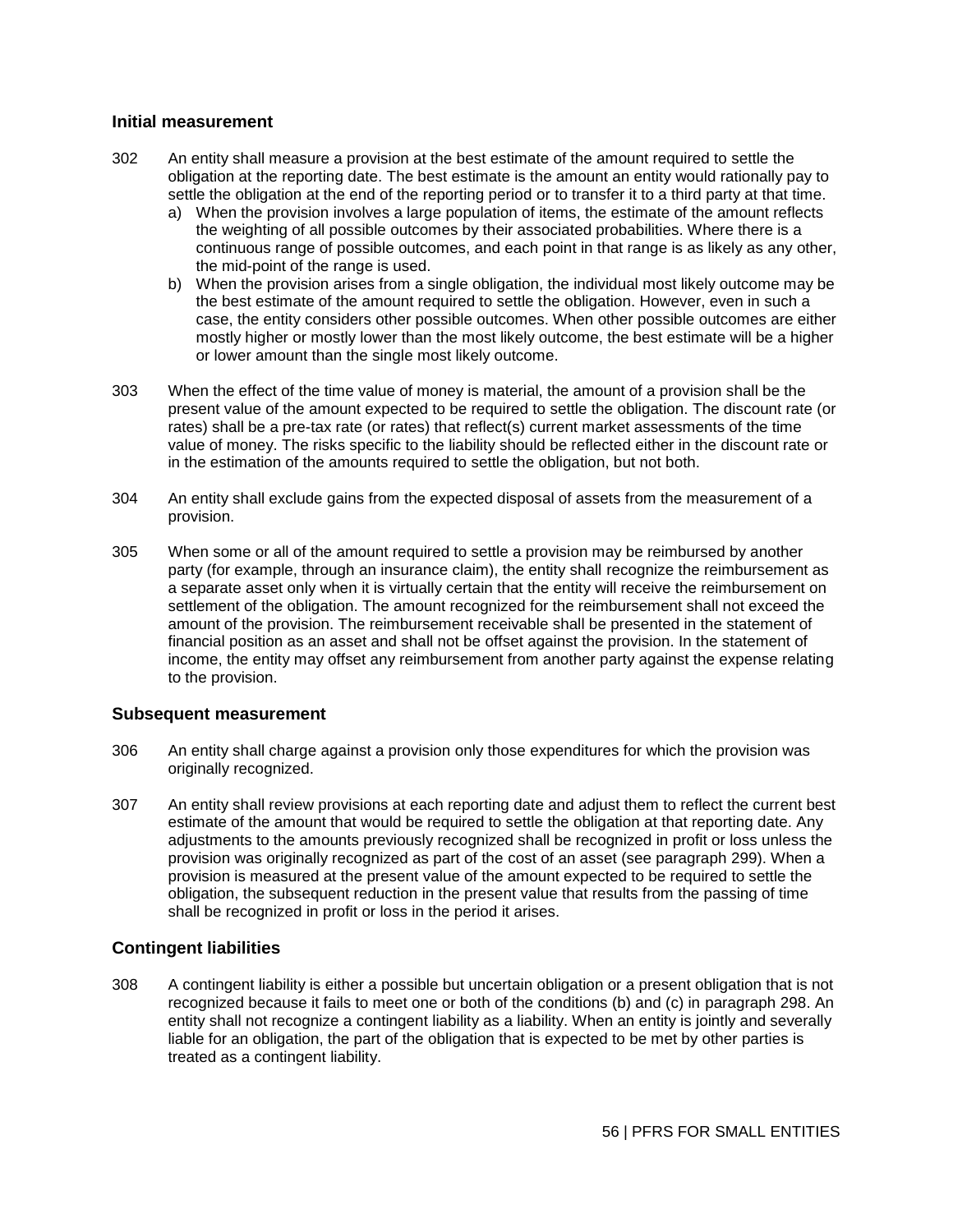### Initial measurement

302 An entity shall measure a provision at the best estimate of the amount required to settle the obligation at the reporting date. The best estimate is the amount an entity would rationally pay to settle the obligation at the end of the reporting period or to transfer it to a third party at that time.

a) When the provision involves a large population of items, the estimate of the amount reflects the weighting of all possible outcomes by their associated probabilities. Where there is a continuous range of possible outcomes, and each point in that range is as likely as any other, the mid-point of the range is used.

b) When the provision arises from a single obligation, the individual most likely outcome may be the best estimate of the amount required to settle the obligation. However, even in such a case, the entity considers other possible outcomes. When other possible outcomes are either mostly higher or mostly lower than the most likely outcome, the best estimate will be a higher or lower amount than the single most likely outcome.

303 When the effect of the time value of money is material, the amount of a provision shall be the present value of the amount expected to be required to settle the obligation. The discount rate (or rates) shall be a pre-tax rate (or rates) that reflect(s) current market assessments of the time value of money. The risks specific to the liability should be reflected either in the discount rate or in the estimation of the amounts required to settle the obligation, but not both.

304 An entity shall exclude gains from the expected disposal of assets from the measurement of a provision.

305 When some or all of the amount required to settle a provision may be reimbursed by another party (for example, through an insurance claim), the entity shall recognize the reimbursement as a separate asset only when it is virtually certain that the entity will receive the reimbursement on settlement of the obligation. The amount recognized for the reimbursement shall not exceed the amount of the provision. The reimbursement receivable shall be presented in the statement of financial position as an asset and shall not be offset against the provision. In the statement of income, the entity may offset any reimbursement from another party against the expense relating to the provision.

### Subsequent measurement

306 An entity shall charge against a provision only those expenditures for which the provision was originally recognized.

307 An entity shall review provisions at each reporting date and adjust them to reflect the current best estimate of the amount that would be required to settle the obligation at that reporting date. Any adjustments to the amounts previously recognized shall be recognized in profit or loss unless the provision was originally recognized as part of the cost of an asset (see paragraph 299). When a provision is measured at the present value of the amount expected to be required to settle the obligation, the subsequent reduction in the present value that results from the passing of time shall be recognized in profit or loss in the period it arises.

### Contingent liabilities

308 A contingent liability is either a possible but uncertain obligation or a present obligation that is not recognized because it fails to meet one or both of the conditions (b) and (c) in paragraph 298. An entity shall not recognize a contingent liability as a liability. When an entity is jointly and severally liable for an obligation, the part of the obligation that is expected to be met by other parties is treated as a contingent liability.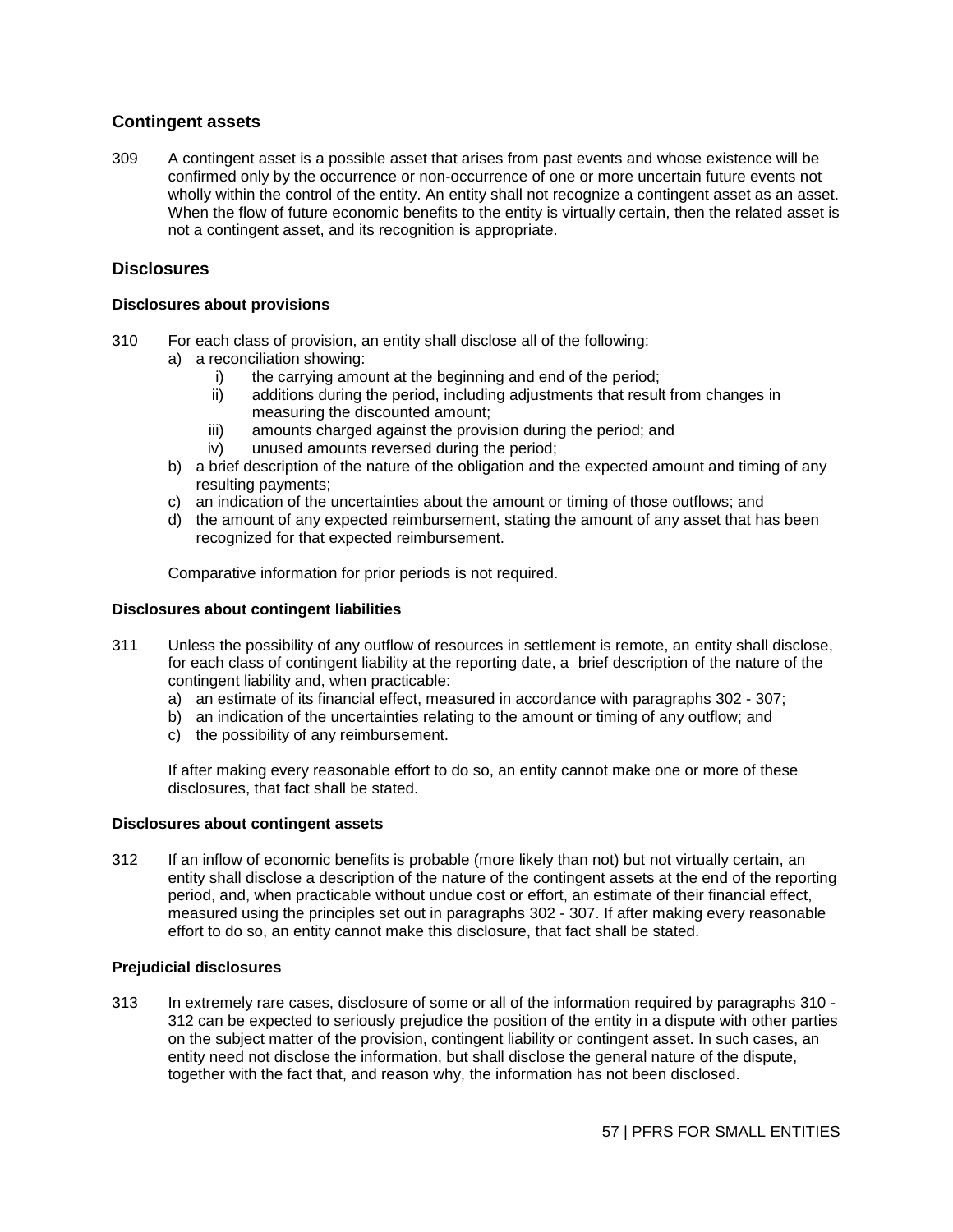## Contingent assets

309 A contingent asset is a possible asset that arises from past events and whose existence will be confirmed only by the occurrence or non-occurrence of one or more uncertain future events not wholly within the control of the entity. An entity shall not recognize a contingent asset as an asset. When the flow of future economic benefits to the entity is virtually certain, then the related asset is not a contingent asset, and its recognition is appropriate.

## Disclosures

### Disclosures about provisions

310 For each class of provision, an entity shall disclose all of the following:

a) a reconciliation showing:
   i) the carrying amount at the beginning and end of the period;
   ii) additions during the period, including adjustments that result from changes in measuring the discounted amount;
   iii) amounts charged against the provision during the period; and
   iv) unused amounts reversed during the period;
b) a brief description of the nature of the obligation and the expected amount and timing of any resulting payments;
c) an indication of the uncertainties about the amount or timing of those outflows; and
d) the amount of any expected reimbursement, stating the amount of any asset that has been recognized for that expected reimbursement.

Comparative information for prior periods is not required.

### Disclosures about contingent liabilities

311 Unless the possibility of any outflow of resources in settlement is remote, an entity shall disclose, for each class of contingent liability at the reporting date, a brief description of the nature of the contingent liability and, when practicable:

a) an estimate of its financial effect, measured in accordance with paragraphs 302 - 307;
b) an indication of the uncertainties relating to the amount or timing of any outflow; and
c) the possibility of any reimbursement.

If after making every reasonable effort to do so, an entity cannot make one or more of these disclosures, that fact shall be stated.

### Disclosures about contingent assets

312 If an inflow of economic benefits is probable (more likely than not) but not virtually certain, an entity shall disclose a description of the nature of the contingent assets at the end of the reporting period, and, when practicable without undue cost or effort, an estimate of their financial effect, measured using the principles set out in paragraphs 302 - 307. If after making every reasonable effort to do so, an entity cannot make this disclosure, that fact shall be stated.

### Prejudicial disclosures

313 In extremely rare cases, disclosure of some or all of the information required by paragraphs 310 - 312 can be expected to seriously prejudice the position of the entity in a dispute with other parties on the subject matter of the provision, contingent liability or contingent asset. In such cases, an entity need not disclose the information, but shall disclose the general nature of the dispute, together with the fact that, and reason why, the information has not been disclosed.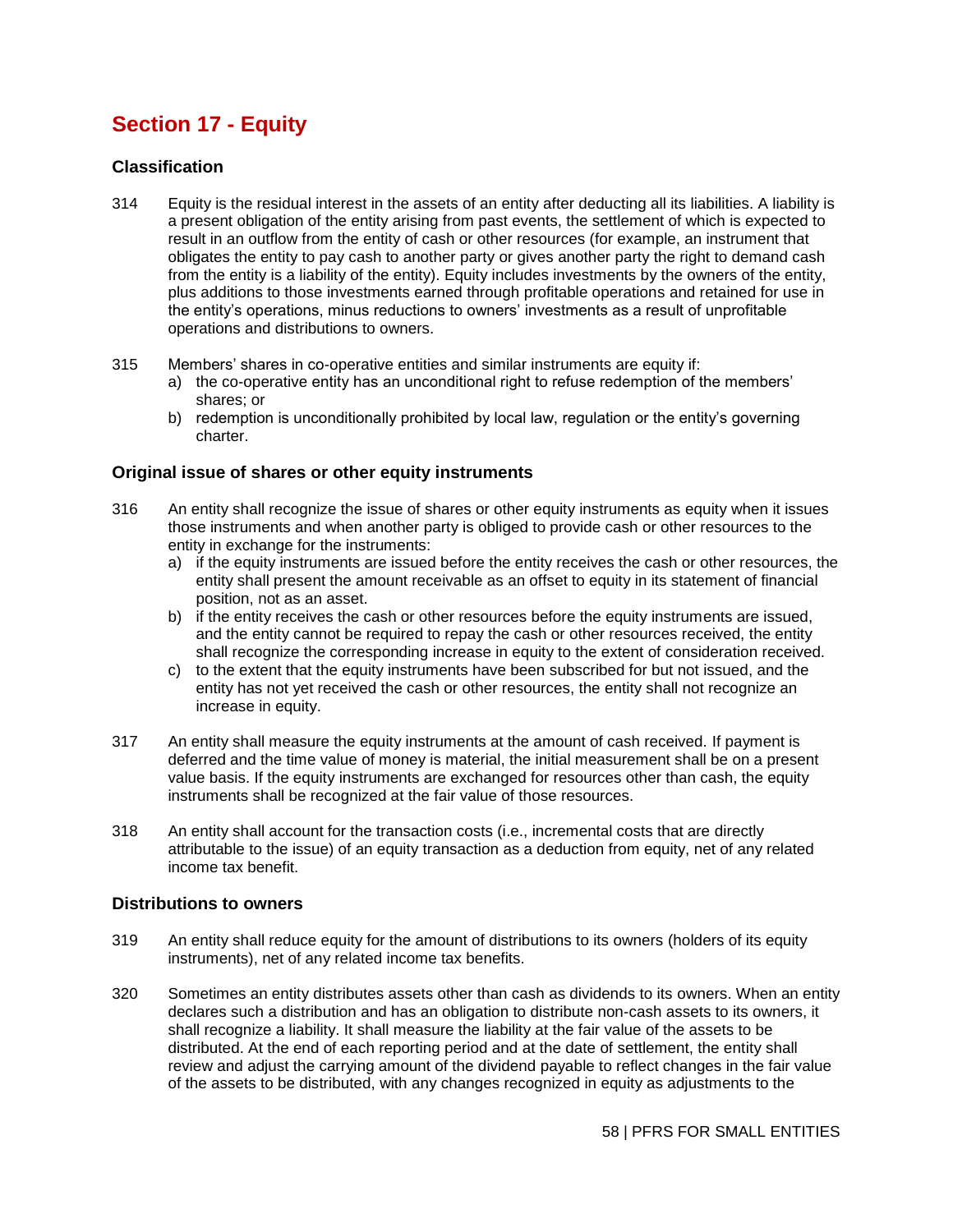## Section 17 - Equity

### Classification

314 Equity is the residual interest in the assets of an entity after deducting all its liabilities. A liability is a present obligation of the entity arising from past events, the settlement of which is expected to result in an outflow from the entity of cash or other resources (for example, an instrument that obligates the entity to pay cash to another party or gives another party the right to demand cash from the entity is a liability of the entity). Equity includes investments by the owners of the entity, plus additions to those investments earned through profitable operations and retained for use in the entity's operations, minus reductions to owners' investments as a result of unprofitable operations and distributions to owners.

315 Members' shares in co-operative entities and similar instruments are equity if:

a) the co-operative entity has an unconditional right to refuse redemption of the members' shares; or
b) redemption is unconditionally prohibited by local law, regulation or the entity's governing charter.

### Original issue of shares or other equity instruments

316 An entity shall recognize the issue of shares or other equity instruments as equity when it issues those instruments and when another party is obliged to provide cash or other resources to the entity in exchange for the instruments:

a) if the equity instruments are issued before the entity receives the cash or other resources, the entity shall present the amount receivable as an offset to equity in its statement of financial position, not as an asset.
b) if the entity receives the cash or other resources before the equity instruments are issued, and the entity cannot be required to repay the cash or other resources received, the entity shall recognize the corresponding increase in equity to the extent of consideration received.
c) to the extent that the equity instruments have been subscribed for but not issued, and the entity has not yet received the cash or other resources, the entity shall not recognize an increase in equity.

317 An entity shall measure the equity instruments at the amount of cash received. If payment is deferred and the time value of money is material, the initial measurement shall be on a present value basis. If the equity instruments are exchanged for resources other than cash, the equity instruments shall be recognized at the fair value of those resources.

318 An entity shall account for the transaction costs (i.e., incremental costs that are directly attributable to the issue) of an equity transaction as a deduction from equity, net of any related income tax benefit.

### Distributions to owners

319 An entity shall reduce equity for the amount of distributions to its owners (holders of its equity instruments), net of any related income tax benefits.

320 Sometimes an entity distributes assets other than cash as dividends to its owners. When an entity declares such a distribution and has an obligation to distribute non-cash assets to its owners, it shall recognize a liability. It shall measure the liability at the fair value of the assets to be distributed. At the end of each reporting period and at the date of settlement, the entity shall review and adjust the carrying amount of the dividend payable to reflect changes in the fair value of the assets to be distributed, with any changes recognized in equity as adjustments to the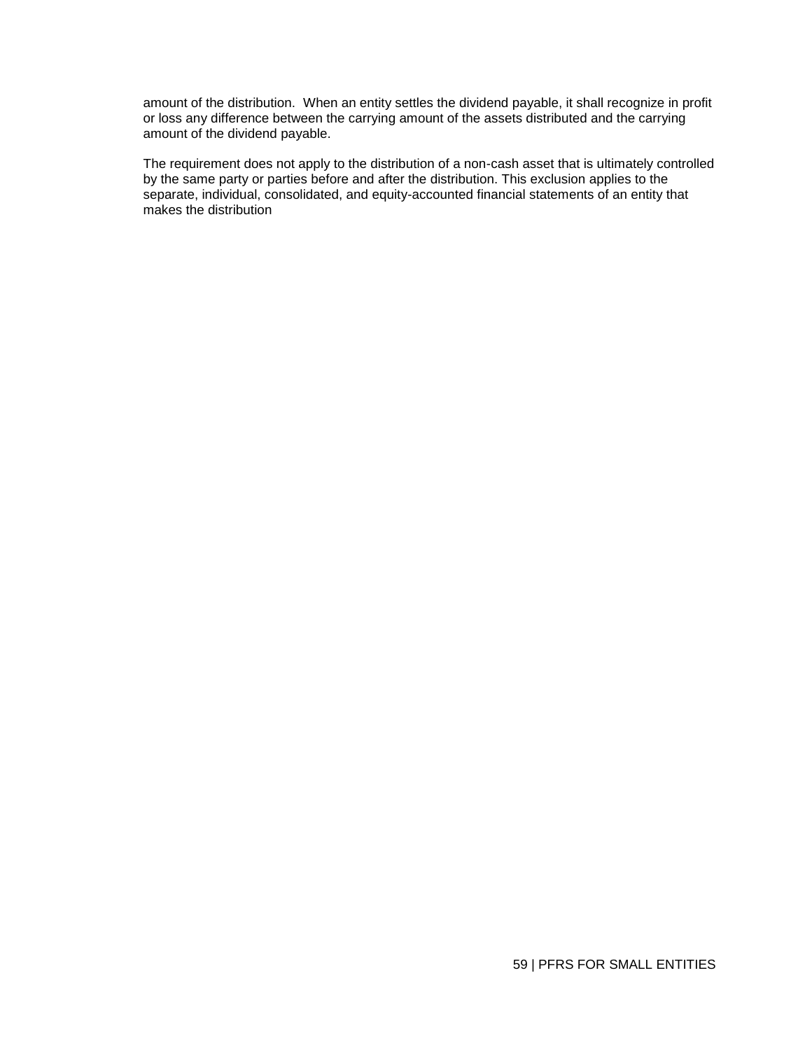amount of the distribution. When an entity settles the dividend payable, it shall recognize in profit or loss any difference between the carrying amount of the assets distributed and the carrying amount of the dividend payable.

The requirement does not apply to the distribution of a non-cash asset that is ultimately controlled by the same party or parties before and after the distribution. This exclusion applies to the separate, individual, consolidated, and equity-accounted financial statements of an entity that makes the distribution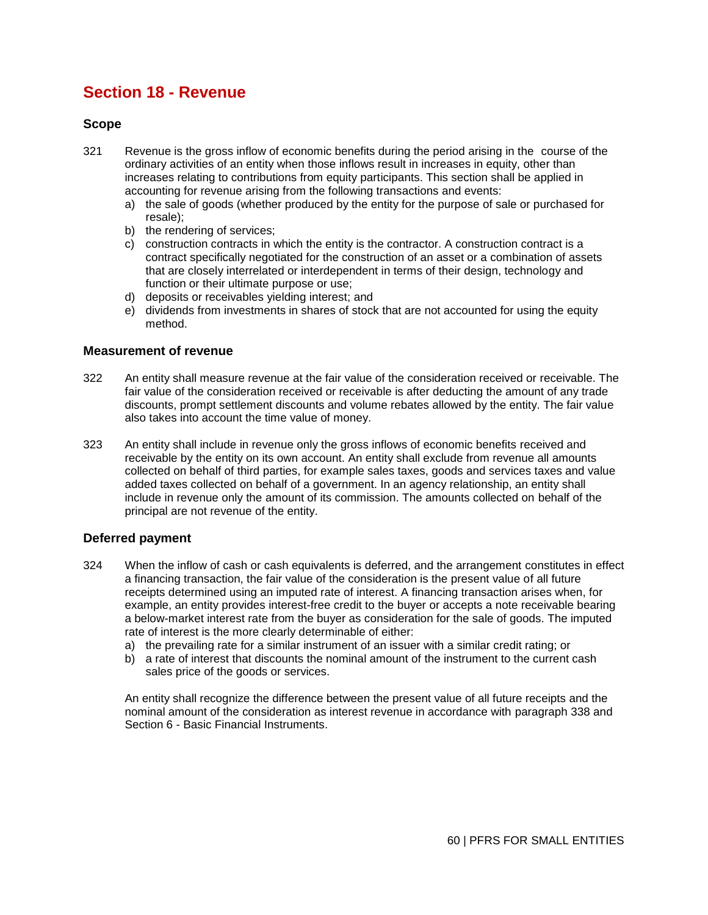# Section 18 - Revenue

### Scope

321 Revenue is the gross inflow of economic benefits during the period arising in the course of the ordinary activities of an entity when those inflows result in increases in equity, other than increases relating to contributions from equity participants. This section shall be applied in accounting for revenue arising from the following transactions and events:

a) the sale of goods (whether produced by the entity for the purpose of sale or purchased for resale);
b) the rendering of services;
c) construction contracts in which the entity is the contractor. A construction contract is a contract specifically negotiated for the construction of an asset or a combination of assets that are closely interrelated or interdependent in terms of their design, technology and function or their ultimate purpose or use;
d) deposits or receivables yielding interest; and
e) dividends from investments in shares of stock that are not accounted for using the equity method.

### Measurement of revenue

322 An entity shall measure revenue at the fair value of the consideration received or receivable. The fair value of the consideration received or receivable is after deducting the amount of any trade discounts, prompt settlement discounts and volume rebates allowed by the entity. The fair value also takes into account the time value of money.

323 An entity shall include in revenue only the gross inflows of economic benefits received and receivable by the entity on its own account. An entity shall exclude from revenue all amounts collected on behalf of third parties, for example sales taxes, goods and services taxes and value added taxes collected on behalf of a government. In an agency relationship, an entity shall include in revenue only the amount of its commission. The amounts collected on behalf of the principal are not revenue of the entity.

### Deferred payment

324 When the inflow of cash or cash equivalents is deferred, and the arrangement constitutes in effect a financing transaction, the fair value of the consideration is the present value of all future receipts determined using an imputed rate of interest. A financing transaction arises when, for example, an entity provides interest-free credit to the buyer or accepts a note receivable bearing a below-market interest rate from the buyer as consideration for the sale of goods. The imputed rate of interest is the more clearly determinable of either:

a) the prevailing rate for a similar instrument of an issuer with a similar credit rating; or
b) a rate of interest that discounts the nominal amount of the instrument to the current cash sales price of the goods or services.

An entity shall recognize the difference between the present value of all future receipts and the nominal amount of the consideration as interest revenue in accordance with paragraph 338 and Section 6 - Basic Financial Instruments.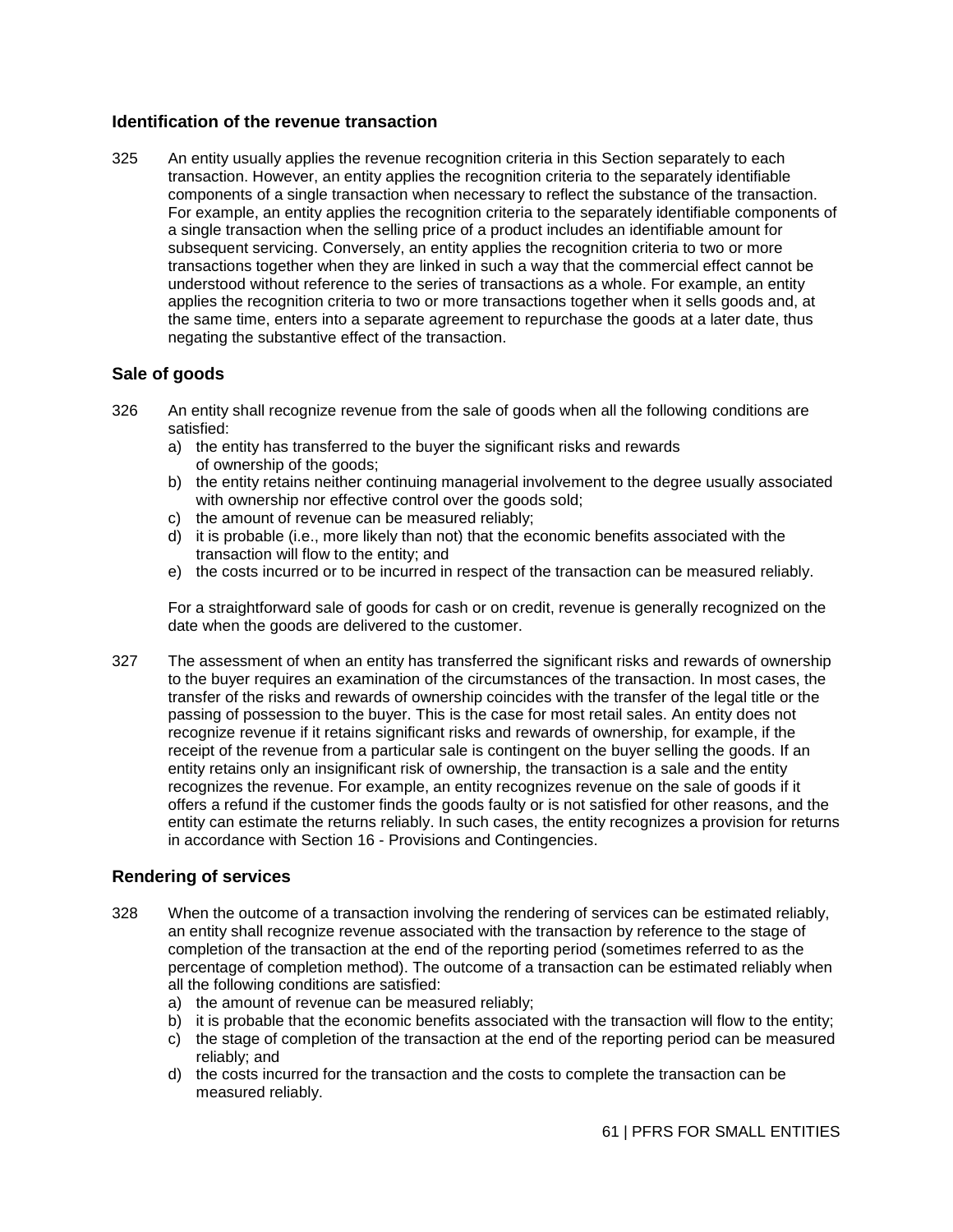### Identification of the revenue transaction

325 An entity usually applies the revenue recognition criteria in this Section separately to each transaction. However, an entity applies the recognition criteria to the separately identifiable components of a single transaction when necessary to reflect the substance of the transaction. For example, an entity applies the recognition criteria to the separately identifiable components of a single transaction when the selling price of a product includes an identifiable amount for subsequent servicing. Conversely, an entity applies the recognition criteria to two or more transactions together when they are linked in such a way that the commercial effect cannot be understood without reference to the series of transactions as a whole. For example, an entity applies the recognition criteria to two or more transactions together when it sells goods and, at the same time, enters into a separate agreement to repurchase the goods at a later date, thus negating the substantive effect of the transaction.

### Sale of goods

326 An entity shall recognize revenue from the sale of goods when all the following conditions are satisfied:

a) the entity has transferred to the buyer the significant risks and rewards of ownership of the goods;
b) the entity retains neither continuing managerial involvement to the degree usually associated with ownership nor effective control over the goods sold;
c) the amount of revenue can be measured reliably;
d) it is probable (i.e., more likely than not) that the economic benefits associated with the transaction will flow to the entity; and
e) the costs incurred or to be incurred in respect of the transaction can be measured reliably.

For a straightforward sale of goods for cash or on credit, revenue is generally recognized on the date when the goods are delivered to the customer.

327 The assessment of when an entity has transferred the significant risks and rewards of ownership to the buyer requires an examination of the circumstances of the transaction. In most cases, the transfer of the risks and rewards of ownership coincides with the transfer of the legal title or the passing of possession to the buyer. This is the case for most retail sales. An entity does not recognize revenue if it retains significant risks and rewards of ownership, for example, if the receipt of the revenue from a particular sale is contingent on the buyer selling the goods. If an entity retains only an insignificant risk of ownership, the transaction is a sale and the entity recognizes the revenue. For example, an entity recognizes revenue on the sale of goods if it offers a refund if the customer finds the goods faulty or is not satisfied for other reasons, and the entity can estimate the returns reliably. In such cases, the entity recognizes a provision for returns in accordance with Section 16 - Provisions and Contingencies.

### Rendering of services

328 When the outcome of a transaction involving the rendering of services can be estimated reliably, an entity shall recognize revenue associated with the transaction by reference to the stage of completion of the transaction at the end of the reporting period (sometimes referred to as the percentage of completion method). The outcome of a transaction can be estimated reliably when all the following conditions are satisfied:

a) the amount of revenue can be measured reliably;
b) it is probable that the economic benefits associated with the transaction will flow to the entity;
c) the stage of completion of the transaction at the end of the reporting period can be measured reliably; and
d) the costs incurred for the transaction and the costs to complete the transaction can be measured reliably.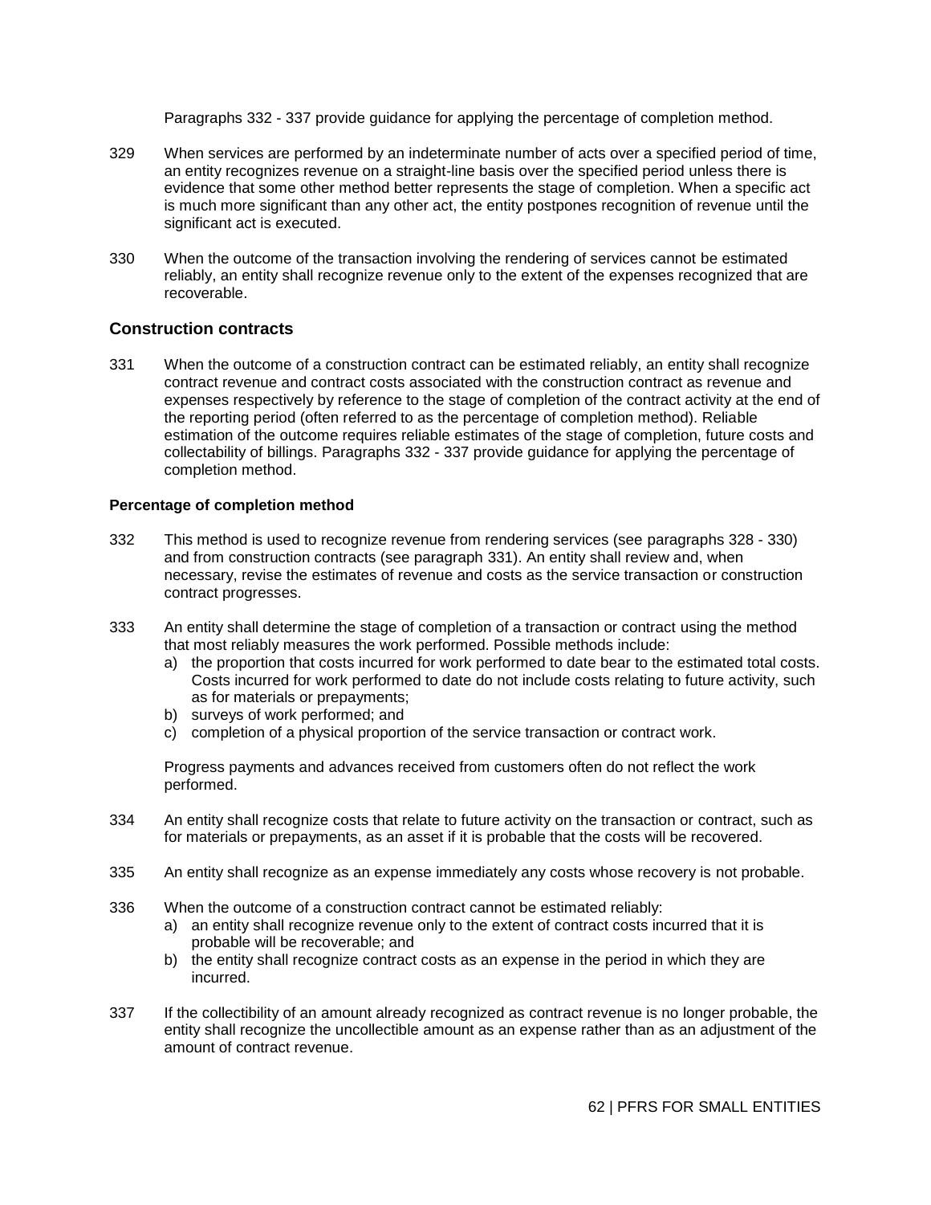Paragraphs 332 - 337 provide guidance for applying the percentage of completion method.

329 When services are performed by an indeterminate number of acts over a specified period of time, an entity recognizes revenue on a straight-line basis over the specified period unless there is evidence that some other method better represents the stage of completion. When a specific act is much more significant than any other act, the entity postpones recognition of revenue until the significant act is executed.

330 When the outcome of the transaction involving the rendering of services cannot be estimated reliably, an entity shall recognize revenue only to the extent of the expenses recognized that are recoverable.

## Construction contracts

331 When the outcome of a construction contract can be estimated reliably, an entity shall recognize contract revenue and contract costs associated with the construction contract as revenue and expenses respectively by reference to the stage of completion of the contract activity at the end of the reporting period (often referred to as the percentage of completion method). Reliable estimation of the outcome requires reliable estimates of the stage of completion, future costs and collectability of billings. Paragraphs 332 - 337 provide guidance for applying the percentage of completion method.

### Percentage of completion method

332 This method is used to recognize revenue from rendering services (see paragraphs 328 - 330) and from construction contracts (see paragraph 331). An entity shall review and, when necessary, revise the estimates of revenue and costs as the service transaction or construction contract progresses.

333 An entity shall determine the stage of completion of a transaction or contract using the method that most reliably measures the work performed. Possible methods include:

a) the proportion that costs incurred for work performed to date bear to the estimated total costs. Costs incurred for work performed to date do not include costs relating to future activity, such as for materials or prepayments;
b) surveys of work performed; and
c) completion of a physical proportion of the service transaction or contract work.

Progress payments and advances received from customers often do not reflect the work performed.

334 An entity shall recognize costs that relate to future activity on the transaction or contract, such as for materials or prepayments, as an asset if it is probable that the costs will be recovered.

335 An entity shall recognize as an expense immediately any costs whose recovery is not probable.

336 When the outcome of a construction contract cannot be estimated reliably:

a) an entity shall recognize revenue only to the extent of contract costs incurred that it is probable will be recoverable; and
b) the entity shall recognize contract costs as an expense in the period in which they are incurred.

337 If the collectibility of an amount already recognized as contract revenue is no longer probable, the entity shall recognize the uncollectible amount as an expense rather than as an adjustment of the amount of contract revenue.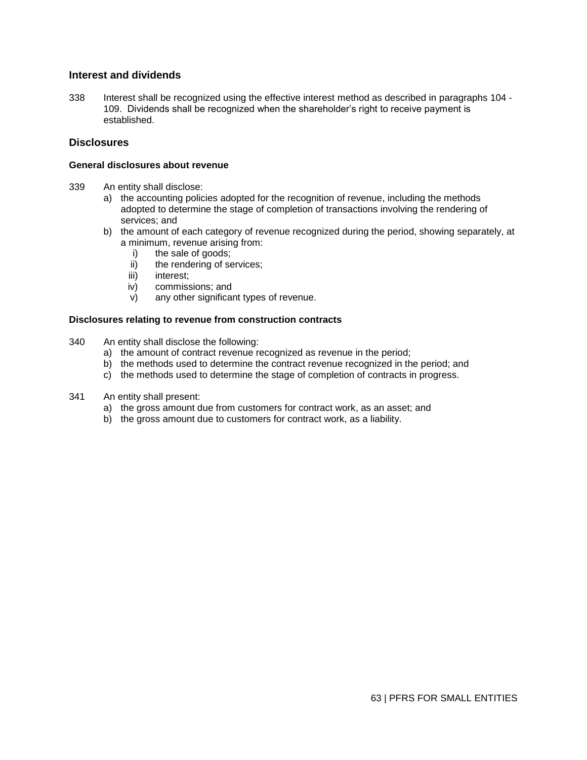## Interest and dividends

338 Interest shall be recognized using the effective interest method as described in paragraphs 104 - 109. Dividends shall be recognized when the shareholder's right to receive payment is established.

## Disclosures

### General disclosures about revenue

339 An entity shall disclose:

a) the accounting policies adopted for the recognition of revenue, including the methods adopted to determine the stage of completion of transactions involving the rendering of services; and
b) the amount of each category of revenue recognized during the period, showing separately, at a minimum, revenue arising from:
   i) the sale of goods;
   ii) the rendering of services;
   iii) interest;
   iv) commissions; and
   v) any other significant types of revenue.

### Disclosures relating to revenue from construction contracts

340 An entity shall disclose the following:

a) the amount of contract revenue recognized as revenue in the period;
b) the methods used to determine the contract revenue recognized in the period; and
c) the methods used to determine the stage of completion of contracts in progress.

341 An entity shall present:

a) the gross amount due from customers for contract work, as an asset; and
b) the gross amount due to customers for contract work, as a liability.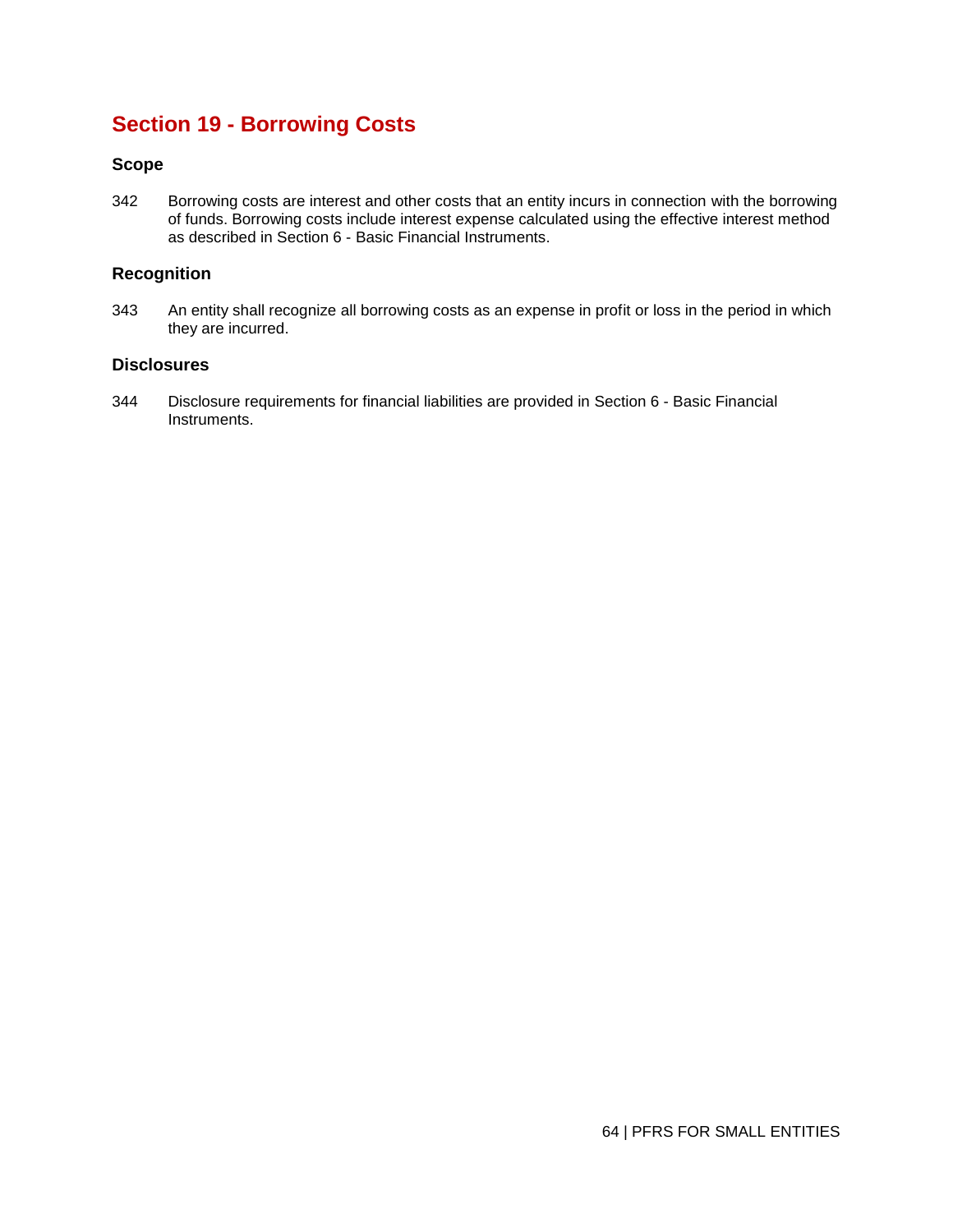## Section 19 - Borrowing Costs

### Scope

342 Borrowing costs are interest and other costs that an entity incurs in connection with the borrowing of funds. Borrowing costs include interest expense calculated using the effective interest method as described in Section 6 - Basic Financial Instruments.

### Recognition

343 An entity shall recognize all borrowing costs as an expense in profit or loss in the period in which they are incurred.

### Disclosures

344 Disclosure requirements for financial liabilities are provided in Section 6 - Basic Financial Instruments.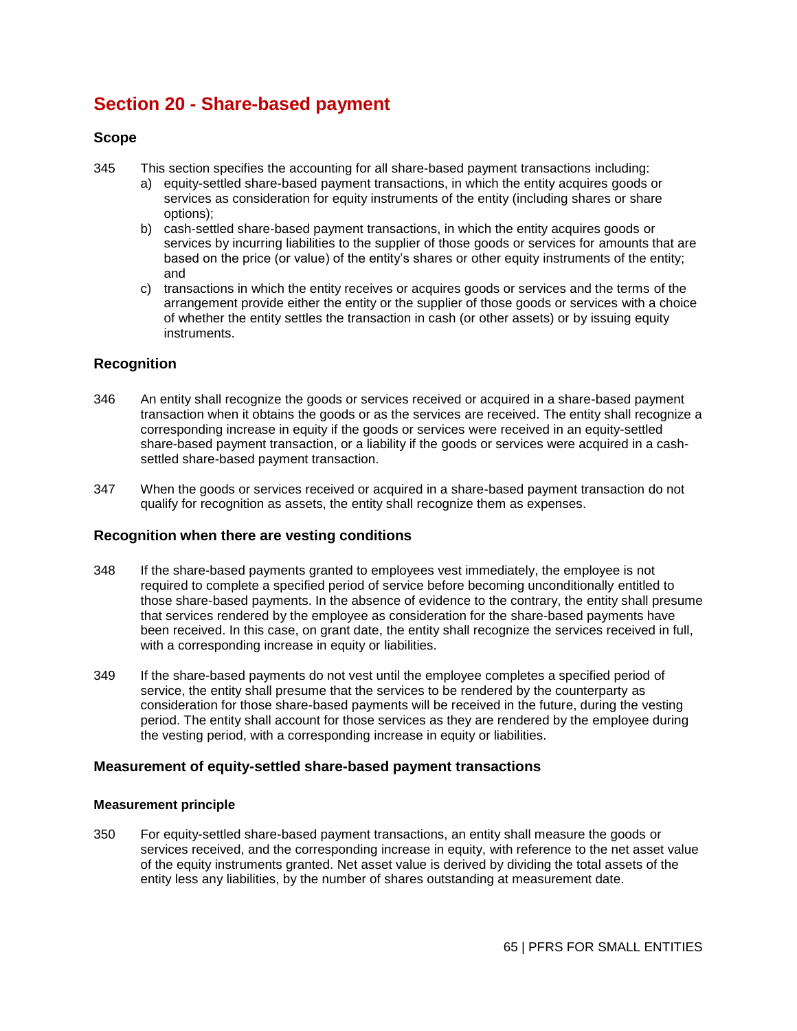# Section 20 - Share-based payment

## Scope

345 This section specifies the accounting for all share-based payment transactions including:

a) equity-settled share-based payment transactions, in which the entity acquires goods or services as consideration for equity instruments of the entity (including shares or share options);

b) cash-settled share-based payment transactions, in which the entity acquires goods or services by incurring liabilities to the supplier of those goods or services for amounts that are based on the price (or value) of the entity's shares or other equity instruments of the entity; and

c) transactions in which the entity receives or acquires goods or services and the terms of the arrangement provide either the entity or the supplier of those goods or services with a choice of whether the entity settles the transaction in cash (or other assets) or by issuing equity instruments.

## Recognition

346 An entity shall recognize the goods or services received or acquired in a share-based payment transaction when it obtains the goods or as the services are received. The entity shall recognize a corresponding increase in equity if the goods or services were received in an equity-settled share-based payment transaction, or a liability if the goods or services were acquired in a cash-settled share-based payment transaction.

347 When the goods or services received or acquired in a share-based payment transaction do not qualify for recognition as assets, the entity shall recognize them as expenses.

## Recognition when there are vesting conditions

348 If the share-based payments granted to employees vest immediately, the employee is not required to complete a specified period of service before becoming unconditionally entitled to those share-based payments. In the absence of evidence to the contrary, the entity shall presume that services rendered by the employee as consideration for the share-based payments have been received. In this case, on grant date, the entity shall recognize the services received in full, with a corresponding increase in equity or liabilities.

349 If the share-based payments do not vest until the employee completes a specified period of service, the entity shall presume that the services to be rendered by the counterparty as consideration for those share-based payments will be received in the future, during the vesting period. The entity shall account for those services as they are rendered by the employee during the vesting period, with a corresponding increase in equity or liabilities.

## Measurement of equity-settled share-based payment transactions

### Measurement principle

350 For equity-settled share-based payment transactions, an entity shall measure the goods or services received, and the corresponding increase in equity, with reference to the net asset value of the equity instruments granted. Net asset value is derived by dividing the total assets of the entity less any liabilities, by the number of shares outstanding at measurement date.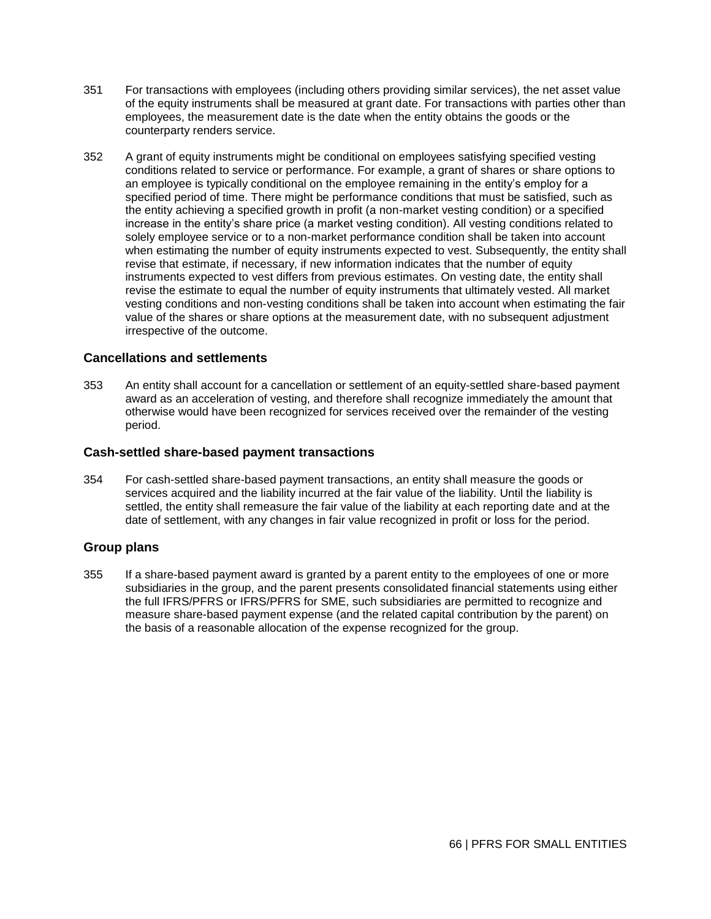351 For transactions with employees (including others providing similar services), the net asset value of the equity instruments shall be measured at grant date. For transactions with parties other than employees, the measurement date is the date when the entity obtains the goods or the counterparty renders service.

352 A grant of equity instruments might be conditional on employees satisfying specified vesting conditions related to service or performance. For example, a grant of shares or share options to an employee is typically conditional on the employee remaining in the entity's employ for a specified period of time. There might be performance conditions that must be satisfied, such as the entity achieving a specified growth in profit (a non-market vesting condition) or a specified increase in the entity's share price (a market vesting condition). All vesting conditions related to solely employee service or to a non-market performance condition shall be taken into account when estimating the number of equity instruments expected to vest. Subsequently, the entity shall revise that estimate, if necessary, if new information indicates that the number of equity instruments expected to vest differs from previous estimates. On vesting date, the entity shall revise the estimate to equal the number of equity instruments that ultimately vested. All market vesting conditions and non-vesting conditions shall be taken into account when estimating the fair value of the shares or share options at the measurement date, with no subsequent adjustment irrespective of the outcome.

### Cancellations and settlements

353 An entity shall account for a cancellation or settlement of an equity-settled share-based payment award as an acceleration of vesting, and therefore shall recognize immediately the amount that otherwise would have been recognized for services received over the remainder of the vesting period.

### Cash-settled share-based payment transactions

354 For cash-settled share-based payment transactions, an entity shall measure the goods or services acquired and the liability incurred at the fair value of the liability. Until the liability is settled, the entity shall remeasure the fair value of the liability at each reporting date and at the date of settlement, with any changes in fair value recognized in profit or loss for the period.

### Group plans

355 If a share-based payment award is granted by a parent entity to the employees of one or more subsidiaries in the group, and the parent presents consolidated financial statements using either the full IFRS/PFRS or IFRS/PFRS for SME, such subsidiaries are permitted to recognize and measure share-based payment expense (and the related capital contribution by the parent) on the basis of a reasonable allocation of the expense recognized for the group.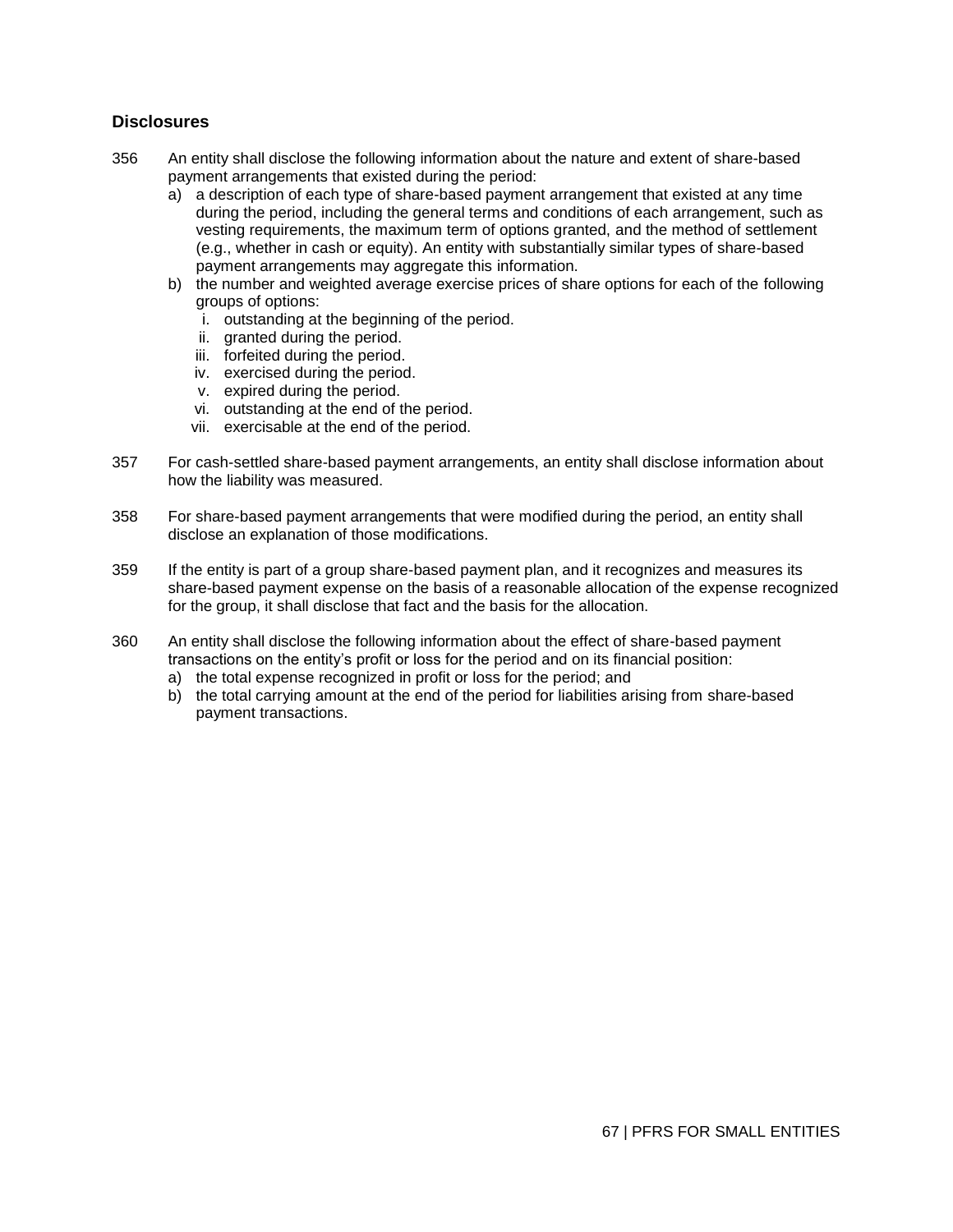## Disclosures

356 An entity shall disclose the following information about the nature and extent of share-based payment arrangements that existed during the period:

a) a description of each type of share-based payment arrangement that existed at any time during the period, including the general terms and conditions of each arrangement, such as vesting requirements, the maximum term of options granted, and the method of settlement (e.g., whether in cash or equity). An entity with substantially similar types of share-based payment arrangements may aggregate this information.

b) the number and weighted average exercise prices of share options for each of the following groups of options:

   i. outstanding at the beginning of the period.
   ii. granted during the period.
   iii. forfeited during the period.
   iv. exercised during the period.
   v. expired during the period.
   vi. outstanding at the end of the period.
   vii. exercisable at the end of the period.

357 For cash-settled share-based payment arrangements, an entity shall disclose information about how the liability was measured.

358 For share-based payment arrangements that were modified during the period, an entity shall disclose an explanation of those modifications.

359 If the entity is part of a group share-based payment plan, and it recognizes and measures its share-based payment expense on the basis of a reasonable allocation of the expense recognized for the group, it shall disclose that fact and the basis for the allocation.

360 An entity shall disclose the following information about the effect of share-based payment transactions on the entity's profit or loss for the period and on its financial position:

a) the total expense recognized in profit or loss for the period; and

b) the total carrying amount at the end of the period for liabilities arising from share-based payment transactions.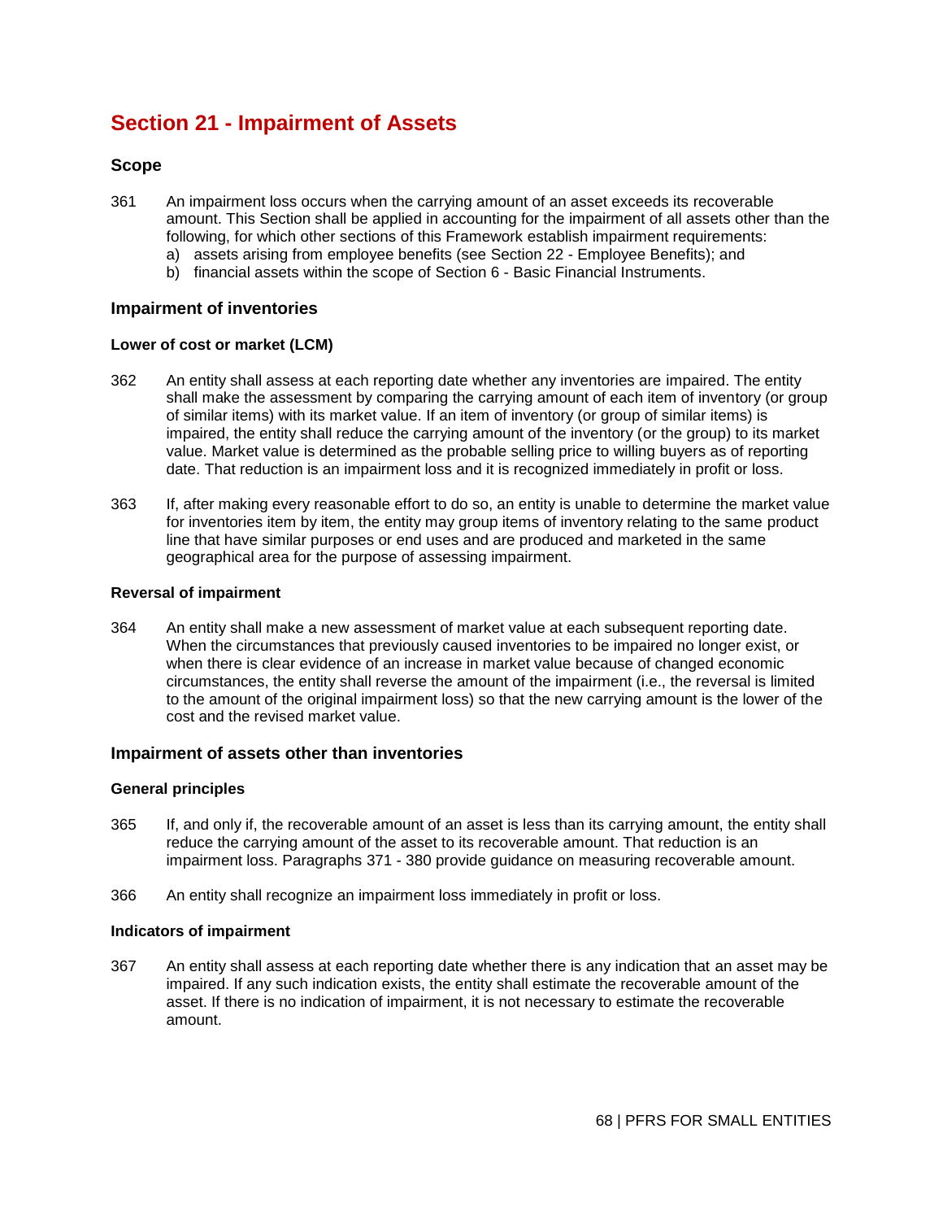# Section 21 - Impairment of Assets

## Scope

361 An impairment loss occurs when the carrying amount of an asset exceeds its recoverable amount. This Section shall be applied in accounting for the impairment of all assets other than the following, for which other sections of this Framework establish impairment requirements:

a) assets arising from employee benefits (see Section 22 - Employee Benefits); and
b) financial assets within the scope of Section 6 - Basic Financial Instruments.

## Impairment of inventories

### Lower of cost or market (LCM)

362 An entity shall assess at each reporting date whether any inventories are impaired. The entity shall make the assessment by comparing the carrying amount of each item of inventory (or group of similar items) with its market value. If an item of inventory (or group of similar items) is impaired, the entity shall reduce the carrying amount of the inventory (or the group) to its market value. Market value is determined as the probable selling price to willing buyers as of reporting date. That reduction is an impairment loss and it is recognized immediately in profit or loss.

363 If, after making every reasonable effort to do so, an entity is unable to determine the market value for inventories item by item, the entity may group items of inventory relating to the same product line that have similar purposes or end uses and are produced and marketed in the same geographical area for the purpose of assessing impairment.

### Reversal of impairment

364 An entity shall make a new assessment of market value at each subsequent reporting date. When the circumstances that previously caused inventories to be impaired no longer exist, or when there is clear evidence of an increase in market value because of changed economic circumstances, the entity shall reverse the amount of the impairment (i.e., the reversal is limited to the amount of the original impairment loss) so that the new carrying amount is the lower of the cost and the revised market value.

## Impairment of assets other than inventories

### General principles

365 If, and only if, the recoverable amount of an asset is less than its carrying amount, the entity shall reduce the carrying amount of the asset to its recoverable amount. That reduction is an impairment loss. Paragraphs 371 - 380 provide guidance on measuring recoverable amount.

366 An entity shall recognize an impairment loss immediately in profit or loss.

### Indicators of impairment

367 An entity shall assess at each reporting date whether there is any indication that an asset may be impaired. If any such indication exists, the entity shall estimate the recoverable amount of the asset. If there is no indication of impairment, it is not necessary to estimate the recoverable amount.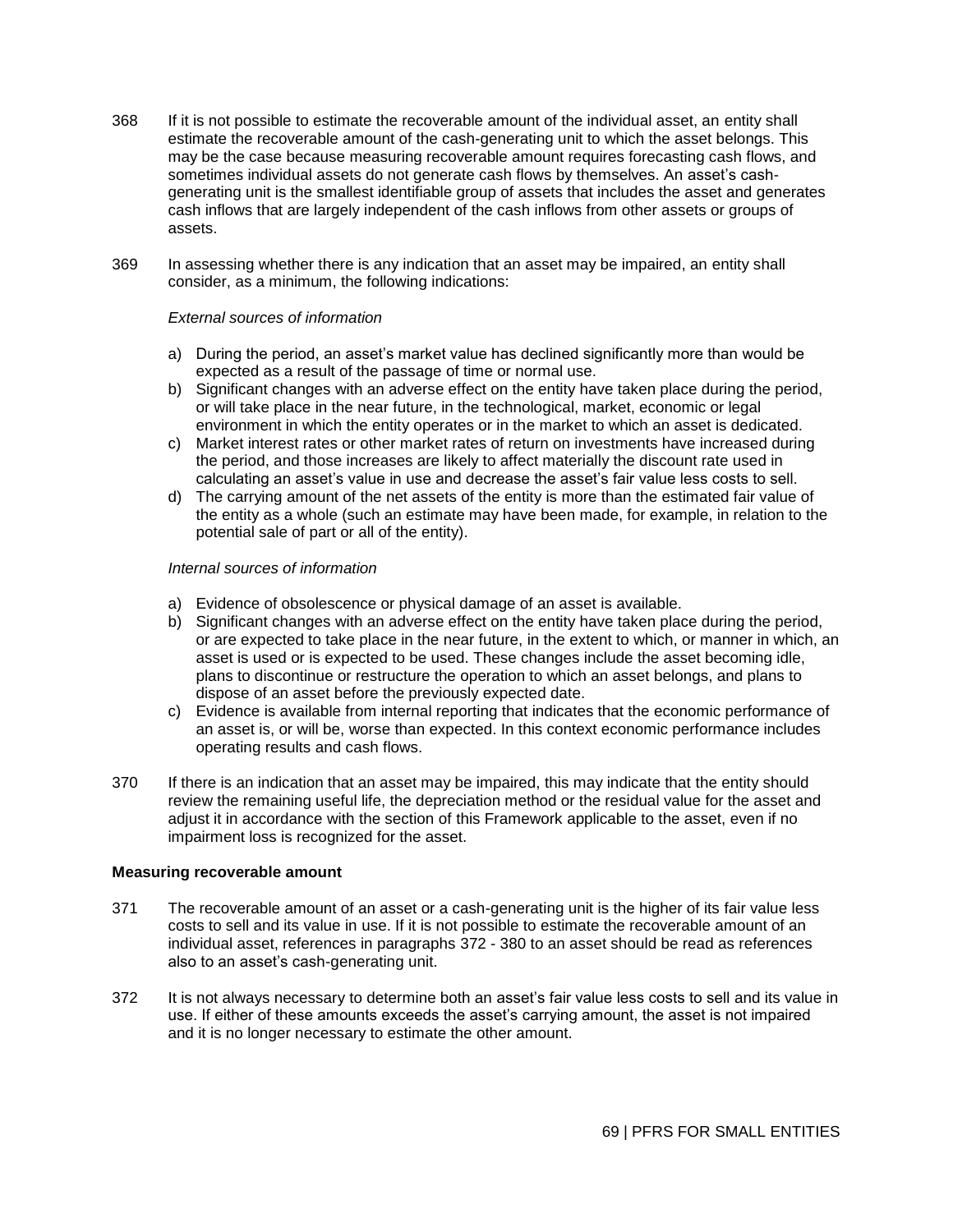368 If it is not possible to estimate the recoverable amount of the individual asset, an entity shall estimate the recoverable amount of the cash-generating unit to which the asset belongs. This may be the case because measuring recoverable amount requires forecasting cash flows, and sometimes individual assets do not generate cash flows by themselves. An asset's cash-generating unit is the smallest identifiable group of assets that includes the asset and generates cash inflows that are largely independent of the cash inflows from other assets or groups of assets.

369 In assessing whether there is any indication that an asset may be impaired, an entity shall consider, as a minimum, the following indications:

*External sources of information*

a) During the period, an asset's market value has declined significantly more than would be expected as a result of the passage of time or normal use.
b) Significant changes with an adverse effect on the entity have taken place during the period, or will take place in the near future, in the technological, market, economic or legal environment in which the entity operates or in the market to which an asset is dedicated.
c) Market interest rates or other market rates of return on investments have increased during the period, and those increases are likely to affect materially the discount rate used in calculating an asset's value in use and decrease the asset's fair value less costs to sell.
d) The carrying amount of the net assets of the entity is more than the estimated fair value of the entity as a whole (such an estimate may have been made, for example, in relation to the potential sale of part or all of the entity).

*Internal sources of information*

a) Evidence of obsolescence or physical damage of an asset is available.
b) Significant changes with an adverse effect on the entity have taken place during the period, or are expected to take place in the near future, in the extent to which, or manner in which, an asset is used or is expected to be used. These changes include the asset becoming idle, plans to discontinue or restructure the operation to which an asset belongs, and plans to dispose of an asset before the previously expected date.
c) Evidence is available from internal reporting that indicates that the economic performance of an asset is, or will be, worse than expected. In this context economic performance includes operating results and cash flows.

370 If there is an indication that an asset may be impaired, this may indicate that the entity should review the remaining useful life, the depreciation method or the residual value for the asset and adjust it in accordance with the section of this Framework applicable to the asset, even if no impairment loss is recognized for the asset.

**Measuring recoverable amount**

371 The recoverable amount of an asset or a cash-generating unit is the higher of its fair value less costs to sell and its value in use. If it is not possible to estimate the recoverable amount of an individual asset, references in paragraphs 372 - 380 to an asset should be read as references also to an asset's cash-generating unit.

372 It is not always necessary to determine both an asset's fair value less costs to sell and its value in use. If either of these amounts exceeds the asset's carrying amount, the asset is not impaired and it is no longer necessary to estimate the other amount.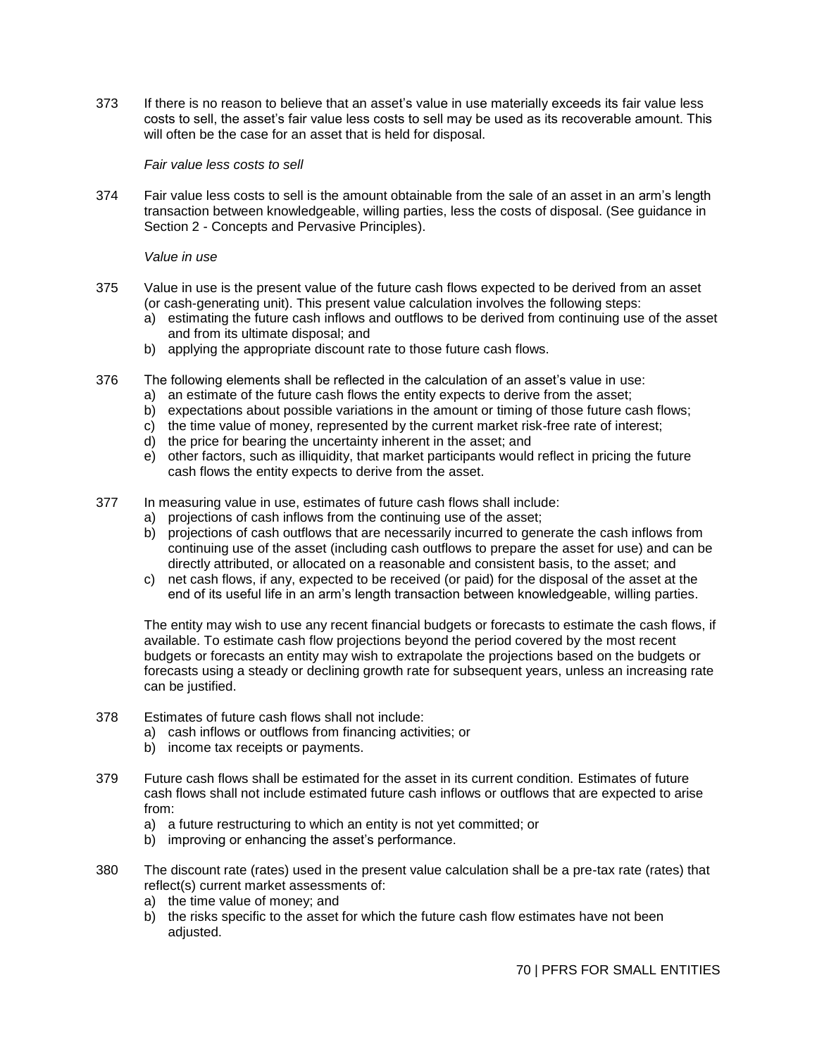373 If there is no reason to believe that an asset's value in use materially exceeds its fair value less costs to sell, the asset's fair value less costs to sell may be used as its recoverable amount. This will often be the case for an asset that is held for disposal.

*Fair value less costs to sell*

374 Fair value less costs to sell is the amount obtainable from the sale of an asset in an arm's length transaction between knowledgeable, willing parties, less the costs of disposal. (See guidance in Section 2 - Concepts and Pervasive Principles).

*Value in use*

375 Value in use is the present value of the future cash flows expected to be derived from an asset (or cash-generating unit). This present value calculation involves the following steps:

a) estimating the future cash inflows and outflows to be derived from continuing use of the asset and from its ultimate disposal; and
b) applying the appropriate discount rate to those future cash flows.

376 The following elements shall be reflected in the calculation of an asset's value in use:

a) an estimate of the future cash flows the entity expects to derive from the asset;
b) expectations about possible variations in the amount or timing of those future cash flows;
c) the time value of money, represented by the current market risk-free rate of interest;
d) the price for bearing the uncertainty inherent in the asset; and
e) other factors, such as illiquidity, that market participants would reflect in pricing the future cash flows the entity expects to derive from the asset.

377 In measuring value in use, estimates of future cash flows shall include:

a) projections of cash inflows from the continuing use of the asset;
b) projections of cash outflows that are necessarily incurred to generate the cash inflows from continuing use of the asset (including cash outflows to prepare the asset for use) and can be directly attributed, or allocated on a reasonable and consistent basis, to the asset; and
c) net cash flows, if any, expected to be received (or paid) for the disposal of the asset at the end of its useful life in an arm's length transaction between knowledgeable, willing parties.

The entity may wish to use any recent financial budgets or forecasts to estimate the cash flows, if available. To estimate cash flow projections beyond the period covered by the most recent budgets or forecasts an entity may wish to extrapolate the projections based on the budgets or forecasts using a steady or declining growth rate for subsequent years, unless an increasing rate can be justified.

378 Estimates of future cash flows shall not include:

a) cash inflows or outflows from financing activities; or
b) income tax receipts or payments.

379 Future cash flows shall be estimated for the asset in its current condition. Estimates of future cash flows shall not include estimated future cash inflows or outflows that are expected to arise from:

a) a future restructuring to which an entity is not yet committed; or
b) improving or enhancing the asset's performance.

380 The discount rate (rates) used in the present value calculation shall be a pre-tax rate (rates) that reflect(s) current market assessments of:

a) the time value of money; and
b) the risks specific to the asset for which the future cash flow estimates have not been adjusted.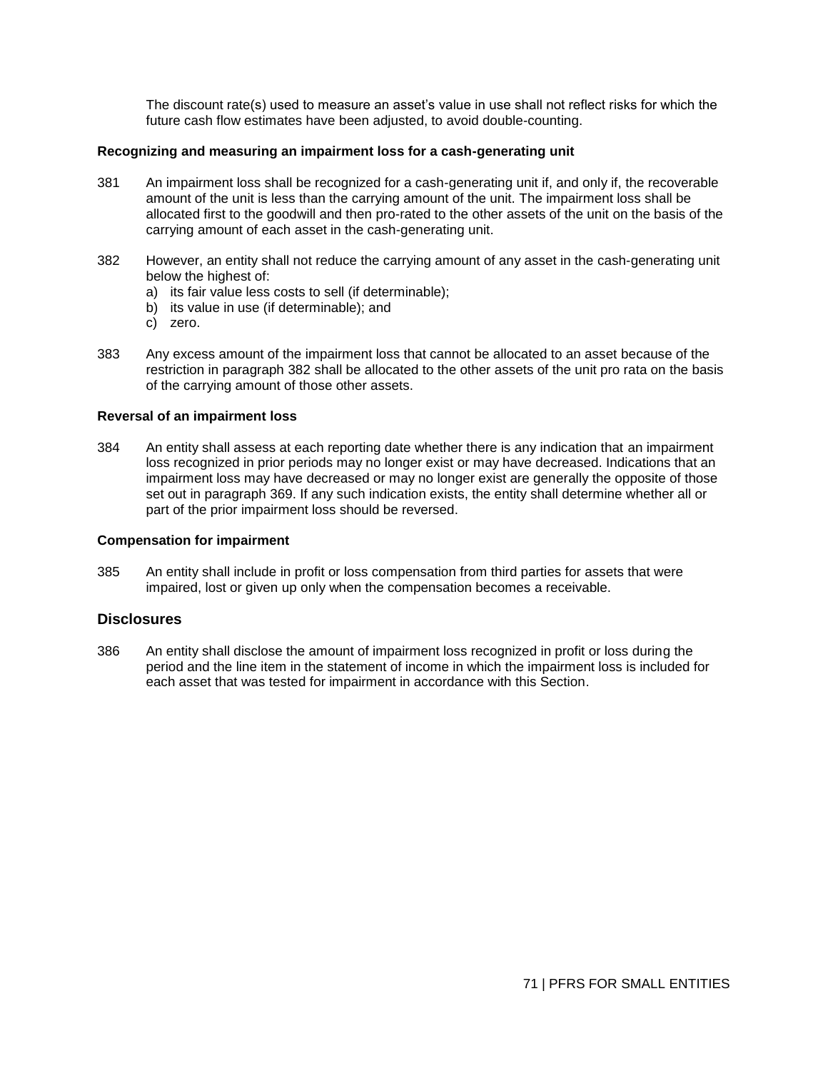The discount rate(s) used to measure an asset's value in use shall not reflect risks for which the future cash flow estimates have been adjusted, to avoid double-counting.

**Recognizing and measuring an impairment loss for a cash-generating unit**

381 An impairment loss shall be recognized for a cash-generating unit if, and only if, the recoverable amount of the unit is less than the carrying amount of the unit. The impairment loss shall be allocated first to the goodwill and then pro-rated to the other assets of the unit on the basis of the carrying amount of each asset in the cash-generating unit.

382 However, an entity shall not reduce the carrying amount of any asset in the cash-generating unit below the highest of:

a) its fair value less costs to sell (if determinable);
b) its value in use (if determinable); and
c) zero.

383 Any excess amount of the impairment loss that cannot be allocated to an asset because of the restriction in paragraph 382 shall be allocated to the other assets of the unit pro rata on the basis of the carrying amount of those other assets.

**Reversal of an impairment loss**

384 An entity shall assess at each reporting date whether there is any indication that an impairment loss recognized in prior periods may no longer exist or may have decreased. Indications that an impairment loss may have decreased or may no longer exist are generally the opposite of those set out in paragraph 369. If any such indication exists, the entity shall determine whether all or part of the prior impairment loss should be reversed.

**Compensation for impairment**

385 An entity shall include in profit or loss compensation from third parties for assets that were impaired, lost or given up only when the compensation becomes a receivable.

## Disclosures

386 An entity shall disclose the amount of impairment loss recognized in profit or loss during the period and the line item in the statement of income in which the impairment loss is included for each asset that was tested for impairment in accordance with this Section.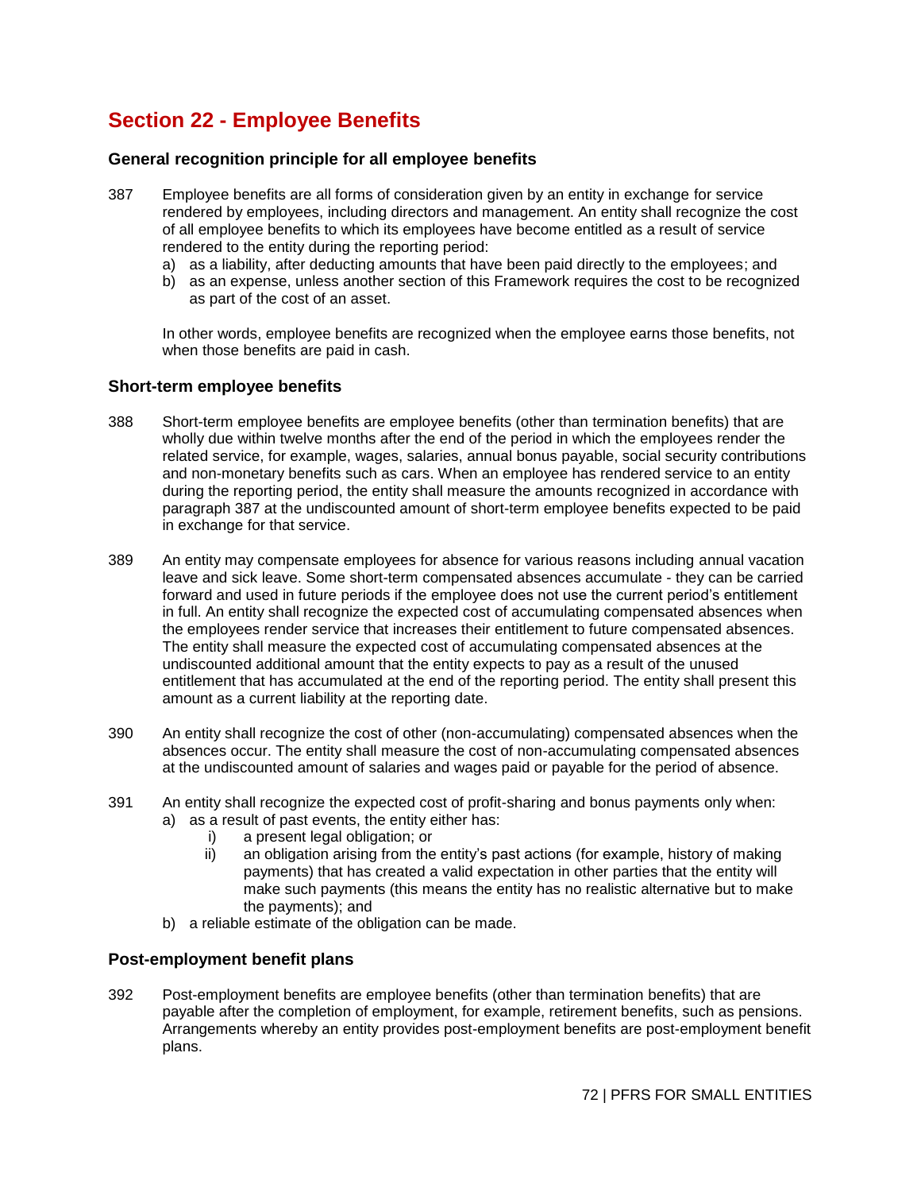## Section 22 - Employee Benefits

### General recognition principle for all employee benefits

387 Employee benefits are all forms of consideration given by an entity in exchange for service rendered by employees, including directors and management. An entity shall recognize the cost of all employee benefits to which its employees have become entitled as a result of service rendered to the entity during the reporting period:

a) as a liability, after deducting amounts that have been paid directly to the employees; and
b) as an expense, unless another section of this Framework requires the cost to be recognized as part of the cost of an asset.

In other words, employee benefits are recognized when the employee earns those benefits, not when those benefits are paid in cash.

### Short-term employee benefits

388 Short-term employee benefits are employee benefits (other than termination benefits) that are wholly due within twelve months after the end of the period in which the employees render the related service, for example, wages, salaries, annual bonus payable, social security contributions and non-monetary benefits such as cars. When an employee has rendered service to an entity during the reporting period, the entity shall measure the amounts recognized in accordance with paragraph 387 at the undiscounted amount of short-term employee benefits expected to be paid in exchange for that service.

389 An entity may compensate employees for absence for various reasons including annual vacation leave and sick leave. Some short-term compensated absences accumulate - they can be carried forward and used in future periods if the employee does not use the current period's entitlement in full. An entity shall recognize the expected cost of accumulating compensated absences when the employees render service that increases their entitlement to future compensated absences. The entity shall measure the expected cost of accumulating compensated absences at the undiscounted additional amount that the entity expects to pay as a result of the unused entitlement that has accumulated at the end of the reporting period. The entity shall present this amount as a current liability at the reporting date.

390 An entity shall recognize the cost of other (non-accumulating) compensated absences when the absences occur. The entity shall measure the cost of non-accumulating compensated absences at the undiscounted amount of salaries and wages paid or payable for the period of absence.

391 An entity shall recognize the expected cost of profit-sharing and bonus payments only when:

a) as a result of past events, the entity either has:
   i) a present legal obligation; or
   ii) an obligation arising from the entity's past actions (for example, history of making payments) that has created a valid expectation in other parties that the entity will make such payments (this means the entity has no realistic alternative but to make the payments); and
b) a reliable estimate of the obligation can be made.

### Post-employment benefit plans

392 Post-employment benefits are employee benefits (other than termination benefits) that are payable after the completion of employment, for example, retirement benefits, such as pensions. Arrangements whereby an entity provides post-employment benefits are post-employment benefit plans.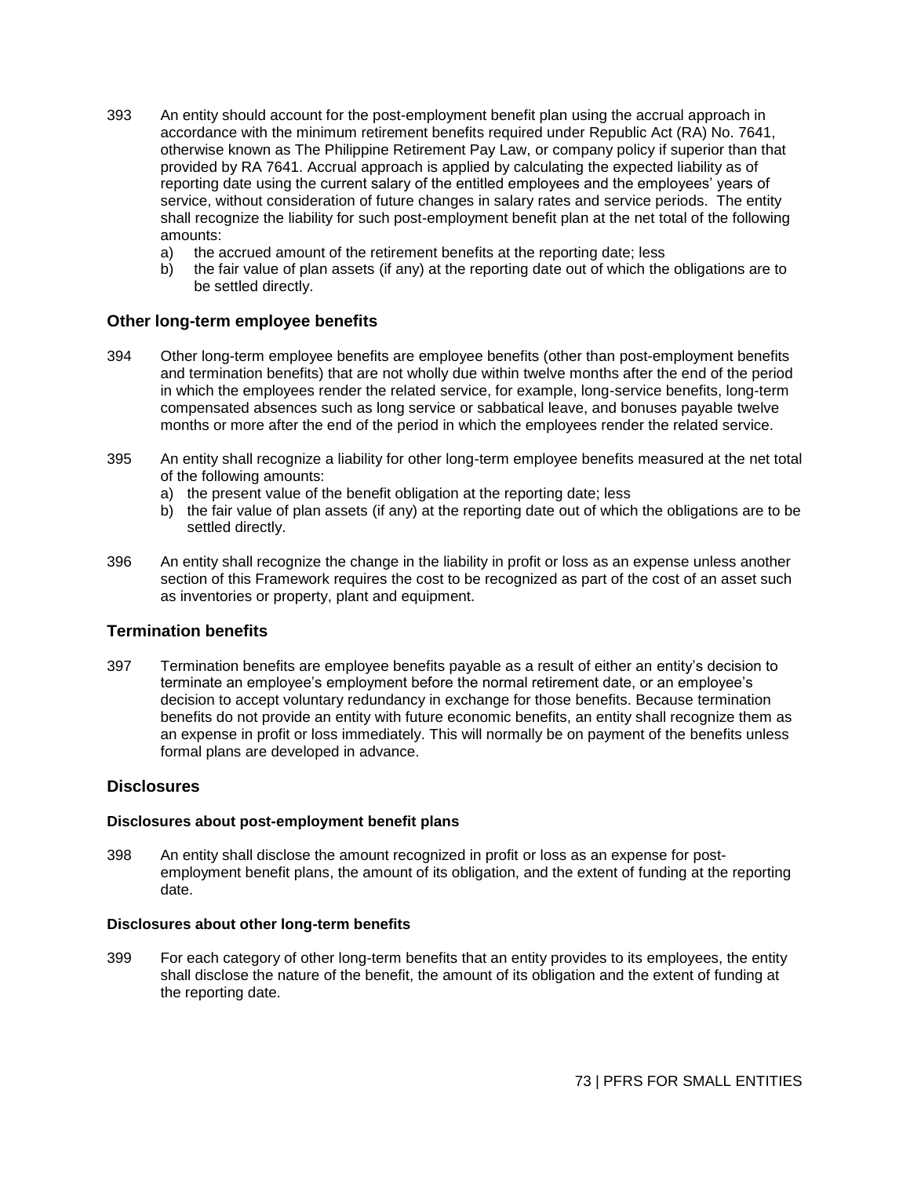393 An entity should account for the post-employment benefit plan using the accrual approach in accordance with the minimum retirement benefits required under Republic Act (RA) No. 7641, otherwise known as The Philippine Retirement Pay Law, or company policy if superior than that provided by RA 7641. Accrual approach is applied by calculating the expected liability as of reporting date using the current salary of the entitled employees and the employees' years of service, without consideration of future changes in salary rates and service periods. The entity shall recognize the liability for such post-employment benefit plan at the net total of the following amounts:

a) the accrued amount of the retirement benefits at the reporting date; less
b) the fair value of plan assets (if any) at the reporting date out of which the obligations are to be settled directly.

## Other long-term employee benefits

394 Other long-term employee benefits are employee benefits (other than post-employment benefits and termination benefits) that are not wholly due within twelve months after the end of the period in which the employees render the related service, for example, long-service benefits, long-term compensated absences such as long service or sabbatical leave, and bonuses payable twelve months or more after the end of the period in which the employees render the related service.

395 An entity shall recognize a liability for other long-term employee benefits measured at the net total of the following amounts:

a) the present value of the benefit obligation at the reporting date; less
b) the fair value of plan assets (if any) at the reporting date out of which the obligations are to be settled directly.

396 An entity shall recognize the change in the liability in profit or loss as an expense unless another section of this Framework requires the cost to be recognized as part of the cost of an asset such as inventories or property, plant and equipment.

## Termination benefits

397 Termination benefits are employee benefits payable as a result of either an entity's decision to terminate an employee's employment before the normal retirement date, or an employee's decision to accept voluntary redundancy in exchange for those benefits. Because termination benefits do not provide an entity with future economic benefits, an entity shall recognize them as an expense in profit or loss immediately. This will normally be on payment of the benefits unless formal plans are developed in advance.

## Disclosures

### Disclosures about post-employment benefit plans

398 An entity shall disclose the amount recognized in profit or loss as an expense for post-employment benefit plans, the amount of its obligation, and the extent of funding at the reporting date.

### Disclosures about other long-term benefits

399 For each category of other long-term benefits that an entity provides to its employees, the entity shall disclose the nature of the benefit, the amount of its obligation and the extent of funding at the reporting date.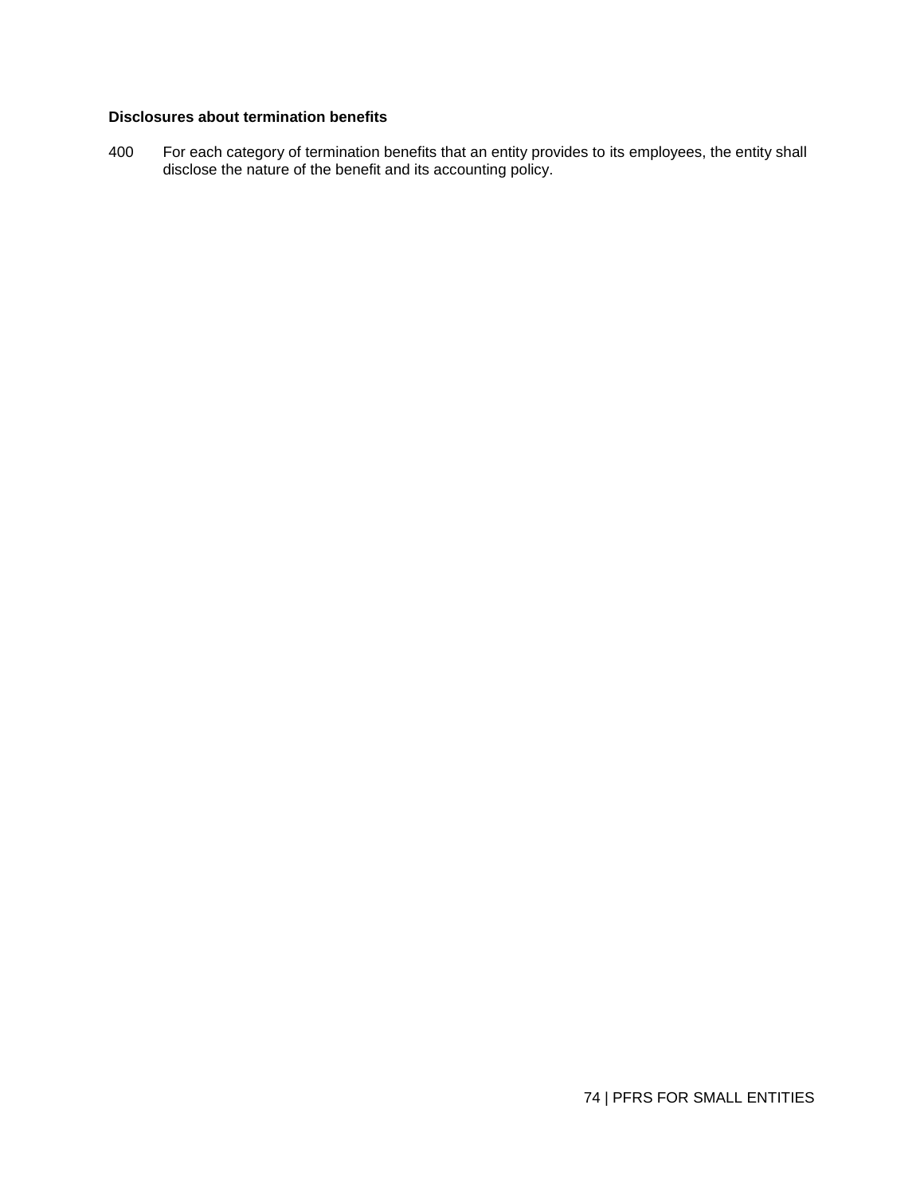**Disclosures about termination benefits**

400 For each category of termination benefits that an entity provides to its employees, the entity shall disclose the nature of the benefit and its accounting policy.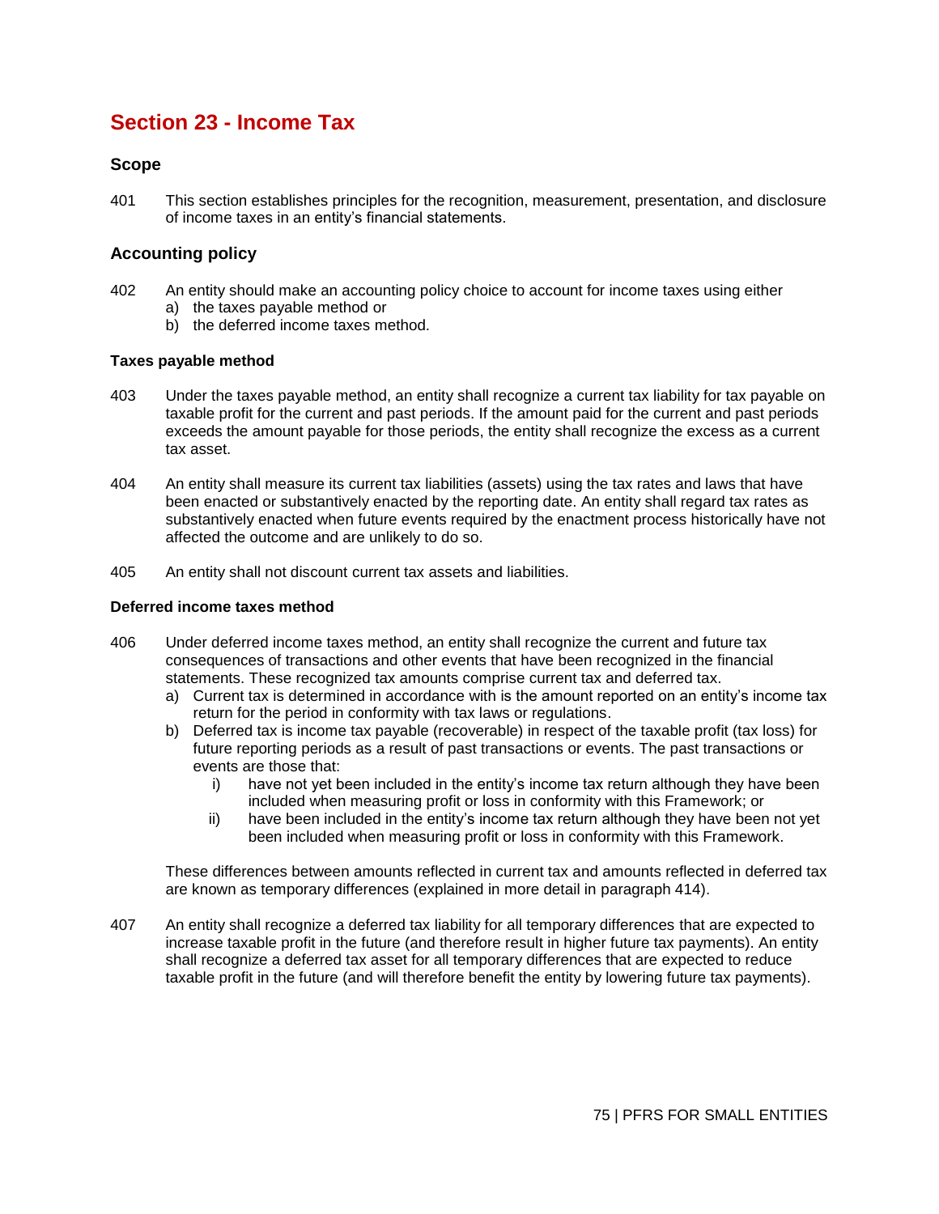## Section 23 - Income Tax

### Scope

401 This section establishes principles for the recognition, measurement, presentation, and disclosure of income taxes in an entity's financial statements.

### Accounting policy

402 An entity should make an accounting policy choice to account for income taxes using either
a) the taxes payable method or
b) the deferred income taxes method.

#### Taxes payable method

403 Under the taxes payable method, an entity shall recognize a current tax liability for tax payable on taxable profit for the current and past periods. If the amount paid for the current and past periods exceeds the amount payable for those periods, the entity shall recognize the excess as a current tax asset.

404 An entity shall measure its current tax liabilities (assets) using the tax rates and laws that have been enacted or substantively enacted by the reporting date. An entity shall regard tax rates as substantively enacted when future events required by the enactment process historically have not affected the outcome and are unlikely to do so.

405 An entity shall not discount current tax assets and liabilities.

#### Deferred income taxes method

406 Under deferred income taxes method, an entity shall recognize the current and future tax consequences of transactions and other events that have been recognized in the financial statements. These recognized tax amounts comprise current tax and deferred tax.
a) Current tax is determined in accordance with is the amount reported on an entity's income tax return for the period in conformity with tax laws or regulations.
b) Deferred tax is income tax payable (recoverable) in respect of the taxable profit (tax loss) for future reporting periods as a result of past transactions or events. The past transactions or events are those that:
   i) have not yet been included in the entity's income tax return although they have been included when measuring profit or loss in conformity with this Framework; or
   ii) have been included in the entity's income tax return although they have been not yet been included when measuring profit or loss in conformity with this Framework.

These differences between amounts reflected in current tax and amounts reflected in deferred tax are known as temporary differences (explained in more detail in paragraph 414).

407 An entity shall recognize a deferred tax liability for all temporary differences that are expected to increase taxable profit in the future (and therefore result in higher future tax payments). An entity shall recognize a deferred tax asset for all temporary differences that are expected to reduce taxable profit in the future (and will therefore benefit the entity by lowering future tax payments).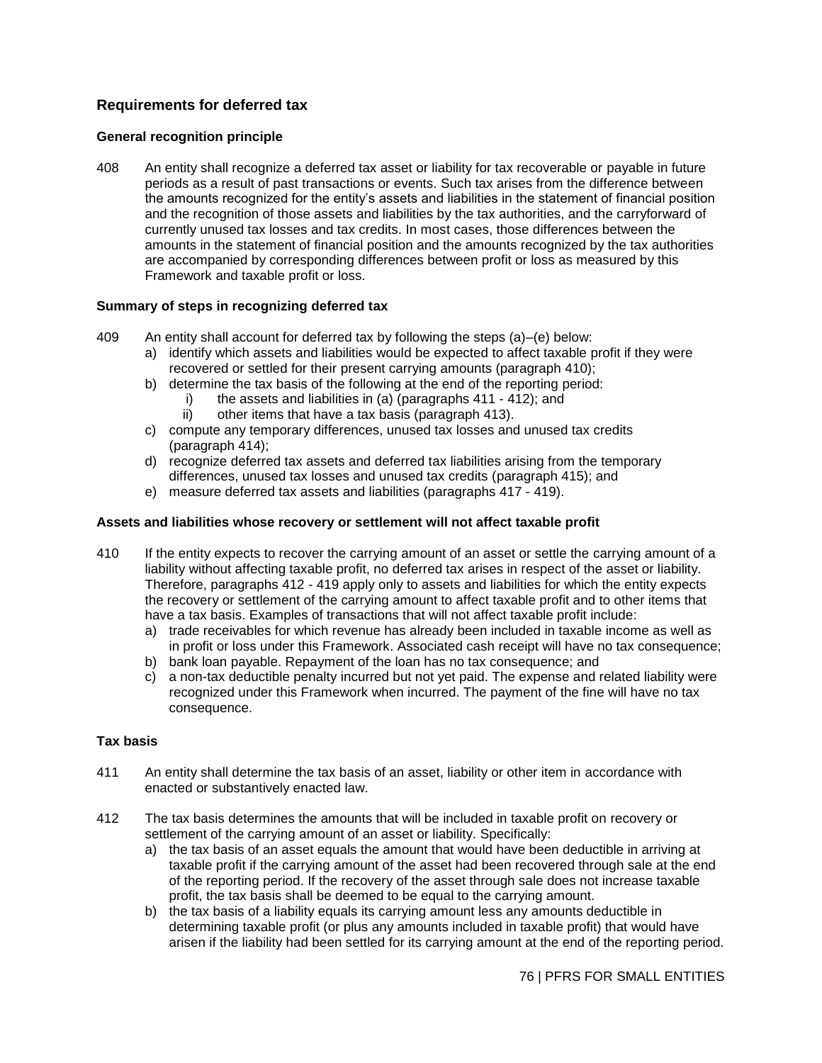## Requirements for deferred tax

### General recognition principle

408 An entity shall recognize a deferred tax asset or liability for tax recoverable or payable in future periods as a result of past transactions or events. Such tax arises from the difference between the amounts recognized for the entity's assets and liabilities in the statement of financial position and the recognition of those assets and liabilities by the tax authorities, and the carryforward of currently unused tax losses and tax credits. In most cases, those differences between the amounts in the statement of financial position and the amounts recognized by the tax authorities are accompanied by corresponding differences between profit or loss as measured by this Framework and taxable profit or loss.

### Summary of steps in recognizing deferred tax

409 An entity shall account for deferred tax by following the steps (a)–(e) below:

a) identify which assets and liabilities would be expected to affect taxable profit if they were recovered or settled for their present carrying amounts (paragraph 410);
b) determine the tax basis of the following at the end of the reporting period:
    i) the assets and liabilities in (a) (paragraphs 411 - 412); and
    ii) other items that have a tax basis (paragraph 413).
c) compute any temporary differences, unused tax losses and unused tax credits (paragraph 414);
d) recognize deferred tax assets and deferred tax liabilities arising from the temporary differences, unused tax losses and unused tax credits (paragraph 415); and
e) measure deferred tax assets and liabilities (paragraphs 417 - 419).

### Assets and liabilities whose recovery or settlement will not affect taxable profit

410 If the entity expects to recover the carrying amount of an asset or settle the carrying amount of a liability without affecting taxable profit, no deferred tax arises in respect of the asset or liability. Therefore, paragraphs 412 - 419 apply only to assets and liabilities for which the entity expects the recovery or settlement of the carrying amount to affect taxable profit and to other items that have a tax basis. Examples of transactions that will not affect taxable profit include:

a) trade receivables for which revenue has already been included in taxable income as well as in profit or loss under this Framework. Associated cash receipt will have no tax consequence;
b) bank loan payable. Repayment of the loan has no tax consequence; and
c) a non-tax deductible penalty incurred but not yet paid. The expense and related liability were recognized under this Framework when incurred. The payment of the fine will have no tax consequence.

### Tax basis

411 An entity shall determine the tax basis of an asset, liability or other item in accordance with enacted or substantively enacted law.

412 The tax basis determines the amounts that will be included in taxable profit on recovery or settlement of the carrying amount of an asset or liability. Specifically:

a) the tax basis of an asset equals the amount that would have been deductible in arriving at taxable profit if the carrying amount of the asset had been recovered through sale at the end of the reporting period. If the recovery of the asset through sale does not increase taxable profit, the tax basis shall be deemed to be equal to the carrying amount.
b) the tax basis of a liability equals its carrying amount less any amounts deductible in determining taxable profit (or plus any amounts included in taxable profit) that would have arisen if the liability had been settled for its carrying amount at the end of the reporting period.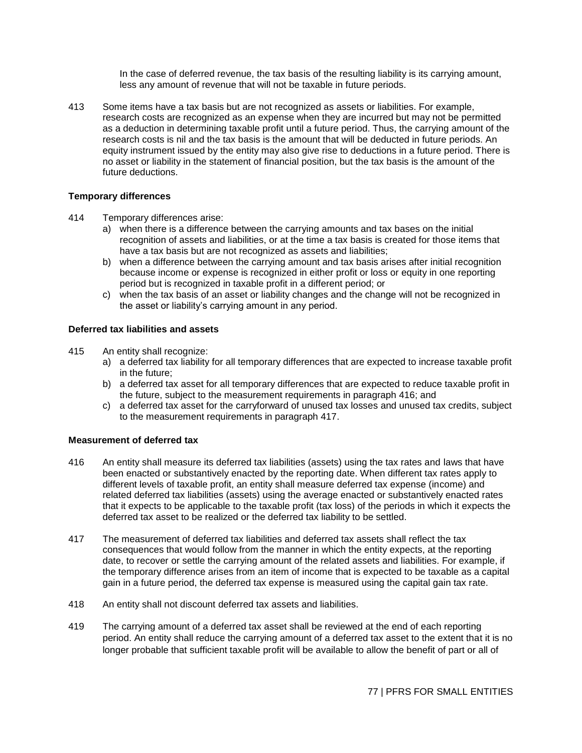In the case of deferred revenue, the tax basis of the resulting liability is its carrying amount, less any amount of revenue that will not be taxable in future periods.

413 Some items have a tax basis but are not recognized as assets or liabilities. For example, research costs are recognized as an expense when they are incurred but may not be permitted as a deduction in determining taxable profit until a future period. Thus, the carrying amount of the research costs is nil and the tax basis is the amount that will be deducted in future periods. An equity instrument issued by the entity may also give rise to deductions in a future period. There is no asset or liability in the statement of financial position, but the tax basis is the amount of the future deductions.

**Temporary differences**

414 Temporary differences arise:

a) when there is a difference between the carrying amounts and tax bases on the initial recognition of assets and liabilities, or at the time a tax basis is created for those items that have a tax basis but are not recognized as assets and liabilities;
b) when a difference between the carrying amount and tax basis arises after initial recognition because income or expense is recognized in either profit or loss or equity in one reporting period but is recognized in taxable profit in a different period; or
c) when the tax basis of an asset or liability changes and the change will not be recognized in the asset or liability's carrying amount in any period.

**Deferred tax liabilities and assets**

415 An entity shall recognize:

a) a deferred tax liability for all temporary differences that are expected to increase taxable profit in the future;
b) a deferred tax asset for all temporary differences that are expected to reduce taxable profit in the future, subject to the measurement requirements in paragraph 416; and
c) a deferred tax asset for the carryforward of unused tax losses and unused tax credits, subject to the measurement requirements in paragraph 417.

**Measurement of deferred tax**

416 An entity shall measure its deferred tax liabilities (assets) using the tax rates and laws that have been enacted or substantively enacted by the reporting date. When different tax rates apply to different levels of taxable profit, an entity shall measure deferred tax expense (income) and related deferred tax liabilities (assets) using the average enacted or substantively enacted rates that it expects to be applicable to the taxable profit (tax loss) of the periods in which it expects the deferred tax asset to be realized or the deferred tax liability to be settled.

417 The measurement of deferred tax liabilities and deferred tax assets shall reflect the tax consequences that would follow from the manner in which the entity expects, at the reporting date, to recover or settle the carrying amount of the related assets and liabilities. For example, if the temporary difference arises from an item of income that is expected to be taxable as a capital gain in a future period, the deferred tax expense is measured using the capital gain tax rate.

418 An entity shall not discount deferred tax assets and liabilities.

419 The carrying amount of a deferred tax asset shall be reviewed at the end of each reporting period. An entity shall reduce the carrying amount of a deferred tax asset to the extent that it is no longer probable that sufficient taxable profit will be available to allow the benefit of part or all of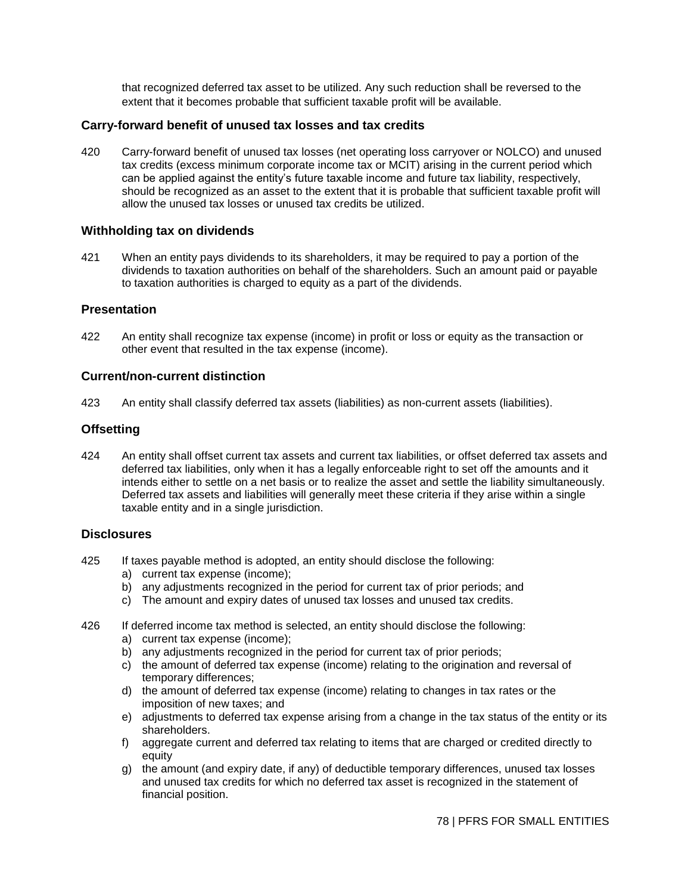that recognized deferred tax asset to be utilized. Any such reduction shall be reversed to the extent that it becomes probable that sufficient taxable profit will be available.

### Carry-forward benefit of unused tax losses and tax credits

420 Carry-forward benefit of unused tax losses (net operating loss carryover or NOLCO) and unused tax credits (excess minimum corporate income tax or MCIT) arising in the current period which can be applied against the entity's future taxable income and future tax liability, respectively, should be recognized as an asset to the extent that it is probable that sufficient taxable profit will allow the unused tax losses or unused tax credits be utilized.

### Withholding tax on dividends

421 When an entity pays dividends to its shareholders, it may be required to pay a portion of the dividends to taxation authorities on behalf of the shareholders. Such an amount paid or payable to taxation authorities is charged to equity as a part of the dividends.

## Presentation

422 An entity shall recognize tax expense (income) in profit or loss or equity as the transaction or other event that resulted in the tax expense (income).

### Current/non-current distinction

423 An entity shall classify deferred tax assets (liabilities) as non-current assets (liabilities).

## Offsetting

424 An entity shall offset current tax assets and current tax liabilities, or offset deferred tax assets and deferred tax liabilities, only when it has a legally enforceable right to set off the amounts and it intends either to settle on a net basis or to realize the asset and settle the liability simultaneously. Deferred tax assets and liabilities will generally meet these criteria if they arise within a single taxable entity and in a single jurisdiction.

## Disclosures

425 If taxes payable method is adopted, an entity should disclose the following:

a) current tax expense (income);
b) any adjustments recognized in the period for current tax of prior periods; and
c) The amount and expiry dates of unused tax losses and unused tax credits.

426 If deferred income tax method is selected, an entity should disclose the following:

a) current tax expense (income);
b) any adjustments recognized in the period for current tax of prior periods;
c) the amount of deferred tax expense (income) relating to the origination and reversal of temporary differences;
d) the amount of deferred tax expense (income) relating to changes in tax rates or the imposition of new taxes; and
e) adjustments to deferred tax expense arising from a change in the tax status of the entity or its shareholders.
f) aggregate current and deferred tax relating to items that are charged or credited directly to equity
g) the amount (and expiry date, if any) of deductible temporary differences, unused tax losses and unused tax credits for which no deferred tax asset is recognized in the statement of financial position.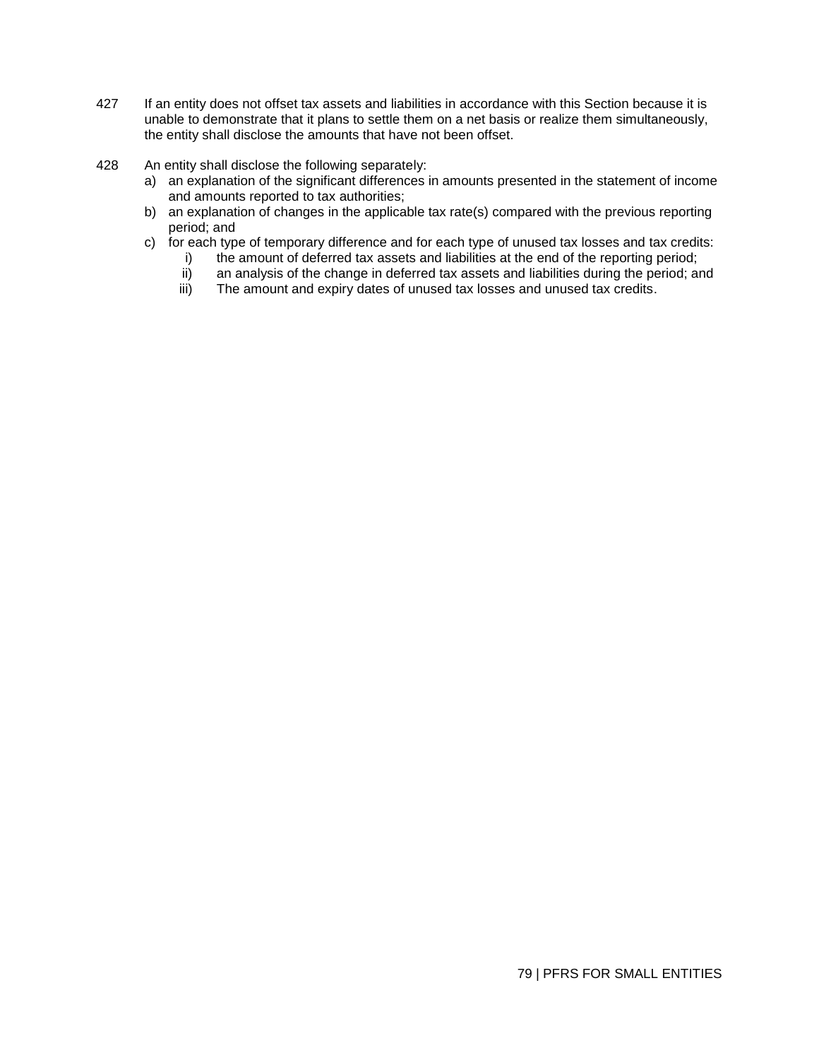427 If an entity does not offset tax assets and liabilities in accordance with this Section because it is unable to demonstrate that it plans to settle them on a net basis or realize them simultaneously, the entity shall disclose the amounts that have not been offset.

428 An entity shall disclose the following separately:

a) an explanation of the significant differences in amounts presented in the statement of income and amounts reported to tax authorities;

b) an explanation of changes in the applicable tax rate(s) compared with the previous reporting period; and

c) for each type of temporary difference and for each type of unused tax losses and tax credits:

   i) the amount of deferred tax assets and liabilities at the end of the reporting period;

   ii) an analysis of the change in deferred tax assets and liabilities during the period; and

   iii) The amount and expiry dates of unused tax losses and unused tax credits.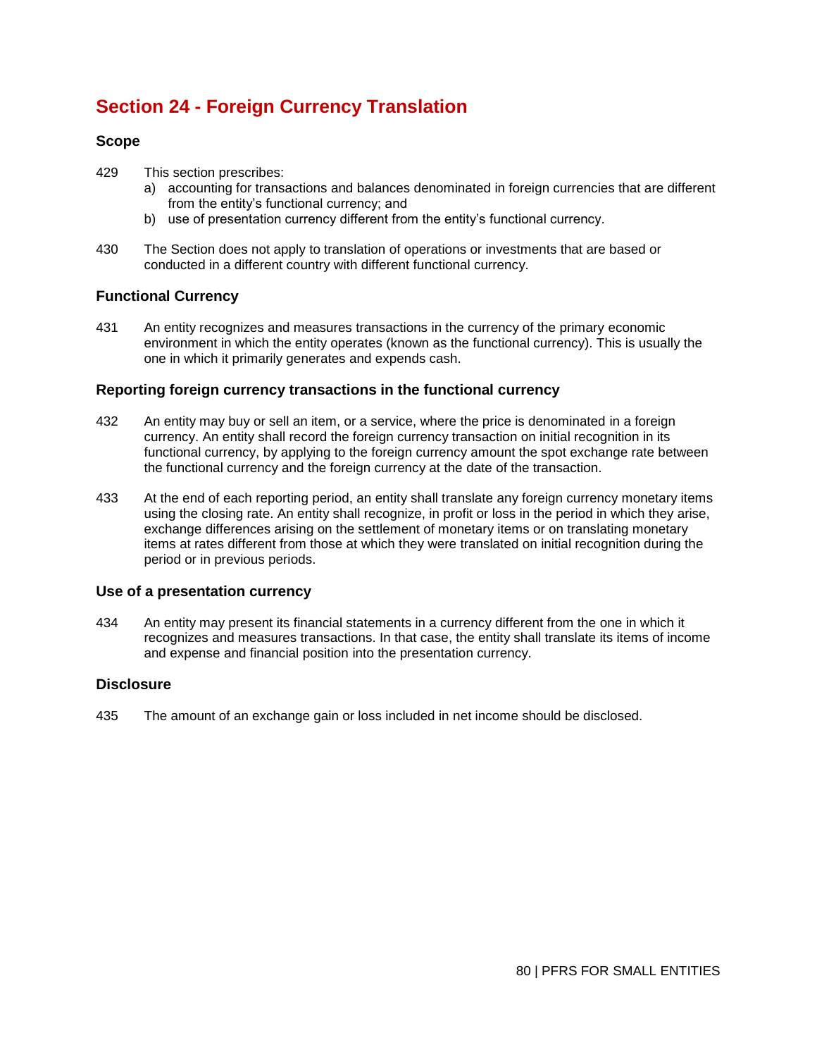# Section 24 - Foreign Currency Translation

## Scope

429 This section prescribes:

a) accounting for transactions and balances denominated in foreign currencies that are different from the entity's functional currency; and

b) use of presentation currency different from the entity's functional currency.

430 The Section does not apply to translation of operations or investments that are based or conducted in a different country with different functional currency.

## Functional Currency

431 An entity recognizes and measures transactions in the currency of the primary economic environment in which the entity operates (known as the functional currency). This is usually the one in which it primarily generates and expends cash.

## Reporting foreign currency transactions in the functional currency

432 An entity may buy or sell an item, or a service, where the price is denominated in a foreign currency. An entity shall record the foreign currency transaction on initial recognition in its functional currency, by applying to the foreign currency amount the spot exchange rate between the functional currency and the foreign currency at the date of the transaction.

433 At the end of each reporting period, an entity shall translate any foreign currency monetary items using the closing rate. An entity shall recognize, in profit or loss in the period in which they arise, exchange differences arising on the settlement of monetary items or on translating monetary items at rates different from those at which they were translated on initial recognition during the period or in previous periods.

## Use of a presentation currency

434 An entity may present its financial statements in a currency different from the one in which it recognizes and measures transactions. In that case, the entity shall translate its items of income and expense and financial position into the presentation currency.

## Disclosure

435 The amount of an exchange gain or loss included in net income should be disclosed.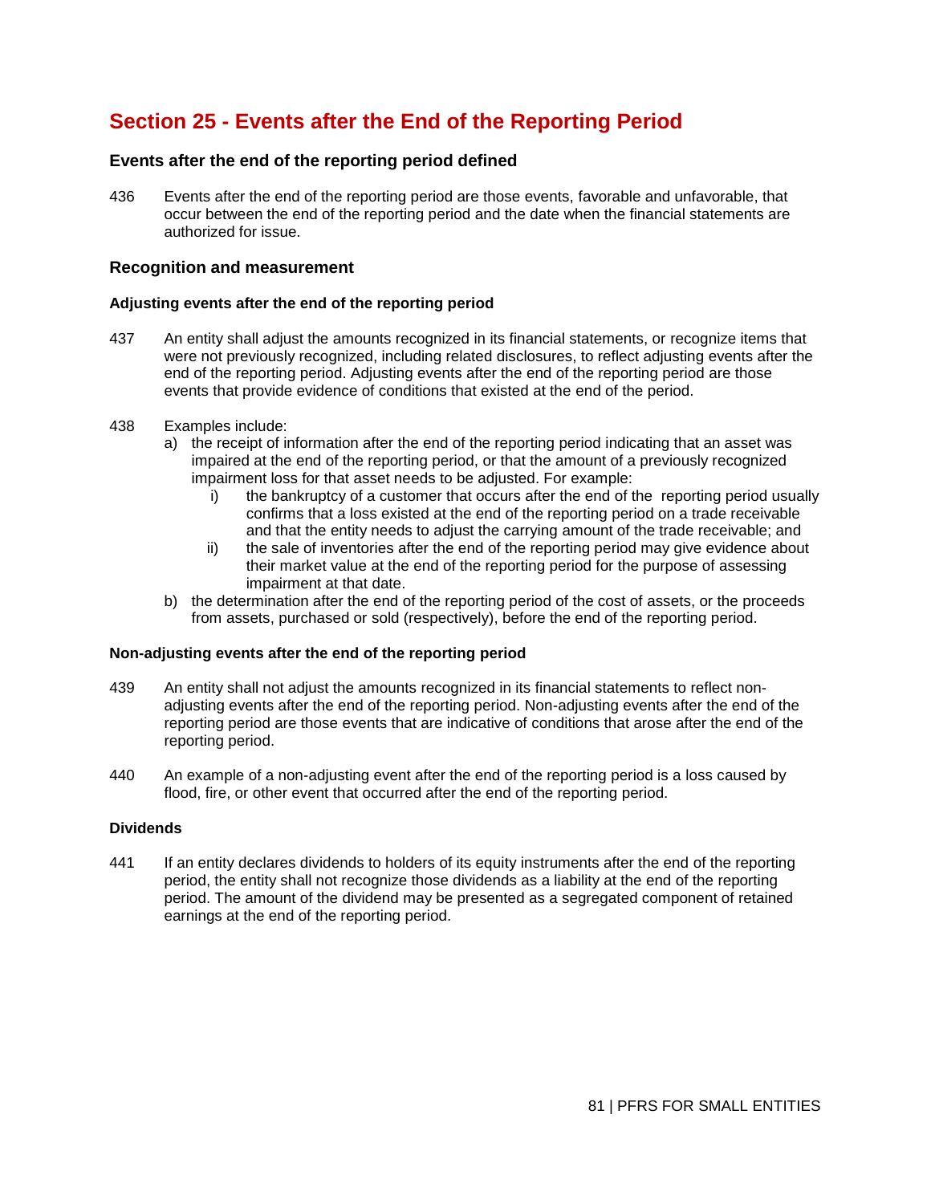# Section 25 - Events after the End of the Reporting Period

### Events after the end of the reporting period defined

436 Events after the end of the reporting period are those events, favorable and unfavorable, that occur between the end of the reporting period and the date when the financial statements are authorized for issue.

### Recognition and measurement

#### Adjusting events after the end of the reporting period

437 An entity shall adjust the amounts recognized in its financial statements, or recognize items that were not previously recognized, including related disclosures, to reflect adjusting events after the end of the reporting period. Adjusting events after the end of the reporting period are those events that provide evidence of conditions that existed at the end of the period.

438 Examples include:

a) the receipt of information after the end of the reporting period indicating that an asset was impaired at the end of the reporting period, or that the amount of a previously recognized impairment loss for that asset needs to be adjusted. For example:
   - i) the bankruptcy of a customer that occurs after the end of the reporting period usually confirms that a loss existed at the end of the reporting period on a trade receivable and that the entity needs to adjust the carrying amount of the trade receivable; and
   - ii) the sale of inventories after the end of the reporting period may give evidence about their market value at the end of the reporting period for the purpose of assessing impairment at that date.

b) the determination after the end of the reporting period of the cost of assets, or the proceeds from assets, purchased or sold (respectively), before the end of the reporting period.

#### Non-adjusting events after the end of the reporting period

439 An entity shall not adjust the amounts recognized in its financial statements to reflect non-adjusting events after the end of the reporting period. Non-adjusting events after the end of the reporting period are those events that are indicative of conditions that arose after the end of the reporting period.

440 An example of a non-adjusting event after the end of the reporting period is a loss caused by flood, fire, or other event that occurred after the end of the reporting period.

#### Dividends

441 If an entity declares dividends to holders of its equity instruments after the end of the reporting period, the entity shall not recognize those dividends as a liability at the end of the reporting period. The amount of the dividend may be presented as a segregated component of retained earnings at the end of the reporting period.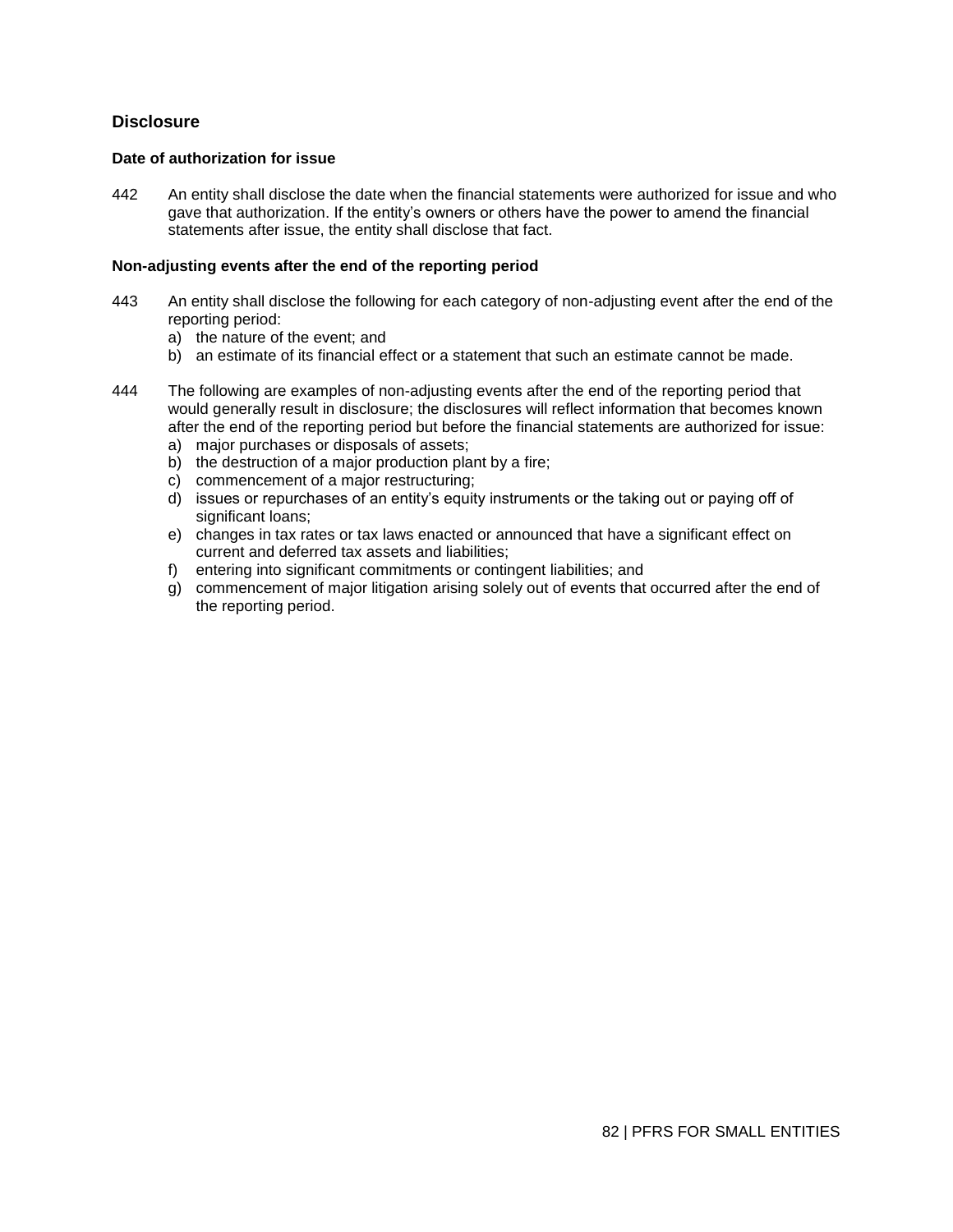## Disclosure

### Date of authorization for issue

442 An entity shall disclose the date when the financial statements were authorized for issue and who gave that authorization. If the entity's owners or others have the power to amend the financial statements after issue, the entity shall disclose that fact.

### Non-adjusting events after the end of the reporting period

443 An entity shall disclose the following for each category of non-adjusting event after the end of the reporting period:

a) the nature of the event; and
b) an estimate of its financial effect or a statement that such an estimate cannot be made.

444 The following are examples of non-adjusting events after the end of the reporting period that would generally result in disclosure; the disclosures will reflect information that becomes known after the end of the reporting period but before the financial statements are authorized for issue:

a) major purchases or disposals of assets;
b) the destruction of a major production plant by a fire;
c) commencement of a major restructuring;
d) issues or repurchases of an entity's equity instruments or the taking out or paying off of significant loans;
e) changes in tax rates or tax laws enacted or announced that have a significant effect on current and deferred tax assets and liabilities;
f) entering into significant commitments or contingent liabilities; and
g) commencement of major litigation arising solely out of events that occurred after the end of the reporting period.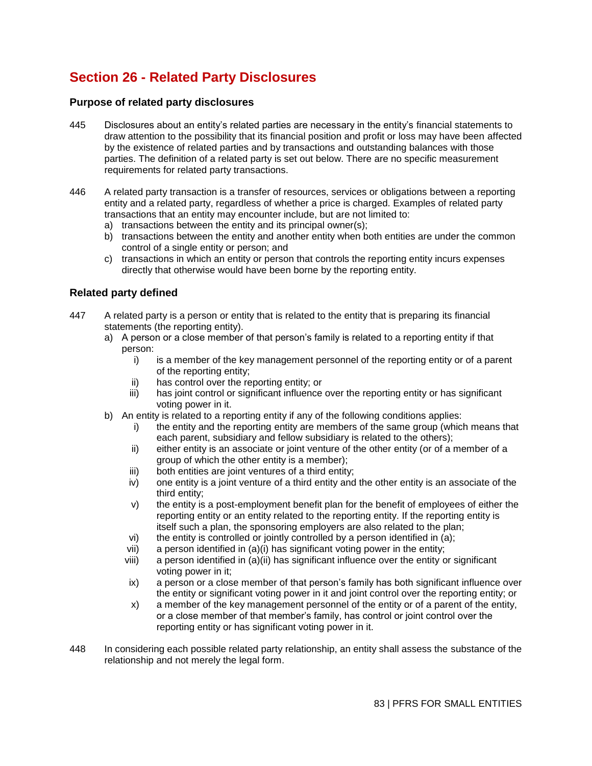# Section 26 - Related Party Disclosures

### Purpose of related party disclosures

445 Disclosures about an entity's related parties are necessary in the entity's financial statements to draw attention to the possibility that its financial position and profit or loss may have been affected by the existence of related parties and by transactions and outstanding balances with those parties. The definition of a related party is set out below. There are no specific measurement requirements for related party transactions.

446 A related party transaction is a transfer of resources, services or obligations between a reporting entity and a related party, regardless of whether a price is charged. Examples of related party transactions that an entity may encounter include, but are not limited to:

a) transactions between the entity and its principal owner(s);
b) transactions between the entity and another entity when both entities are under the common control of a single entity or person; and
c) transactions in which an entity or person that controls the reporting entity incurs expenses directly that otherwise would have been borne by the reporting entity.

## Related party defined

447 A related party is a person or entity that is related to the entity that is preparing its financial statements (the reporting entity).

a) A person or a close member of that person's family is related to a reporting entity if that person:
   - i) is a member of the key management personnel of the reporting entity or of a parent of the reporting entity;
   - ii) has control over the reporting entity; or
   - iii) has joint control or significant influence over the reporting entity or has significant voting power in it.

b) An entity is related to a reporting entity if any of the following conditions applies:
   - i) the entity and the reporting entity are members of the same group (which means that each parent, subsidiary and fellow subsidiary is related to the others);
   - ii) either entity is an associate or joint venture of the other entity (or of a member of a group of which the other entity is a member);
   - iii) both entities are joint ventures of a third entity;
   - iv) one entity is a joint venture of a third entity and the other entity is an associate of the third entity;
   - v) the entity is a post-employment benefit plan for the benefit of employees of either the reporting entity or an entity related to the reporting entity. If the reporting entity is itself such a plan, the sponsoring employers are also related to the plan;
   - vi) the entity is controlled or jointly controlled by a person identified in (a);
   - vii) a person identified in (a)(i) has significant voting power in the entity;
   - viii) a person identified in (a)(ii) has significant influence over the entity or significant voting power in it;
   - ix) a person or a close member of that person's family has both significant influence over the entity or significant voting power in it and joint control over the reporting entity; or
   - x) a member of the key management personnel of the entity or of a parent of the entity, or a close member of that member's family, has control or joint control over the reporting entity or has significant voting power in it.

448 In considering each possible related party relationship, an entity shall assess the substance of the relationship and not merely the legal form.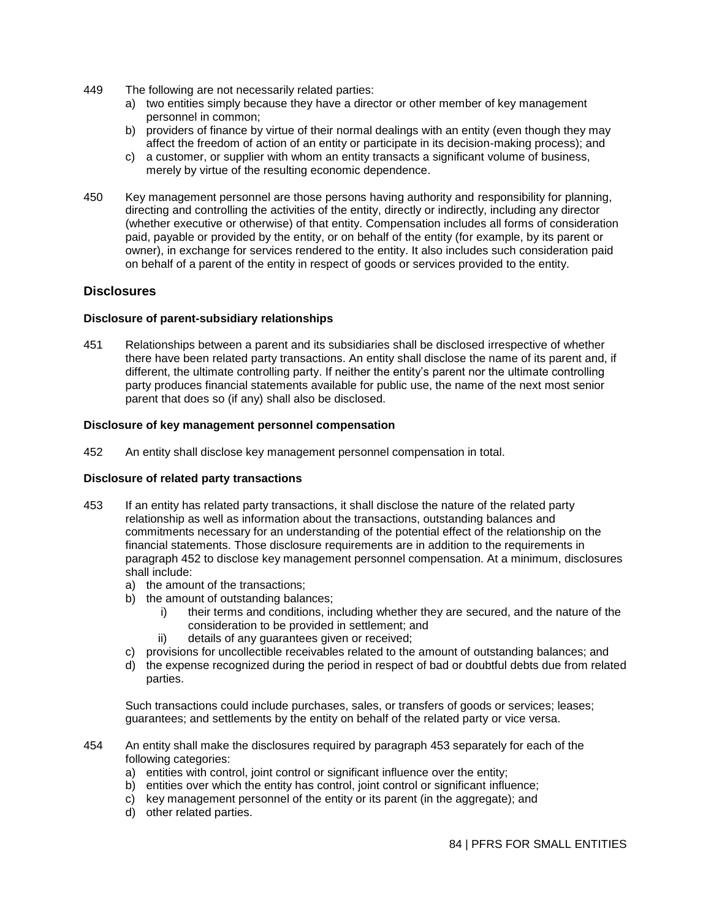449 The following are not necessarily related parties:

a) two entities simply because they have a director or other member of key management personnel in common;
b) providers of finance by virtue of their normal dealings with an entity (even though they may affect the freedom of action of an entity or participate in its decision-making process); and
c) a customer, or supplier with whom an entity transacts a significant volume of business, merely by virtue of the resulting economic dependence.

450 Key management personnel are those persons having authority and responsibility for planning, directing and controlling the activities of the entity, directly or indirectly, including any director (whether executive or otherwise) of that entity. Compensation includes all forms of consideration paid, payable or provided by the entity, or on behalf of the entity (for example, by its parent or owner), in exchange for services rendered to the entity. It also includes such consideration paid on behalf of a parent of the entity in respect of goods or services provided to the entity.

## Disclosures

### Disclosure of parent-subsidiary relationships

451 Relationships between a parent and its subsidiaries shall be disclosed irrespective of whether there have been related party transactions. An entity shall disclose the name of its parent and, if different, the ultimate controlling party. If neither the entity's parent nor the ultimate controlling party produces financial statements available for public use, the name of the next most senior parent that does so (if any) shall also be disclosed.

### Disclosure of key management personnel compensation

452 An entity shall disclose key management personnel compensation in total.

### Disclosure of related party transactions

453 If an entity has related party transactions, it shall disclose the nature of the related party relationship as well as information about the transactions, outstanding balances and commitments necessary for an understanding of the potential effect of the relationship on the financial statements. Those disclosure requirements are in addition to the requirements in paragraph 452 to disclose key management personnel compensation. At a minimum, disclosures shall include:

a) the amount of the transactions;
b) the amount of outstanding balances;
    i) their terms and conditions, including whether they are secured, and the nature of the consideration to be provided in settlement; and
    ii) details of any guarantees given or received;
c) provisions for uncollectible receivables related to the amount of outstanding balances; and
d) the expense recognized during the period in respect of bad or doubtful debts due from related parties.

Such transactions could include purchases, sales, or transfers of goods or services; leases; guarantees; and settlements by the entity on behalf of the related party or vice versa.

454 An entity shall make the disclosures required by paragraph 453 separately for each of the following categories:

a) entities with control, joint control or significant influence over the entity;
b) entities over which the entity has control, joint control or significant influence;
c) key management personnel of the entity or its parent (in the aggregate); and
d) other related parties.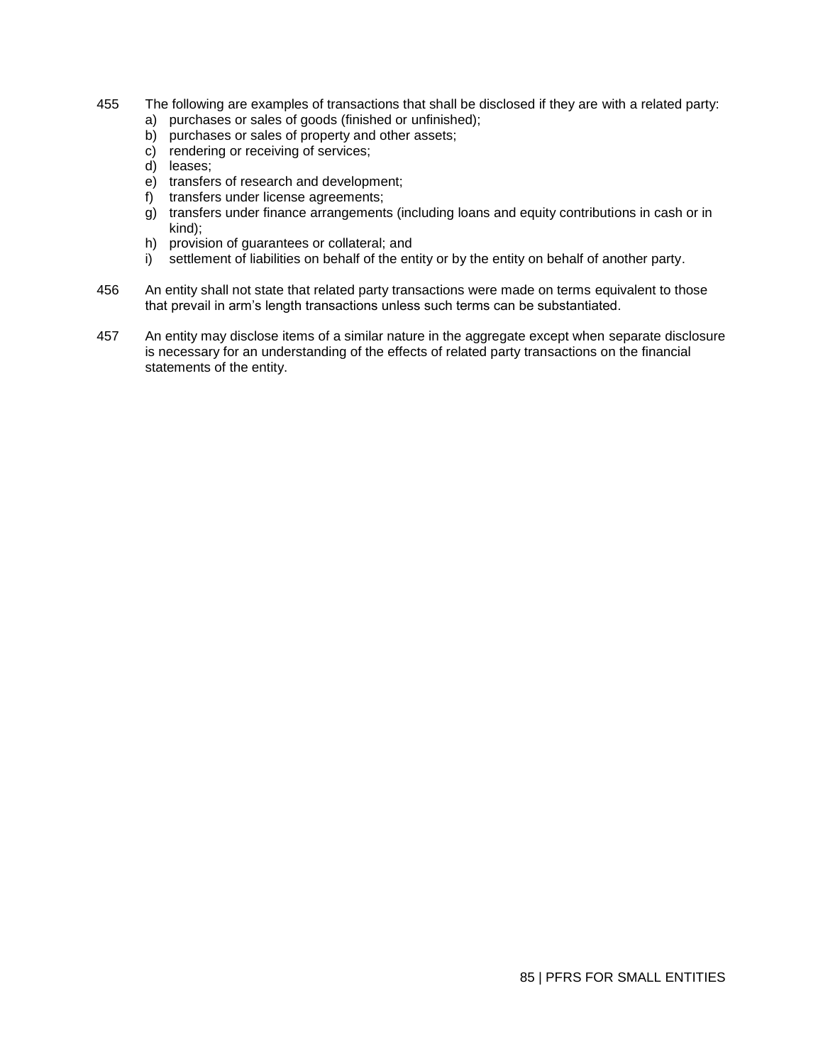455 The following are examples of transactions that shall be disclosed if they are with a related party:

a) purchases or sales of goods (finished or unfinished);
b) purchases or sales of property and other assets;
c) rendering or receiving of services;
d) leases;
e) transfers of research and development;
f) transfers under license agreements;
g) transfers under finance arrangements (including loans and equity contributions in cash or in kind);
h) provision of guarantees or collateral; and
i) settlement of liabilities on behalf of the entity or by the entity on behalf of another party.

456 An entity shall not state that related party transactions were made on terms equivalent to those that prevail in arm's length transactions unless such terms can be substantiated.

457 An entity may disclose items of a similar nature in the aggregate except when separate disclosure is necessary for an understanding of the effects of related party transactions on the financial statements of the entity.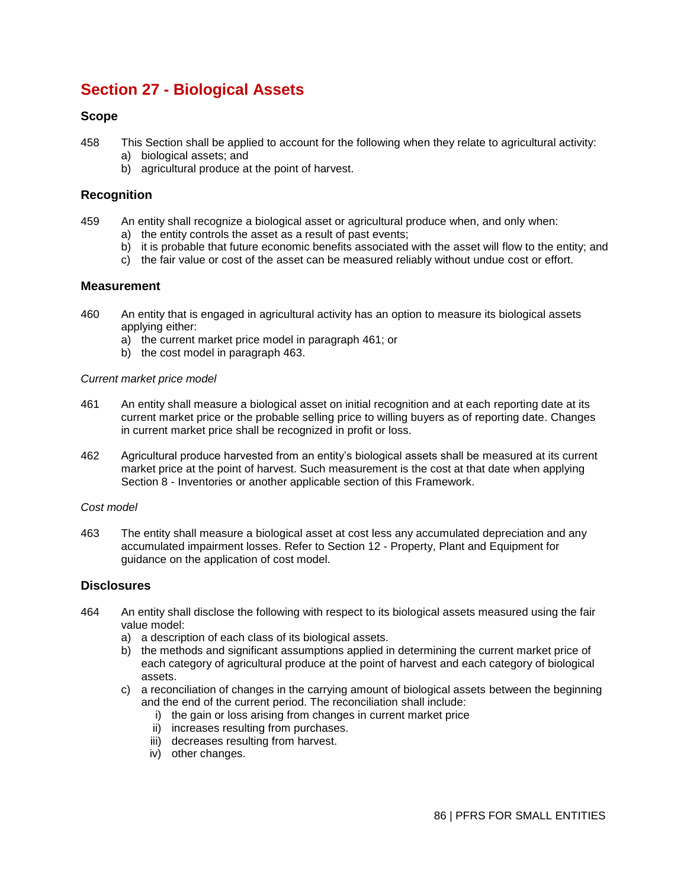# Section 27 - Biological Assets

## Scope

458 This Section shall be applied to account for the following when they relate to agricultural activity:

a) biological assets; and
b) agricultural produce at the point of harvest.

## Recognition

459 An entity shall recognize a biological asset or agricultural produce when, and only when:

a) the entity controls the asset as a result of past events;
b) it is probable that future economic benefits associated with the asset will flow to the entity; and
c) the fair value or cost of the asset can be measured reliably without undue cost or effort.

## Measurement

460 An entity that is engaged in agricultural activity has an option to measure its biological assets applying either:

a) the current market price model in paragraph 461; or
b) the cost model in paragraph 463.

*Current market price model*

461 An entity shall measure a biological asset on initial recognition and at each reporting date at its current market price or the probable selling price to willing buyers as of reporting date. Changes in current market price shall be recognized in profit or loss.

462 Agricultural produce harvested from an entity's biological assets shall be measured at its current market price at the point of harvest. Such measurement is the cost at that date when applying Section 8 - Inventories or another applicable section of this Framework.

*Cost model*

463 The entity shall measure a biological asset at cost less any accumulated depreciation and any accumulated impairment losses. Refer to Section 12 - Property, Plant and Equipment for guidance on the application of cost model.

## Disclosures

464 An entity shall disclose the following with respect to its biological assets measured using the fair value model:

a) a description of each class of its biological assets.
b) the methods and significant assumptions applied in determining the current market price of each category of agricultural produce at the point of harvest and each category of biological assets.
c) a reconciliation of changes in the carrying amount of biological assets between the beginning and the end of the current period. The reconciliation shall include:
   i) the gain or loss arising from changes in current market price
   ii) increases resulting from purchases.
   iii) decreases resulting from harvest.
   iv) other changes.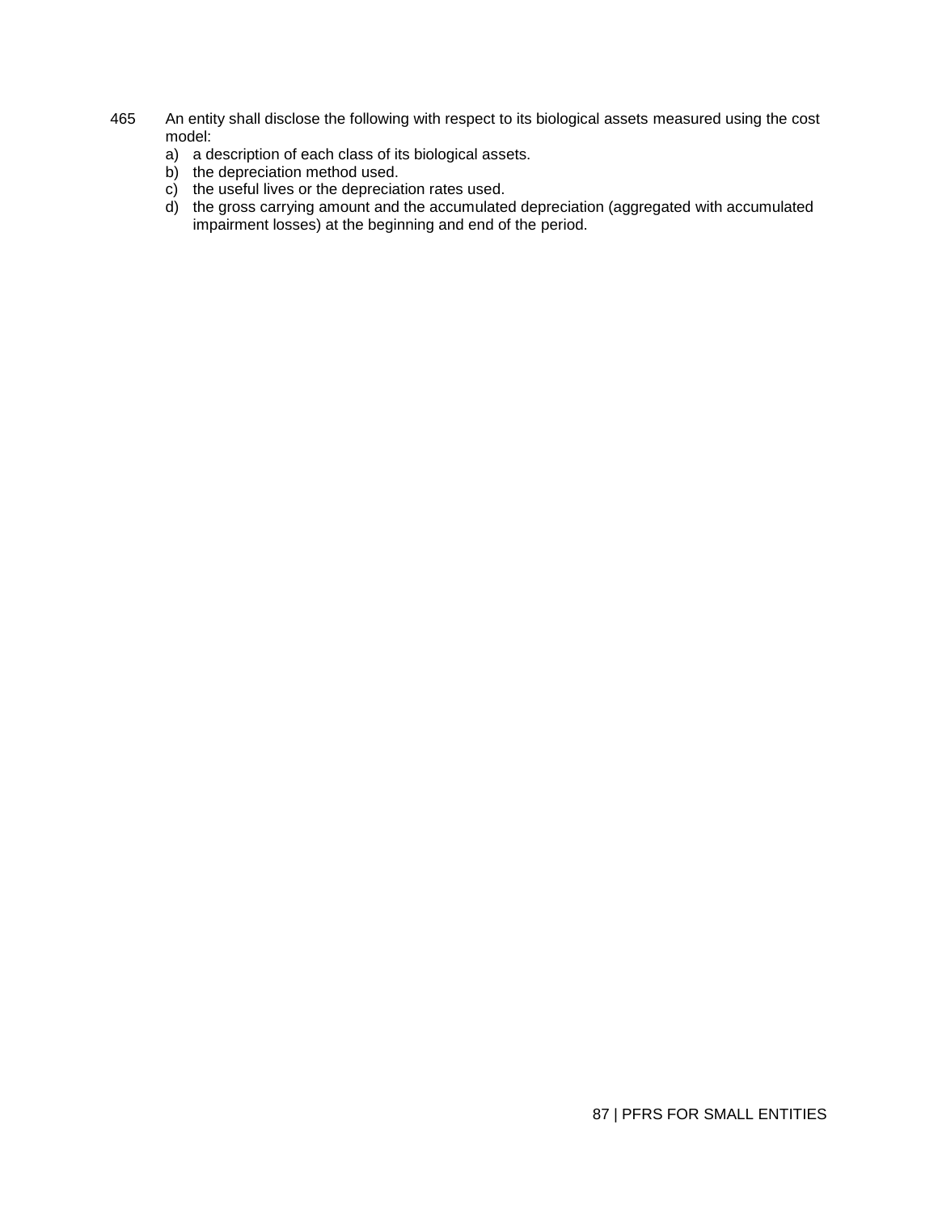465 An entity shall disclose the following with respect to its biological assets measured using the cost model:

a) a description of each class of its biological assets.
b) the depreciation method used.
c) the useful lives or the depreciation rates used.
d) the gross carrying amount and the accumulated depreciation (aggregated with accumulated impairment losses) at the beginning and end of the period.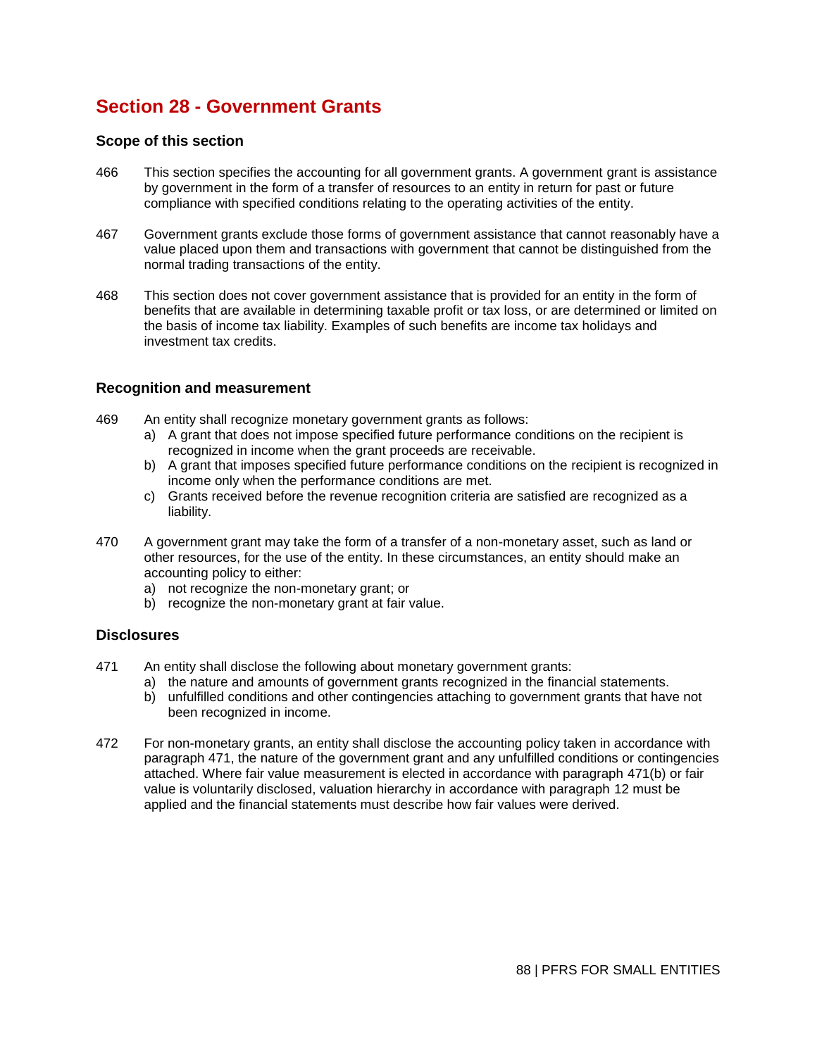# Section 28 - Government Grants

### Scope of this section

466 This section specifies the accounting for all government grants. A government grant is assistance by government in the form of a transfer of resources to an entity in return for past or future compliance with specified conditions relating to the operating activities of the entity.

467 Government grants exclude those forms of government assistance that cannot reasonably have a value placed upon them and transactions with government that cannot be distinguished from the normal trading transactions of the entity.

468 This section does not cover government assistance that is provided for an entity in the form of benefits that are available in determining taxable profit or tax loss, or are determined or limited on the basis of income tax liability. Examples of such benefits are income tax holidays and investment tax credits.

### Recognition and measurement

469 An entity shall recognize monetary government grants as follows:

a) A grant that does not impose specified future performance conditions on the recipient is recognized in income when the grant proceeds are receivable.
b) A grant that imposes specified future performance conditions on the recipient is recognized in income only when the performance conditions are met.
c) Grants received before the revenue recognition criteria are satisfied are recognized as a liability.

470 A government grant may take the form of a transfer of a non-monetary asset, such as land or other resources, for the use of the entity. In these circumstances, an entity should make an accounting policy to either:

a) not recognize the non-monetary grant; or
b) recognize the non-monetary grant at fair value.

### Disclosures

471 An entity shall disclose the following about monetary government grants:

a) the nature and amounts of government grants recognized in the financial statements.
b) unfulfilled conditions and other contingencies attaching to government grants that have not been recognized in income.

472 For non-monetary grants, an entity shall disclose the accounting policy taken in accordance with paragraph 471, the nature of the government grant and any unfulfilled conditions or contingencies attached. Where fair value measurement is elected in accordance with paragraph 471(b) or fair value is voluntarily disclosed, valuation hierarchy in accordance with paragraph 12 must be applied and the financial statements must describe how fair values were derived.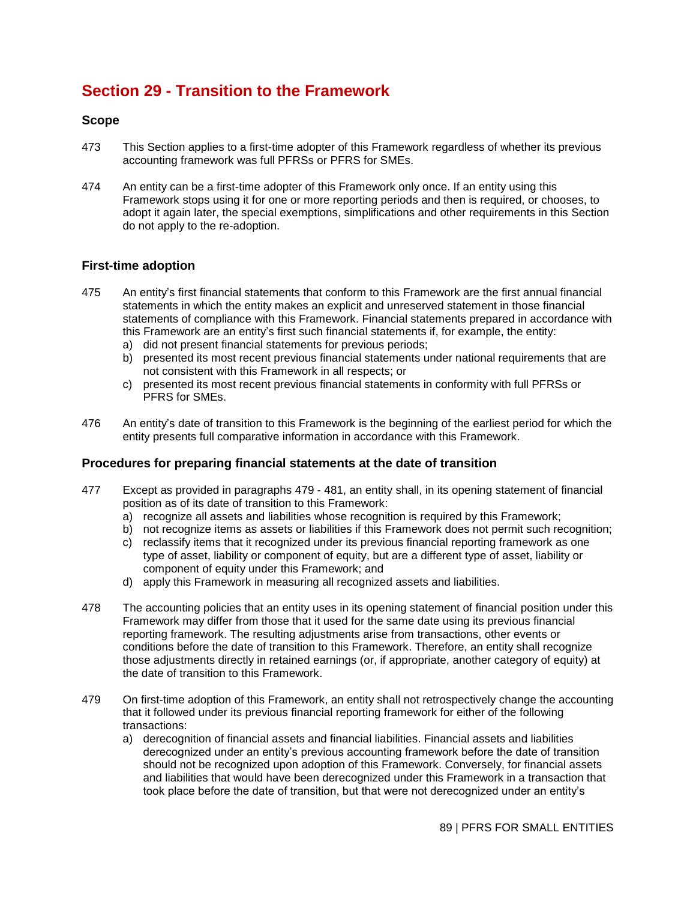# Section 29 - Transition to the Framework

## Scope

473 This Section applies to a first-time adopter of this Framework regardless of whether its previous accounting framework was full PFRSs or PFRS for SMEs.

474 An entity can be a first-time adopter of this Framework only once. If an entity using this Framework stops using it for one or more reporting periods and then is required, or chooses, to adopt it again later, the special exemptions, simplifications and other requirements in this Section do not apply to the re-adoption.

## First-time adoption

475 An entity's first financial statements that conform to this Framework are the first annual financial statements in which the entity makes an explicit and unreserved statement in those financial statements of compliance with this Framework. Financial statements prepared in accordance with this Framework are an entity's first such financial statements if, for example, the entity:

a) did not present financial statements for previous periods;
b) presented its most recent previous financial statements under national requirements that are not consistent with this Framework in all respects; or
c) presented its most recent previous financial statements in conformity with full PFRSs or PFRS for SMEs.

476 An entity's date of transition to this Framework is the beginning of the earliest period for which the entity presents full comparative information in accordance with this Framework.

## Procedures for preparing financial statements at the date of transition

477 Except as provided in paragraphs 479 - 481, an entity shall, in its opening statement of financial position as of its date of transition to this Framework:

a) recognize all assets and liabilities whose recognition is required by this Framework;
b) not recognize items as assets or liabilities if this Framework does not permit such recognition;
c) reclassify items that it recognized under its previous financial reporting framework as one type of asset, liability or component of equity, but are a different type of asset, liability or component of equity under this Framework; and
d) apply this Framework in measuring all recognized assets and liabilities.

478 The accounting policies that an entity uses in its opening statement of financial position under this Framework may differ from those that it used for the same date using its previous financial reporting framework. The resulting adjustments arise from transactions, other events or conditions before the date of transition to this Framework. Therefore, an entity shall recognize those adjustments directly in retained earnings (or, if appropriate, another category of equity) at the date of transition to this Framework.

479 On first-time adoption of this Framework, an entity shall not retrospectively change the accounting that it followed under its previous financial reporting framework for either of the following transactions:

a) derecognition of financial assets and financial liabilities. Financial assets and liabilities derecognized under an entity's previous accounting framework before the date of transition should not be recognized upon adoption of this Framework. Conversely, for financial assets and liabilities that would have been derecognized under this Framework in a transaction that took place before the date of transition, but that were not derecognized under an entity's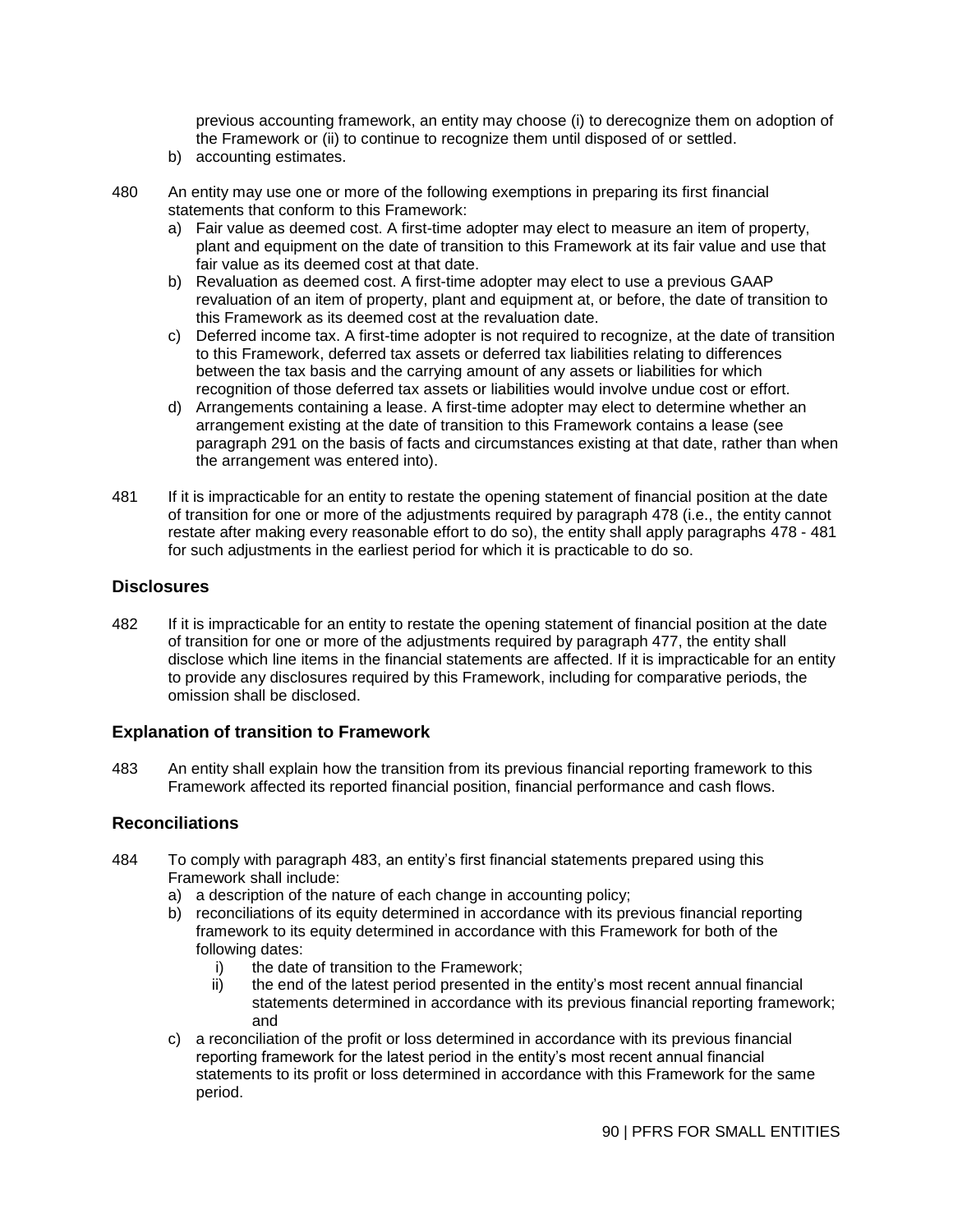previous accounting framework, an entity may choose (i) to derecognize them on adoption of the Framework or (ii) to continue to recognize them until disposed of or settled.

b) accounting estimates.

480 An entity may use one or more of the following exemptions in preparing its first financial statements that conform to this Framework:

a) Fair value as deemed cost. A first-time adopter may elect to measure an item of property, plant and equipment on the date of transition to this Framework at its fair value and use that fair value as its deemed cost at that date.
b) Revaluation as deemed cost. A first-time adopter may elect to use a previous GAAP revaluation of an item of property, plant and equipment at, or before, the date of transition to this Framework as its deemed cost at the revaluation date.
c) Deferred income tax. A first-time adopter is not required to recognize, at the date of transition to this Framework, deferred tax assets or deferred tax liabilities relating to differences between the tax basis and the carrying amount of any assets or liabilities for which recognition of those deferred tax assets or liabilities would involve undue cost or effort.
d) Arrangements containing a lease. A first-time adopter may elect to determine whether an arrangement existing at the date of transition to this Framework contains a lease (see paragraph 291 on the basis of facts and circumstances existing at that date, rather than when the arrangement was entered into).

481 If it is impracticable for an entity to restate the opening statement of financial position at the date of transition for one or more of the adjustments required by paragraph 478 (i.e., the entity cannot restate after making every reasonable effort to do so), the entity shall apply paragraphs 478 - 481 for such adjustments in the earliest period for which it is practicable to do so.

### Disclosures

482 If it is impracticable for an entity to restate the opening statement of financial position at the date of transition for one or more of the adjustments required by paragraph 477, the entity shall disclose which line items in the financial statements are affected. If it is impracticable for an entity to provide any disclosures required by this Framework, including for comparative periods, the omission shall be disclosed.

### Explanation of transition to Framework

483 An entity shall explain how the transition from its previous financial reporting framework to this Framework affected its reported financial position, financial performance and cash flows.

### Reconciliations

484 To comply with paragraph 483, an entity's first financial statements prepared using this Framework shall include:

a) a description of the nature of each change in accounting policy;
b) reconciliations of its equity determined in accordance with its previous financial reporting framework to its equity determined in accordance with this Framework for both of the following dates:
    i) the date of transition to the Framework;
    ii) the end of the latest period presented in the entity's most recent annual financial statements determined in accordance with its previous financial reporting framework; and
c) a reconciliation of the profit or loss determined in accordance with its previous financial reporting framework for the latest period in the entity's most recent annual financial statements to its profit or loss determined in accordance with this Framework for the same period.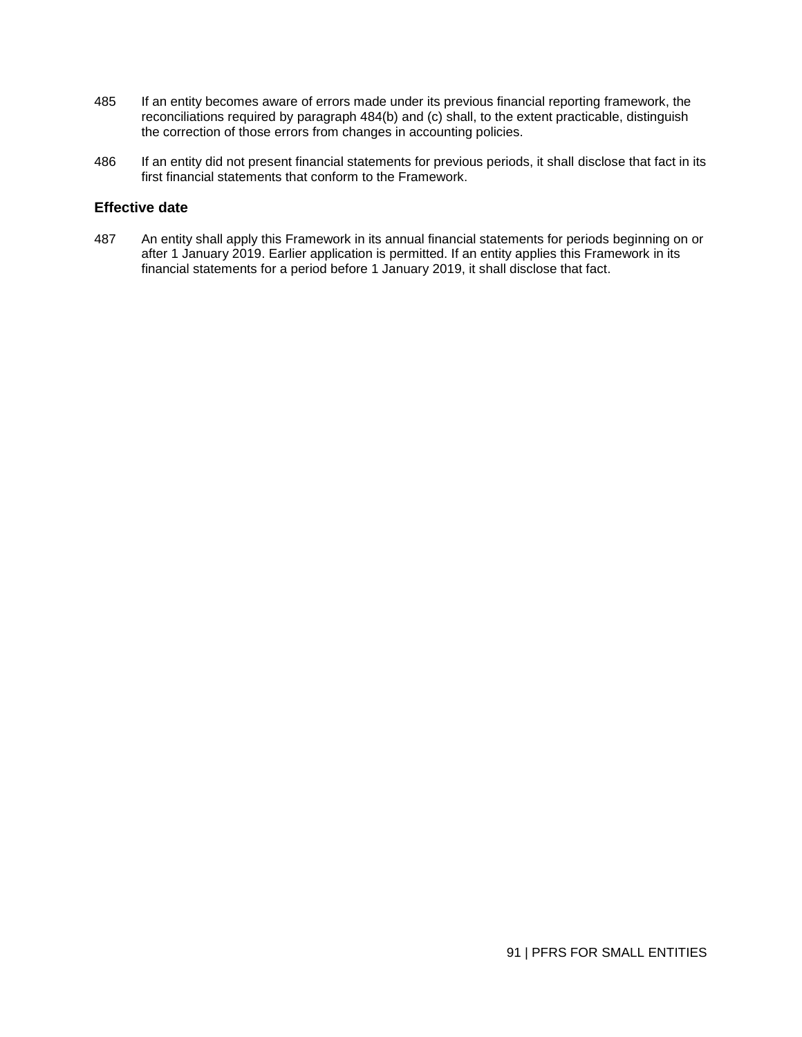485 If an entity becomes aware of errors made under its previous financial reporting framework, the reconciliations required by paragraph 484(b) and (c) shall, to the extent practicable, distinguish the correction of those errors from changes in accounting policies.

486 If an entity did not present financial statements for previous periods, it shall disclose that fact in its first financial statements that conform to the Framework.

### Effective date

487 An entity shall apply this Framework in its annual financial statements for periods beginning on or after 1 January 2019. Earlier application is permitted. If an entity applies this Framework in its financial statements for a period before 1 January 2019, it shall disclose that fact.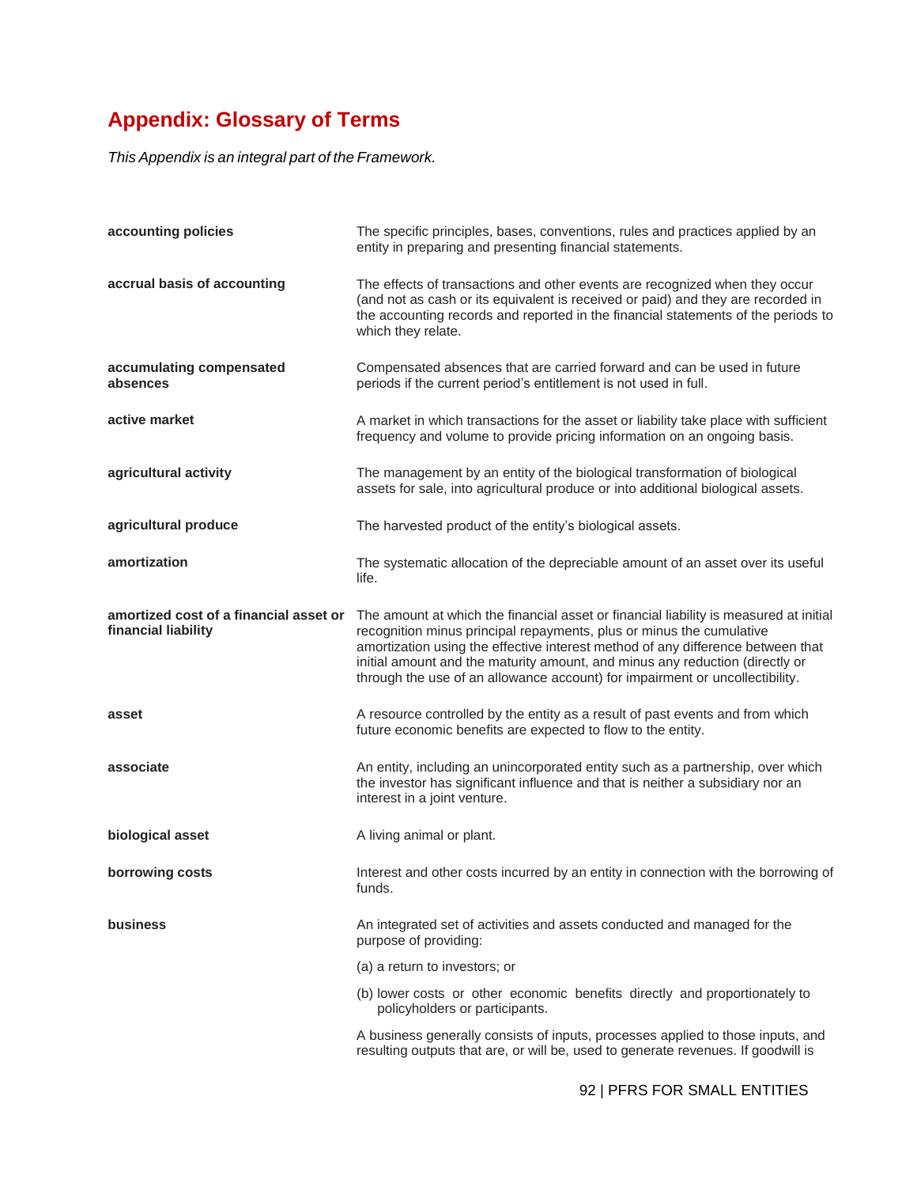# Appendix: Glossary of Terms

*This Appendix is an integral part of the Framework.*

| | |
|---|---|
| **accounting policies** | The specific principles, bases, conventions, rules and practices applied by an entity in preparing and presenting financial statements. |
| **accrual basis of accounting** | The effects of transactions and other events are recognized when they occur (and not as cash or its equivalent is received or paid) and they are recorded in the accounting records and reported in the financial statements of the periods to which they relate. |
| **accumulating compensated absences** | Compensated absences that are carried forward and can be used in future periods if the current period's entitlement is not used in full. |
| **active market** | A market in which transactions for the asset or liability take place with sufficient frequency and volume to provide pricing information on an ongoing basis. |
| **agricultural activity** | The management by an entity of the biological transformation of biological assets for sale, into agricultural produce or into additional biological assets. |
| **agricultural produce** | The harvested product of the entity's biological assets. |
| **amortization** | The systematic allocation of the depreciable amount of an asset over its useful life. |
| **amortized cost of a financial asset or financial liability** | The amount at which the financial asset or financial liability is measured at initial recognition minus principal repayments, plus or minus the cumulative amortization using the effective interest method of any difference between that initial amount and the maturity amount, and minus any reduction (directly or through the use of an allowance account) for impairment or uncollectibility. |
| **asset** | A resource controlled by the entity as a result of past events and from which future economic benefits are expected to flow to the entity. |
| **associate** | An entity, including an unincorporated entity such as a partnership, over which the investor has significant influence and that is neither a subsidiary nor an interest in a joint venture. |
| **biological asset** | A living animal or plant. |
| **borrowing costs** | Interest and other costs incurred by an entity in connection with the borrowing of funds. |
| **business** | An integrated set of activities and assets conducted and managed for the purpose of providing:<br>(a) a return to investors; or<br>(b) lower costs or other economic benefits directly and proportionately to policyholders or participants.<br>A business generally consists of inputs, processes applied to those inputs, and resulting outputs that are, or will be, used to generate revenues. If goodwill is |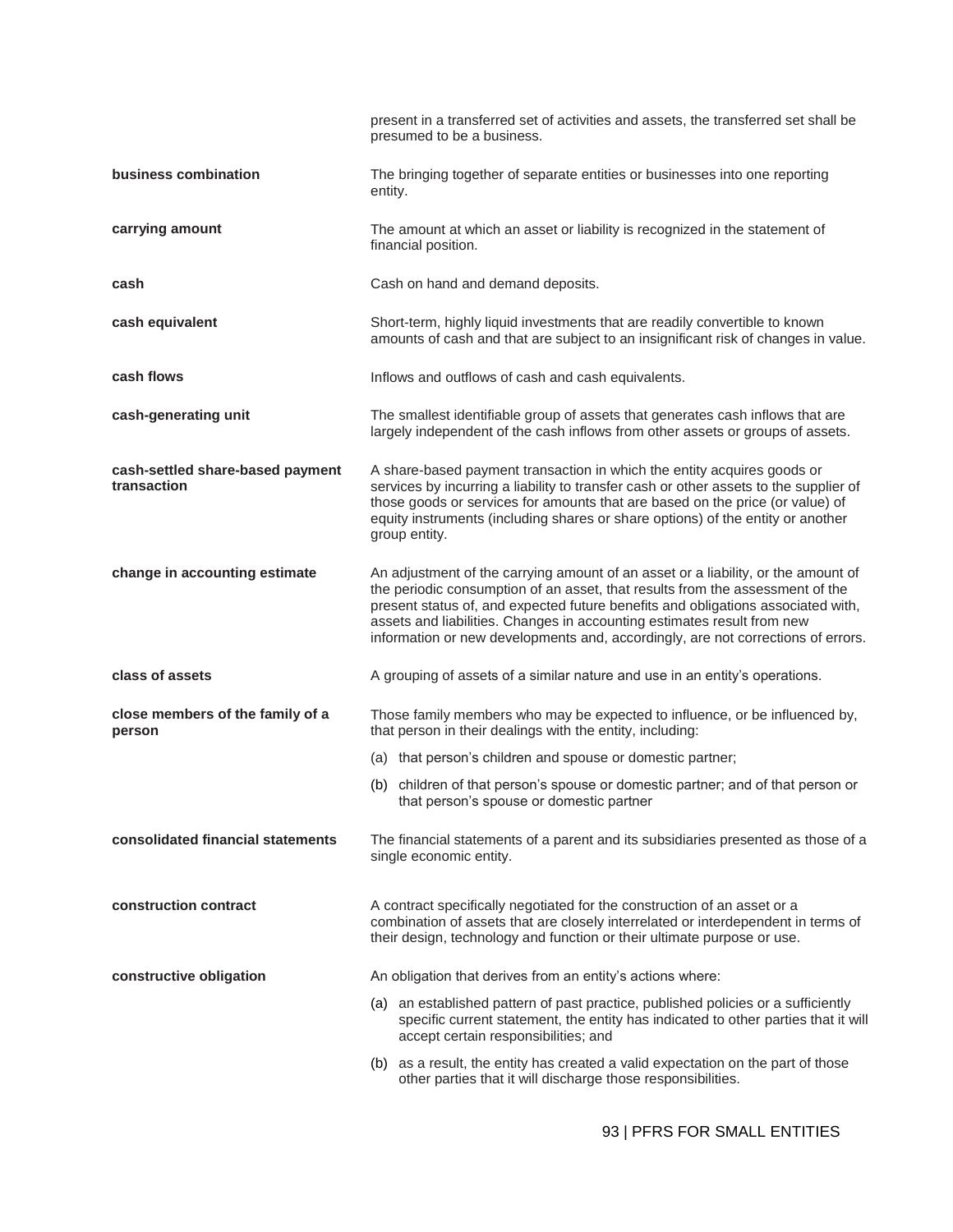present in a transferred set of activities and assets, the transferred set shall be presumed to be a business.

**business combination** — The bringing together of separate entities or businesses into one reporting entity.

**carrying amount** — The amount at which an asset or liability is recognized in the statement of financial position.

**cash** — Cash on hand and demand deposits.

**cash equivalent** — Short-term, highly liquid investments that are readily convertible to known amounts of cash and that are subject to an insignificant risk of changes in value.

**cash flows** — Inflows and outflows of cash and cash equivalents.

**cash-generating unit** — The smallest identifiable group of assets that generates cash inflows that are largely independent of the cash inflows from other assets or groups of assets.

**cash-settled share-based payment transaction** — A share-based payment transaction in which the entity acquires goods or services by incurring a liability to transfer cash or other assets to the supplier of those goods or services for amounts that are based on the price (or value) of equity instruments (including shares or share options) of the entity or another group entity.

**change in accounting estimate** — An adjustment of the carrying amount of an asset or a liability, or the amount of the periodic consumption of an asset, that results from the assessment of the present status of, and expected future benefits and obligations associated with, assets and liabilities. Changes in accounting estimates result from new information or new developments and, accordingly, are not corrections of errors.

**class of assets** — A grouping of assets of a similar nature and use in an entity's operations.

**close members of the family of a person** — Those family members who may be expected to influence, or be influenced by, that person in their dealings with the entity, including:

(a) that person's children and spouse or domestic partner;

(b) children of that person's spouse or domestic partner; and of that person or that person's spouse or domestic partner

**consolidated financial statements** — The financial statements of a parent and its subsidiaries presented as those of a single economic entity.

**construction contract** — A contract specifically negotiated for the construction of an asset or a combination of assets that are closely interrelated or interdependent in terms of their design, technology and function or their ultimate purpose or use.

**constructive obligation** — An obligation that derives from an entity's actions where:

(a) an established pattern of past practice, published policies or a sufficiently specific current statement, the entity has indicated to other parties that it will accept certain responsibilities; and

(b) as a result, the entity has created a valid expectation on the part of those other parties that it will discharge those responsibilities.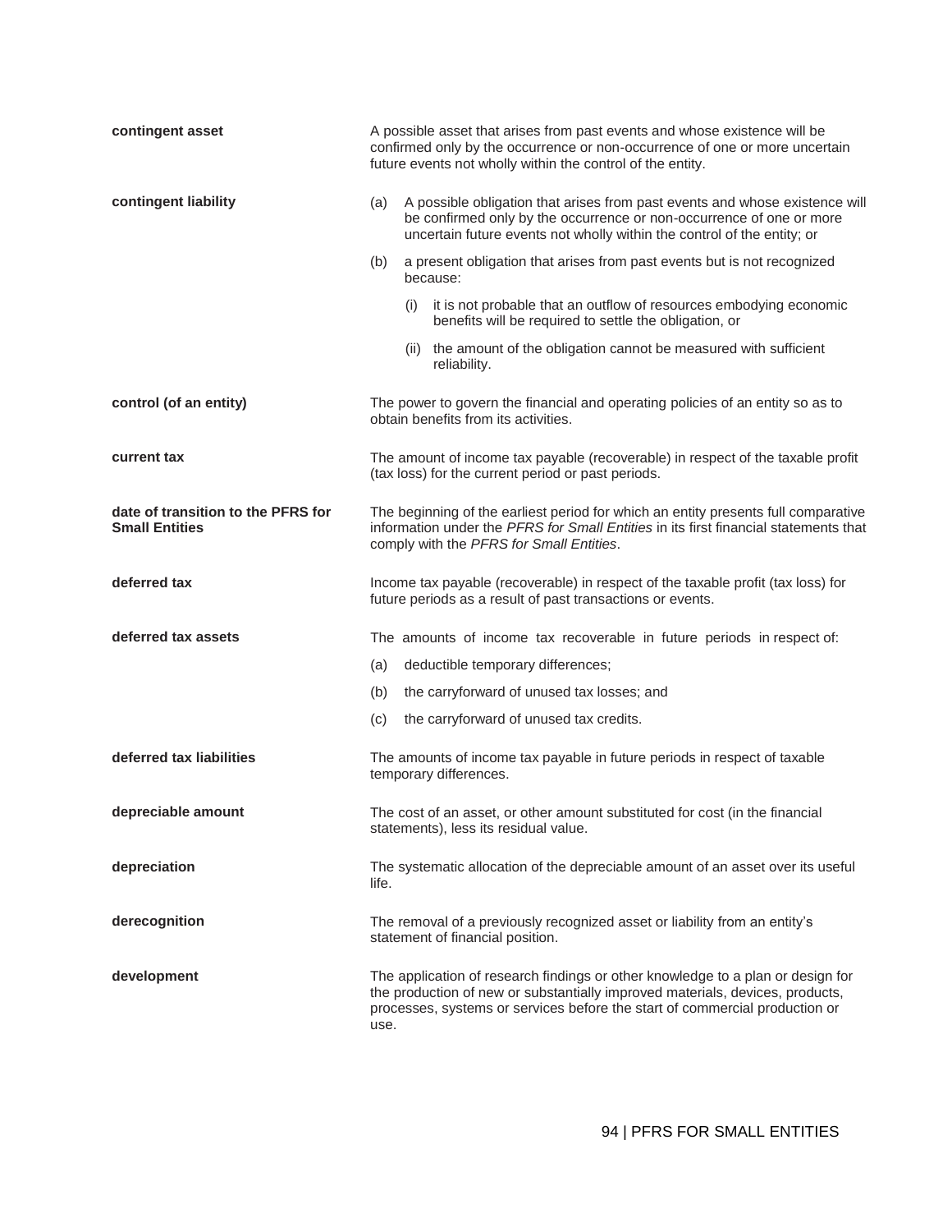**contingent asset**

A possible asset that arises from past events and whose existence will be confirmed only by the occurrence or non-occurrence of one or more uncertain future events not wholly within the control of the entity.

**contingent liability**

(a) A possible obligation that arises from past events and whose existence will be confirmed only by the occurrence or non-occurrence of one or more uncertain future events not wholly within the control of the entity; or

(b) a present obligation that arises from past events but is not recognized because:

- (i) it is not probable that an outflow of resources embodying economic benefits will be required to settle the obligation, or
- (ii) the amount of the obligation cannot be measured with sufficient reliability.

**control (of an entity)**

The power to govern the financial and operating policies of an entity so as to obtain benefits from its activities.

**current tax**

The amount of income tax payable (recoverable) in respect of the taxable profit (tax loss) for the current period or past periods.

**date of transition to the PFRS for Small Entities**

The beginning of the earliest period for which an entity presents full comparative information under the *PFRS for Small Entities* in its first financial statements that comply with the *PFRS for Small Entities*.

**deferred tax**

Income tax payable (recoverable) in respect of the taxable profit (tax loss) for future periods as a result of past transactions or events.

**deferred tax assets**

The amounts of income tax recoverable in future periods in respect of:

(a) deductible temporary differences;

(b) the carryforward of unused tax losses; and

(c) the carryforward of unused tax credits.

**deferred tax liabilities**

The amounts of income tax payable in future periods in respect of taxable temporary differences.

**depreciable amount**

The cost of an asset, or other amount substituted for cost (in the financial statements), less its residual value.

**depreciation**

The systematic allocation of the depreciable amount of an asset over its useful life.

**derecognition**

The removal of a previously recognized asset or liability from an entity's statement of financial position.

**development**

The application of research findings or other knowledge to a plan or design for the production of new or substantially improved materials, devices, products, processes, systems or services before the start of commercial production or use.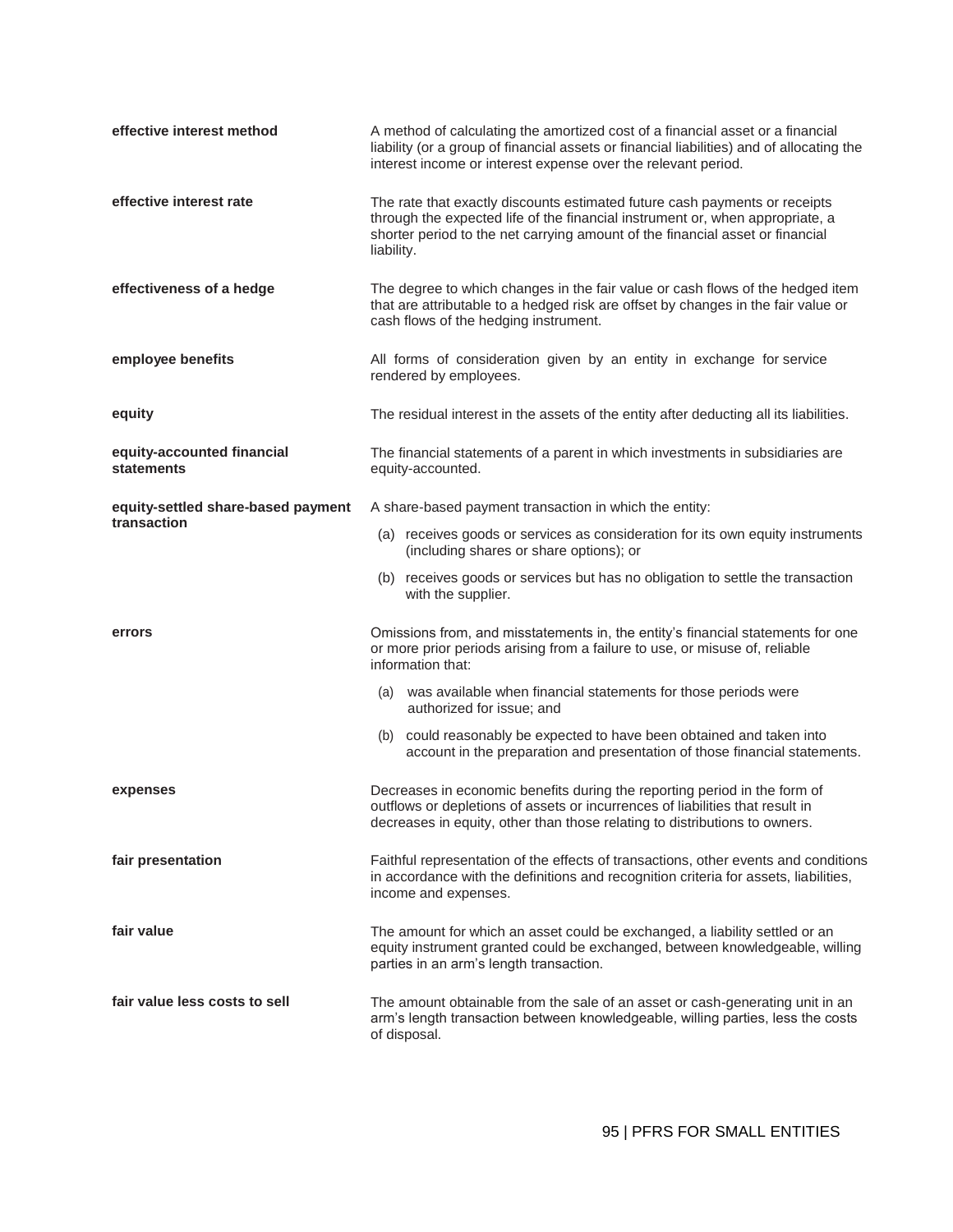**effective interest method**

A method of calculating the amortized cost of a financial asset or a financial liability (or a group of financial assets or financial liabilities) and of allocating the interest income or interest expense over the relevant period.

**effective interest rate**

The rate that exactly discounts estimated future cash payments or receipts through the expected life of the financial instrument or, when appropriate, a shorter period to the net carrying amount of the financial asset or financial liability.

**effectiveness of a hedge**

The degree to which changes in the fair value or cash flows of the hedged item that are attributable to a hedged risk are offset by changes in the fair value or cash flows of the hedging instrument.

**employee benefits**

All forms of consideration given by an entity in exchange for service rendered by employees.

**equity**

The residual interest in the assets of the entity after deducting all its liabilities.

**equity-accounted financial statements**

The financial statements of a parent in which investments in subsidiaries are equity-accounted.

**equity-settled share-based payment transaction**

A share-based payment transaction in which the entity:

(a) receives goods or services as consideration for its own equity instruments (including shares or share options); or

(b) receives goods or services but has no obligation to settle the transaction with the supplier.

**errors**

Omissions from, and misstatements in, the entity's financial statements for one or more prior periods arising from a failure to use, or misuse of, reliable information that:

(a) was available when financial statements for those periods were authorized for issue; and

(b) could reasonably be expected to have been obtained and taken into account in the preparation and presentation of those financial statements.

**expenses**

Decreases in economic benefits during the reporting period in the form of outflows or depletions of assets or incurrences of liabilities that result in decreases in equity, other than those relating to distributions to owners.

**fair presentation**

Faithful representation of the effects of transactions, other events and conditions in accordance with the definitions and recognition criteria for assets, liabilities, income and expenses.

**fair value**

The amount for which an asset could be exchanged, a liability settled or an equity instrument granted could be exchanged, between knowledgeable, willing parties in an arm's length transaction.

**fair value less costs to sell**

The amount obtainable from the sale of an asset or cash-generating unit in an arm's length transaction between knowledgeable, willing parties, less the costs of disposal.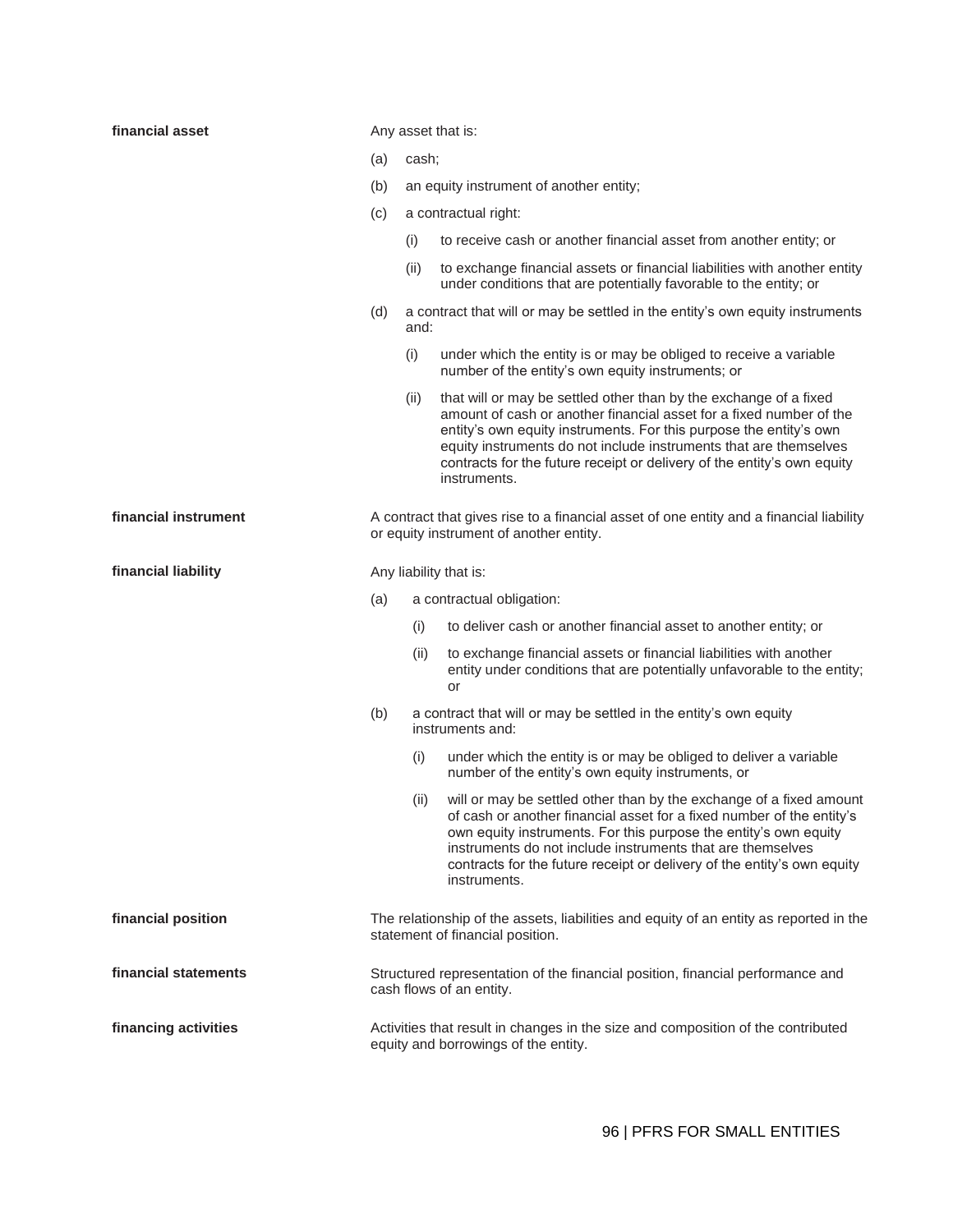**financial asset**

Any asset that is:

(a) cash;

(b) an equity instrument of another entity;

(c) a contractual right:

  (i) to receive cash or another financial asset from another entity; or

  (ii) to exchange financial assets or financial liabilities with another entity under conditions that are potentially favorable to the entity; or

(d) a contract that will or may be settled in the entity's own equity instruments and:

  (i) under which the entity is or may be obliged to receive a variable number of the entity's own equity instruments; or

  (ii) that will or may be settled other than by the exchange of a fixed amount of cash or another financial asset for a fixed number of the entity's own equity instruments. For this purpose the entity's own equity instruments do not include instruments that are themselves contracts for the future receipt or delivery of the entity's own equity instruments.

**financial instrument**

A contract that gives rise to a financial asset of one entity and a financial liability or equity instrument of another entity.

**financial liability**

Any liability that is:

(a) a contractual obligation:

  (i) to deliver cash or another financial asset to another entity; or

  (ii) to exchange financial assets or financial liabilities with another entity under conditions that are potentially unfavorable to the entity; or

(b) a contract that will or may be settled in the entity's own equity instruments and:

  (i) under which the entity is or may be obliged to deliver a variable number of the entity's own equity instruments, or

  (ii) will or may be settled other than by the exchange of a fixed amount of cash or another financial asset for a fixed number of the entity's own equity instruments. For this purpose the entity's own equity instruments do not include instruments that are themselves contracts for the future receipt or delivery of the entity's own equity instruments.

**financial position**

The relationship of the assets, liabilities and equity of an entity as reported in the statement of financial position.

**financial statements**

Structured representation of the financial position, financial performance and cash flows of an entity.

**financing activities**

Activities that result in changes in the size and composition of the contributed equity and borrowings of the entity.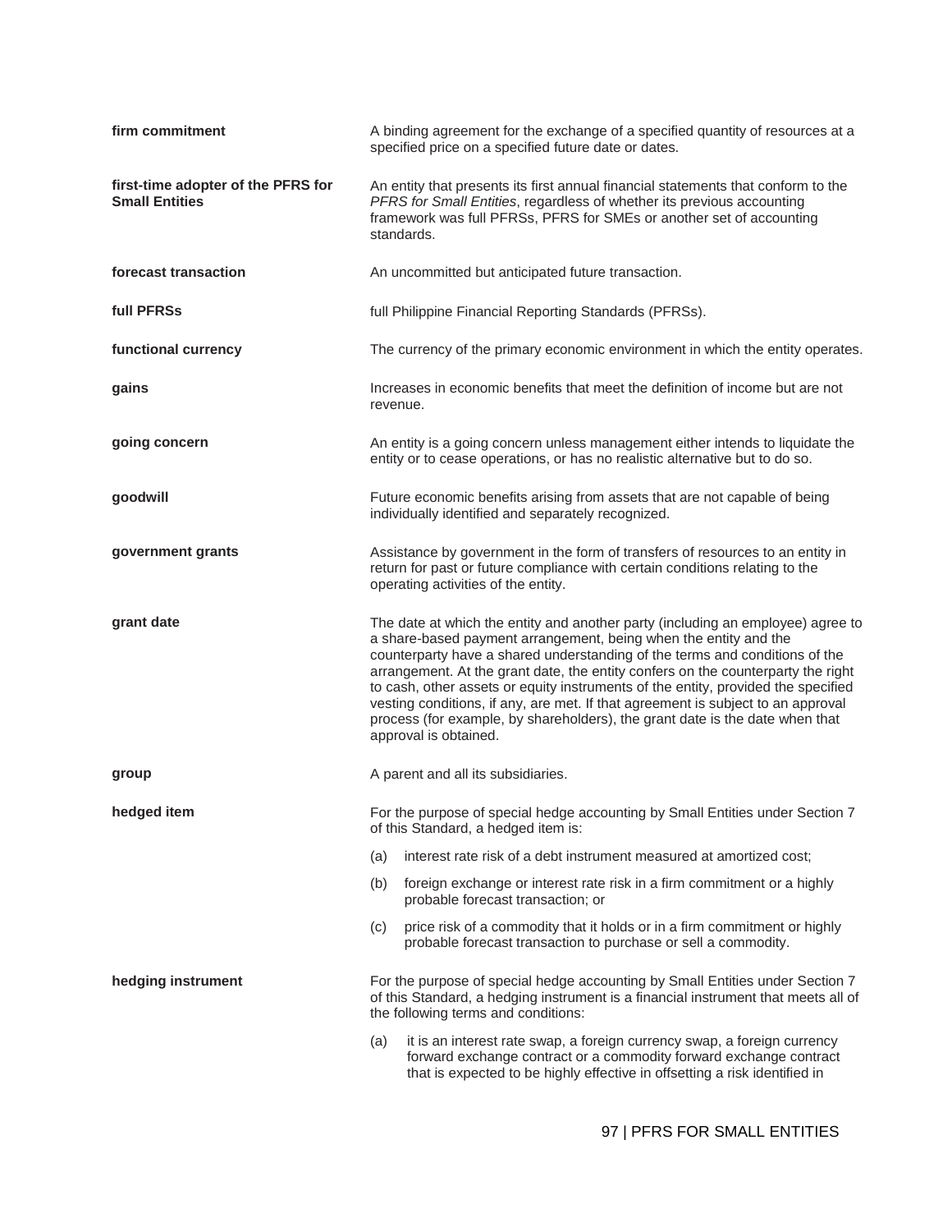**firm commitment**

A binding agreement for the exchange of a specified quantity of resources at a specified price on a specified future date or dates.

**first-time adopter of the PFRS for Small Entities**

An entity that presents its first annual financial statements that conform to the *PFRS for Small Entities*, regardless of whether its previous accounting framework was full PFRSs, PFRS for SMEs or another set of accounting standards.

**forecast transaction**

An uncommitted but anticipated future transaction.

**full PFRSs**

full Philippine Financial Reporting Standards (PFRSs).

**functional currency**

The currency of the primary economic environment in which the entity operates.

**gains**

Increases in economic benefits that meet the definition of income but are not revenue.

**going concern**

An entity is a going concern unless management either intends to liquidate the entity or to cease operations, or has no realistic alternative but to do so.

**goodwill**

Future economic benefits arising from assets that are not capable of being individually identified and separately recognized.

**government grants**

Assistance by government in the form of transfers of resources to an entity in return for past or future compliance with certain conditions relating to the operating activities of the entity.

**grant date**

The date at which the entity and another party (including an employee) agree to a share-based payment arrangement, being when the entity and the counterparty have a shared understanding of the terms and conditions of the arrangement. At the grant date, the entity confers on the counterparty the right to cash, other assets or equity instruments of the entity, provided the specified vesting conditions, if any, are met. If that agreement is subject to an approval process (for example, by shareholders), the grant date is the date when that approval is obtained.

**group**

A parent and all its subsidiaries.

**hedged item**

For the purpose of special hedge accounting by Small Entities under Section 7 of this Standard, a hedged item is:

(a) interest rate risk of a debt instrument measured at amortized cost;

(b) foreign exchange or interest rate risk in a firm commitment or a highly probable forecast transaction; or

(c) price risk of a commodity that it holds or in a firm commitment or highly probable forecast transaction to purchase or sell a commodity.

**hedging instrument**

For the purpose of special hedge accounting by Small Entities under Section 7 of this Standard, a hedging instrument is a financial instrument that meets all of the following terms and conditions:

(a) it is an interest rate swap, a foreign currency swap, a foreign currency forward exchange contract or a commodity forward exchange contract that is expected to be highly effective in offsetting a risk identified in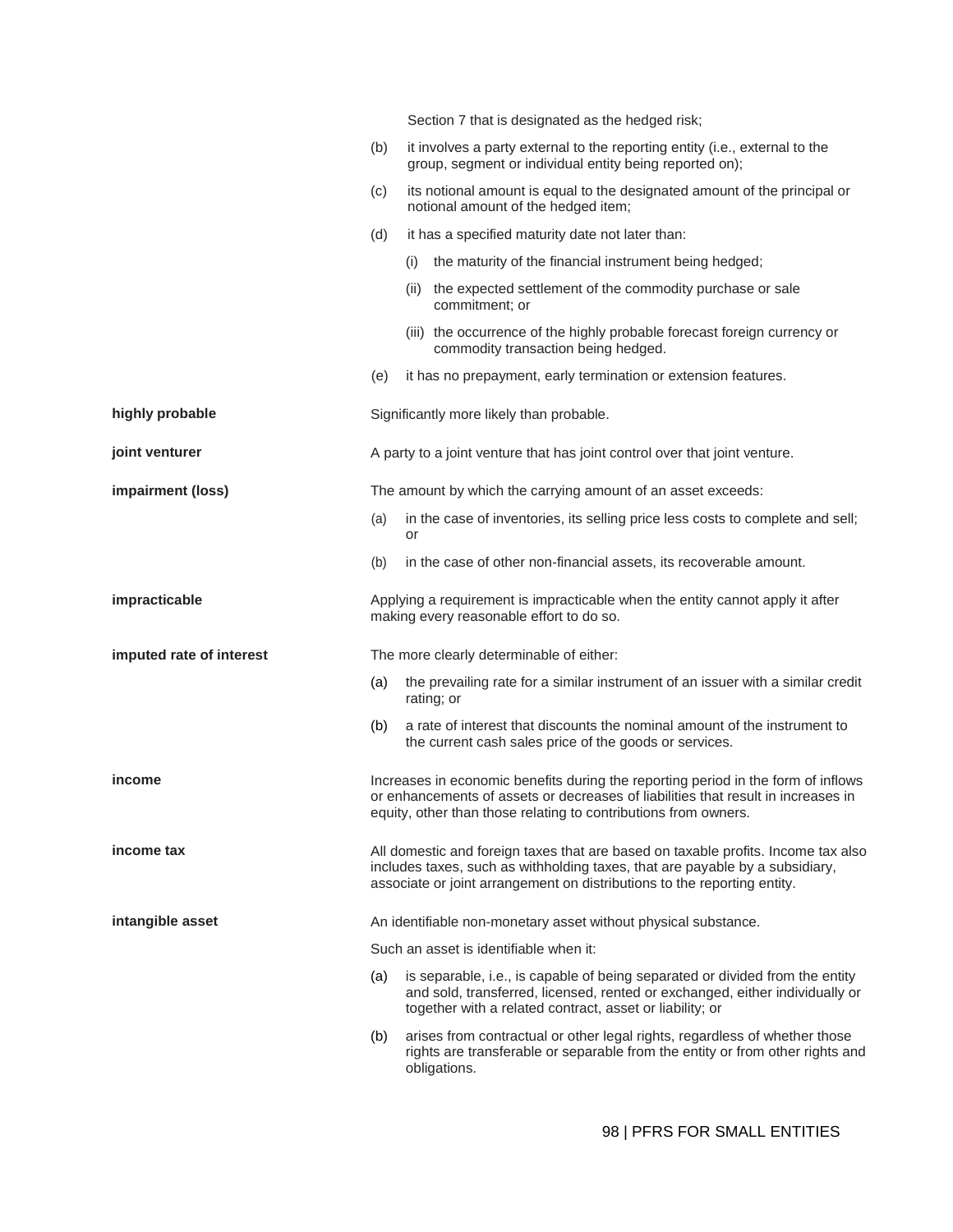Section 7 that is designated as the hedged risk;

(b) it involves a party external to the reporting entity (i.e., external to the group, segment or individual entity being reported on);

(c) its notional amount is equal to the designated amount of the principal or notional amount of the hedged item;

(d) it has a specified maturity date not later than:

  (i) the maturity of the financial instrument being hedged;

  (ii) the expected settlement of the commodity purchase or sale commitment; or

  (iii) the occurrence of the highly probable forecast foreign currency or commodity transaction being hedged.

(e) it has no prepayment, early termination or extension features.

**highly probable**

Significantly more likely than probable.

**joint venturer**

A party to a joint venture that has joint control over that joint venture.

**impairment (loss)**

The amount by which the carrying amount of an asset exceeds:

(a) in the case of inventories, its selling price less costs to complete and sell; or

(b) in the case of other non-financial assets, its recoverable amount.

**impracticable**

Applying a requirement is impracticable when the entity cannot apply it after making every reasonable effort to do so.

**imputed rate of interest**

The more clearly determinable of either:

(a) the prevailing rate for a similar instrument of an issuer with a similar credit rating; or

(b) a rate of interest that discounts the nominal amount of the instrument to the current cash sales price of the goods or services.

**income**

Increases in economic benefits during the reporting period in the form of inflows or enhancements of assets or decreases of liabilities that result in increases in equity, other than those relating to contributions from owners.

**income tax**

All domestic and foreign taxes that are based on taxable profits. Income tax also includes taxes, such as withholding taxes, that are payable by a subsidiary, associate or joint arrangement on distributions to the reporting entity.

**intangible asset**

An identifiable non-monetary asset without physical substance.

Such an asset is identifiable when it:

(a) is separable, i.e., is capable of being separated or divided from the entity and sold, transferred, licensed, rented or exchanged, either individually or together with a related contract, asset or liability; or

(b) arises from contractual or other legal rights, regardless of whether those rights are transferable or separable from the entity or from other rights and obligations.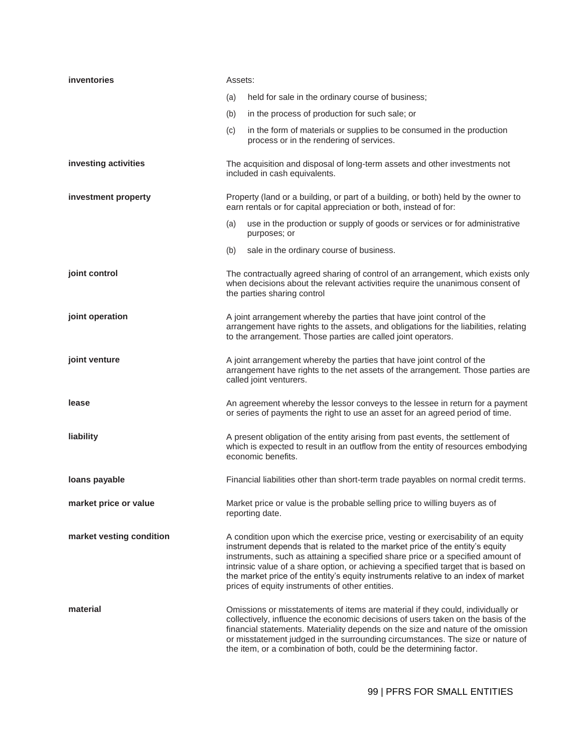**inventories**

Assets:

(a) held for sale in the ordinary course of business;

(b) in the process of production for such sale; or

(c) in the form of materials or supplies to be consumed in the production process or in the rendering of services.

**investing activities**

The acquisition and disposal of long-term assets and other investments not included in cash equivalents.

**investment property**

Property (land or a building, or part of a building, or both) held by the owner to earn rentals or for capital appreciation or both, instead of for:

(a) use in the production or supply of goods or services or for administrative purposes; or

(b) sale in the ordinary course of business.

**joint control**

The contractually agreed sharing of control of an arrangement, which exists only when decisions about the relevant activities require the unanimous consent of the parties sharing control

**joint operation**

A joint arrangement whereby the parties that have joint control of the arrangement have rights to the assets, and obligations for the liabilities, relating to the arrangement. Those parties are called joint operators.

**joint venture**

A joint arrangement whereby the parties that have joint control of the arrangement have rights to the net assets of the arrangement. Those parties are called joint venturers.

**lease**

An agreement whereby the lessor conveys to the lessee in return for a payment or series of payments the right to use an asset for an agreed period of time.

**liability**

A present obligation of the entity arising from past events, the settlement of which is expected to result in an outflow from the entity of resources embodying economic benefits.

**loans payable**

Financial liabilities other than short-term trade payables on normal credit terms.

**market price or value**

Market price or value is the probable selling price to willing buyers as of reporting date.

**market vesting condition**

A condition upon which the exercise price, vesting or exercisability of an equity instrument depends that is related to the market price of the entity's equity instruments, such as attaining a specified share price or a specified amount of intrinsic value of a share option, or achieving a specified target that is based on the market price of the entity's equity instruments relative to an index of market prices of equity instruments of other entities.

**material**

Omissions or misstatements of items are material if they could, individually or collectively, influence the economic decisions of users taken on the basis of the financial statements. Materiality depends on the size and nature of the omission or misstatement judged in the surrounding circumstances. The size or nature of the item, or a combination of both, could be the determining factor.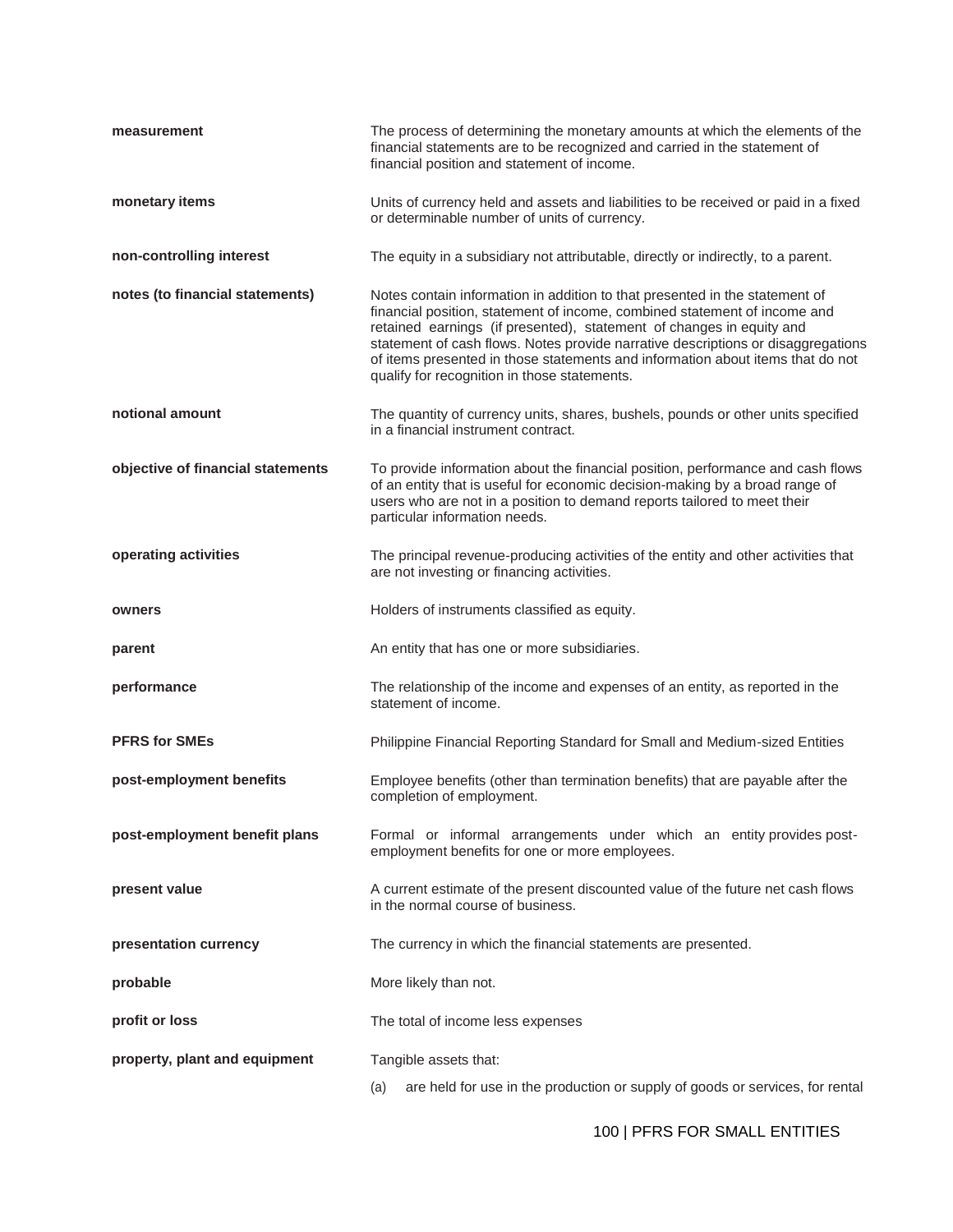| | |
|---|---|
| **measurement** | The process of determining the monetary amounts at which the elements of the financial statements are to be recognized and carried in the statement of financial position and statement of income. |
| **monetary items** | Units of currency held and assets and liabilities to be received or paid in a fixed or determinable number of units of currency. |
| **non-controlling interest** | The equity in a subsidiary not attributable, directly or indirectly, to a parent. |
| **notes (to financial statements)** | Notes contain information in addition to that presented in the statement of financial position, statement of income, combined statement of income and retained earnings (if presented), statement of changes in equity and statement of cash flows. Notes provide narrative descriptions or disaggregations of items presented in those statements and information about items that do not qualify for recognition in those statements. |
| **notional amount** | The quantity of currency units, shares, bushels, pounds or other units specified in a financial instrument contract. |
| **objective of financial statements** | To provide information about the financial position, performance and cash flows of an entity that is useful for economic decision-making by a broad range of users who are not in a position to demand reports tailored to meet their particular information needs. |
| **operating activities** | The principal revenue-producing activities of the entity and other activities that are not investing or financing activities. |
| **owners** | Holders of instruments classified as equity. |
| **parent** | An entity that has one or more subsidiaries. |
| **performance** | The relationship of the income and expenses of an entity, as reported in the statement of income. |
| **PFRS for SMEs** | Philippine Financial Reporting Standard for Small and Medium-sized Entities |
| **post-employment benefits** | Employee benefits (other than termination benefits) that are payable after the completion of employment. |
| **post-employment benefit plans** | Formal or informal arrangements under which an entity provides post-employment benefits for one or more employees. |
| **present value** | A current estimate of the present discounted value of the future net cash flows in the normal course of business. |
| **presentation currency** | The currency in which the financial statements are presented. |
| **probable** | More likely than not. |
| **profit or loss** | The total of income less expenses |
| **property, plant and equipment** | Tangible assets that:<br>(a) are held for use in the production or supply of goods or services, for rental |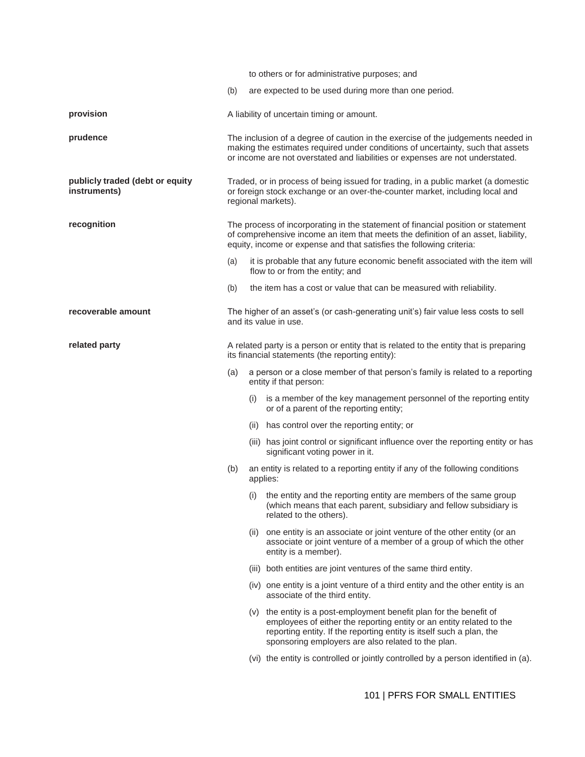to others or for administrative purposes; and

(b) are expected to be used during more than one period.

**provision**

A liability of uncertain timing or amount.

**prudence**

The inclusion of a degree of caution in the exercise of the judgements needed in making the estimates required under conditions of uncertainty, such that assets or income are not overstated and liabilities or expenses are not understated.

**publicly traded (debt or equity instruments)**

Traded, or in process of being issued for trading, in a public market (a domestic or foreign stock exchange or an over-the-counter market, including local and regional markets).

**recognition**

The process of incorporating in the statement of financial position or statement of comprehensive income an item that meets the definition of an asset, liability, equity, income or expense and that satisfies the following criteria:

(a) it is probable that any future economic benefit associated with the item will flow to or from the entity; and

(b) the item has a cost or value that can be measured with reliability.

**recoverable amount**

The higher of an asset's (or cash-generating unit's) fair value less costs to sell and its value in use.

**related party**

A related party is a person or entity that is related to the entity that is preparing its financial statements (the reporting entity):

(a) a person or a close member of that person's family is related to a reporting entity if that person:

   (i) is a member of the key management personnel of the reporting entity or of a parent of the reporting entity;

   (ii) has control over the reporting entity; or

   (iii) has joint control or significant influence over the reporting entity or has significant voting power in it.

(b) an entity is related to a reporting entity if any of the following conditions applies:

   (i) the entity and the reporting entity are members of the same group (which means that each parent, subsidiary and fellow subsidiary is related to the others).

   (ii) one entity is an associate or joint venture of the other entity (or an associate or joint venture of a member of a group of which the other entity is a member).

   (iii) both entities are joint ventures of the same third entity.

   (iv) one entity is a joint venture of a third entity and the other entity is an associate of the third entity.

   (v) the entity is a post-employment benefit plan for the benefit of employees of either the reporting entity or an entity related to the reporting entity. If the reporting entity is itself such a plan, the sponsoring employers are also related to the plan.

   (vi) the entity is controlled or jointly controlled by a person identified in (a).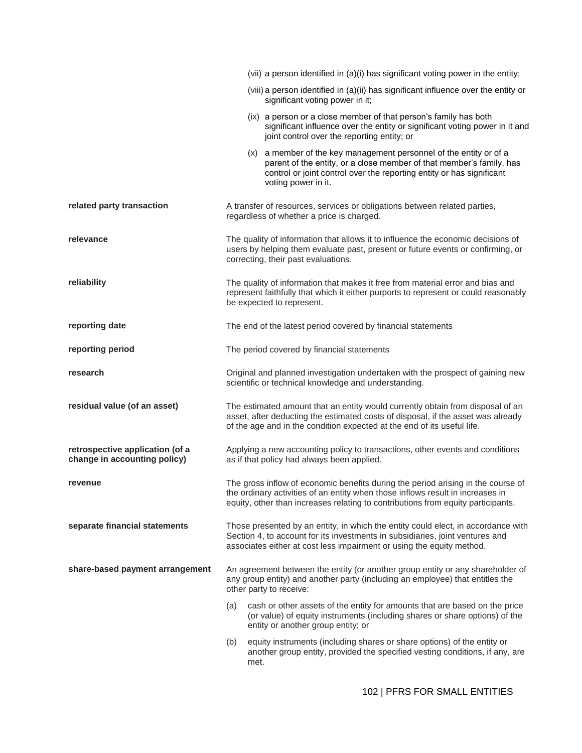(vii) a person identified in (a)(i) has significant voting power in the entity;

(viii) a person identified in (a)(ii) has significant influence over the entity or significant voting power in it;

(ix) a person or a close member of that person's family has both significant influence over the entity or significant voting power in it and joint control over the reporting entity; or

(x) a member of the key management personnel of the entity or of a parent of the entity, or a close member of that member's family, has control or joint control over the reporting entity or has significant voting power in it.

**related party transaction**
A transfer of resources, services or obligations between related parties, regardless of whether a price is charged.

**relevance**
The quality of information that allows it to influence the economic decisions of users by helping them evaluate past, present or future events or confirming, or correcting, their past evaluations.

**reliability**
The quality of information that makes it free from material error and bias and represent faithfully that which it either purports to represent or could reasonably be expected to represent.

**reporting date**
The end of the latest period covered by financial statements

**reporting period**
The period covered by financial statements

**research**
Original and planned investigation undertaken with the prospect of gaining new scientific or technical knowledge and understanding.

**residual value (of an asset)**
The estimated amount that an entity would currently obtain from disposal of an asset, after deducting the estimated costs of disposal, if the asset was already of the age and in the condition expected at the end of its useful life.

**retrospective application (of a change in accounting policy)**
Applying a new accounting policy to transactions, other events and conditions as if that policy had always been applied.

**revenue**
The gross inflow of economic benefits during the period arising in the course of the ordinary activities of an entity when those inflows result in increases in equity, other than increases relating to contributions from equity participants.

**separate financial statements**
Those presented by an entity, in which the entity could elect, in accordance with Section 4, to account for its investments in subsidiaries, joint ventures and associates either at cost less impairment or using the equity method.

**share-based payment arrangement**
An agreement between the entity (or another group entity or any shareholder of any group entity) and another party (including an employee) that entitles the other party to receive:

(a) cash or other assets of the entity for amounts that are based on the price (or value) of equity instruments (including shares or share options) of the entity or another group entity; or

(b) equity instruments (including shares or share options) of the entity or another group entity, provided the specified vesting conditions, if any, are met.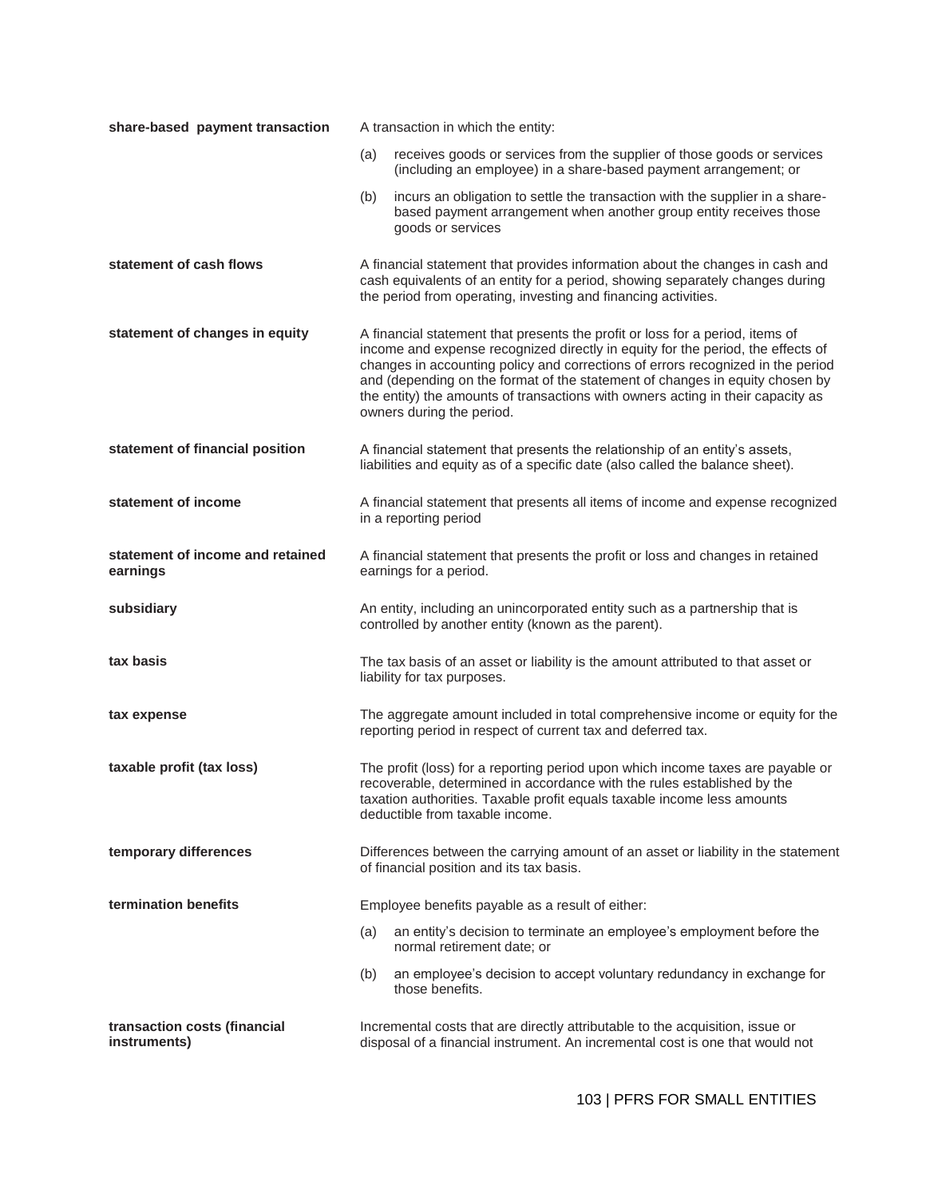**share-based payment transaction**

A transaction in which the entity:

(a) receives goods or services from the supplier of those goods or services (including an employee) in a share-based payment arrangement; or

(b) incurs an obligation to settle the transaction with the supplier in a share-based payment arrangement when another group entity receives those goods or services

**statement of cash flows**

A financial statement that provides information about the changes in cash and cash equivalents of an entity for a period, showing separately changes during the period from operating, investing and financing activities.

**statement of changes in equity**

A financial statement that presents the profit or loss for a period, items of income and expense recognized directly in equity for the period, the effects of changes in accounting policy and corrections of errors recognized in the period and (depending on the format of the statement of changes in equity chosen by the entity) the amounts of transactions with owners acting in their capacity as owners during the period.

**statement of financial position**

A financial statement that presents the relationship of an entity's assets, liabilities and equity as of a specific date (also called the balance sheet).

**statement of income**

A financial statement that presents all items of income and expense recognized in a reporting period

**statement of income and retained earnings**

A financial statement that presents the profit or loss and changes in retained earnings for a period.

**subsidiary**

An entity, including an unincorporated entity such as a partnership that is controlled by another entity (known as the parent).

**tax basis**

The tax basis of an asset or liability is the amount attributed to that asset or liability for tax purposes.

**tax expense**

The aggregate amount included in total comprehensive income or equity for the reporting period in respect of current tax and deferred tax.

**taxable profit (tax loss)**

The profit (loss) for a reporting period upon which income taxes are payable or recoverable, determined in accordance with the rules established by the taxation authorities. Taxable profit equals taxable income less amounts deductible from taxable income.

**temporary differences**

Differences between the carrying amount of an asset or liability in the statement of financial position and its tax basis.

**termination benefits**

Employee benefits payable as a result of either:

(a) an entity's decision to terminate an employee's employment before the normal retirement date; or

(b) an employee's decision to accept voluntary redundancy in exchange for those benefits.

**transaction costs (financial instruments)**

Incremental costs that are directly attributable to the acquisition, issue or disposal of a financial instrument. An incremental cost is one that would not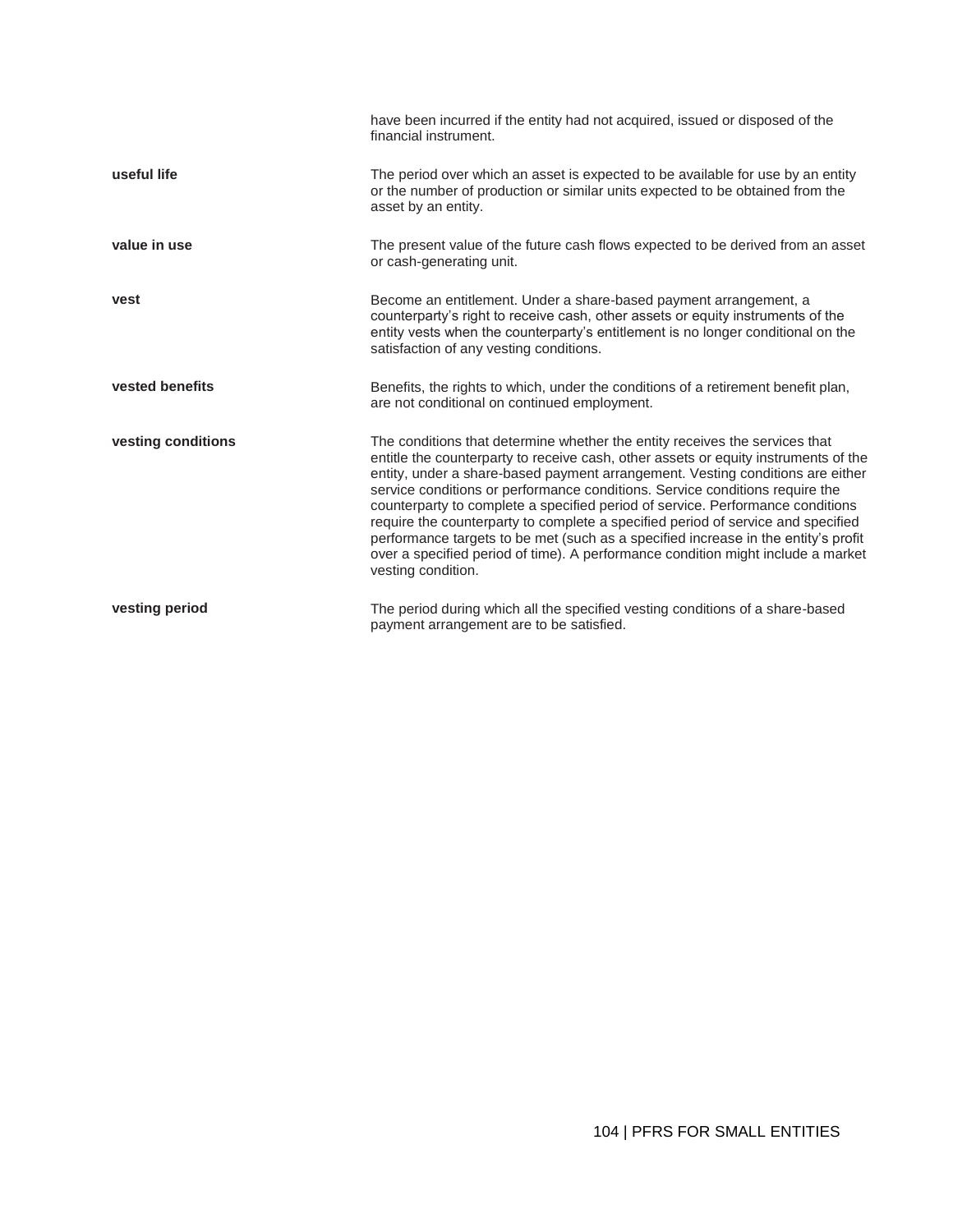have been incurred if the entity had not acquired, issued or disposed of the financial instrument.

| | |
|---|---|
| **useful life** | The period over which an asset is expected to be available for use by an entity or the number of production or similar units expected to be obtained from the asset by an entity. |
| **value in use** | The present value of the future cash flows expected to be derived from an asset or cash-generating unit. |
| **vest** | Become an entitlement. Under a share-based payment arrangement, a counterparty's right to receive cash, other assets or equity instruments of the entity vests when the counterparty's entitlement is no longer conditional on the satisfaction of any vesting conditions. |
| **vested benefits** | Benefits, the rights to which, under the conditions of a retirement benefit plan, are not conditional on continued employment. |
| **vesting conditions** | The conditions that determine whether the entity receives the services that entitle the counterparty to receive cash, other assets or equity instruments of the entity, under a share-based payment arrangement. Vesting conditions are either service conditions or performance conditions. Service conditions require the counterparty to complete a specified period of service. Performance conditions require the counterparty to complete a specified period of service and specified performance targets to be met (such as a specified increase in the entity's profit over a specified period of time). A performance condition might include a market vesting condition. |
| **vesting period** | The period during which all the specified vesting conditions of a share-based payment arrangement are to be satisfied. |